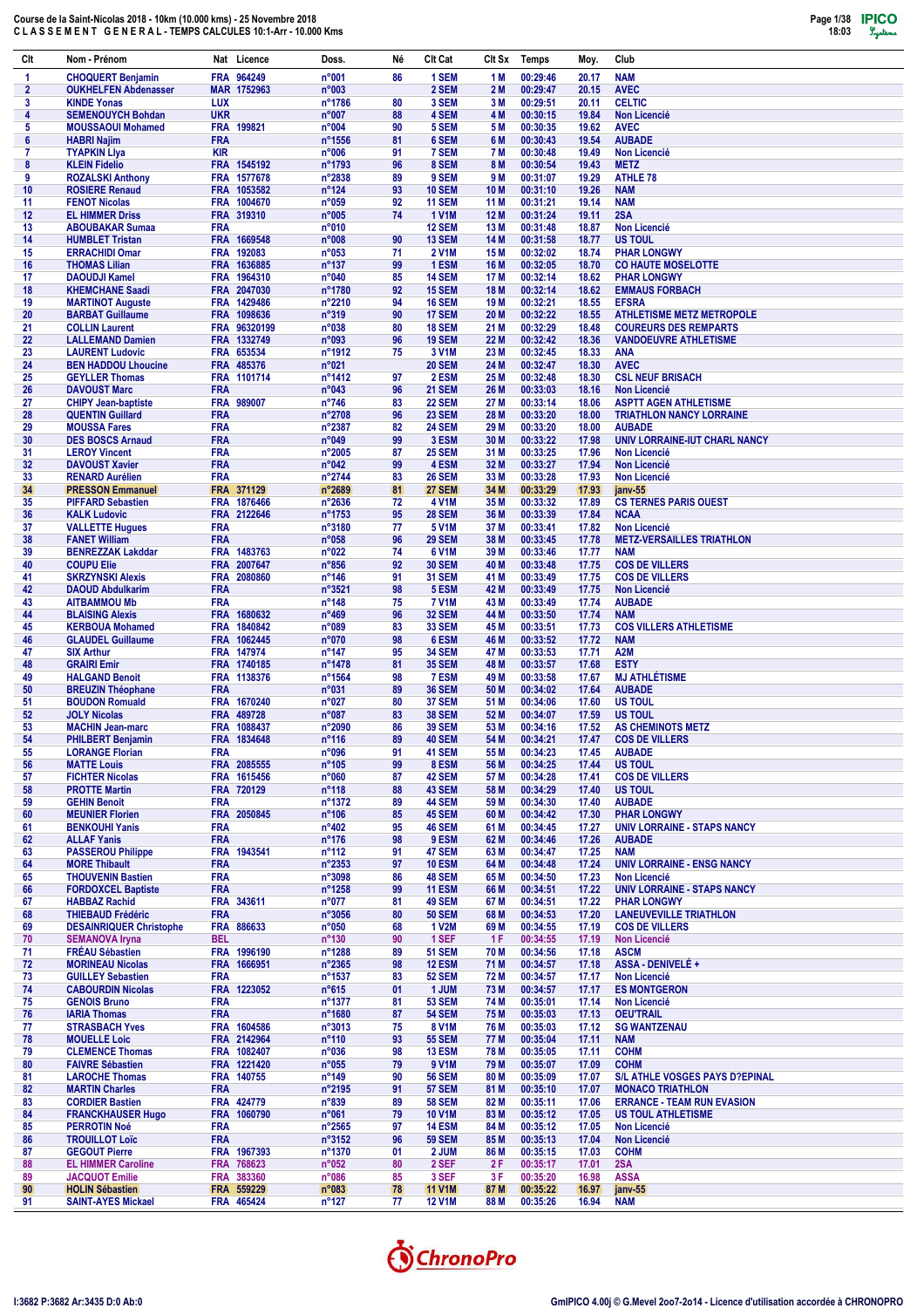Course de la Saint-Nicolas 2018 - 10km (10.000 kms) - 25 Novembre 2018
C L A S S E M E N T   G E N E R A L - TEMPS CALCULES 10:1-Arr - 10.000 Kms

| Clt | Nom - Prénom | Nat | Licence | Doss. | Né | Clt Cat | Clt Sx | Temps | Moy. | Club |
|---|---|---|---|---|---|---|---|---|---|---|
| 1 | CHOQUERT Benjamin | FRA | 964249 | n°001 | 86 | 1 SEM | 1 M | 00:29:46 | 20.17 | NAM |
| 2 | OUKHELFEN Abdenasser | MAR | 1752963 | n°003 | | 2 SEM | 2 M | 00:29:47 | 20.15 | AVEC |
| 3 | KINDE Yonas | LUX | | n°1786 | 80 | 3 SEM | 3 M | 00:29:51 | 20.11 | CELTIC |
| 4 | SEMENOUYCH Bohdan | UKR | | n°007 | 88 | 4 SEM | 4 M | 00:30:15 | 19.84 | Non Licencié |
| 5 | MOUSSAOUI Mohamed | FRA | 199821 | n°004 | 90 | 5 SEM | 5 M | 00:30:35 | 19.62 | AVEC |
| 6 | HABRI Najim | FRA | | n°1556 | 81 | 6 SEM | 6 M | 00:30:43 | 19.54 | AUBADE |
| 7 | TYAPKIN Llya | KIR | | n°006 | 91 | 7 SEM | 7 M | 00:30:48 | 19.49 | Non Licencié |
| 8 | KLEIN Fidelio | FRA | 1545192 | n°1793 | 96 | 8 SEM | 8 M | 00:30:54 | 19.43 | METZ |
| 9 | ROZALSKI Anthony | FRA | 1577678 | n°2838 | 89 | 9 SEM | 9 M | 00:31:07 | 19.29 | ATHLE 78 |
| 10 | ROSIERE Renaud | FRA | 1053582 | n°124 | 93 | 10 SEM | 10 M | 00:31:10 | 19.26 | NAM |
| 11 | FENOT Nicolas | FRA | 1004670 | n°059 | 92 | 11 SEM | 11 M | 00:31:21 | 19.14 | NAM |
| 12 | EL HIMMER Driss | FRA | 319310 | n°005 | 74 | 1 V1M | 12 M | 00:31:24 | 19.11 | 2SA |
| 13 | ABOUBAKAR Sumaa | FRA | | n°010 | | 12 SEM | 13 M | 00:31:48 | 18.87 | Non Licencié |
| 14 | HUMBLET Tristan | FRA | 1669548 | n°008 | 90 | 13 SEM | 14 M | 00:31:58 | 18.77 | US TOUL |
| 15 | ERRACHIDI Omar | FRA | 192083 | n°053 | 71 | 2 V1M | 15 M | 00:32:02 | 18.74 | PHAR LONGWY |
| 16 | THOMAS Lilian | FRA | 1636885 | n°137 | 99 | 1 ESM | 16 M | 00:32:05 | 18.70 | CO HAUTE MOSELOTTE |
| 17 | DAOUDJI Kamel | FRA | 1964310 | n°040 | 85 | 14 SEM | 17 M | 00:32:14 | 18.62 | PHAR LONGWY |
| 18 | KHEMCHANE Saadi | FRA | 2047030 | n°1780 | 92 | 15 SEM | 18 M | 00:32:14 | 18.62 | EMMAUS FORBACH |
| 19 | MARTINOT Auguste | FRA | 1429486 | n°2210 | 94 | 16 SEM | 19 M | 00:32:21 | 18.55 | EFSRA |
| 20 | BARBAT Guillaume | FRA | 1098636 | n°319 | 90 | 17 SEM | 20 M | 00:32:22 | 18.55 | ATHLETISME METZ METROPOLE |
| 21 | COLLIN Laurent | FRA | 96320199 | n°038 | 80 | 18 SEM | 21 M | 00:32:29 | 18.48 | COUREURS DES REMPARTS |
| 22 | LALLEMAND Damien | FRA | 1332749 | n°093 | 96 | 19 SEM | 22 M | 00:32:42 | 18.36 | VANDOEUVRE ATHLETISME |
| 23 | LAURENT Ludovic | FRA | 653534 | n°1912 | 75 | 3 V1M | 23 M | 00:32:45 | 18.33 | ANA |
| 24 | BEN HADDOU Lhoucine | FRA | 485376 | n°021 | | 20 SEM | 24 M | 00:32:47 | 18.30 | AVEC |
| 25 | GEYLLER Thomas | FRA | 1101714 | n°1412 | 97 | 2 ESM | 25 M | 00:32:48 | 18.30 | CSL NEUF BRISACH |
| 26 | DAVOUST Marc | FRA | | n°043 | 96 | 21 SEM | 26 M | 00:33:03 | 18.16 | Non Licencié |
| 27 | CHIPY Jean-baptiste | FRA | 989007 | n°746 | 83 | 22 SEM | 27 M | 00:33:14 | 18.06 | ASPTT AGEN ATHLETISME |
| 28 | QUENTIN Guillard | FRA | | n°2708 | 96 | 23 SEM | 28 M | 00:33:20 | 18.00 | TRIATHLON NANCY LORRAINE |
| 29 | MOUSSA Fares | FRA | | n°2387 | 82 | 24 SEM | 29 M | 00:33:20 | 18.00 | AUBADE |
| 30 | DES BOSCS Arnaud | FRA | | n°049 | 99 | 3 ESM | 30 M | 00:33:22 | 17.98 | UNIV LORRAINE-IUT CHARL NANCY |
| 31 | LEROY Vincent | FRA | | n°2005 | 87 | 25 SEM | 31 M | 00:33:25 | 17.96 | Non Licencié |
| 32 | DAVOUST Xavier | FRA | | n°042 | 99 | 4 ESM | 32 M | 00:33:27 | 17.94 | Non Licencié |
| 33 | RENARD Aurélien | FRA | | n°2744 | 83 | 26 SEM | 33 M | 00:33:28 | 17.93 | Non Licencié |
| 34 | PRESSON Emmanuel | FRA | 371129 | n°2689 | 81 | 27 SEM | 34 M | 00:33:29 | 17.93 | janv-55 |
| 35 | PIFFARD Sebastien | FRA | 1876466 | n°2636 | 72 | 4 V1M | 35 M | 00:33:32 | 17.89 | CS TERNES PARIS OUEST |
| 36 | KALK Ludovic | FRA | 2122646 | n°1753 | 95 | 28 SEM | 36 M | 00:33:39 | 17.84 | NCAA |
| 37 | VALLETTE Hugues | FRA | | n°3180 | 77 | 5 V1M | 37 M | 00:33:41 | 17.82 | Non Licencié |
| 38 | FANET William | FRA | | n°058 | 96 | 29 SEM | 38 M | 00:33:45 | 17.78 | METZ-VERSAILLES TRIATHLON |
| 39 | BENREZZAK Lakddar | FRA | 1483763 | n°022 | 74 | 6 V1M | 39 M | 00:33:46 | 17.77 | NAM |
| 40 | COUPU Elie | FRA | 2007647 | n°856 | 92 | 30 SEM | 40 M | 00:33:48 | 17.75 | COS DE VILLERS |
| 41 | SKRZYNSKI Alexis | FRA | 2080860 | n°146 | 91 | 31 SEM | 41 M | 00:33:49 | 17.75 | COS DE VILLERS |
| 42 | DAOUD Abdulkarim | FRA | | n°3521 | 98 | 5 ESM | 42 M | 00:33:49 | 17.75 | Non Licencié |
| 43 | AITBAMMOU Mb | FRA | | n°148 | 75 | 7 V1M | 43 M | 00:33:49 | 17.74 | AUBADE |
| 44 | BLAISING Alexis | FRA | 1680632 | n°469 | 96 | 32 SEM | 44 M | 00:33:50 | 17.74 | NAM |
| 45 | KERBOUA Mohamed | FRA | 1840842 | n°089 | 83 | 33 SEM | 45 M | 00:33:51 | 17.73 | COS VILLERS ATHLETISME |
| 46 | GLAUDEL Guillaume | FRA | 1062445 | n°070 | 98 | 6 ESM | 46 M | 00:33:52 | 17.72 | NAM |
| 47 | SIX Arthur | FRA | 147974 | n°147 | 95 | 34 SEM | 47 M | 00:33:53 | 17.71 | A2M |
| 48 | GRAIRI Emir | FRA | 1740185 | n°1478 | 81 | 35 SEM | 48 M | 00:33:57 | 17.68 | ESTY |
| 49 | HALGAND Benoit | FRA | 1138376 | n°1564 | 98 | 7 ESM | 49 M | 00:33:58 | 17.67 | MJ ATHLÉTISME |
| 50 | BREUZIN Théophane | FRA | | n°031 | 89 | 36 SEM | 50 M | 00:34:02 | 17.64 | AUBADE |
| 51 | BOUDON Romuald | FRA | 1670240 | n°027 | 80 | 37 SEM | 51 M | 00:34:06 | 17.60 | US TOUL |
| 52 | JOLY Nicolas | FRA | 489728 | n°087 | 83 | 38 SEM | 52 M | 00:34:07 | 17.59 | US TOUL |
| 53 | MACHIN Jean-marc | FRA | 1088437 | n°2090 | 86 | 39 SEM | 53 M | 00:34:16 | 17.52 | AS CHEMINOTS METZ |
| 54 | PHILBERT Benjamin | FRA | 1834648 | n°116 | 89 | 40 SEM | 54 M | 00:34:21 | 17.47 | COS DE VILLERS |
| 55 | LORANGE Florian | FRA | | n°096 | 91 | 41 SEM | 55 M | 00:34:23 | 17.45 | AUBADE |
| 56 | MATTE Louis | FRA | 2085555 | n°105 | 99 | 8 ESM | 56 M | 00:34:25 | 17.44 | US TOUL |
| 57 | FICHTER Nicolas | FRA | 1615456 | n°060 | 87 | 42 SEM | 57 M | 00:34:28 | 17.41 | COS DE VILLERS |
| 58 | PROTTE Martin | FRA | 720129 | n°118 | 88 | 43 SEM | 58 M | 00:34:29 | 17.40 | US TOUL |
| 59 | GEHIN Benoit | FRA | | n°1372 | 89 | 44 SEM | 59 M | 00:34:30 | 17.40 | AUBADE |
| 60 | MEUNIER Florien | FRA | 2050845 | n°106 | 85 | 45 SEM | 60 M | 00:34:42 | 17.30 | PHAR LONGWY |
| 61 | BENKOUHI Yanis | FRA | | n°402 | 95 | 46 SEM | 61 M | 00:34:45 | 17.27 | UNIV LORRAINE - STAPS NANCY |
| 62 | ALLAF Yanis | FRA | | n°176 | 98 | 9 ESM | 62 M | 00:34:46 | 17.26 | AUBADE |
| 63 | PASSEROU Philippe | FRA | 1943541 | n°112 | 91 | 47 SEM | 63 M | 00:34:47 | 17.25 | NAM |
| 64 | MORE Thibault | FRA | | n°2353 | 97 | 10 ESM | 64 M | 00:34:48 | 17.24 | UNIV LORRAINE - ENSG NANCY |
| 65 | THOUVENIN Bastien | FRA | | n°3098 | 86 | 48 SEM | 65 M | 00:34:50 | 17.23 | Non Licencié |
| 66 | FORDOXCEL Baptiste | FRA | | n°1258 | 99 | 11 ESM | 66 M | 00:34:51 | 17.22 | UNIV LORRAINE - STAPS NANCY |
| 67 | HABBAZ Rachid | FRA | 343611 | n°077 | 81 | 49 SEM | 67 M | 00:34:51 | 17.22 | PHAR LONGWY |
| 68 | THIEBAUD Frédéric | FRA | | n°3056 | 80 | 50 SEM | 68 M | 00:34:53 | 17.20 | LANEUVEVILLE TRIATHLON |
| 69 | DESAINRIQUER Christophe | FRA | 886633 | n°050 | 68 | 1 V2M | 69 M | 00:34:55 | 17.19 | COS DE VILLERS |
| 70 | SEMANOVA Iryna | BEL | | n°130 | 90 | 1 SEF | 1 F | 00:34:55 | 17.19 | Non Licencié |
| 71 | FRÉAU Sébastien | FRA | 1996190 | n°1288 | 89 | 51 SEM | 70 M | 00:34:56 | 17.18 | ASCM |
| 72 | MORINEAU Nicolas | FRA | 1666951 | n°2365 | 98 | 12 ESM | 71 M | 00:34:57 | 17.18 | ASSA - DENIVELÉ + |
| 73 | GUILLEY Sebastien | FRA | | n°1537 | 83 | 52 SEM | 72 M | 00:34:57 | 17.17 | Non Licencié |
| 74 | CABOURDIN Nicolas | FRA | 1223052 | n°615 | 01 | 1 JUM | 73 M | 00:34:57 | 17.17 | ES MONTGERON |
| 75 | GENOIS Bruno | FRA | | n°1377 | 81 | 53 SEM | 74 M | 00:35:01 | 17.14 | Non Licencié |
| 76 | IARIA Thomas | FRA | | n°1680 | 87 | 54 SEM | 75 M | 00:35:03 | 17.13 | OEU'TRAIL |
| 77 | STRASBACH Yves | FRA | 1604586 | n°3013 | 75 | 8 V1M | 76 M | 00:35:03 | 17.12 | SG WANTZENAU |
| 78 | MOUELLE Loïc | FRA | 2142964 | n°110 | 93 | 55 SEM | 77 M | 00:35:04 | 17.11 | NAM |
| 79 | CLEMENCE Thomas | FRA | 1082407 | n°036 | 98 | 13 ESM | 78 M | 00:35:05 | 17.11 | COHM |
| 80 | FAIVRE Sébastien | FRA | 1221420 | n°055 | 79 | 9 V1M | 79 M | 00:35:07 | 17.09 | COHM |
| 81 | LAROCHE Thomas | FRA | 140755 | n°149 | 90 | 56 SEM | 80 M | 00:35:09 | 17.07 | S/L ATHLE VOSGES PAYS D?EPINAL |
| 82 | MARTIN Charles | FRA | | n°2195 | 91 | 57 SEM | 81 M | 00:35:10 | 17.07 | MONACO TRIATHLON |
| 83 | CORDIER Bastien | FRA | 424779 | n°839 | 89 | 58 SEM | 82 M | 00:35:11 | 17.06 | ERRANCE - TEAM RUN EVASION |
| 84 | FRANCKHAUSER Hugo | FRA | 1060790 | n°061 | 79 | 10 V1M | 83 M | 00:35:12 | 17.05 | US TOUL ATHLETISME |
| 85 | PERROTIN Noé | FRA | | n°2565 | 97 | 14 ESM | 84 M | 00:35:12 | 17.05 | Non Licencié |
| 86 | TROUILLOT Loïc | FRA | | n°3152 | 96 | 59 SEM | 85 M | 00:35:13 | 17.04 | Non Licencié |
| 87 | GEGOUT Pierre | FRA | 1967393 | n°1370 | 01 | 2 JUM | 86 M | 00:35:15 | 17.03 | COHM |
| 88 | EL HIMMER Caroline | FRA | 768623 | n°052 | 80 | 2 SEF | 2 F | 00:35:17 | 17.01 | 2SA |
| 89 | JACQUOT Emilie | FRA | 383360 | n°086 | 85 | 3 SEF | 3 F | 00:35:20 | 16.98 | ASSA |
| 90 | HOLIN Sébastien | FRA | 559229 | n°083 | 78 | 11 V1M | 87 M | 00:35:22 | 16.97 | janv-55 |
| 91 | SAINT-AYES Mickael | FRA | 465424 | n°127 | 77 | 12 V1M | 88 M | 00:35:26 | 16.94 | NAM |

I:3682 P:3682 Ar:3435 D:0 Ab:0

GmIPICO 4.00j © G.Mevel 2oo7-2o14 - Licence d'utilisation accordée à CHRONOPRO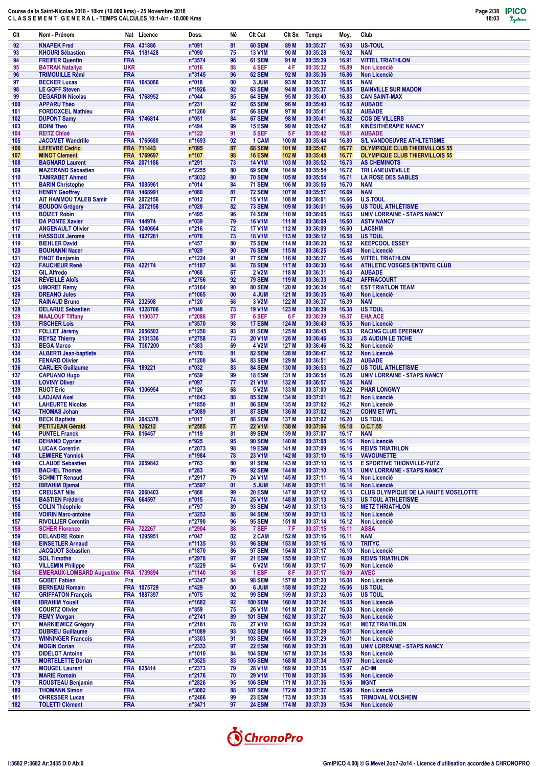Course de la Saint-Nicolas 2018 - 10km (10.000 kms) - 25 Novembre 2018
C L A S S E M E N T G E N E R A L - TEMPS CALCULES 10:1-Arr - 10.000 Kms

| Clt | Nom - Prénom | Nat | Licence | Doss. | Né | Clt Cat | Clt Sx | Temps | Moy. | Club |
|---|---|---|---|---|---|---|---|---|---|---|
| 92 | KNAPEK Fred | FRA | 431886 | n°091 | 81 | 60 SEM | 89 M | 00:35:27 | 16.93 | US-TOUL |
| 93 | KHOURI Sébastien | FRA | 1181428 | n°090 | 75 | 13 V1M | 90 M | 00:35:28 | 16.92 | NAM |
| 94 | FREIFER Quentin | FRA | | n°3574 | 96 | 61 SEM | 91 M | 00:35:29 | 16.91 | VITTEL TRIATHLON |
| 95 | BATRAK Nataliya | UKR | | n°016 | 88 | 4 SEF | 4 F | 00:35:32 | 16.89 | Non Licencié |
| 96 | TRIMOUILLE Rémi | FRA | | n°3145 | 96 | 62 SEM | 92 M | 00:35:36 | 16.86 | Non Licencié |
| 97 | BECKER Lucas | FRA | 1643066 | n°018 | 00 | 3 JUM | 93 M | 00:35:37 | 16.85 | NAM |
| 98 | LE GOFF Steven | FRA | | n°1926 | 92 | 63 SEM | 94 M | 00:35:37 | 16.85 | BAINVILLE SUR MADON |
| 99 | DEGARDIN Nicolas | FRA | 1768952 | n°044 | 85 | 64 SEM | 95 M | 00:35:40 | 16.83 | CAN SAINT-MAX |
| 100 | APPARU Théo | FRA | | n°231 | 92 | 65 SEM | 96 M | 00:35:40 | 16.83 | AUBADE |
| 101 | FORDOXCEL Mathieu | FRA | | n°1260 | 87 | 66 SEM | 97 M | 00:35:41 | 16.82 | AUBADE |
| 102 | DUPONT Samy | FRA | 1746814 | n°051 | 84 | 67 SEM | 98 M | 00:35:41 | 16.82 | COS DE VILLERS |
| 103 | BOINI Theo | FRA | | n°494 | 99 | 15 ESM | 99 M | 00:35:42 | 16.81 | KINÉSITHÉRAPIE NANCY |
| 104 | REITZ Chloé | FRA | | n°122 | 91 | 5 SEF | 5 F | 00:35:42 | 16.81 | AUBADE |
| 105 | JACOMET Wandrille | FRA | 1765680 | n°1693 | 02 | 1 CAM | 100 M | 00:35:44 | 16.80 | S/L VANDOEUVRE ATHLTETISME |
| 106 | LEFEVRE Cedric | FRA | 711443 | n°095 | 87 | 68 SEM | 101 M | 00:35:47 | 16.77 | OLYMPIQUE CLUB THIERVILLOIS 55 |
| 107 | MINOT Clement | FRA | 1769697 | n°107 | 98 | 16 ESM | 102 M | 00:35:48 | 16.77 | OLYMPIQUE CLUB THIERVILLOIS 55 |
| 108 | BAGNARD Laurent | FRA | 2071186 | n°291 | 73 | 14 V1M | 103 M | 00:35:52 | 16.73 | AS CHEMINOTS |
| 109 | MAZERAND Sébastien | FRA | | n°2255 | 80 | 69 SEM | 104 M | 00:35:54 | 16.72 | TRI LANEUVEVILLE |
| 110 | TAMRABET Ahmed | FRA | | n°3032 | 80 | 70 SEM | 105 M | 00:35:54 | 16.71 | LA ROSE DES SABLES |
| 111 | BARIN Christophe | FRA | 1085961 | n°014 | 84 | 71 SEM | 106 M | 00:35:56 | 16.70 | NAM |
| 112 | HENRY Geoffrey | FRA | 1468991 | n°080 | 81 | 72 SEM | 107 M | 00:35:57 | 16.69 | NAM |
| 113 | AIT HAMMOU TALEB Samir | FRA | 2072156 | n°012 | 77 | 15 V1M | 108 M | 00:36:01 | 16.66 | U.S.TOUL |
| 114 | BOUDON Grégory | FRA | 2072158 | n°028 | 82 | 73 SEM | 109 M | 00:36:01 | 16.66 | US TOUL ATHLÉTISME |
| 115 | BOIZET Robin | FRA | | n°495 | 96 | 74 SEM | 110 M | 00:36:05 | 16.63 | UNIV LORRAINE - STAPS NANCY |
| 116 | DA PONTE Xavier | FRA | 144974 | n°039 | 79 | 16 V1M | 111 M | 00:36:09 | 16.60 | ASTV NANCY |
| 117 | ANGENAULT Olivier | FRA | 1240664 | n°216 | 72 | 17 V1M | 112 M | 00:36:09 | 16.60 | LACSHM |
| 118 | HASSOUX Jerome | FRA | 1927261 | n°078 | 73 | 18 V1M | 113 M | 00:36:12 | 16.58 | US TOUL |
| 119 | BIEHLER David | FRA | | n°457 | 80 | 75 SEM | 114 M | 00:36:20 | 16.52 | KEEPCOOL ESSEY |
| 120 | BOUHANNI Nacer | FRA | | n°029 | 90 | 76 SEM | 115 M | 00:36:25 | 16.48 | Non Licencié |
| 121 | FINOT Benjamin | FRA | | n°1224 | 91 | 77 SEM | 116 M | 00:36:27 | 16.46 | VITTEL TRIATHLON |
| 122 | FAUCHEUR René | FRA | 422174 | n°1187 | 84 | 78 SEM | 117 M | 00:36:30 | 16.44 | ATHLETIC VOSGES ENTENTE CLUB |
| 123 | GIL Alfredo | FRA | | n°068 | 67 | 2 V2M | 118 M | 00:36:31 | 16.43 | AUBADE |
| 124 | RÉVEILLÉ Aloïs | FRA | | n°2756 | 92 | 79 SEM | 119 M | 00:36:33 | 16.42 | AFFRACOURT |
| 125 | UMORET Remy | FRA | | n°3164 | 90 | 80 SEM | 120 M | 00:36:34 | 16.41 | EST TRIATLON TEAM |
| 126 | DREANO Jules | FRA | | n°1065 | 00 | 4 JUM | 121 M | 00:36:35 | 16.40 | Non Licencié |
| 127 | RAINAUD Bruno | FRA | 232508 | n°120 | 68 | 3 V2M | 122 M | 00:36:37 | 16.39 | NAM |
| 128 | DELARUE Sebastien | FRA | 1328706 | n°048 | 73 | 19 V1M | 123 M | 00:36:39 | 16.38 | US TOUL |
| 129 | MAALOUF Tiffany | FRA | 1100377 | n°2086 | 87 | 6 SEF | 6 F | 00:36:39 | 16.37 | EHA ACE |
| 130 | FISCHER Loïs | FRA | | n°3570 | 98 | 17 ESM | 124 M | 00:36:43 | 16.35 | Non Licencié |
| 131 | FOLLET Jérémy | FRA | 2056503 | n°1250 | 93 | 81 SEM | 125 M | 00:36:45 | 16.33 | RACING CLUB ÉPERNAY |
| 132 | REYSZ Thierry | FRA | 2131336 | n°2758 | 73 | 20 V1M | 126 M | 00:36:46 | 16.33 | JS AUDUN LE TICHE |
| 133 | BEGA Marco | FRA | T307200 | n°383 | 69 | 4 V2M | 127 M | 00:36:46 | 16.32 | Non Licencié |
| 134 | ALBERTI Jean-baptiste | FRA | | n°170 | 81 | 82 SEM | 128 M | 00:36:47 | 16.32 | Non Licencié |
| 135 | FENARD Olivier | FRA | | n°1200 | 84 | 83 SEM | 129 M | 00:36:51 | 16.28 | AUBADE |
| 136 | CARLIER Guillaume | FRA | 189221 | n°032 | 83 | 84 SEM | 130 M | 00:36:53 | 16.27 | US TOUL ATHLETISME |
| 137 | CAPUANO Hugo | FRA | | n°639 | 99 | 18 ESM | 131 M | 00:36:54 | 16.26 | UNIV LORRAINE - STAPS NANCY |
| 138 | LOVINY Oliver | FRA | | n°097 | 77 | 21 V1M | 132 M | 00:36:57 | 16.24 | NAM |
| 139 | RUOT Eric | FRA | 1306954 | n°126 | 68 | 5 V2M | 133 M | 00:37:00 | 16.22 | PHAR LONGWY |
| 140 | LADJANI Axel | FRA | | n°1843 | 88 | 85 SEM | 134 M | 00:37:01 | 16.21 | Non Licencié |
| 141 | LAHEURTE Nicolas | FRA | | n°1850 | 81 | 86 SEM | 135 M | 00:37:02 | 16.21 | Non Licencié |
| 142 | THOMAS Johan | FRA | | n°3089 | 81 | 87 SEM | 136 M | 00:37:02 | 16.21 | COHM ET WTL |
| 143 | BECK Baptiste | FRA | 2043378 | n°017 | 87 | 88 SEM | 137 M | 00:37:02 | 16.20 | US TOUL |
| 144 | PETITJEAN Gérald | FRA | 126212 | n°2585 | 77 | 22 V1M | 138 M | 00:37:06 | 16.18 | O.C.T.55 |
| 145 | PUNTEL Franck | FRA | 816457 | n°119 | 81 | 89 SEM | 139 M | 00:37:07 | 16.17 | NAM |
| 146 | DEHAND Cyprien | FRA | | n°925 | 95 | 90 SEM | 140 M | 00:37:08 | 16.16 | Non Licencié |
| 147 | LUCAK Corentin | FRA | | n°2073 | 98 | 19 ESM | 141 M | 00:37:09 | 16.16 | REIMS TRIATHLON |
| 148 | LEMIERE Yannick | FRA | | n°1984 | 78 | 23 V1M | 142 M | 00:37:10 | 16.15 | VAVOUNETTE |
| 149 | CLAUDE Sebastien | FRA | 2059842 | n°763 | 80 | 91 SEM | 143 M | 00:37:10 | 16.15 | E SPORTIVE THIONVILLE-YUTZ |
| 150 | BACHEL Thomas | FRA | | n°283 | 96 | 92 SEM | 144 M | 00:37:10 | 16.15 | UNIV LORRAINE - STAPS NANCY |
| 151 | SCHMITT Renaud | FRA | | n°2917 | 79 | 24 V1M | 145 M | 00:37:11 | 16.14 | Non Licencié |
| 152 | IBRAHIM Djamal | FRA | | n°3597 | 01 | 5 JUM | 146 M | 00:37:11 | 16.14 | Non Licencié |
| 153 | CREUSAT Nils | FRA | 2060403 | n°868 | 99 | 20 ESM | 147 M | 00:37:12 | 16.13 | CLUB OLYMPIQUE DE LA HAUTE MOSELOTTE |
| 154 | BASTIEN Frédéric | FRA | 664597 | n°015 | 74 | 25 V1M | 148 M | 00:37:13 | 16.13 | US TOUL ATHLETISME |
| 155 | COLIN Théophile | FRA | | n°797 | 89 | 93 SEM | 149 M | 00:37:13 | 16.13 | METZ THRIATHLON |
| 156 | VOIRIN Marc-antoine | FRA | | n°3253 | 88 | 94 SEM | 150 M | 00:37:13 | 16.12 | Non Licencié |
| 157 | RIVOLLIER Corentin | FRA | | n°2790 | 96 | 95 SEM | 151 M | 00:37:14 | 16.12 | Non Licencié |
| 158 | SCHER Florence | FRA | 722267 | n°2904 | 88 | 7 SEF | 7 F | 00:37:15 | 16.11 | ASSA |
| 159 | DELANDRE Robin | FRA | 1295951 | n°047 | 02 | 2 CAM | 152 M | 00:37:16 | 16.11 | NAM |
| 160 | EINSETLER Arnaud | FRA | | n°1135 | 93 | 96 SEM | 153 M | 00:37:16 | 16.10 | TRITYC |
| 161 | JACQUOT Sébastien | FRA | | n°1870 | 86 | 97 SEM | 154 M | 00:37:17 | 16.10 | Non Licencié |
| 162 | SOL Timothé | FRA | | n°2978 | 97 | 21 ESM | 155 M | 00:37:17 | 16.09 | REIMS TRIATHLON |
| 163 | VILLEMIN Philippe | FRA | | n°3229 | 64 | 6 V2M | 156 M | 00:37:17 | 16.09 | Non Licencié |
| 164 | EMERAUX-LOMBARD Augustine | FRA | 1739894 | n°1140 | 98 | 1 ESF | 8 F | 00:37:17 | 16.09 | AVEC |
| 165 | GOBET Fabien | Fra | | n°3347 | 84 | 98 SEM | 157 M | 00:37:20 | 16.08 | Non Licencié |
| 166 | BERNEAU Romain | FRA | 1075729 | n°429 | 00 | 6 JUM | 158 M | 00:37:22 | 16.06 | US TOUL |
| 167 | GRIFFATON François | FRA | 1887397 | n°075 | 92 | 99 SEM | 159 M | 00:37:23 | 16.05 | US TOUL |
| 168 | IBRAHIM Yousif | FRA | | n°1682 | 92 | 100 SEM | 160 M | 00:37:24 | 16.05 | Non Licencié |
| 169 | COURTZ Olivier | FRA | | n°859 | 75 | 26 V1M | 161 M | 00:37:27 | 16.03 | Non Licencié |
| 170 | REMY Morgan | FRA | | n°2741 | 89 | 101 SEM | 162 M | 00:37:27 | 16.03 | Non Licencié |
| 171 | MARKIEWICZ Grégory | FRA | | n°2181 | 78 | 27 V1M | 163 M | 00:37:29 | 16.01 | METZ TRIATHLON |
| 172 | DUBREU Guillaume | FRA | | n°1089 | 93 | 102 SEM | 164 M | 00:37:29 | 16.01 | Non Licencié |
| 173 | WINNINGER Francois | FRA | | n°3303 | 91 | 103 SEM | 165 M | 00:37:29 | 16.01 | Non Licencié |
| 174 | MOGIN Dorian | FRA | | n°2333 | 97 | 22 ESM | 166 M | 00:37:30 | 16.00 | UNIV LORRAINE - STAPS NANCY |
| 175 | DIDELOT Antoine | FRA | | n°1010 | 84 | 104 SEM | 167 M | 00:37:34 | 15.98 | Non Licencié |
| 176 | MORTELETTE Dorian | FRA | | n°3525 | 83 | 105 SEM | 168 M | 00:37:34 | 15.97 | Non Licencié |
| 177 | MOUGEL Laurent | FRA | 825414 | n°2373 | 79 | 28 V1M | 169 M | 00:37:35 | 15.97 | ACHM |
| 178 | MARIÉ Romain | FRA | | n°2176 | 70 | 29 V1M | 170 M | 00:37:36 | 15.96 | Non Licencié |
| 179 | ROUSTEAU Benjamin | FRA | | n°2826 | 95 | 106 SEM | 171 M | 00:37:36 | 15.96 | MGNT |
| 180 | THOMANN Simon | FRA | | n°3082 | 88 | 107 SEM | 172 M | 00:37:37 | 15.96 | Non Licencié |
| 181 | OHRESSER Lucas | FRA | | n°2466 | 99 | 23 ESM | 173 M | 00:37:38 | 15.95 | TRIMOVAL MOLSHEIM |
| 182 | TOLETTI Clément | FRA | | n°3471 | 97 | 24 ESM | 174 M | 00:37:39 | 15.94 | Non Licencié |

I:3682 P:3682 Ar:3435 D:0 Ab:0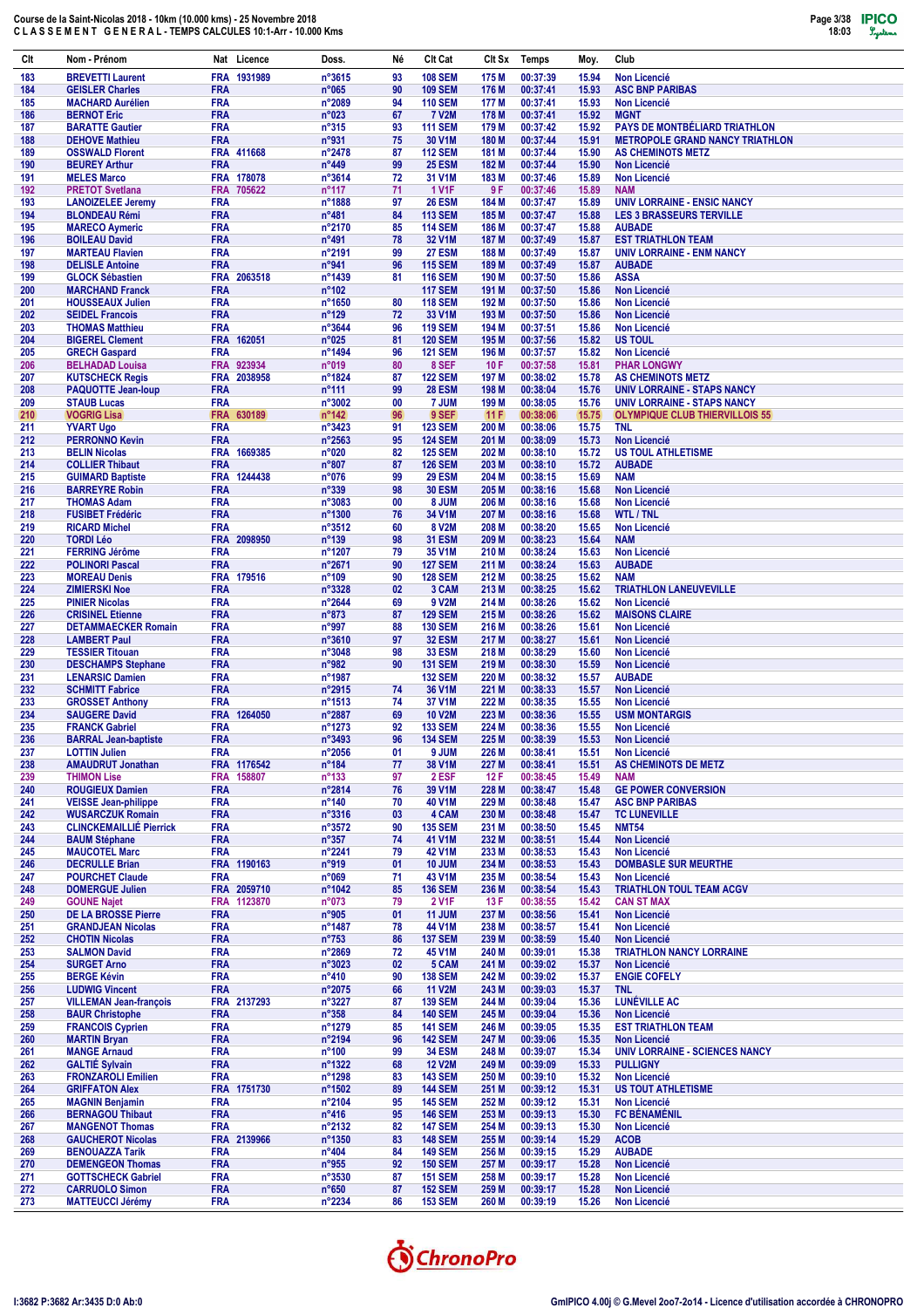Course de la Saint-Nicolas 2018 - 10km (10.000 kms) - 25 Novembre 2018
C L A S S E M E N T G E N E R A L - TEMPS CALCULES 10:1-Arr - 10.000 Kms

| Clt | Nom - Prénom | Nat | Licence | Doss. | Né | Clt Cat | Clt Sx | Temps | Moy. | Club |
|---|---|---|---|---|---|---|---|---|---|---|
| 183 | BREVETTI Laurent | FRA | 1931989 | n°3615 | 93 | 108 SEM | 175 M | 00:37:39 | 15.94 | Non Licencié |
| 184 | GEISLER Charles | FRA | | n°065 | 90 | 109 SEM | 176 M | 00:37:41 | 15.93 | ASC BNP PARIBAS |
| 185 | MACHARD Aurélien | FRA | | n°2089 | 94 | 110 SEM | 177 M | 00:37:41 | 15.93 | Non Licencié |
| 186 | BERNOT Eric | FRA | | n°023 | 67 | 7 V2M | 178 M | 00:37:41 | 15.92 | MGNT |
| 187 | BARATTE Gautier | FRA | | n°315 | 93 | 111 SEM | 179 M | 00:37:42 | 15.92 | PAYS DE MONTBÉLIARD TRIATHLON |
| 188 | DEHOVE Mathieu | FRA | | n°931 | 75 | 30 V1M | 180 M | 00:37:44 | 15.91 | METROPOLE GRAND NANCY TRIATHLON |
| 189 | OSSWALD Florent | FRA | 411668 | n°2478 | 87 | 112 SEM | 181 M | 00:37:44 | 15.90 | AS CHEMINOTS METZ |
| 190 | BEUREY Arthur | FRA | | n°449 | 99 | 25 ESM | 182 M | 00:37:44 | 15.90 | Non Licencié |
| 191 | MELES Marco | FRA | 178078 | n°3614 | 72 | 31 V1M | 183 M | 00:37:46 | 15.89 | Non Licencié |
| 192 | PRETOT Svetlana | FRA | 705622 | n°117 | 71 | 1 V1F | 9 F | 00:37:46 | 15.89 | NAM |
| 193 | LANOIZELEE Jeremy | FRA | | n°1888 | 97 | 26 ESM | 184 M | 00:37:47 | 15.89 | UNIV LORRAINE - ENSIC NANCY |
| 194 | BLONDEAU Rémi | FRA | | n°481 | 84 | 113 SEM | 185 M | 00:37:47 | 15.88 | LES 3 BRASSEURS TERVILLE |
| 195 | MARECO Aymeric | FRA | | n°2170 | 85 | 114 SEM | 186 M | 00:37:47 | 15.88 | AUBADE |
| 196 | BOILEAU David | FRA | | n°491 | 78 | 32 V1M | 187 M | 00:37:49 | 15.87 | EST TRIATHLON TEAM |
| 197 | MARTEAU Flavien | FRA | | n°2191 | 99 | 27 ESM | 188 M | 00:37:49 | 15.87 | UNIV LORRAINE - ENM NANCY |
| 198 | DELISLE Antoine | FRA | | n°941 | 96 | 115 SEM | 189 M | 00:37:49 | 15.87 | AUBADE |
| 199 | GLOCK Sébastien | FRA | 2063518 | n°1439 | 81 | 116 SEM | 190 M | 00:37:50 | 15.86 | ASSA |
| 200 | MARCHAND Franck | FRA | | n°102 | | 117 SEM | 191 M | 00:37:50 | 15.86 | Non Licencié |
| 201 | HOUSSEAUX Julien | FRA | | n°1650 | 80 | 118 SEM | 192 M | 00:37:50 | 15.86 | Non Licencié |
| 202 | SEIDEL Francois | FRA | | n°129 | 72 | 33 V1M | 193 M | 00:37:50 | 15.86 | Non Licencié |
| 203 | THOMAS Matthieu | FRA | | n°3644 | 96 | 119 SEM | 194 M | 00:37:51 | 15.86 | Non Licencié |
| 204 | BIGEREL Clement | FRA | 162051 | n°025 | 81 | 120 SEM | 195 M | 00:37:56 | 15.82 | US TOUL |
| 205 | GRECH Gaspard | FRA | | n°1494 | 96 | 121 SEM | 196 M | 00:37:57 | 15.82 | Non Licencié |
| 206 | BELHADAD Louisa | FRA | 923934 | n°019 | 80 | 8 SEF | 10 F | 00:37:58 | 15.81 | PHAR LONGWY |
| 207 | KUTSCHECK Regis | FRA | 2038958 | n°1824 | 87 | 122 SEM | 197 M | 00:38:02 | 15.78 | AS CHEMINOTS METZ |
| 208 | PAQUOTTE Jean-loup | FRA | | n°111 | 99 | 28 ESM | 198 M | 00:38:04 | 15.76 | UNIV LORRAINE - STAPS NANCY |
| 209 | STAUB Lucas | FRA | | n°3002 | 00 | 7 JUM | 199 M | 00:38:05 | 15.76 | UNIV LORRAINE - STAPS NANCY |
| 210 | VOGRIG Lisa | FRA | 630189 | n°142 | 96 | 9 SEF | 11 F | 00:38:06 | 15.75 | OLYMPIQUE CLUB THIERVILLOIS 55 |
| 211 | YVART Ugo | FRA | | n°3423 | 91 | 123 SEM | 200 M | 00:38:06 | 15.75 | TNL |
| 212 | PERRONNO Kevin | FRA | | n°2563 | 95 | 124 SEM | 201 M | 00:38:09 | 15.73 | Non Licencié |
| 213 | BELIN Nicolas | FRA | 1669385 | n°020 | 82 | 125 SEM | 202 M | 00:38:10 | 15.72 | US TOUL ATHLETISME |
| 214 | COLLIER Thibaut | FRA | | n°807 | 87 | 126 SEM | 203 M | 00:38:10 | 15.72 | AUBADE |
| 215 | GUIMARD Baptiste | FRA | 1244438 | n°076 | 99 | 29 ESM | 204 M | 00:38:15 | 15.69 | NAM |
| 216 | BARREYRE Robin | FRA | | n°339 | 98 | 30 ESM | 205 M | 00:38:16 | 15.68 | Non Licencié |
| 217 | THOMAS Adam | FRA | | n°3083 | 00 | 8 JUM | 206 M | 00:38:16 | 15.68 | Non Licencié |
| 218 | FUSIBET Frédéric | FRA | | n°1300 | 76 | 34 V1M | 207 M | 00:38:16 | 15.68 | WTL / TNL |
| 219 | RICARD Michel | FRA | | n°3512 | 60 | 8 V2M | 208 M | 00:38:20 | 15.65 | Non Licencié |
| 220 | TORDI Léo | FRA | 2098950 | n°139 | 98 | 31 ESM | 209 M | 00:38:23 | 15.64 | NAM |
| 221 | FERRING Jérôme | FRA | | n°1207 | 79 | 35 V1M | 210 M | 00:38:24 | 15.63 | Non Licencié |
| 222 | POLINORI Pascal | FRA | | n°2671 | 90 | 127 SEM | 211 M | 00:38:24 | 15.63 | AUBADE |
| 223 | MOREAU Denis | FRA | 179516 | n°109 | 90 | 128 SEM | 212 M | 00:38:25 | 15.62 | NAM |
| 224 | ZIMIERSKI Noe | FRA | | n°3328 | 02 | 3 CAM | 213 M | 00:38:25 | 15.62 | TRIATHLON LANEUVEVILLE |
| 225 | PINIER Nicolas | FRA | | n°2644 | 69 | 9 V2M | 214 M | 00:38:26 | 15.62 | Non Licencié |
| 226 | CRISINEL Etienne | FRA | | n°873 | 87 | 129 SEM | 215 M | 00:38:26 | 15.62 | MAISONS CLAIRE |
| 227 | DETAMMAECKER Romain | FRA | | n°997 | 88 | 130 SEM | 216 M | 00:38:26 | 15.61 | Non Licencié |
| 228 | LAMBERT Paul | FRA | | n°3610 | 97 | 32 ESM | 217 M | 00:38:27 | 15.61 | Non Licencié |
| 229 | TESSIER Titouan | FRA | | n°3048 | 98 | 33 ESM | 218 M | 00:38:29 | 15.60 | Non Licencié |
| 230 | DESCHAMPS Stephane | FRA | | n°982 | 90 | 131 SEM | 219 M | 00:38:30 | 15.59 | Non Licencié |
| 231 | LENARSIC Damien | FRA | | n°1987 | | 132 SEM | 220 M | 00:38:32 | 15.57 | AUBADE |
| 232 | SCHMITT Fabrice | FRA | | n°2915 | 74 | 36 V1M | 221 M | 00:38:33 | 15.57 | Non Licencié |
| 233 | GROSSET Anthony | FRA | | n°1513 | 74 | 37 V1M | 222 M | 00:38:35 | 15.55 | Non Licencié |
| 234 | SAUGERE David | FRA | 1264050 | n°2887 | 69 | 10 V2M | 223 M | 00:38:36 | 15.55 | USM MONTARGIS |
| 235 | FRANCK Gabriel | FRA | | n°1273 | 92 | 133 SEM | 224 M | 00:38:36 | 15.55 | Non Licencié |
| 236 | BARRAL Jean-baptiste | FRA | | n°3493 | 96 | 134 SEM | 225 M | 00:38:39 | 15.53 | Non Licencié |
| 237 | LOTTIN Julien | FRA | | n°2056 | 01 | 9 JUM | 226 M | 00:38:41 | 15.51 | Non Licencié |
| 238 | AMAUDRUT Jonathan | FRA | 1176542 | n°184 | 77 | 38 V1M | 227 M | 00:38:41 | 15.51 | AS CHEMINOTS DE METZ |
| 239 | THIMON Lise | FRA | 158807 | n°133 | 97 | 2 ESF | 12 F | 00:38:45 | 15.49 | NAM |
| 240 | ROUGIEUX Damien | FRA | | n°2814 | 76 | 39 V1M | 228 M | 00:38:47 | 15.48 | GE POWER CONVERSION |
| 241 | VEISSE Jean-philippe | FRA | | n°140 | 70 | 40 V1M | 229 M | 00:38:48 | 15.47 | ASC BNP PARIBAS |
| 242 | WUSARCZUK Romain | FRA | | n°3316 | 03 | 4 CAM | 230 M | 00:38:48 | 15.47 | TC LUNEVILLE |
| 243 | CLINCKEMAILLIÉ Pierrick | FRA | | n°3572 | 90 | 135 SEM | 231 M | 00:38:50 | 15.45 | NMT54 |
| 244 | BAUM Stéphane | FRA | | n°357 | 74 | 41 V1M | 232 M | 00:38:51 | 15.44 | Non Licencié |
| 245 | MAUCOTEL Marc | FRA | | n°2241 | 79 | 42 V1M | 233 M | 00:38:53 | 15.43 | Non Licencié |
| 246 | DECRULLE Brian | FRA | 1190163 | n°919 | 01 | 10 JUM | 234 M | 00:38:53 | 15.43 | DOMBASLE SUR MEURTHE |
| 247 | POURCHET Claude | FRA | | n°069 | 71 | 43 V1M | 235 M | 00:38:54 | 15.43 | Non Licencié |
| 248 | DOMERGUE Julien | FRA | 2059710 | n°1042 | 85 | 136 SEM | 236 M | 00:38:54 | 15.43 | TRIATHLON TOUL TEAM ACGV |
| 249 | GOUNE Najet | FRA | 1123870 | n°073 | 79 | 2 V1F | 13 F | 00:38:55 | 15.42 | CAN ST MAX |
| 250 | DE LA BROSSE Pierre | FRA | | n°905 | 01 | 11 JUM | 237 M | 00:38:56 | 15.41 | Non Licencié |
| 251 | GRANDJEAN Nicolas | FRA | | n°1487 | 78 | 44 V1M | 238 M | 00:38:57 | 15.41 | Non Licencié |
| 252 | CHOTIN Nicolas | FRA | | n°753 | 86 | 137 SEM | 239 M | 00:38:59 | 15.40 | Non Licencié |
| 253 | SALMON David | FRA | | n°2869 | 72 | 45 V1M | 240 M | 00:39:01 | 15.38 | TRIATHLON NANCY LORRAINE |
| 254 | SURGET Arno | FRA | | n°3023 | 02 | 5 CAM | 241 M | 00:39:02 | 15.37 | Non Licencié |
| 255 | BERGE Kévin | FRA | | n°410 | 90 | 138 SEM | 242 M | 00:39:02 | 15.37 | ENGIE COFELY |
| 256 | LUDWIG Vincent | FRA | | n°2075 | 66 | 11 V2M | 243 M | 00:39:03 | 15.37 | TNL |
| 257 | VILLEMAN Jean-françois | FRA | 2137293 | n°3227 | 87 | 139 SEM | 244 M | 00:39:04 | 15.36 | LUNÉVILLE AC |
| 258 | BAUR Christophe | FRA | | n°358 | 84 | 140 SEM | 245 M | 00:39:04 | 15.36 | Non Licencié |
| 259 | FRANCOIS Cyprien | FRA | | n°1279 | 85 | 141 SEM | 246 M | 00:39:05 | 15.35 | EST TRIATHLON TEAM |
| 260 | MARTIN Bryan | FRA | | n°2194 | 96 | 142 SEM | 247 M | 00:39:06 | 15.35 | Non Licencié |
| 261 | MANGE Arnaud | FRA | | n°100 | 99 | 34 ESM | 248 M | 00:39:07 | 15.34 | UNIV LORRAINE - SCIENCES NANCY |
| 262 | GALTIÉ Sylvain | FRA | | n°1322 | 68 | 12 V2M | 249 M | 00:39:09 | 15.33 | PULLIGNY |
| 263 | FRONZAROLI Emilien | FRA | | n°1298 | 83 | 143 SEM | 250 M | 00:39:10 | 15.32 | Non Licencié |
| 264 | GRIFFATON Alex | FRA | 1751730 | n°1502 | 89 | 144 SEM | 251 M | 00:39:12 | 15.31 | US TOUT ATHLETISME |
| 265 | MAGNIN Benjamin | FRA | | n°2104 | 95 | 145 SEM | 252 M | 00:39:12 | 15.31 | Non Licencié |
| 266 | BERNAGOU Thibaut | FRA | | n°416 | 95 | 146 SEM | 253 M | 00:39:13 | 15.30 | FC BÉNAMÉNIL |
| 267 | MANGENOT Thomas | FRA | | n°2132 | 82 | 147 SEM | 254 M | 00:39:13 | 15.30 | Non Licencié |
| 268 | GAUCHEROT Nicolas | FRA | 2139966 | n°1350 | 83 | 148 SEM | 255 M | 00:39:14 | 15.29 | ACOB |
| 269 | BENOUAZZA Tarik | FRA | | n°404 | 84 | 149 SEM | 256 M | 00:39:15 | 15.29 | AUBADE |
| 270 | DEMENGEON Thomas | FRA | | n°955 | 92 | 150 SEM | 257 M | 00:39:17 | 15.28 | Non Licencié |
| 271 | GOTTSCHECK Gabriel | FRA | | n°3530 | 87 | 151 SEM | 258 M | 00:39:17 | 15.28 | Non Licencié |
| 272 | CARRUOLO Simon | FRA | | n°650 | 87 | 152 SEM | 259 M | 00:39:17 | 15.28 | Non Licencié |
| 273 | MATTEUCCI Jérémy | FRA | | n°2234 | 86 | 153 SEM | 260 M | 00:39:19 | 15.26 | Non Licencié |

I:3682 P:3682 Ar:3435 D:0 Ab:0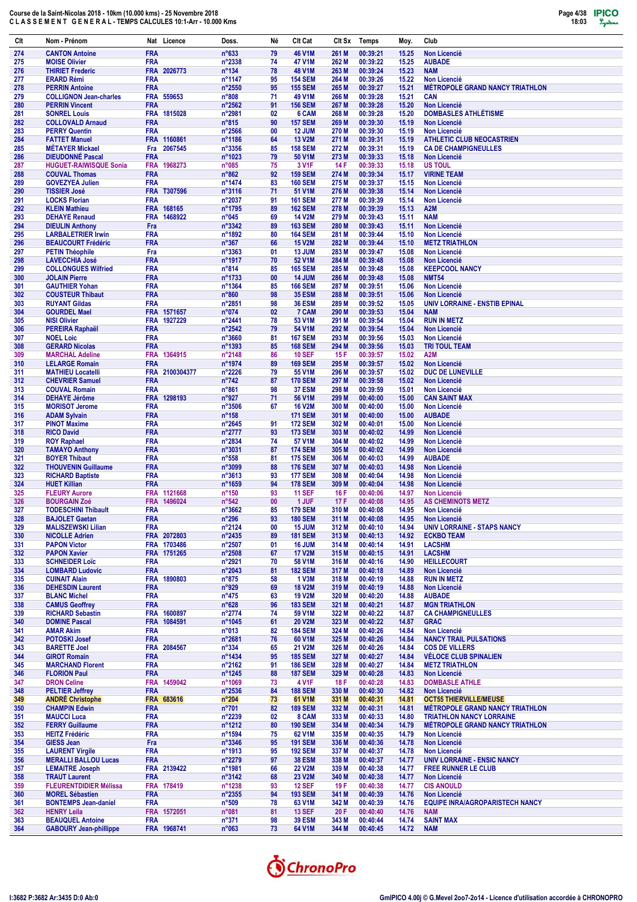Course de la Saint-Nicolas 2018 - 10km (10.000 kms) - 25 Novembre 2018
C L A S S E M E N T   G E N E R A L - TEMPS CALCULES 10:1-Arr - 10.000 Kms

| Clt | Nom - Prénom | Nat | Licence | Doss. | Né | Clt Cat | Clt Sx | Temps | Moy. | Club |
|---|---|---|---|---|---|---|---|---|---|---|
| 274 | CANTON Antoine | FRA | | n°633 | 79 | 46 V1M | 261 M | 00:39:21 | 15.25 | Non Licencié |
| 275 | MOISE Olivier | FRA | | n°2338 | 74 | 47 V1M | 262 M | 00:39:22 | 15.25 | AUBADE |
| 276 | THIRIET Frederic | FRA | 2026773 | n°134 | 78 | 48 V1M | 263 M | 00:39:24 | 15.23 | NAM |
| 277 | ERARD Rémi | FRA | | n°1147 | 95 | 154 SEM | 264 M | 00:39:26 | 15.22 | Non Licencié |
| 278 | PERRIN Antoine | FRA | | n°2550 | 95 | 155 SEM | 265 M | 00:39:27 | 15.21 | MÉTROPOLE GRAND NANCY TRIATHLON |
| 279 | COLLIGNON Jean-charles | FRA | 559653 | n°808 | 71 | 49 V1M | 266 M | 00:39:28 | 15.21 | CAN |
| 280 | PERRIN Vincent | FRA | | n°2562 | 91 | 156 SEM | 267 M | 00:39:28 | 15.20 | Non Licencié |
| 281 | SONREL Louis | FRA | 1815028 | n°2981 | 02 | 6 CAM | 268 M | 00:39:28 | 15.20 | DOMBASLES ATHLÉTISME |
| 282 | COLLOVALD Arnaud | FRA | | n°815 | 90 | 157 SEM | 269 M | 00:39:30 | 15.19 | Non Licencié |
| 283 | PERRY Quentin | FRA | | n°2566 | 00 | 12 JUM | 270 M | 00:39:30 | 15.19 | Non Licencié |
| 284 | FATTET Manuel | FRA | 1160861 | n°1186 | 64 | 13 V2M | 271 M | 00:39:31 | 15.19 | ATHLETIC CLUB NEOCASTRIEN |
| 285 | MÉTAYER Mickael | Fra | 2067545 | n°3356 | 85 | 158 SEM | 272 M | 00:39:31 | 15.19 | CA DE CHAMPIGNEULLES |
| 286 | DIEUDONNÉ Pascal | FRA | | n°1023 | 79 | 50 V1M | 273 M | 00:39:33 | 15.18 | Non Licencié |
| 287 | HUGUET-RAIWISQUE Sonia | FRA | 1968273 | n°085 | 75 | 3 V1F | 14 F | 00:39:33 | 15.18 | US TOUL |
| 288 | COUVAL Thomas | FRA | | n°862 | 92 | 159 SEM | 274 M | 00:39:34 | 15.17 | VIRINE TEAM |
| 289 | GOVEZYEA Julien | FRA | | n°1474 | 83 | 160 SEM | 275 M | 00:39:37 | 15.15 | Non Licencié |
| 290 | TISSIER José | FRA | T307596 | n°3116 | 71 | 51 V1M | 276 M | 00:39:38 | 15.14 | Non Licencié |
| 291 | LOCKS Florian | FRA | | n°2037 | 91 | 161 SEM | 277 M | 00:39:39 | 15.14 | Non Licencié |
| 292 | KLEIN Mathieu | FRA | 168165 | n°1795 | 89 | 162 SEM | 278 M | 00:39:39 | 15.13 | A2M |
| 293 | DEHAYE Renaud | FRA | 1468922 | n°045 | 69 | 14 V2M | 279 M | 00:39:43 | 15.11 | NAM |
| 294 | DIEULIN Anthony | Fra | | n°3342 | 89 | 163 SEM | 280 M | 00:39:43 | 15.11 | Non Licencié |
| 295 | LARBALETRIER Irwin | FRA | | n°1892 | 80 | 164 SEM | 281 M | 00:39:44 | 15.10 | Non Licencié |
| 296 | BEAUCOURT Frédéric | FRA | | n°367 | 66 | 15 V2M | 282 M | 00:39:44 | 15.10 | METZ TRIATHLON |
| 297 | PETIN Théophile | Fra | | n°3363 | 01 | 13 JUM | 283 M | 00:39:47 | 15.08 | Non Licencié |
| 298 | LAVECCHIA José | FRA | | n°1917 | 70 | 52 V1M | 284 M | 00:39:48 | 15.08 | Non Licencié |
| 299 | COLLONGUES Wilfried | FRA | | n°814 | 85 | 165 SEM | 285 M | 00:39:48 | 15.08 | KEEPCOOL NANCY |
| 300 | JOLAIN Pierre | FRA | | n°1733 | 00 | 14 JUM | 286 M | 00:39:48 | 15.08 | NMT54 |
| 301 | GAUTHIER Yohan | FRA | | n°1364 | 85 | 166 SEM | 287 M | 00:39:51 | 15.06 | Non Licencié |
| 302 | COUSTEUR Thibaut | FRA | | n°860 | 98 | 35 ESM | 288 M | 00:39:51 | 15.06 | Non Licencié |
| 303 | RUYANT Gildas | FRA | | n°2851 | 98 | 36 ESM | 289 M | 00:39:52 | 15.05 | UNIV LORRAINE - ENSTIB EPINAL |
| 304 | GOURDEL Mael | FRA | 1571657 | n°074 | 02 | 7 CAM | 290 M | 00:39:53 | 15.04 | NAM |
| 305 | NISI Olivier | FRA | 1927229 | n°2441 | 78 | 53 V1M | 291 M | 00:39:54 | 15.04 | RUN IN METZ |
| 306 | PEREIRA Raphaël | FRA | | n°2542 | 79 | 54 V1M | 292 M | 00:39:54 | 15.04 | Non Licencié |
| 307 | NOEL Loic | FRA | | n°3660 | 81 | 167 SEM | 293 M | 00:39:56 | 15.03 | Non Licencié |
| 308 | GERARD Nicolas | FRA | | n°1393 | 85 | 168 SEM | 294 M | 00:39:56 | 15.03 | TRI TOUL TEAM |
| 309 | MARCHAL Adeline | FRA | 1364915 | n°2148 | 86 | 10 SEF | 15 F | 00:39:57 | 15.02 | A2M |
| 310 | LELARGE Romain | FRA | | n°1974 | 89 | 169 SEM | 295 M | 00:39:57 | 15.02 | Non Licencié |
| 311 | MATHIEU Locatelli | FRA | 2100304377 | n°2226 | 79 | 55 V1M | 296 M | 00:39:57 | 15.02 | DUC DE LUNEVILLE |
| 312 | CHEVRIER Samuel | FRA | | n°742 | 87 | 170 SEM | 297 M | 00:39:58 | 15.02 | Non Licencié |
| 313 | COUVAL Romain | FRA | | n°861 | 98 | 37 ESM | 298 M | 00:39:59 | 15.01 | Non Licencié |
| 314 | DEHAYE Jérôme | FRA | 1298193 | n°927 | 71 | 56 V1M | 299 M | 00:40:00 | 15.00 | CAN SAINT MAX |
| 315 | MORISOT Jerome | FRA | | n°3506 | 67 | 16 V2M | 300 M | 00:40:00 | 15.00 | Non Licencié |
| 316 | ADAM Sylvain | FRA | | n°158 | | 171 SEM | 301 M | 00:40:00 | 15.00 | AUBADE |
| 317 | PINOT Maxime | FRA | | n°2645 | 91 | 172 SEM | 302 M | 00:40:01 | 15.00 | Non Licencié |
| 318 | RICO David | FRA | | n°2777 | 93 | 173 SEM | 303 M | 00:40:02 | 14.99 | Non Licencié |
| 319 | ROY Raphael | FRA | | n°2834 | 74 | 57 V1M | 304 M | 00:40:02 | 14.99 | Non Licencié |
| 320 | TAMAYO Anthony | FRA | | n°3031 | 87 | 174 SEM | 305 M | 00:40:02 | 14.99 | Non Licencié |
| 321 | BOYER Thibaut | FRA | | n°558 | 81 | 175 SEM | 306 M | 00:40:03 | 14.99 | AUBADE |
| 322 | THOUVENIN Guillaume | FRA | | n°3099 | 88 | 176 SEM | 307 M | 00:40:03 | 14.98 | Non Licencié |
| 323 | RICHARD Baptiste | FRA | | n°3613 | 93 | 177 SEM | 308 M | 00:40:04 | 14.98 | Non Licencié |
| 324 | HUET Killian | FRA | | n°1659 | 94 | 178 SEM | 309 M | 00:40:04 | 14.98 | Non Licencié |
| 325 | FLEURY Aurore | FRA | 1121668 | n°150 | 93 | 11 SEF | 16 F | 00:40:06 | 14.97 | Non Licencié |
| 326 | BOURGAIN Zoé | FRA | 1496024 | n°542 | 00 | 1 JUF | 17 F | 00:40:08 | 14.95 | AS CHEMINOTS METZ |
| 327 | TODESCHINI Thibault | FRA | | n°3662 | 85 | 179 SEM | 310 M | 00:40:08 | 14.95 | Non Licencié |
| 328 | BAJOLET Gaetan | FRA | | n°296 | 93 | 180 SEM | 311 M | 00:40:08 | 14.95 | Non Licencié |
| 329 | MALISZEWSKI Lilian | FRA | | n°2124 | 00 | 15 JUM | 312 M | 00:40:10 | 14.94 | UNIV LORRAINE - STAPS NANCY |
| 330 | NICOLLE Adrien | FRA | 2072803 | n°2435 | 89 | 181 SEM | 313 M | 00:40:13 | 14.92 | ECKBO TEAM |
| 331 | PAPON Victor | FRA | 1703486 | n°2507 | 01 | 16 JUM | 314 M | 00:40:14 | 14.91 | LACSHM |
| 332 | PAPON Xavier | FRA | 1751265 | n°2508 | 67 | 17 V2M | 315 M | 00:40:15 | 14.91 | LACSHM |
| 333 | SCHNEIDER Loïc | FRA | | n°2921 | 70 | 58 V1M | 316 M | 00:40:16 | 14.90 | HEILLECOURT |
| 334 | LOMBARD Ludovic | FRA | | n°2043 | 81 | 182 SEM | 317 M | 00:40:18 | 14.89 | Non Licencié |
| 335 | CUINAIT Alain | FRA | 1890803 | n°875 | 58 | 1 V3M | 318 M | 00:40:19 | 14.88 | RUN IN METZ |
| 336 | DEHESDIN Laurent | FRA | | n°929 | 69 | 18 V2M | 319 M | 00:40:19 | 14.88 | Non Licencié |
| 337 | BLANC Michel | FRA | | n°475 | 63 | 19 V2M | 320 M | 00:40:20 | 14.88 | AUBADE |
| 338 | CAMUS Geoffrey | FRA | | n°628 | 96 | 183 SEM | 321 M | 00:40:21 | 14.87 | MGN TRIATHLON |
| 339 | RICHARD Sebastien | FRA | 1600897 | n°2774 | 74 | 59 V1M | 322 M | 00:40:22 | 14.87 | CA CHAMPIGNEULLES |
| 340 | DOMINE Pascal | FRA | 1084591 | n°1045 | 61 | 20 V2M | 323 M | 00:40:22 | 14.87 | GRAC |
| 341 | AMAR Akim | FRA | | n°013 | 82 | 184 SEM | 324 M | 00:40:26 | 14.84 | Non Licencié |
| 342 | POTOSKI Josef | FRA | | n°2681 | 76 | 60 V1M | 325 M | 00:40:26 | 14.84 | NANCY TRAIL PULSATIONS |
| 343 | BARETTE Joel | FRA | 2084567 | n°334 | 65 | 21 V2M | 326 M | 00:40:26 | 14.84 | COS DE VILLERS |
| 344 | GIROT Romain | FRA | | n°1434 | 95 | 185 SEM | 327 M | 00:40:27 | 14.84 | VÉLOCE CLUB SPINALIEN |
| 345 | MARCHAND Florent | FRA | | n°2162 | 91 | 186 SEM | 328 M | 00:40:27 | 14.84 | METZ TRIATHLON |
| 346 | FLORION Paul | FRA | | n°1245 | 88 | 187 SEM | 329 M | 00:40:28 | 14.83 | Non Licencié |
| 347 | DRON Celine | FRA | 1459042 | n°1069 | 73 | 4 V1F | 18 F | 00:40:28 | 14.83 | DOMBASLE ATHLE |
| 348 | PELTIER Jeffrey | FRA | | n°2536 | 84 | 188 SEM | 330 M | 00:40:30 | 14.82 | Non Licencié |
| 349 | ANDRÉ Christophe | FRA | 683616 | n°204 | 73 | 61 V1M | 331 M | 00:40:31 | 14.81 | OCT55 THIERVILLE/MEUSE |
| 350 | CHAMPIN Edwin | FRA | | n°701 | 82 | 189 SEM | 332 M | 00:40:31 | 14.81 | MÉTROPOLE GRAND NANCY TRIATHLON |
| 351 | MAUCCI Luca | FRA | | n°2239 | 02 | 8 CAM | 333 M | 00:40:33 | 14.80 | TRIATHLON NANCY LORRAINE |
| 352 | FERRY Guillaume | FRA | | n°1212 | 80 | 190 SEM | 334 M | 00:40:34 | 14.79 | MÉTROPOLE GRAND NANCY TRIATHLON |
| 353 | HEITZ Frédéric | FRA | | n°1594 | 75 | 62 V1M | 335 M | 00:40:35 | 14.79 | Non Licencié |
| 354 | GIESS Jean | Fra | | n°3346 | 95 | 191 SEM | 336 M | 00:40:36 | 14.78 | Non Licencié |
| 355 | LAURENT Virgile | FRA | | n°1913 | 95 | 192 SEM | 337 M | 00:40:37 | 14.78 | Non Licencié |
| 356 | MERALLI BALLOU Lucas | FRA | | n°2279 | 97 | 38 ESM | 338 M | 00:40:37 | 14.77 | UNIV LORRAINE - ENSIC NANCY |
| 357 | LEMAITRE Joseph | FRA | 2139422 | n°1981 | 66 | 22 V2M | 339 M | 00:40:38 | 14.77 | FREE RUNNER LE CLUB |
| 358 | TRAUT Laurent | FRA | | n°3142 | 68 | 23 V2M | 340 M | 00:40:38 | 14.77 | Non Licencié |
| 359 | FLEURENTDIDIER Mélissa | FRA | 178419 | n°1238 | 93 | 12 SEF | 19 F | 00:40:38 | 14.77 | CIS ANOULD |
| 360 | MOREL Sébastien | FRA | | n°2355 | 94 | 193 SEM | 341 M | 00:40:39 | 14.76 | Non Licencié |
| 361 | BONTEMPS Jean-daniel | FRA | | n°509 | 78 | 63 V1M | 342 M | 00:40:39 | 14.76 | EQUIPE INRA/AGROPARISTECH NANCY |
| 362 | HENRY Leila | FRA | 1572051 | n°081 | 81 | 13 SEF | 20 F | 00:40:40 | 14.76 | NAM |
| 363 | BEAUQUEL Antoine | FRA | | n°371 | 98 | 39 ESM | 343 M | 00:40:44 | 14.74 | SAINT MAX |
| 364 | GABOURY Jean-phillippe | FRA | 1968741 | n°063 | 73 | 64 V1M | 344 M | 00:40:45 | 14.72 | NAM |

I:3682 P:3682 Ar:3435 D:0 Ab:0

GmIPICO 4.00j © G.Mevel 2oo7-2o14 - Licence d'utilisation accordée à CHRONOPRO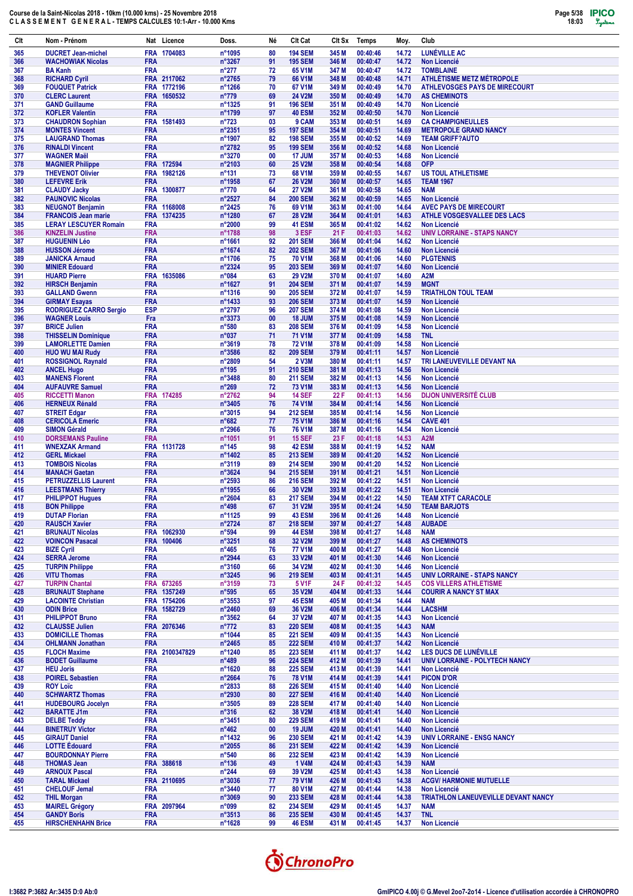**Course de la Saint-Nicolas 2018 - 10km (10.000 kms) - 25 Novembre 2018**
**C L A S S E M E N T G E N E R A L - TEMPS CALCULES 10:1-Arr - 10.000 Kms**

| Clt | Nom - Prénom | Nat | Licence | Doss. | Né | Clt Cat | Clt Sx | Temps | Moy. | Club |
|---|---|---|---|---|---|---|---|---|---|---|
| 365 | DUCRET Jean-michel | FRA | 1704083 | n°1095 | 80 | 194 SEM | 345 M | 00:40:46 | 14.72 | LUNÉVILLE AC |
| 366 | WACHOWIAK Nicolas | FRA | | n°3267 | 91 | 195 SEM | 346 M | 00:40:47 | 14.72 | Non Licencié |
| 367 | BA Kanh | FRA | | n°277 | 72 | 65 V1M | 347 M | 00:40:47 | 14.72 | TOMBLAINE |
| 368 | RICHARD Cyril | FRA | 2117062 | n°2765 | 79 | 66 V1M | 348 M | 00:40:48 | 14.71 | ATHLÉTISME METZ MÉTROPOLE |
| 369 | FOUQUET Patrick | FRA | 1772196 | n°1266 | 70 | 67 V1M | 349 M | 00:40:49 | 14.70 | ATHLEVOSGES PAYS DE MIRECOURT |
| 370 | CLERC Laurent | FRA | 1650532 | n°779 | 69 | 24 V2M | 350 M | 00:40:49 | 14.70 | AS CHEMINOTS |
| 371 | GAND Guillaume | FRA | | n°1325 | 91 | 196 SEM | 351 M | 00:40:49 | 14.70 | Non Licencié |
| 372 | KOFLER Valentin | FRA | | n°1799 | 97 | 40 ESM | 352 M | 00:40:50 | 14.70 | Non Licencié |
| 373 | CHAUDRON Sophian | FRA | 1581493 | n°723 | 03 | 9 CAM | 353 M | 00:40:51 | 14.69 | CA CHAMPIGNEULLES |
| 374 | MONTES Vincent | FRA | | n°2351 | 95 | 197 SEM | 354 M | 00:40:51 | 14.69 | METROPOLE GRAND NANCY |
| 375 | LAUGRAND Thomas | FRA | | n°1907 | 82 | 198 SEM | 355 M | 00:40:52 | 14.69 | TEAM GRIFF?AUTO |
| 376 | RINALDI Vincent | FRA | | n°2782 | 95 | 199 SEM | 356 M | 00:40:52 | 14.68 | Non Licencié |
| 377 | WAGNER Maël | FRA | | n°3270 | 00 | 17 JUM | 357 M | 00:40:53 | 14.68 | Non Licencié |
| 378 | MAGNIER Philippe | FRA | 172594 | n°2103 | 60 | 25 V2M | 358 M | 00:40:54 | 14.68 | OFP |
| 379 | THEVENOT Olivier | FRA | 1982126 | n°131 | 73 | 68 V1M | 359 M | 00:40:55 | 14.67 | US TOUL ATHLETISME |
| 380 | LEFEVRE Erik | FRA | | n°1958 | 67 | 26 V2M | 360 M | 00:40:57 | 14.65 | TEAM 1967 |
| 381 | CLAUDY Jacky | FRA | 1300877 | n°770 | 64 | 27 V2M | 361 M | 00:40:58 | 14.65 | NAM |
| 382 | PAUNOVIC Nicolas | FRA | | n°2527 | 84 | 200 SEM | 362 M | 00:40:59 | 14.65 | Non Licencié |
| 383 | NEUGNOT Benjamin | FRA | 1168008 | n°2425 | 76 | 69 V1M | 363 M | 00:41:00 | 14.64 | AVEC PAYS DE MIRECOURT |
| 384 | FRANCOIS Jean marie | FRA | 1374235 | n°1280 | 67 | 28 V2M | 364 M | 00:41:01 | 14.63 | ATHLE VOSGESVALLEE DES LACS |
| 385 | LERAY LESCUYER Romain | FRA | | n°2000 | 99 | 41 ESM | 365 M | 00:41:02 | 14.62 | Non Licencié |
| 386 | KINZELIN Justine | FRA | | n°1788 | 98 | 3 ESF | 21 F | 00:41:03 | 14.62 | UNIV LORRAINE - STAPS NANCY |
| 387 | HUGUENIN Léo | FRA | | n°1661 | 92 | 201 SEM | 366 M | 00:41:04 | 14.62 | Non Licencié |
| 388 | HUSSON Jérome | FRA | | n°1674 | 82 | 202 SEM | 367 M | 00:41:06 | 14.60 | Non Licencié |
| 389 | JANICKA Arnaud | FRA | | n°1706 | 75 | 70 V1M | 368 M | 00:41:06 | 14.60 | PLGTENNIS |
| 390 | MINIER Edouard | FRA | | n°2324 | 95 | 203 SEM | 369 M | 00:41:07 | 14.60 | Non Licencié |
| 391 | HUARD Pierre | FRA | 1635086 | n°084 | 63 | 29 V2M | 370 M | 00:41:07 | 14.60 | A2M |
| 392 | HIRSCH Benjamin | FRA | | n°1627 | 91 | 204 SEM | 371 M | 00:41:07 | 14.59 | MGNT |
| 393 | GALLAND Gwenn | FRA | | n°1316 | 90 | 205 SEM | 372 M | 00:41:07 | 14.59 | TRIATHLON TOUL TEAM |
| 394 | GIRMAY Esayas | FRA | | n°1433 | 93 | 206 SEM | 373 M | 00:41:07 | 14.59 | Non Licencié |
| 395 | RODRIGUEZ CARRO Sergio | ESP | | n°2797 | 96 | 207 SEM | 374 M | 00:41:08 | 14.59 | Non Licencié |
| 396 | WAGNER Louis | Fra | | n°3373 | 00 | 18 JUM | 375 M | 00:41:08 | 14.59 | Non Licencié |
| 397 | BRICE Julien | FRA | | n°580 | 83 | 208 SEM | 376 M | 00:41:09 | 14.58 | Non Licencié |
| 398 | THISSELIN Dominique | FRA | | n°037 | 71 | 71 V1M | 377 M | 00:41:09 | 14.58 | TNL |
| 399 | LAMORLETTE Damien | FRA | | n°3619 | 78 | 72 V1M | 378 M | 00:41:09 | 14.58 | Non Licencié |
| 400 | HUO WU MAI Rudy | FRA | | n°3586 | 82 | 209 SEM | 379 M | 00:41:11 | 14.57 | Non Licencié |
| 401 | ROSSIGNOL Raynald | FRA | | n°2809 | 54 | 2 V3M | 380 M | 00:41:11 | 14.57 | TRI LANEUVEVILLE DEVANT NA |
| 402 | ANCEL Hugo | FRA | | n°195 | 91 | 210 SEM | 381 M | 00:41:13 | 14.56 | Non Licencié |
| 403 | MANENS Florent | FRA | | n°3488 | 80 | 211 SEM | 382 M | 00:41:13 | 14.56 | Non Licencié |
| 404 | AUFAUVRE Samuel | FRA | | n°269 | 72 | 73 V1M | 383 M | 00:41:13 | 14.56 | Non Licencié |
| 405 | RICCETTI Manon | FRA | 174285 | n°2762 | 94 | 14 SEF | 22 F | 00:41:13 | 14.56 | DIJON UNIVERSITÉ CLUB |
| 406 | HERNEUX Rénald | FRA | | n°3405 | 76 | 74 V1M | 384 M | 00:41:14 | 14.56 | Non Licencié |
| 407 | STREIT Edgar | FRA | | n°3015 | 94 | 212 SEM | 385 M | 00:41:14 | 14.56 | Non Licencié |
| 408 | CERICOLA Emeric | FRA | | n°682 | 77 | 75 V1M | 386 M | 00:41:16 | 14.54 | CAVE 401 |
| 409 | SIMON Gérald | FRA | | n°2966 | 76 | 76 V1M | 387 M | 00:41:16 | 14.54 | Non Licencié |
| 410 | DORSEMANS Pauline | FRA | | n°1051 | 91 | 15 SEF | 23 F | 00:41:18 | 14.53 | A2M |
| 411 | WNEXZAK Armand | FRA | 1131728 | n°145 | 98 | 42 ESM | 388 M | 00:41:19 | 14.52 | NAM |
| 412 | GERL Mickael | FRA | | n°1402 | 85 | 213 SEM | 389 M | 00:41:20 | 14.52 | Non Licencié |
| 413 | TOMBOIS Nicolas | FRA | | n°3119 | 89 | 214 SEM | 390 M | 00:41:20 | 14.52 | Non Licencié |
| 414 | MANACH Gaetan | FRA | | n°3624 | 94 | 215 SEM | 391 M | 00:41:21 | 14.51 | Non Licencié |
| 415 | PETRUZZELLIS Laurent | FRA | | n°2593 | 86 | 216 SEM | 392 M | 00:41:22 | 14.51 | Non Licencié |
| 416 | LEESTMANS Thierry | FRA | | n°1955 | 66 | 30 V2M | 393 M | 00:41:22 | 14.51 | Non Licencié |
| 417 | PHILIPPOT Hugues | FRA | | n°2604 | 83 | 217 SEM | 394 M | 00:41:22 | 14.50 | TEAM XTFT CARACOLE |
| 418 | BON Philippe | FRA | | n°498 | 67 | 31 V2M | 395 M | 00:41:24 | 14.50 | TEAM BARJOTS |
| 419 | DUTAP Florian | FRA | | n°1125 | 99 | 43 ESM | 396 M | 00:41:26 | 14.48 | Non Licencié |
| 420 | RAUSCH Xavier | FRA | | n°2724 | 87 | 218 SEM | 397 M | 00:41:27 | 14.48 | AUBADE |
| 421 | BRUNAUT Nicolas | FRA | 1062930 | n°594 | 99 | 44 ESM | 398 M | 00:41:27 | 14.48 | NAM |
| 422 | VOINCON Pasacal | FRA | 100406 | n°3251 | 68 | 32 V2M | 399 M | 00:41:27 | 14.48 | AS CHEMINOTS |
| 423 | BIZE Cyril | FRA | | n°465 | 76 | 77 V1M | 400 M | 00:41:27 | 14.48 | Non Licencié |
| 424 | SERRA Jerome | FRA | | n°2944 | 63 | 33 V2M | 401 M | 00:41:30 | 14.46 | Non Licencié |
| 425 | TURPIN Philippe | FRA | | n°3160 | 66 | 34 V2M | 402 M | 00:41:30 | 14.46 | Non Licencié |
| 426 | VITU Thomas | FRA | | n°3245 | 96 | 219 SEM | 403 M | 00:41:31 | 14.45 | UNIV LORRAINE - STAPS NANCY |
| 427 | TURPIN Chantal | FRA | 673265 | n°3159 | 73 | 5 V1F | 24 F | 00:41:32 | 14.45 | COS VILLERS ATHLETISME |
| 428 | BRUNAUT Stephane | FRA | 1357249 | n°595 | 65 | 35 V2M | 404 M | 00:41:33 | 14.44 | COURIR A NANCY ST MAX |
| 429 | LACOINTE Christian | FRA | 1754206 | n°3553 | 97 | 45 ESM | 405 M | 00:41:34 | 14.44 | NAM |
| 430 | ODIN Brice | FRA | 1582729 | n°2460 | 69 | 36 V2M | 406 M | 00:41:34 | 14.44 | LACSHM |
| 431 | PHILIPPOT Bruno | FRA | | n°3562 | 64 | 37 V2M | 407 M | 00:41:35 | 14.43 | Non Licencié |
| 432 | CLAUSSE Julien | FRA | 2076346 | n°772 | 83 | 220 SEM | 408 M | 00:41:35 | 14.43 | NAM |
| 433 | DOMICILLE Thomas | FRA | | n°1044 | 85 | 221 SEM | 409 M | 00:41:35 | 14.43 | Non Licencié |
| 434 | OHLMANN Jonathan | FRA | | n°2465 | 85 | 222 SEM | 410 M | 00:41:37 | 14.42 | Non Licencié |
| 435 | FLOCH Maxime | FRA | 2100347829 | n°1240 | 85 | 223 SEM | 411 M | 00:41:37 | 14.42 | LES DUCS DE LUNÉVILLE |
| 436 | BODET Guillaume | FRA | | n°489 | 96 | 224 SEM | 412 M | 00:41:39 | 14.41 | UNIV LORRAINE - POLYTECH NANCY |
| 437 | HEU Joris | FRA | | n°1620 | 88 | 225 SEM | 413 M | 00:41:39 | 14.41 | Non Licencié |
| 438 | POIREL Sebastien | FRA | | n°2664 | 76 | 78 V1M | 414 M | 00:41:39 | 14.41 | PICON D'OR |
| 439 | ROY Loïc | FRA | | n°2833 | 88 | 226 SEM | 415 M | 00:41:40 | 14.40 | Non Licencié |
| 440 | SCHWARTZ Thomas | FRA | | n°2930 | 80 | 227 SEM | 416 M | 00:41:40 | 14.40 | Non Licencié |
| 441 | HUDEBOURG Jocelyn | FRA | | n°3505 | 89 | 228 SEM | 417 M | 00:41:40 | 14.40 | Non Licencié |
| 442 | BARATTE J1m | FRA | | n°316 | 62 | 38 V2M | 418 M | 00:41:41 | 14.40 | Non Licencié |
| 443 | DELBE Teddy | FRA | | n°3451 | 80 | 229 SEM | 419 M | 00:41:41 | 14.40 | Non Licencié |
| 444 | BINETRUY Victor | FRA | | n°462 | 00 | 19 JUM | 420 M | 00:41:41 | 14.40 | Non Licencié |
| 445 | GIRAUT Daniel | FRA | | n°1432 | 96 | 230 SEM | 421 M | 00:41:42 | 14.39 | UNIV LORRAINE - ENSG NANCY |
| 446 | LOTTE Édouard | FRA | | n°2055 | 86 | 231 SEM | 422 M | 00:41:42 | 14.39 | Non Licencié |
| 447 | BOURDONNAY Pierre | FRA | | n°540 | 86 | 232 SEM | 423 M | 00:41:42 | 14.39 | Non Licencié |
| 448 | THOMAS Jean | FRA | 388618 | n°136 | 49 | 1 V4M | 424 M | 00:41:43 | 14.39 | NAM |
| 449 | ARNOUX Pascal | FRA | | n°244 | 69 | 39 V2M | 425 M | 00:41:43 | 14.38 | Non Licencié |
| 450 | TARAL Mickael | FRA | 2110695 | n°3036 | 77 | 79 V1M | 426 M | 00:41:43 | 14.38 | ACGV/ HARMONIE MUTUELLE |
| 451 | CHELOUF Jemal | FRA | | n°3440 | 77 | 80 V1M | 427 M | 00:41:44 | 14.38 | Non Licencié |
| 452 | THIL Morgan | FRA | | n°3069 | 90 | 233 SEM | 428 M | 00:41:44 | 14.38 | TRIATHLON LANEUVEVILLE DEVANT NANCY |
| 453 | MAIREL Grégory | FRA | 2097964 | n°099 | 82 | 234 SEM | 429 M | 00:41:45 | 14.37 | NAM |
| 454 | GANDY Boris | FRA | | n°3513 | 86 | 235 SEM | 430 M | 00:41:45 | 14.37 | TNL |
| 455 | HIRSCHENHAHN Brice | FRA | | n°1628 | 99 | 46 ESM | 431 M | 00:41:45 | 14.37 | Non Licencié |

I:3682 P:3682 Ar:3435 D:0 Ab:0

GmIPICO 4.00j © G.Mevel 2oo7-2o14 - Licence d'utilisation accordée à CHRONOPRO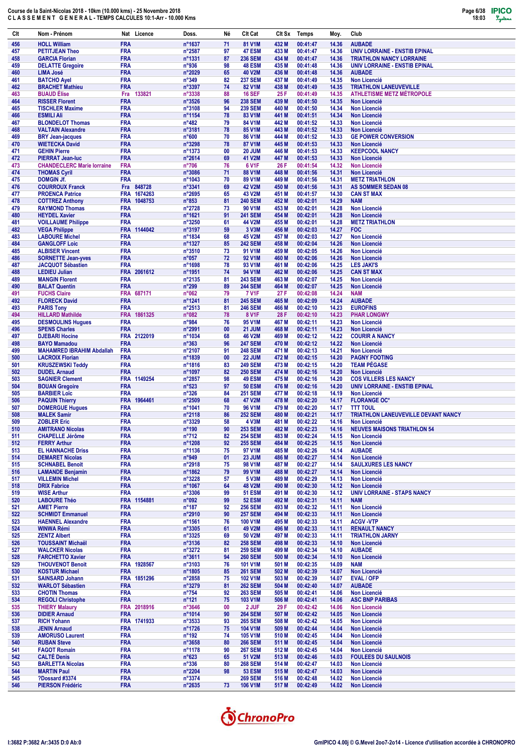Course de la Saint-Nicolas 2018 - 10km (10.000 kms) - 25 Novembre 2018
C L A S S E M E N T   G E N E R A L - TEMPS CALCULES 10:1-Arr - 10.000 Kms

| Clt | Nom - Prénom | Nat | Licence | Doss. | Né | Clt Cat | Clt Sx | Temps | Moy. | Club |
|---|---|---|---|---|---|---|---|---|---|---|
| 456 | HOLL William | FRA | | n°1637 | 71 | 81 V1M | 432 M | 00:41:47 | 14.36 | AUBADE |
| 457 | PETITJEAN Theo | FRA | | n°2587 | 97 | 47 ESM | 433 M | 00:41:47 | 14.36 | UNIV LORRAINE - ENSTIB EPINAL |
| 458 | GARCIA Florian | FRA | | n°1331 | 87 | 236 SEM | 434 M | 00:41:47 | 14.36 | TRIATHLON NANCY LORRAINE |
| 459 | DELATTE Gregoire | FRA | | n°936 | 98 | 48 ESM | 435 M | 00:41:48 | 14.36 | UNIV LORRAINE - ENSTIB EPINAL |
| 460 | LIMA José | FRA | | n°2029 | 65 | 40 V2M | 436 M | 00:41:48 | 14.36 | AUBADE |
| 461 | BATCHO Ayel | FRA | | n°349 | 82 | 237 SEM | 437 M | 00:41:49 | 14.35 | Non Licencié |
| 462 | BRACHET Mathieu | FRA | | n°3397 | 74 | 82 V1M | 438 M | 00:41:49 | 14.35 | TRIATHLON LANEUVEVILLE |
| 463 | BUAUD Élise | Fra | 133821 | n°3338 | 88 | 16 SEF | 25 F | 00:41:49 | 14.35 | ATHLETISME METZ MÉTROPOLE |
| 464 | RISSER Florent | FRA | | n°3526 | 96 | 238 SEM | 439 M | 00:41:50 | 14.35 | Non Licencié |
| 465 | TISCHLER Maxime | FRA | | n°3108 | 94 | 239 SEM | 440 M | 00:41:50 | 14.34 | Non Licencié |
| 466 | ESMILI Ali | FRA | | n°1154 | 78 | 83 V1M | 441 M | 00:41:51 | 14.34 | Non Licencié |
| 467 | BLONDELOT Thomas | FRA | | n°482 | 79 | 84 V1M | 442 M | 00:41:52 | 14.33 | Non Licencié |
| 468 | VALTAIN Alexandre | FRA | | n°3181 | 78 | 85 V1M | 443 M | 00:41:52 | 14.33 | Non Licencié |
| 469 | BRY Jean-jacques | FRA | | n°600 | 70 | 86 V1M | 444 M | 00:41:52 | 14.33 | GE POWER CONVERSION |
| 470 | WIETECKA David | FRA | | n°3298 | 78 | 87 V1M | 445 M | 00:41:53 | 14.33 | Non Licencié |
| 471 | GEHIN Pierre | FRA | | n°1373 | 00 | 20 JUM | 446 M | 00:41:53 | 14.33 | KEEPCOOL NANCY |
| 472 | PIERRAT Jean-luc | FRA | | n°2614 | 69 | 41 V2M | 447 M | 00:41:53 | 14.33 | Non Licencié |
| 473 | CHANDECLERC Marie lorraine | FRA | | n°706 | 76 | 6 V1F | 26 F | 00:41:54 | 14.32 | Non Licencié |
| 474 | THOMAS Cyril | FRA | | n°3086 | 71 | 88 V1M | 448 M | 00:41:56 | 14.31 | Non Licencié |
| 475 | DOMGIN Jf. | FRA | | n°1043 | 70 | 89 V1M | 449 M | 00:41:56 | 14.31 | METZ TRIATHLON |
| 476 | COURROUX Franck | Fra | 848728 | n°3341 | 69 | 42 V2M | 450 M | 00:41:56 | 14.31 | AS SOMMER SEDAN 08 |
| 477 | PROENCA Patrice | FRA | 1674263 | n°2695 | 65 | 43 V2M | 451 M | 00:41:57 | 14.30 | CAN ST MAX |
| 478 | COTTREZ Anthony | FRA | 1048753 | n°853 | 81 | 240 SEM | 452 M | 00:42:01 | 14.29 | NAM |
| 479 | RAYMOND Thomas | FRA | | n°2728 | 73 | 90 V1M | 453 M | 00:42:01 | 14.28 | Non Licencié |
| 480 | HEYDEL Xavier | FRA | | n°1621 | 91 | 241 SEM | 454 M | 00:42:01 | 14.28 | Non Licencié |
| 481 | VOILLAUME Philippe | FRA | | n°3250 | 61 | 44 V2M | 455 M | 00:42:01 | 14.28 | METZ TRIATHLON |
| 482 | VEGA Philippe | FRA | 1144042 | n°3197 | 59 | 3 V3M | 456 M | 00:42:03 | 14.27 | FOC |
| 483 | LABOURE Michel | FRA | | n°1834 | 68 | 45 V2M | 457 M | 00:42:03 | 14.27 | Non Licencié |
| 484 | GANGLOFF Loic | FRA | | n°1327 | 85 | 242 SEM | 458 M | 00:42:04 | 14.26 | Non Licencié |
| 485 | ALBISER Vincent | FRA | | n°3510 | 73 | 91 V1M | 459 M | 00:42:05 | 14.26 | Non Licencié |
| 486 | SORNETTE Jean-yves | FRA | | n°057 | 72 | 92 V1M | 460 M | 00:42:06 | 14.26 | Non Licencié |
| 487 | JACQUOT Sébastien | FRA | | n°1698 | 78 | 93 V1M | 461 M | 00:42:06 | 14.25 | LES JAKI'S |
| 488 | LEDIEU Julian | FRA | 2061612 | n°1951 | 74 | 94 V1M | 462 M | 00:42:06 | 14.25 | CAN ST MAX |
| 489 | MANGIN Florent | FRA | | n°2135 | 81 | 243 SEM | 463 M | 00:42:07 | 14.25 | Non Licencié |
| 490 | BALAT Quentin | FRA | | n°299 | 89 | 244 SEM | 464 M | 00:42:07 | 14.25 | Non Licencié |
| 491 | FUCHS Claire | FRA | 687171 | n°062 | 79 | 7 V1F | 27 F | 00:42:08 | 14.24 | NAM |
| 492 | FLORECK David | FRA | | n°1241 | 81 | 245 SEM | 465 M | 00:42:09 | 14.24 | AUBADE |
| 493 | PARIS Tony | FRA | | n°2513 | 81 | 246 SEM | 466 M | 00:42:10 | 14.23 | EUROFINS |
| 494 | HILLARD Mathilde | FRA | 1861325 | n°082 | 78 | 8 V1F | 28 F | 00:42:10 | 14.23 | PHAR LONGWY |
| 495 | DESMOULINS Hugues | FRA | | n°984 | 76 | 95 V1M | 467 M | 00:42:11 | 14.23 | Non Licencié |
| 496 | SPENS Charles | FRA | | n°2991 | 00 | 21 JUM | 468 M | 00:42:11 | 14.23 | Non Licencié |
| 497 | DJEBARI Hocine | FRA | 2122019 | n°1034 | 68 | 46 V2M | 469 M | 00:42:12 | 14.22 | COURIR A NANCY |
| 498 | BAYO Mamadou | FRA | | n°363 | 96 | 247 SEM | 470 M | 00:42:12 | 14.22 | Non Licencié |
| 499 | MAHAMED IBRAHIM Abdallah | FRA | | n°2107 | 91 | 248 SEM | 471 M | 00:42:13 | 14.21 | Non Licencié |
| 500 | LACROIX Florian | FRA | | n°1839 | 00 | 22 JUM | 472 M | 00:42:15 | 14.20 | PAGNY FOOTING |
| 501 | KRUSZEWSKI Teddy | FRA | | n°1816 | 83 | 249 SEM | 473 M | 00:42:15 | 14.20 | TEAM PÉGASE |
| 502 | DUDEL Arnaud | FRA | | n°1097 | 82 | 250 SEM | 474 M | 00:42:16 | 14.20 | Non Licencié |
| 503 | SAGNIER Clement | FRA | 1149254 | n°2857 | 98 | 49 ESM | 475 M | 00:42:16 | 14.20 | COS VILLERS LES NANCY |
| 504 | BOUAN Gregoire | FRA | | n°523 | 97 | 50 ESM | 476 M | 00:42:16 | 14.20 | UNIV LORRAINE - ENSTIB EPINAL |
| 505 | BARBIER Loic | FRA | | n°326 | 84 | 251 SEM | 477 M | 00:42:18 | 14.19 | Non Licencié |
| 506 | PAQUIN Thierry | FRA | 1964461 | n°2509 | 68 | 47 V2M | 478 M | 00:42:20 | 14.17 | FLORANGE OC* |
| 507 | DOMERGUE Hugues | FRA | | n°1041 | 70 | 96 V1M | 479 M | 00:42:20 | 14.17 | TTT TOUL |
| 508 | MALEK Samir | FRA | | n°2118 | 86 | 252 SEM | 480 M | 00:42:21 | 14.17 | TRIATHLON LANEUVEVILLE DEVANT NANCY |
| 509 | ZOBLER Eric | FRA | | n°3329 | 58 | 4 V3M | 481 M | 00:42:22 | 14.16 | Non Licencié |
| 510 | AMITRANO Nicolas | FRA | | n°190 | 90 | 253 SEM | 482 M | 00:42:23 | 14.16 | NEUVES MAISONS TRIATHLON 54 |
| 511 | CHAPELLE Jérôme | FRA | | n°712 | 82 | 254 SEM | 483 M | 00:42:24 | 14.15 | Non Licencié |
| 512 | FERRY Arthur | FRA | | n°1208 | 92 | 255 SEM | 484 M | 00:42:25 | 14.15 | Non Licencié |
| 513 | EL HANNACHE Driss | FRA | | n°1136 | 75 | 97 V1M | 485 M | 00:42:26 | 14.14 | AUBADE |
| 514 | DEMARET Nicolas | FRA | | n°949 | 01 | 23 JUM | 486 M | 00:42:27 | 14.14 | Non Licencié |
| 515 | SCHNABEL Benoit | FRA | | n°2918 | 75 | 98 V1M | 487 M | 00:42:27 | 14.14 | SAULXURES LES NANCY |
| 516 | LAMANDE Benjamin | FRA | | n°1862 | 79 | 99 V1M | 488 M | 00:42:27 | 14.14 | Non Licencié |
| 517 | VILLEMIN Michel | FRA | | n°3228 | 57 | 5 V3M | 489 M | 00:42:29 | 14.13 | Non Licencié |
| 518 | DRIX Fabrice | FRA | | n°1067 | 64 | 48 V2M | 490 M | 00:42:30 | 14.12 | Non Licencié |
| 519 | WISE Arthur | FRA | | n°3306 | 99 | 51 ESM | 491 M | 00:42:30 | 14.12 | UNIV LORRAINE - STAPS NANCY |
| 520 | LABOURE Théo | FRA | 1154881 | n°092 | 99 | 52 ESM | 492 M | 00:42:31 | 14.11 | NAM |
| 521 | AMET Pierre | FRA | | n°187 | 92 | 256 SEM | 493 M | 00:42:32 | 14.11 | Non Licencié |
| 522 | SCHMIDT Emmanuel | FRA | | n°2910 | 90 | 257 SEM | 494 M | 00:42:33 | 14.11 | Non Licencié |
| 523 | HAENNEL Alexandre | FRA | | n°1561 | 76 | 100 V1M | 495 M | 00:42:33 | 14.11 | ACGV -VTP |
| 524 | WINWA Rémi | FRA | | n°3305 | 61 | 49 V2M | 496 M | 00:42:33 | 14.11 | RENAULT NANCY |
| 525 | ZENTZ Albert | FRA | | n°3325 | 69 | 50 V2M | 497 M | 00:42:33 | 14.11 | TRIATHLON JARNY |
| 526 | TOUSSAINT Michaël | FRA | | n°3136 | 82 | 258 SEM | 498 M | 00:42:33 | 14.10 | Non Licencié |
| 527 | WALCKER Nicolas | FRA | | n°3272 | 81 | 259 SEM | 499 M | 00:42:34 | 14.10 | AUBADE |
| 528 | FARCHETTO Xavier | FRA | | n°3611 | 94 | 260 SEM | 500 M | 00:42:34 | 14.10 | Non Licencié |
| 529 | THOUVENOT Benoit | FRA | 1928567 | n°3103 | 76 | 101 V1M | 501 M | 00:42:35 | 14.09 | NAM |
| 530 | KOSTUR Michael | FRA | | n°1805 | 85 | 261 SEM | 502 M | 00:42:39 | 14.07 | Non Licencié |
| 531 | SAINSARD Johann | FRA | 1851296 | n°2858 | 75 | 102 V1M | 503 M | 00:42:39 | 14.07 | EVAL / OFP |
| 532 | WARLOT Sébastien | FRA | | n°3279 | 81 | 262 SEM | 504 M | 00:42:40 | 14.07 | AUBADE |
| 533 | CHOTIN Thomas | FRA | | n°754 | 92 | 263 SEM | 505 M | 00:42:41 | 14.06 | Non Licencié |
| 534 | REGOLI Christophe | FRA | | n°121 | 75 | 103 V1M | 506 M | 00:42:41 | 14.06 | ASC BNP PARIBAS |
| 535 | THIERY Malaury | FRA | 2018916 | n°3646 | 00 | 2 JUF | 29 F | 00:42:42 | 14.06 | Non Licencié |
| 536 | DIDIER Arnaud | FRA | | n°1014 | 90 | 264 SEM | 507 M | 00:42:42 | 14.05 | Non Licencié |
| 537 | RICH Yohann | FRA | 1741933 | n°3533 | 93 | 265 SEM | 508 M | 00:42:42 | 14.05 | Non Licencié |
| 538 | JENIN Arnaud | FRA | | n°1726 | 75 | 104 V1M | 509 M | 00:42:44 | 14.04 | Non Licencié |
| 539 | AMORUSO Laurent | FRA | | n°192 | 74 | 105 V1M | 510 M | 00:42:45 | 14.04 | Non Licencié |
| 540 | RUBAN Steve | FRA | | n°3658 | 80 | 266 SEM | 511 M | 00:42:45 | 14.04 | Non Licencié |
| 541 | FAGOT Romain | FRA | | n°1178 | 90 | 267 SEM | 512 M | 00:42:45 | 14.04 | Non Licencié |
| 542 | CALTÉ Denis | FRA | | n°623 | 65 | 51 V2M | 513 M | 00:42:46 | 14.03 | FOULEES DU SAULNOIS |
| 543 | BARLETTA Nicolas | FRA | | n°336 | 80 | 268 SEM | 514 M | 00:42:47 | 14.03 | Non Licencié |
| 544 | MARTIN Paul | FRA | | n°2204 | 98 | 53 ESM | 515 M | 00:42:47 | 14.03 | Non Licencié |
| 545 | ?Dossard #3374 | FRA | | n°3374 | | 269 SEM | 516 M | 00:42:48 | 14.02 | Non Licencié |
| 546 | PIERSON Frédéric | FRA | | n°2635 | 73 | 106 V1M | 517 M | 00:42:49 | 14.02 | Non Licencié |

I:3682 P:3682 Ar:3435 D:0 Ab:0

GmIPICO 4.00j © G.Mevel 2oo7-2o14 - Licence d'utilisation accordée à CHRONOPRO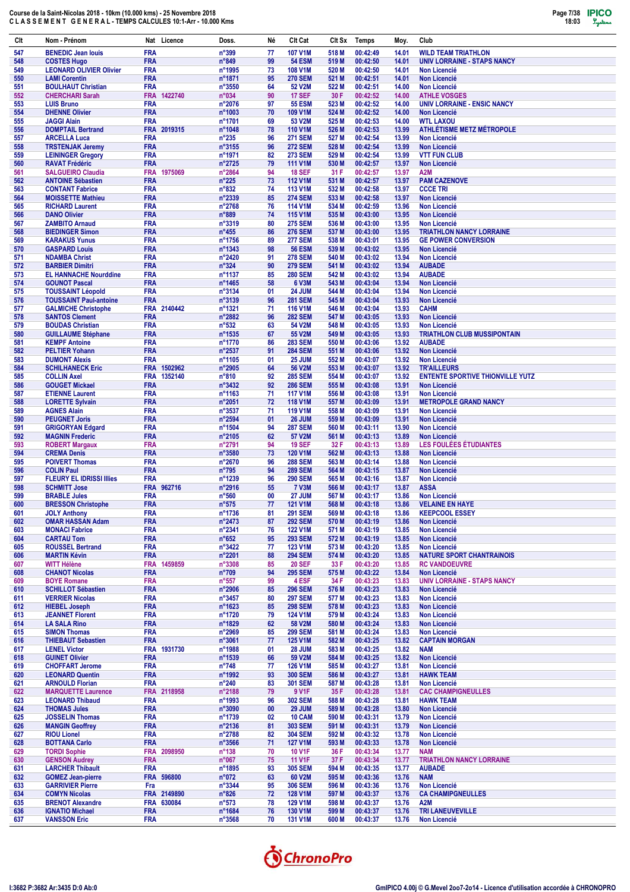Course de la Saint-Nicolas 2018 - 10km (10.000 kms) - 25 Novembre 2018
C L A S S E M E N T   G E N E R A L - TEMPS CALCULES 10:1-Arr - 10.000 Kms

| Clt | Nom - Prénom | Nat | Licence | Doss. | Né | Clt Cat | Clt Sx | Temps | Moy. | Club |
|---|---|---|---|---|---|---|---|---|---|---|
| 547 | BENEDIC Jean louis | FRA | | n°399 | 77 | 107 V1M | 518 M | 00:42:49 | 14.01 | WILD TEAM TRIATHLON |
| 548 | COSTES Hugo | FRA | | n°849 | 99 | 54 ESM | 519 M | 00:42:50 | 14.01 | UNIV LORRAINE - STAPS NANCY |
| 549 | LEONARD OLIVIER Olivier | FRA | | n°1995 | 73 | 108 V1M | 520 M | 00:42:50 | 14.01 | Non Licencié |
| 550 | LAMI Corentin | FRA | | n°1871 | 95 | 270 SEM | 521 M | 00:42:51 | 14.01 | Non Licencié |
| 551 | BOULHAUT Christian | FRA | | n°3550 | 64 | 52 V2M | 522 M | 00:42:51 | 14.00 | Non Licencié |
| 552 | CHERCHARI Sarah | FRA | 1422740 | n°034 | 90 | 17 SEF | 30 F | 00:42:52 | 14.00 | ATHLE VOSGES |
| 553 | LUIS Bruno | FRA | | n°2076 | 97 | 55 ESM | 523 M | 00:42:52 | 14.00 | UNIV LORRAINE - ENSIC NANCY |
| 554 | DHENNE Olivier | FRA | | n°1003 | 70 | 109 V1M | 524 M | 00:42:52 | 14.00 | Non Licencié |
| 555 | JAGGI Alain | FRA | | n°1701 | 69 | 53 V2M | 525 M | 00:42:53 | 14.00 | WTL LAXOU |
| 556 | DOMPTAIL Bertrand | FRA | 2019315 | n°1048 | 78 | 110 V1M | 526 M | 00:42:53 | 13.99 | ATHLÉTISME METZ MÉTROPOLE |
| 557 | ARCELLA Luca | FRA | | n°235 | 96 | 271 SEM | 527 M | 00:42:54 | 13.99 | Non Licencié |
| 558 | TRSTENJAK Jeremy | FRA | | n°3155 | 96 | 272 SEM | 528 M | 00:42:54 | 13.99 | Non Licencié |
| 559 | LEININGER Gregory | FRA | | n°1971 | 82 | 273 SEM | 529 M | 00:42:54 | 13.99 | VTT FUN CLUB |
| 560 | RAVAT Frédéric | FRA | | n°2725 | 79 | 111 V1M | 530 M | 00:42:57 | 13.97 | Non Licencié |
| 561 | SALGUEIRO Claudia | FRA | 1975069 | n°2864 | 94 | 18 SEF | 31 F | 00:42:57 | 13.97 | A2M |
| 562 | ANTOINE Sébastien | FRA | | n°225 | 73 | 112 V1M | 531 M | 00:42:57 | 13.97 | PAM CAZENOVE |
| 563 | CONTANT Fabrice | FRA | | n°832 | 74 | 113 V1M | 532 M | 00:42:58 | 13.97 | CCCE TRI |
| 564 | MOISSETTE Mathieu | FRA | | n°2339 | 85 | 274 SEM | 533 M | 00:42:58 | 13.97 | Non Licencié |
| 565 | RICHARD Laurent | FRA | | n°2768 | 76 | 114 V1M | 534 M | 00:42:59 | 13.96 | Non Licencié |
| 566 | DANO Olivier | FRA | | n°889 | 74 | 115 V1M | 535 M | 00:43:00 | 13.95 | Non Licencié |
| 567 | ZAMBITO Arnaud | FRA | | n°3319 | 80 | 275 SEM | 536 M | 00:43:00 | 13.95 | Non Licencié |
| 568 | BIEDINGER Simon | FRA | | n°455 | 86 | 276 SEM | 537 M | 00:43:00 | 13.95 | TRIATHLON NANCY LORRAINE |
| 569 | KARAKUS Yunus | FRA | | n°1756 | 89 | 277 SEM | 538 M | 00:43:01 | 13.95 | GE POWER CONVERSION |
| 570 | GASPARD Louis | FRA | | n°1343 | 98 | 56 ESM | 539 M | 00:43:02 | 13.95 | Non Licencié |
| 571 | NDAMBA Christ | FRA | | n°2420 | 91 | 278 SEM | 540 M | 00:43:02 | 13.95 | Non Licencié |
| 572 | BARBIER Dimitri | FRA | | n°324 | 90 | 279 SEM | 541 M | 00:43:02 | 13.94 | AUBADE |
| 573 | EL HANNACHE Nourddine | FRA | | n°1137 | 85 | 280 SEM | 542 M | 00:43:02 | 13.94 | AUBADE |
| 574 | GOUNOT Pascal | FRA | | n°1465 | 58 | 6 V3M | 543 M | 00:43:04 | 13.94 | Non Licencié |
| 575 | TOUSSAINT Léopold | FRA | | n°3134 | 01 | 24 JUM | 544 M | 00:43:04 | 13.94 | Non Licencié |
| 576 | TOUSSAINT Paul-antoine | FRA | | n°3139 | 96 | 281 SEM | 545 M | 00:43:04 | 13.93 | Non Licencié |
| 577 | GALMICHE Christophe | FRA | 2140442 | n°1321 | 71 | 116 V1M | 546 M | 00:43:04 | 13.93 | CAHM |
| 578 | SANTOS Clement | FRA | | n°2882 | 96 | 282 SEM | 547 M | 00:43:05 | 13.93 | Non Licencié |
| 579 | BOUDAS Christian | FRA | | n°532 | 63 | 54 V2M | 548 M | 00:43:05 | 13.93 | Non Licencié |
| 580 | GUILLAUME Stéphane | FRA | | n°1535 | 67 | 55 V2M | 549 M | 00:43:05 | 13.93 | TRIATHLON CLUB MUSSIPONTAIN |
| 581 | KEMPF Antoine | FRA | | n°1770 | 86 | 283 SEM | 550 M | 00:43:06 | 13.92 | AUBADE |
| 582 | PELTIER Yohann | FRA | | n°2537 | 91 | 284 SEM | 551 M | 00:43:06 | 13.92 | Non Licencié |
| 583 | DUMONT Alexis | FRA | | n°1105 | 01 | 25 JUM | 552 M | 00:43:07 | 13.92 | Non Licencié |
| 584 | SCHILHANECK Eric | FRA | 1502962 | n°2905 | 64 | 56 V2M | 553 M | 00:43:07 | 13.92 | TR'AILLEURS |
| 585 | COLLIN Axel | FRA | 1352140 | n°810 | 92 | 285 SEM | 554 M | 00:43:07 | 13.92 | ENTENTE SPORTIVE THIONVILLE YUTZ |
| 586 | GOUGET Mickael | FRA | | n°3432 | 92 | 286 SEM | 555 M | 00:43:08 | 13.91 | Non Licencié |
| 587 | ETIENNE Laurent | FRA | | n°1163 | 71 | 117 V1M | 556 M | 00:43:08 | 13.91 | Non Licencié |
| 588 | LORETTE Sylvain | FRA | | n°2051 | 72 | 118 V1M | 557 M | 00:43:09 | 13.91 | METROPOLE GRAND NANCY |
| 589 | AGNES Alain | FRA | | n°3537 | 71 | 119 V1M | 558 M | 00:43:09 | 13.91 | Non Licencié |
| 590 | PEUGNET Joris | FRA | | n°2594 | 01 | 26 JUM | 559 M | 00:43:09 | 13.91 | Non Licencié |
| 591 | GRIGORYAN Edgard | FRA | | n°1504 | 94 | 287 SEM | 560 M | 00:43:11 | 13.90 | Non Licencié |
| 592 | MAGNIN Frederic | FRA | | n°2105 | 62 | 57 V2M | 561 M | 00:43:13 | 13.89 | Non Licencié |
| 593 | ROBERT Margaux | FRA | | n°2791 | 94 | 19 SEF | 32 F | 00:43:13 | 13.89 | LES FOULÉES ÉTUDIANTES |
| 594 | CREMA Denis | FRA | | n°3580 | 73 | 120 V1M | 562 M | 00:43:13 | 13.88 | Non Licencié |
| 595 | POIVERT Thomas | FRA | | n°2670 | 96 | 288 SEM | 563 M | 00:43:14 | 13.88 | Non Licencié |
| 596 | COLIN Paul | FRA | | n°795 | 94 | 289 SEM | 564 M | 00:43:15 | 13.87 | Non Licencié |
| 597 | FLEURY EL IDRISSI Illies | FRA | | n°1239 | 96 | 290 SEM | 565 M | 00:43:16 | 13.87 | Non Licencié |
| 598 | SCHMITT Jose | FRA | 962716 | n°2916 | 55 | 7 V3M | 566 M | 00:43:17 | 13.87 | ASSA |
| 599 | BRABLE Jules | FRA | | n°560 | 00 | 27 JUM | 567 M | 00:43:17 | 13.86 | Non Licencié |
| 600 | BRESSON Christophe | FRA | | n°575 | 77 | 121 V1M | 568 M | 00:43:18 | 13.86 | VELAINE EN HAYE |
| 601 | JOLY Anthony | FRA | | n°1736 | 81 | 291 SEM | 569 M | 00:43:18 | 13.86 | KEEPCOOL ESSEY |
| 602 | OMAR HASSAN Adam | FRA | | n°2473 | 87 | 292 SEM | 570 M | 00:43:19 | 13.86 | Non Licencié |
| 603 | MONACI Fabrice | FRA | | n°2341 | 76 | 122 V1M | 571 M | 00:43:19 | 13.85 | Non Licencié |
| 604 | CARTAU Tom | FRA | | n°652 | 95 | 293 SEM | 572 M | 00:43:19 | 13.85 | Non Licencié |
| 605 | ROUSSEL Bertrand | FRA | | n°3422 | 77 | 123 V1M | 573 M | 00:43:20 | 13.85 | Non Licencié |
| 606 | MARTIN Kévin | FRA | | n°2201 | 88 | 294 SEM | 574 M | 00:43:20 | 13.85 | NATURE SPORT CHANTRAINOIS |
| 607 | WITT Hélène | FRA | 1459859 | n°3308 | 85 | 20 SEF | 33 F | 00:43:20 | 13.85 | RC VANDOEUVRE |
| 608 | CHANOT Nicolas | FRA | | n°709 | 94 | 295 SEM | 575 M | 00:43:22 | 13.84 | Non Licencié |
| 609 | BOYE Romane | FRA | | n°557 | 99 | 4 ESF | 34 F | 00:43:23 | 13.83 | UNIV LORRAINE - STAPS NANCY |
| 610 | SCHILLOT Sébastien | FRA | | n°2906 | 85 | 296 SEM | 576 M | 00:43:23 | 13.83 | Non Licencié |
| 611 | VERRIER Nicolas | FRA | | n°3457 | 80 | 297 SEM | 577 M | 00:43:23 | 13.83 | Non Licencié |
| 612 | HIEBEL Joseph | FRA | | n°1623 | 85 | 298 SEM | 578 M | 00:43:23 | 13.83 | Non Licencié |
| 613 | JEANNET Florent | FRA | | n°1720 | 79 | 124 V1M | 579 M | 00:43:24 | 13.83 | Non Licencié |
| 614 | LA SALA Rino | FRA | | n°1829 | 62 | 58 V2M | 580 M | 00:43:24 | 13.83 | Non Licencié |
| 615 | SIMON Thomas | FRA | | n°2969 | 85 | 299 SEM | 581 M | 00:43:24 | 13.83 | Non Licencié |
| 616 | THIEBAUT Sebastien | FRA | | n°3061 | 77 | 125 V1M | 582 M | 00:43:25 | 13.82 | CAPTAIN MORGAN |
| 617 | LENEL Victor | FRA | 1931730 | n°1988 | 01 | 28 JUM | 583 M | 00:43:25 | 13.82 | NAM |
| 618 | GUINET Olivier | FRA | | n°1539 | 66 | 59 V2M | 584 M | 00:43:25 | 13.82 | Non Licencié |
| 619 | CHOFFART Jerome | FRA | | n°748 | 77 | 126 V1M | 585 M | 00:43:27 | 13.81 | Non Licencié |
| 620 | LEONARD Quentin | FRA | | n°1992 | 93 | 300 SEM | 586 M | 00:43:27 | 13.81 | HAWK TEAM |
| 621 | ARNOULD Florian | FRA | | n°240 | 83 | 301 SEM | 587 M | 00:43:28 | 13.81 | Non Licencié |
| 622 | MARQUETTE Laurence | FRA | 2118958 | n°2188 | 79 | 9 V1F | 35 F | 00:43:28 | 13.81 | CAC CHAMPIGNEULLES |
| 623 | LEONARD Thibaud | FRA | | n°1993 | 96 | 302 SEM | 588 M | 00:43:28 | 13.81 | HAWK TEAM |
| 624 | THOMAS Jules | FRA | | n°3090 | 00 | 29 JUM | 589 M | 00:43:28 | 13.80 | Non Licencié |
| 625 | JOSSELIN Thomas | FRA | | n°1739 | 02 | 10 CAM | 590 M | 00:43:31 | 13.79 | Non Licencié |
| 626 | MANGIN Geoffrey | FRA | | n°2136 | 81 | 303 SEM | 591 M | 00:43:31 | 13.79 | Non Licencié |
| 627 | RIOU Lionel | FRA | | n°2788 | 82 | 304 SEM | 592 M | 00:43:32 | 13.78 | Non Licencié |
| 628 | BOTTANA Carlo | FRA | | n°3566 | 71 | 127 V1M | 593 M | 00:43:33 | 13.78 | Non Licencié |
| 629 | TORDI Sophie | FRA | 2098950 | n°138 | 70 | 10 V1F | 36 F | 00:43:34 | 13.77 | NAM |
| 630 | GENSON Audrey | FRA | | n°067 | 75 | 11 V1F | 37 F | 00:43:34 | 13.77 | TRIATHLON NANCY LORRAINE |
| 631 | LARCHER Thibault | FRA | | n°1895 | 93 | 305 SEM | 594 M | 00:43:35 | 13.77 | AUBADE |
| 632 | GOMEZ Jean-pierre | FRA | 596800 | n°072 | 63 | 60 V2M | 595 M | 00:43:36 | 13.76 | NAM |
| 633 | GARRIVIER Pierre | Fra | | n°3344 | 95 | 306 SEM | 596 M | 00:43:36 | 13.76 | Non Licencié |
| 634 | COMYN Nicolas | FRA | 2149890 | n°826 | 72 | 128 V1M | 597 M | 00:43:37 | 13.76 | CA CHAMPIGNEULLES |
| 635 | BRENOT Alexandre | FRA | 630084 | n°573 | 78 | 129 V1M | 598 M | 00:43:37 | 13.76 | A2M |
| 636 | IGNATIO Michael | FRA | | n°1684 | 76 | 130 V1M | 599 M | 00:43:37 | 13.76 | TRI LANEUVEVILLE |
| 637 | VANSSON Eric | FRA | | n°3568 | 70 | 131 V1M | 600 M | 00:43:37 | 13.76 | Non Licencié |

I:3682 P:3682 Ar:3435 D:0 Ab:0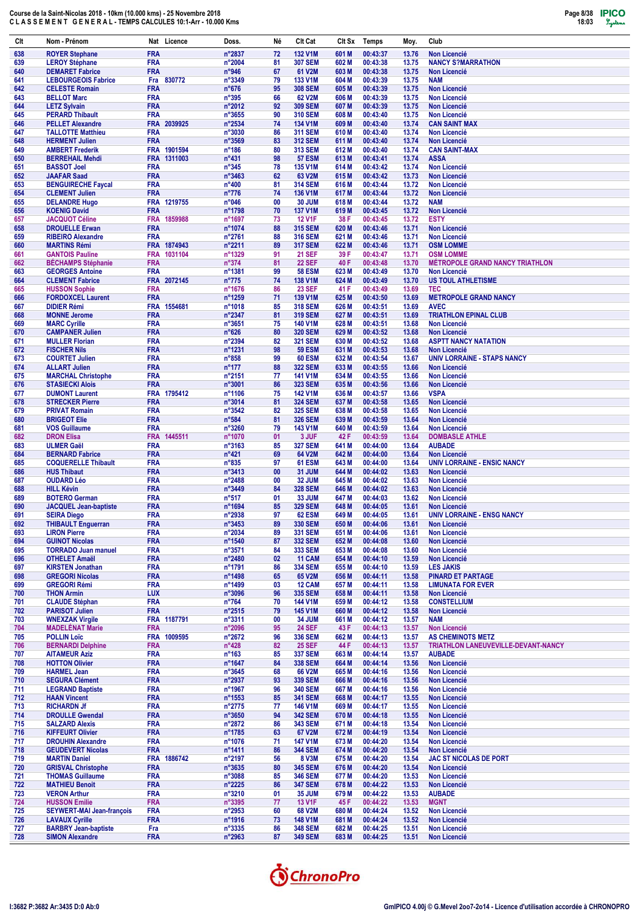Course de la Saint-Nicolas 2018 - 10km (10.000 kms) - 25 Novembre 2018
CLASSEMENT GENERAL - TEMPS CALCULES 10:1-Arr - 10.000 Kms

| Clt | Nom - Prénom | Nat | Licence | Doss. | Né | Clt Cat | Clt Sx | Temps | Moy. | Club |
|---|---|---|---|---|---|---|---|---|---|---|
| 638 | ROYER Stephane | FRA | | n°2837 | 72 | 132 V1M | 601 M | 00:43:37 | 13.76 | Non Licencié |
| 639 | LEROY Stéphane | FRA | | n°2004 | 81 | 307 SEM | 602 M | 00:43:38 | 13.75 | NANCY S?MARRATHON |
| 640 | DEMARET Fabrice | FRA | | n°946 | 67 | 61 V2M | 603 M | 00:43:38 | 13.75 | Non Licencié |
| 641 | LEBOURGEOIS Fabrice | Fra | 830772 | n°3349 | 79 | 133 V1M | 604 M | 00:43:39 | 13.75 | NAM |
| 642 | CELESTE Romain | FRA | | n°676 | 95 | 308 SEM | 605 M | 00:43:39 | 13.75 | Non Licencié |
| 643 | BELLOT Marc | FRA | | n°395 | 66 | 62 V2M | 606 M | 00:43:39 | 13.75 | Non Licencié |
| 644 | LETZ Sylvain | FRA | | n°2012 | 92 | 309 SEM | 607 M | 00:43:39 | 13.75 | Non Licencié |
| 645 | PERARD Thibault | FRA | | n°3655 | 90 | 310 SEM | 608 M | 00:43:40 | 13.75 | Non Licencié |
| 646 | PELLET Alexandre | FRA | 2039925 | n°2534 | 74 | 134 V1M | 609 M | 00:43:40 | 13.74 | CAN SAINT MAX |
| 647 | TALLOTTE Matthieu | FRA | | n°3030 | 86 | 311 SEM | 610 M | 00:43:40 | 13.74 | Non Licencié |
| 648 | HERMENT Julien | FRA | | n°3569 | 83 | 312 SEM | 611 M | 00:43:40 | 13.74 | Non Licencié |
| 649 | AMBERT Frederik | FRA | 1901594 | n°186 | 80 | 313 SEM | 612 M | 00:43:40 | 13.74 | CAN SAINT-MAX |
| 650 | BERREHAIL Mehdi | FRA | 1311003 | n°431 | 98 | 57 ESM | 613 M | 00:43:41 | 13.74 | ASSA |
| 651 | BASSOT Joel | FRA | | n°345 | 78 | 135 V1M | 614 M | 00:43:42 | 13.74 | Non Licencié |
| 652 | JAAFAR Saad | FRA | | n°3463 | 62 | 63 V2M | 615 M | 00:43:42 | 13.73 | Non Licencié |
| 653 | BENGUIRECHE Faycal | FRA | | n°400 | 81 | 314 SEM | 616 M | 00:43:44 | 13.72 | Non Licencié |
| 654 | CLEMENT Julien | FRA | | n°776 | 74 | 136 V1M | 617 M | 00:43:44 | 13.72 | Non Licencié |
| 655 | DELANDRE Hugo | FRA | 1219755 | n°046 | 00 | 30 JUM | 618 M | 00:43:44 | 13.72 | NAM |
| 656 | KOENIG David | FRA | | n°1798 | 70 | 137 V1M | 619 M | 00:43:45 | 13.72 | Non Licencié |
| 657 | JACQUOT Céline | FRA | 1859988 | n°1697 | 73 | 12 V1F | 38 F | 00:43:45 | 13.72 | ESTY |
| 658 | DROUELLE Erwan | FRA | | n°1074 | 88 | 315 SEM | 620 M | 00:43:46 | 13.71 | Non Licencié |
| 659 | RIBEIRO Alexandre | FRA | | n°2761 | 88 | 316 SEM | 621 M | 00:43:46 | 13.71 | Non Licencié |
| 660 | MARTINS Rémi | FRA | 1874943 | n°2211 | 89 | 317 SEM | 622 M | 00:43:46 | 13.71 | OSM LOMME |
| 661 | GANTOIS Pauline | FRA | 1031104 | n°1329 | 91 | 21 SEF | 39 F | 00:43:47 | 13.71 | OSM LOMME |
| 662 | BÉCHAMPS Stéphanie | FRA | | n°374 | 81 | 22 SEF | 40 F | 00:43:48 | 13.70 | MÉTROPOLE GRAND NANCY TRIATHLON |
| 663 | GEORGES Antoine | FRA | | n°1381 | 99 | 58 ESM | 623 M | 00:43:49 | 13.70 | Non Licencié |
| 664 | CLEMENT Fabrice | FRA | 2072145 | n°775 | 74 | 138 V1M | 624 M | 00:43:49 | 13.70 | US TOUL ATHLETISME |
| 665 | HUSSON Sophie | FRA | | n°1676 | 86 | 23 SEF | 41 F | 00:43:49 | 13.69 | TEC |
| 666 | FORDOXCEL Laurent | FRA | | n°1259 | 71 | 139 V1M | 625 M | 00:43:50 | 13.69 | METROPOLE GRAND NANCY |
| 667 | DIDIER Rémi | FRA | 1554681 | n°1018 | 85 | 318 SEM | 626 M | 00:43:51 | 13.69 | AVEC |
| 668 | MONNE Jerome | FRA | | n°2347 | 81 | 319 SEM | 627 M | 00:43:51 | 13.69 | TRIATHLON EPINAL CLUB |
| 669 | MARC Cyrille | FRA | | n°3651 | 75 | 140 V1M | 628 M | 00:43:51 | 13.68 | Non Licencié |
| 670 | CAMPANER Julien | FRA | | n°626 | 80 | 320 SEM | 629 M | 00:43:52 | 13.68 | Non Licencié |
| 671 | MULLER Florian | FRA | | n°2394 | 82 | 321 SEM | 630 M | 00:43:52 | 13.68 | ASPTT NANCY NATATION |
| 672 | FISCHER Nils | FRA | | n°1231 | 98 | 59 ESM | 631 M | 00:43:53 | 13.68 | Non Licencié |
| 673 | COURTET Julien | FRA | | n°858 | 99 | 60 ESM | 632 M | 00:43:54 | 13.67 | UNIV LORRAINE - STAPS NANCY |
| 674 | ALLART Julien | FRA | | n°177 | 88 | 322 SEM | 633 M | 00:43:55 | 13.66 | Non Licencié |
| 675 | MARCHAL Christophe | FRA | | n°2151 | 77 | 141 V1M | 634 M | 00:43:55 | 13.66 | Non Licencié |
| 676 | STASIECKI Alois | FRA | | n°3001 | 86 | 323 SEM | 635 M | 00:43:56 | 13.66 | Non Licencié |
| 677 | DUMONT Laurent | FRA | 1795412 | n°1106 | 75 | 142 V1M | 636 M | 00:43:57 | 13.66 | VSPA |
| 678 | STRECKER Pierre | FRA | | n°3014 | 81 | 324 SEM | 637 M | 00:43:58 | 13.65 | Non Licencié |
| 679 | PRIVAT Romain | FRA | | n°3542 | 82 | 325 SEM | 638 M | 00:43:58 | 13.65 | Non Licencié |
| 680 | BRIGEOT Elie | FRA | | n°584 | 81 | 326 SEM | 639 M | 00:43:59 | 13.64 | Non Licencié |
| 681 | VOS Guillaume | FRA | | n°3260 | 79 | 143 V1M | 640 M | 00:43:59 | 13.64 | Non Licencié |
| 682 | DRON Elisa | FRA | 1445511 | n°1070 | 01 | 3 JUF | 42 F | 00:43:59 | 13.64 | DOMBASLE ATHLE |
| 683 | ULMER Gaël | FRA | | n°3163 | 85 | 327 SEM | 641 M | 00:44:00 | 13.64 | AUBADE |
| 684 | BERNARD Fabrice | FRA | | n°421 | 69 | 64 V2M | 642 M | 00:44:00 | 13.64 | Non Licencié |
| 685 | COQUERELLE Thibault | FRA | | n°835 | 97 | 61 ESM | 643 M | 00:44:00 | 13.64 | UNIV LORRAINE - ENSIC NANCY |
| 686 | HUS Thibaut | FRA | | n°3413 | 00 | 31 JUM | 644 M | 00:44:02 | 13.63 | Non Licencié |
| 687 | OUDARD Léo | FRA | | n°2488 | 00 | 32 JUM | 645 M | 00:44:02 | 13.63 | Non Licencié |
| 688 | HILL Kévin | FRA | | n°3449 | 84 | 328 SEM | 646 M | 00:44:02 | 13.63 | Non Licencié |
| 689 | BOTERO German | FRA | | n°517 | 01 | 33 JUM | 647 M | 00:44:03 | 13.62 | Non Licencié |
| 690 | JACQUEL Jean-baptiste | FRA | | n°1694 | 85 | 329 SEM | 648 M | 00:44:05 | 13.61 | Non Licencié |
| 691 | SEIRA Diego | FRA | | n°2938 | 97 | 62 ESM | 649 M | 00:44:05 | 13.61 | UNIV LORRAINE - ENSG NANCY |
| 692 | THIBAULT Enguerran | FRA | | n°3453 | 89 | 330 SEM | 650 M | 00:44:06 | 13.61 | Non Licencié |
| 693 | LIRON Pierre | FRA | | n°2034 | 89 | 331 SEM | 651 M | 00:44:06 | 13.61 | Non Licencié |
| 694 | GUINOT Nicolas | FRA | | n°1540 | 87 | 332 SEM | 652 M | 00:44:08 | 13.60 | Non Licencié |
| 695 | TORRADO Juan manuel | FRA | | n°3571 | 84 | 333 SEM | 653 M | 00:44:08 | 13.60 | Non Licencié |
| 696 | OTHELET Amaël | FRA | | n°2480 | 02 | 11 CAM | 654 M | 00:44:10 | 13.59 | Non Licencié |
| 697 | KIRSTEN Jonathan | FRA | | n°1791 | 86 | 334 SEM | 655 M | 00:44:10 | 13.59 | LES JAKIS |
| 698 | GREGORI Nicolas | FRA | | n°1498 | 65 | 65 V2M | 656 M | 00:44:11 | 13.58 | PINARD ET PARTAGE |
| 699 | GREGORI Rémi | FRA | | n°1499 | 03 | 12 CAM | 657 M | 00:44:11 | 13.58 | LIMUNATA FOR EVER |
| 700 | THON Armin | LUX | | n°3096 | 96 | 335 SEM | 658 M | 00:44:11 | 13.58 | Non Licencié |
| 701 | CLAUDE Stéphan | FRA | | n°764 | 70 | 144 V1M | 659 M | 00:44:12 | 13.58 | CONSTELLIUM |
| 702 | PARISOT Julien | FRA | | n°2515 | 79 | 145 V1M | 660 M | 00:44:12 | 13.58 | Non Licencié |
| 703 | WNEXZAK Virgile | FRA | 1187791 | n°3311 | 00 | 34 JUM | 661 M | 00:44:12 | 13.57 | NAM |
| 704 | MADELÉNAT Marie | FRA | | n°2096 | 95 | 24 SEF | 43 F | 00:44:13 | 13.57 | Non Licencié |
| 705 | POLLIN Loïc | FRA | 1009595 | n°2672 | 96 | 336 SEM | 662 M | 00:44:13 | 13.57 | AS CHEMINOTS METZ |
| 706 | BERNARDI Delphine | FRA | | n°428 | 82 | 25 SEF | 44 F | 00:44:13 | 13.57 | TRIATHLON LANEUVEVILLE-DEVANT-NANCY |
| 707 | AITAMEUR Aziz | FRA | | n°163 | 85 | 337 SEM | 663 M | 00:44:14 | 13.57 | AUBADE |
| 708 | HOTTON Olivier | FRA | | n°1647 | 84 | 338 SEM | 664 M | 00:44:14 | 13.56 | Non Licencié |
| 709 | HARMEL Jean | FRA | | n°3645 | 68 | 66 V2M | 665 M | 00:44:16 | 13.56 | Non Licencié |
| 710 | SEGURA Clément | FRA | | n°2937 | 93 | 339 SEM | 666 M | 00:44:16 | 13.56 | Non Licencié |
| 711 | LEGRAND Baptiste | FRA | | n°1967 | 96 | 340 SEM | 667 M | 00:44:16 | 13.56 | Non Licencié |
| 712 | HAAN Vincent | FRA | | n°1553 | 85 | 341 SEM | 668 M | 00:44:17 | 13.55 | Non Licencié |
| 713 | RICHARDN Jf | FRA | | n°2775 | 77 | 146 V1M | 669 M | 00:44:17 | 13.55 | Non Licencié |
| 714 | DROULLE Gwendal | FRA | | n°3650 | 94 | 342 SEM | 670 M | 00:44:18 | 13.55 | Non Licencié |
| 715 | SALZARD Alexis | FRA | | n°2872 | 86 | 343 SEM | 671 M | 00:44:18 | 13.54 | Non Licencié |
| 716 | KIFFEURT Olivier | FRA | | n°1785 | 63 | 67 V2M | 672 M | 00:44:19 | 13.54 | Non Licencié |
| 717 | DROUHIN Alexandre | FRA | | n°1076 | 71 | 147 V1M | 673 M | 00:44:20 | 13.54 | Non Licencié |
| 718 | GEUDEVERT Nicolas | FRA | | n°1411 | 86 | 344 SEM | 674 M | 00:44:20 | 13.54 | Non Licencié |
| 719 | MARTIN Daniel | FRA | 1886742 | n°2197 | 56 | 8 V3M | 675 M | 00:44:20 | 13.54 | JAC ST NICOLAS DE PORT |
| 720 | GRISVAL Christophe | FRA | | n°3635 | 80 | 345 SEM | 676 M | 00:44:20 | 13.54 | Non Licencié |
| 721 | THOMAS Guillaume | FRA | | n°3088 | 85 | 346 SEM | 677 M | 00:44:20 | 13.53 | Non Licencié |
| 722 | MATHIEU Benoit | FRA | | n°2225 | 86 | 347 SEM | 678 M | 00:44:22 | 13.53 | Non Licencié |
| 723 | VERON Arthur | FRA | | n°3210 | 01 | 35 JUM | 679 M | 00:44:22 | 13.53 | AUBADE |
| 724 | HUSSON Emilie | FRA | | n°3395 | 77 | 13 V1F | 45 F | 00:44:22 | 13.53 | MGNT |
| 725 | SEYWERT-MAI Jean-françois | FRA | | n°2953 | 60 | 68 V2M | 680 M | 00:44:24 | 13.52 | Non Licencié |
| 726 | LAVAUX Cyrille | FRA | | n°1916 | 73 | 148 V1M | 681 M | 00:44:24 | 13.52 | Non Licencié |
| 727 | BARBRY Jean-baptiste | Fra | | n°3335 | 86 | 348 SEM | 682 M | 00:44:25 | 13.51 | Non Licencié |
| 728 | SIMON Alexandre | FRA | | n°2963 | 87 | 349 SEM | 683 M | 00:44:25 | 13.51 | Non Licencié |

I:3682 P:3682 Ar:3435 D:0 Ab:0

GmIPICO 4.00j © G.Mevel 2oo7-2o14 - Licence d'utilisation accordée à CHRONOPRO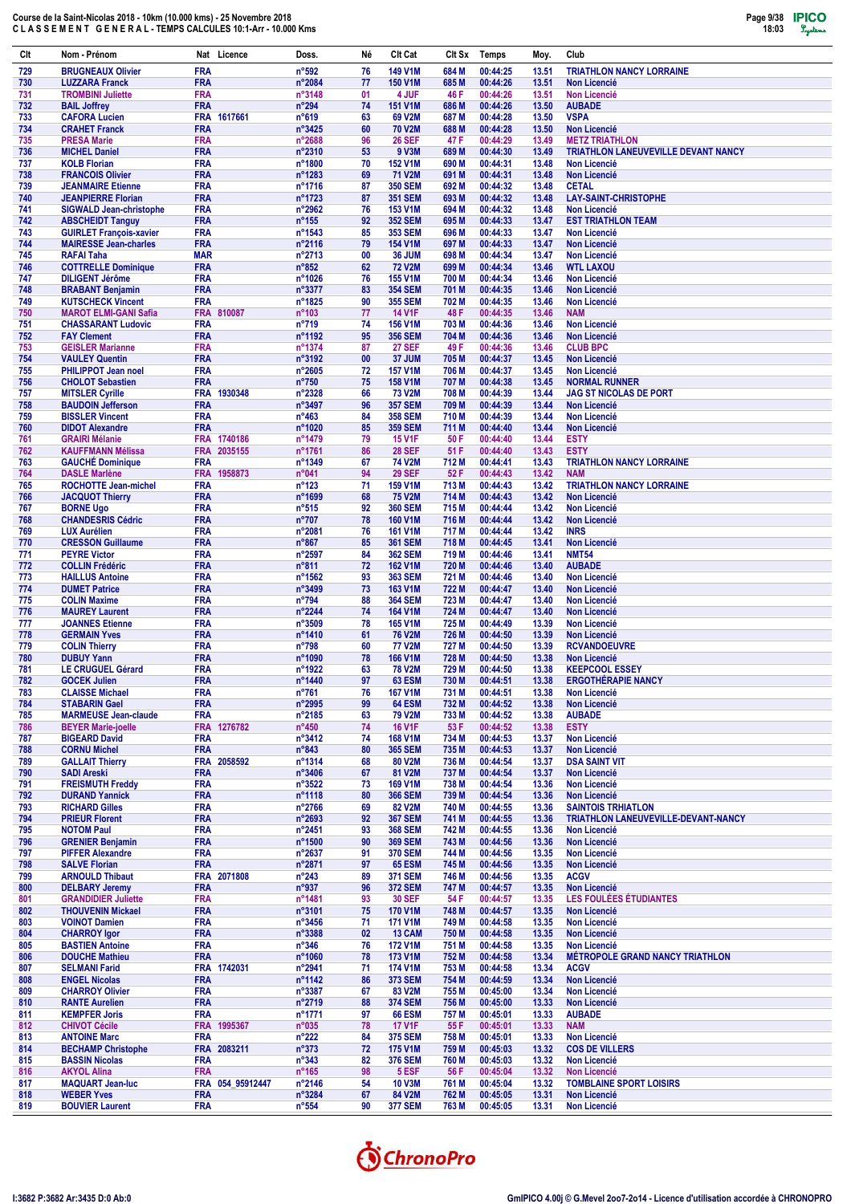Course de la Saint-Nicolas 2018 - 10km (10.000 kms) - 25 Novembre 2018
CLASSEMENT GENERAL - TEMPS CALCULES 10:1-Arr - 10.000 Kms

| Clt | Nom - Prénom | Nat | Licence | Doss. | Né | Clt Cat | Clt Sx | Temps | Moy. | Club |
|---|---|---|---|---|---|---|---|---|---|---|
| 729 | BRUGNEAUX Olivier | FRA | | n°592 | 76 | 149 V1M | 684 M | 00:44:25 | 13.51 | TRIATHLON NANCY LORRAINE |
| 730 | LUZZARA Franck | FRA | | n°2084 | 77 | 150 V1M | 685 M | 00:44:26 | 13.51 | Non Licencié |
| 731 | TROMBINI Juliette | FRA | | n°3148 | 01 | 4 JUF | 46 F | 00:44:26 | 13.51 | Non Licencié |
| 732 | BAIL Joffrey | FRA | | n°294 | 74 | 151 V1M | 686 M | 00:44:26 | 13.50 | AUBADE |
| 733 | CAFORA Lucien | FRA | 1617661 | n°619 | 63 | 69 V2M | 687 M | 00:44:28 | 13.50 | VSPA |
| 734 | CRAHET Franck | FRA | | n°3425 | 60 | 70 V2M | 688 M | 00:44:28 | 13.50 | Non Licencié |
| 735 | PRESA Marie | FRA | | n°2688 | 96 | 26 SEF | 47 F | 00:44:29 | 13.49 | METZ TRIATHLON |
| 736 | MICHEL Daniel | FRA | | n°2310 | 53 | 9 V3M | 689 M | 00:44:30 | 13.49 | TRIATHLON LANEUVEVILLE DEVANT NANCY |
| 737 | KOLB Florian | FRA | | n°1800 | 70 | 152 V1M | 690 M | 00:44:31 | 13.48 | Non Licencié |
| 738 | FRANCOIS Olivier | FRA | | n°1283 | 69 | 71 V2M | 691 M | 00:44:31 | 13.48 | Non Licencié |
| 739 | JEANMAIRE Etienne | FRA | | n°1716 | 87 | 350 SEM | 692 M | 00:44:32 | 13.48 | CETAL |
| 740 | JEANPIERRE Florian | FRA | | n°1723 | 87 | 351 SEM | 693 M | 00:44:32 | 13.48 | LAY-SAINT-CHRISTOPHE |
| 741 | SIGWALD Jean-christophe | FRA | | n°2962 | 76 | 153 V1M | 694 M | 00:44:32 | 13.48 | Non Licencié |
| 742 | ABSCHEIDT Tanguy | FRA | | n°155 | 92 | 352 SEM | 695 M | 00:44:33 | 13.47 | EST TRIATHLON TEAM |
| 743 | GUIRLET François-xavier | FRA | | n°1543 | 85 | 353 SEM | 696 M | 00:44:33 | 13.47 | Non Licencié |
| 744 | MAIRESSE Jean-charles | FRA | | n°2116 | 79 | 154 V1M | 697 M | 00:44:33 | 13.47 | Non Licencié |
| 745 | RAFAI Taha | MAR | | n°2713 | 00 | 36 JUM | 698 M | 00:44:34 | 13.47 | Non Licencié |
| 746 | COTTRELLE Dominique | FRA | | n°852 | 62 | 72 V2M | 699 M | 00:44:34 | 13.46 | WTL LAXOU |
| 747 | DILIGENT Jérôme | FRA | | n°1026 | 76 | 155 V1M | 700 M | 00:44:34 | 13.46 | Non Licencié |
| 748 | BRABANT Benjamin | FRA | | n°3377 | 83 | 354 SEM | 701 M | 00:44:35 | 13.46 | Non Licencié |
| 749 | KUTSCHECK Vincent | FRA | | n°1825 | 90 | 355 SEM | 702 M | 00:44:35 | 13.46 | Non Licencié |
| 750 | MAROT ELMI-GANI Safia | FRA | 810087 | n°103 | 77 | 14 V1F | 48 F | 00:44:35 | 13.46 | NAM |
| 751 | CHASSARANT Ludovic | FRA | | n°719 | 74 | 156 V1M | 703 M | 00:44:36 | 13.46 | Non Licencié |
| 752 | FAY Clement | FRA | | n°1192 | 95 | 356 SEM | 704 M | 00:44:36 | 13.46 | Non Licencié |
| 753 | GEISLER Marianne | FRA | | n°1374 | 87 | 27 SEF | 49 F | 00:44:36 | 13.46 | CLUB BPC |
| 754 | VAULEY Quentin | FRA | | n°3192 | 00 | 37 JUM | 705 M | 00:44:37 | 13.45 | Non Licencié |
| 755 | PHILIPPOT Jean noel | FRA | | n°2605 | 72 | 157 V1M | 706 M | 00:44:37 | 13.45 | Non Licencié |
| 756 | CHOLOT Sebastien | FRA | | n°750 | 75 | 158 V1M | 707 M | 00:44:38 | 13.45 | NORMAL RUNNER |
| 757 | MITSLER Cyrille | FRA | 1930348 | n°2328 | 66 | 73 V2M | 708 M | 00:44:39 | 13.44 | JAG ST NICOLAS DE PORT |
| 758 | BAUDOIN Jefferson | FRA | | n°3497 | 96 | 357 SEM | 709 M | 00:44:39 | 13.44 | Non Licencié |
| 759 | BISSLER Vincent | FRA | | n°463 | 84 | 358 SEM | 710 M | 00:44:39 | 13.44 | Non Licencié |
| 760 | DIDOT Alexandre | FRA | | n°1020 | 85 | 359 SEM | 711 M | 00:44:40 | 13.44 | Non Licencié |
| 761 | GRAIRI Mélanie | FRA | 1740186 | n°1479 | 79 | 15 V1F | 50 F | 00:44:40 | 13.44 | ESTY |
| 762 | KAUFFMANN Mélissa | FRA | 2035155 | n°1761 | 86 | 28 SEF | 51 F | 00:44:40 | 13.43 | ESTY |
| 763 | GAUCHÉ Dominique | FRA | | n°1349 | 67 | 74 V2M | 712 M | 00:44:41 | 13.43 | TRIATHLON NANCY LORRAINE |
| 764 | DASLE Marlène | FRA | 1958873 | n°041 | 94 | 29 SEF | 52 F | 00:44:43 | 13.42 | NAM |
| 765 | ROCHOTTE Jean-michel | FRA | | n°123 | 71 | 159 V1M | 713 M | 00:44:43 | 13.42 | TRIATHLON NANCY LORRAINE |
| 766 | JACQUOT Thierry | FRA | | n°1699 | 68 | 75 V2M | 714 M | 00:44:43 | 13.42 | Non Licencié |
| 767 | BORNE Ugo | FRA | | n°515 | 92 | 360 SEM | 715 M | 00:44:44 | 13.42 | Non Licencié |
| 768 | CHANDESRIS Cédric | FRA | | n°707 | 78 | 160 V1M | 716 M | 00:44:44 | 13.42 | Non Licencié |
| 769 | LUX Aurélien | FRA | | n°2081 | 76 | 161 V1M | 717 M | 00:44:44 | 13.42 | INRS |
| 770 | CRESSON Guillaume | FRA | | n°867 | 85 | 361 SEM | 718 M | 00:44:45 | 13.41 | Non Licencié |
| 771 | PEYRE Victor | FRA | | n°2597 | 84 | 362 SEM | 719 M | 00:44:46 | 13.41 | NMT54 |
| 772 | COLLIN Frédéric | FRA | | n°811 | 72 | 162 V1M | 720 M | 00:44:46 | 13.40 | AUBADE |
| 773 | HAILLUS Antoine | FRA | | n°1562 | 93 | 363 SEM | 721 M | 00:44:46 | 13.40 | Non Licencié |
| 774 | DUMET Patrice | FRA | | n°3499 | 73 | 163 V1M | 722 M | 00:44:47 | 13.40 | Non Licencié |
| 775 | COLIN Maxime | FRA | | n°794 | 88 | 364 SEM | 723 M | 00:44:47 | 13.40 | Non Licencié |
| 776 | MAUREY Laurent | FRA | | n°2244 | 74 | 164 V1M | 724 M | 00:44:47 | 13.40 | Non Licencié |
| 777 | JOANNES Etienne | FRA | | n°3509 | 78 | 165 V1M | 725 M | 00:44:49 | 13.39 | Non Licencié |
| 778 | GERMAIN Yves | FRA | | n°1410 | 61 | 76 V2M | 726 M | 00:44:50 | 13.39 | Non Licencié |
| 779 | COLIN Thierry | FRA | | n°798 | 60 | 77 V2M | 727 M | 00:44:50 | 13.39 | RCVANDOEUVRE |
| 780 | DUBUY Yann | FRA | | n°1090 | 78 | 166 V1M | 728 M | 00:44:50 | 13.38 | Non Licencié |
| 781 | LE CRUGUEL Gérard | FRA | | n°1922 | 63 | 78 V2M | 729 M | 00:44:50 | 13.38 | KEEPCOOL ESSEY |
| 782 | GOCEK Julien | FRA | | n°1440 | 97 | 63 ESM | 730 M | 00:44:51 | 13.38 | ERGOTHÉRAPIE NANCY |
| 783 | CLAISSE Michael | FRA | | n°761 | 76 | 167 V1M | 731 M | 00:44:51 | 13.38 | Non Licencié |
| 784 | STABARIN Gael | FRA | | n°2995 | 99 | 64 ESM | 732 M | 00:44:52 | 13.38 | Non Licencié |
| 785 | MARMEUSE Jean-claude | FRA | | n°2185 | 63 | 79 V2M | 733 M | 00:44:52 | 13.38 | AUBADE |
| 786 | BEYER Marie-joelle | FRA | 1276782 | n°450 | 74 | 16 V1F | 53 F | 00:44:52 | 13.38 | ESTY |
| 787 | BIGEARD David | FRA | | n°3412 | 74 | 168 V1M | 734 M | 00:44:53 | 13.37 | Non Licencié |
| 788 | CORNU Michel | FRA | | n°843 | 80 | 365 SEM | 735 M | 00:44:53 | 13.37 | Non Licencié |
| 789 | GALLAIT Thierry | FRA | 2058592 | n°1314 | 68 | 80 V2M | 736 M | 00:44:54 | 13.37 | DSA SAINT VIT |
| 790 | SADI Areski | FRA | | n°3406 | 67 | 81 V2M | 737 M | 00:44:54 | 13.37 | Non Licencié |
| 791 | FREISMUTH Freddy | FRA | | n°3522 | 73 | 169 V1M | 738 M | 00:44:54 | 13.36 | Non Licencié |
| 792 | DURAND Yannick | FRA | | n°1118 | 80 | 366 SEM | 739 M | 00:44:54 | 13.36 | Non Licencié |
| 793 | RICHARD Gilles | FRA | | n°2766 | 69 | 82 V2M | 740 M | 00:44:55 | 13.36 | SAINTOIS TRHIATLON |
| 794 | PRIEUR Florent | FRA | | n°2693 | 92 | 367 SEM | 741 M | 00:44:55 | 13.36 | TRIATHLON LANEUVEVILLE-DEVANT-NANCY |
| 795 | NOTOM Paul | FRA | | n°2451 | 93 | 368 SEM | 742 M | 00:44:55 | 13.36 | Non Licencié |
| 796 | GRENIER Benjamin | FRA | | n°1500 | 90 | 369 SEM | 743 M | 00:44:56 | 13.36 | Non Licencié |
| 797 | PIFFER Alexandre | FRA | | n°2637 | 91 | 370 SEM | 744 M | 00:44:56 | 13.35 | Non Licencié |
| 798 | SALVE Florian | FRA | | n°2871 | 97 | 65 ESM | 745 M | 00:44:56 | 13.35 | Non Licencié |
| 799 | ARNOULD Thibaut | FRA | 2071808 | n°243 | 89 | 371 SEM | 746 M | 00:44:56 | 13.35 | ACGV |
| 800 | DELBARY Jeremy | FRA | | n°937 | 96 | 372 SEM | 747 M | 00:44:57 | 13.35 | Non Licencié |
| 801 | GRANDIDIER Juliette | FRA | | n°1481 | 93 | 30 SEF | 54 F | 00:44:57 | 13.35 | LES FOULÉES ÉTUDIANTES |
| 802 | THOUVENIN Mickael | FRA | | n°3101 | 75 | 170 V1M | 748 M | 00:44:57 | 13.35 | Non Licencié |
| 803 | VOINOT Damien | FRA | | n°3456 | 71 | 171 V1M | 749 M | 00:44:58 | 13.35 | Non Licencié |
| 804 | CHARROY Igor | FRA | | n°3388 | 02 | 13 CAM | 750 M | 00:44:58 | 13.35 | Non Licencié |
| 805 | BASTIEN Antoine | FRA | | n°346 | 76 | 172 V1M | 751 M | 00:44:58 | 13.35 | Non Licencié |
| 806 | DOUCHE Mathieu | FRA | | n°1060 | 78 | 173 V1M | 752 M | 00:44:58 | 13.34 | MÉTROPOLE GRAND NANCY TRIATHLON |
| 807 | SELMANI Farid | FRA | 1742031 | n°2941 | 71 | 174 V1M | 753 M | 00:44:58 | 13.34 | ACGV |
| 808 | ENGEL Nicolas | FRA | | n°1142 | 86 | 373 SEM | 754 M | 00:44:59 | 13.34 | Non Licencié |
| 809 | CHARROY Olivier | FRA | | n°3387 | 67 | 83 V2M | 755 M | 00:45:00 | 13.34 | Non Licencié |
| 810 | RANTE Aurelien | FRA | | n°2719 | 88 | 374 SEM | 756 M | 00:45:00 | 13.33 | Non Licencié |
| 811 | KEMPFER Joris | FRA | | n°1771 | 97 | 66 ESM | 757 M | 00:45:01 | 13.33 | AUBADE |
| 812 | CHIVOT Cécile | FRA | 1995367 | n°035 | 78 | 17 V1F | 55 F | 00:45:01 | 13.33 | NAM |
| 813 | ANTOINE Marc | FRA | | n°222 | 84 | 375 SEM | 758 M | 00:45:01 | 13.33 | Non Licencié |
| 814 | BECHAMP Christophe | FRA | 2083211 | n°373 | 72 | 175 V1M | 759 M | 00:45:03 | 13.32 | COS DE VILLERS |
| 815 | BASSIN Nicolas | FRA | | n°343 | 82 | 376 SEM | 760 M | 00:45:03 | 13.32 | Non Licencié |
| 816 | AKYOL Alina | FRA | | n°165 | 98 | 5 ESF | 56 F | 00:45:04 | 13.32 | Non Licencié |
| 817 | MAQUART Jean-luc | FRA | 054_95912447 | n°2146 | 54 | 10 V3M | 761 M | 00:45:04 | 13.32 | TOMBLAINE SPORT LOISIRS |
| 818 | WEBER Yves | FRA | | n°3284 | 67 | 84 V2M | 762 M | 00:45:05 | 13.31 | Non Licencié |
| 819 | BOUVIER Laurent | FRA | | n°554 | 90 | 377 SEM | 763 M | 00:45:05 | 13.31 | Non Licencié |

I:3682 P:3682 Ar:3435 D:0 Ab:0

GmIPICO 4.00j © G.Mevel 2oo7-2o14 - Licence d'utilisation accordée à CHRONOPRO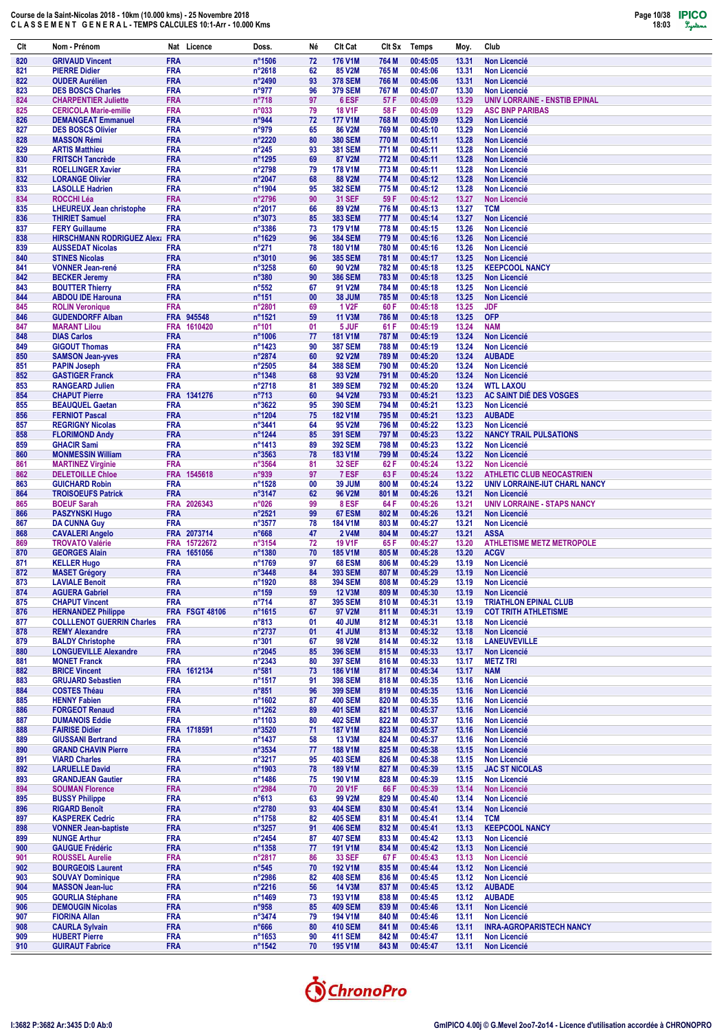Course de la Saint-Nicolas 2018 - 10km (10.000 kms) - 25 Novembre 2018
C L A S S E M E N T   G E N E R A L - TEMPS CALCULES 10:1-Arr - 10.000 Kms

| Clt | Nom - Prénom | Nat | Licence | Doss. | Né | Clt Cat | Clt Sx | Temps | Moy. | Club |
|---|---|---|---|---|---|---|---|---|---|---|
| 820 | GRIVAUD Vincent | FRA | | n°1506 | 72 | 176 V1M | 764 M | 00:45:05 | 13.31 | Non Licencié |
| 821 | PIERRE Didier | FRA | | n°2618 | 62 | 85 V2M | 765 M | 00:45:06 | 13.31 | Non Licencié |
| 822 | OUDER Aurélien | FRA | | n°2490 | 93 | 378 SEM | 766 M | 00:45:06 | 13.31 | Non Licencié |
| 823 | DES BOSCS Charles | FRA | | n°977 | 96 | 379 SEM | 767 M | 00:45:07 | 13.30 | Non Licencié |
| 824 | CHARPENTIER Juliette | FRA | | n°718 | 97 | 6 ESF | 57 F | 00:45:09 | 13.29 | UNIV LORRAINE - ENSTIB EPINAL |
| 825 | CERICOLA Marie-emilie | FRA | | n°033 | 79 | 18 V1F | 58 F | 00:45:09 | 13.29 | ASC BNP PARIBAS |
| 826 | DEMANGEAT Emmanuel | FRA | | n°944 | 72 | 177 V1M | 768 M | 00:45:09 | 13.29 | Non Licencié |
| 827 | DES BOSCS Olivier | FRA | | n°979 | 65 | 86 V2M | 769 M | 00:45:10 | 13.29 | Non Licencié |
| 828 | MASSON Rémi | FRA | | n°2220 | 80 | 380 SEM | 770 M | 00:45:11 | 13.28 | Non Licencié |
| 829 | ARTIS Matthieu | FRA | | n°245 | 93 | 381 SEM | 771 M | 00:45:11 | 13.28 | Non Licencié |
| 830 | FRITSCH Tancrède | FRA | | n°1295 | 69 | 87 V2M | 772 M | 00:45:11 | 13.28 | Non Licencié |
| 831 | ROELLINGER Xavier | FRA | | n°2798 | 79 | 178 V1M | 773 M | 00:45:11 | 13.28 | Non Licencié |
| 832 | LORANGE Olivier | FRA | | n°2047 | 68 | 88 V2M | 774 M | 00:45:12 | 13.28 | Non Licencié |
| 833 | LASOLLE Hadrien | FRA | | n°1904 | 95 | 382 SEM | 775 M | 00:45:12 | 13.28 | Non Licencié |
| 834 | ROCCHI Léa | FRA | | n°2796 | 90 | 31 SEF | 59 F | 00:45:12 | 13.27 | Non Licencié |
| 835 | LHEUREUX Jean christophe | FRA | | n°2017 | 66 | 89 V2M | 776 M | 00:45:13 | 13.27 | TCM |
| 836 | THIRIET Samuel | FRA | | n°3073 | 85 | 383 SEM | 777 M | 00:45:14 | 13.27 | Non Licencié |
| 837 | FERY Guillaume | FRA | | n°3386 | 73 | 179 V1M | 778 M | 00:45:15 | 13.26 | Non Licencié |
| 838 | HIRSCHMANN RODRIGUEZ Alex: | FRA | | n°1629 | 96 | 384 SEM | 779 M | 00:45:16 | 13.26 | Non Licencié |
| 839 | AUSSEDAT Nicolas | FRA | | n°271 | 78 | 180 V1M | 780 M | 00:45:16 | 13.26 | Non Licencié |
| 840 | STINES Nicolas | FRA | | n°3010 | 96 | 385 SEM | 781 M | 00:45:17 | 13.25 | Non Licencié |
| 841 | VONNER Jean-rené | FRA | | n°3258 | 60 | 90 V2M | 782 M | 00:45:18 | 13.25 | KEEPCOOL NANCY |
| 842 | BECKER Jeremy | FRA | | n°380 | 90 | 386 SEM | 783 M | 00:45:18 | 13.25 | Non Licencié |
| 843 | BOUTTER Thierry | FRA | | n°552 | 67 | 91 V2M | 784 M | 00:45:18 | 13.25 | Non Licencié |
| 844 | ABDOU IDE Harouna | FRA | | n°151 | 00 | 38 JUM | 785 M | 00:45:18 | 13.25 | Non Licencié |
| 845 | ROLIN Veronique | FRA | | n°2801 | 69 | 1 V2F | 60 F | 00:45:18 | 13.25 | JDF |
| 846 | GUDENDORFF Alban | FRA | 945548 | n°1521 | 59 | 11 V3M | 786 M | 00:45:18 | 13.25 | OFP |
| 847 | MARANT Lilou | FRA | 1610420 | n°101 | 01 | 5 JUF | 61 F | 00:45:19 | 13.24 | NAM |
| 848 | DIAS Carlos | FRA | | n°1006 | 77 | 181 V1M | 787 M | 00:45:19 | 13.24 | Non Licencié |
| 849 | GIGOUT Thomas | FRA | | n°1423 | 90 | 387 SEM | 788 M | 00:45:19 | 13.24 | Non Licencié |
| 850 | SAMSON Jean-yves | FRA | | n°2874 | 60 | 92 V2M | 789 M | 00:45:20 | 13.24 | AUBADE |
| 851 | PAPIN Joseph | FRA | | n°2505 | 84 | 388 SEM | 790 M | 00:45:20 | 13.24 | Non Licencié |
| 852 | GASTIGER Franck | FRA | | n°1348 | 68 | 93 V2M | 791 M | 00:45:20 | 13.24 | Non Licencié |
| 853 | RANGEARD Julien | FRA | | n°2718 | 81 | 389 SEM | 792 M | 00:45:20 | 13.24 | WTL LAXOU |
| 854 | CHAPUT Pierre | FRA | 1341276 | n°713 | 60 | 94 V2M | 793 M | 00:45:21 | 13.23 | AC SAINT DIÉ DES VOSGES |
| 855 | BEAUQUEL Gaetan | FRA | | n°3622 | 95 | 390 SEM | 794 M | 00:45:21 | 13.23 | Non Licencié |
| 856 | FERNIOT Pascal | FRA | | n°1204 | 75 | 182 V1M | 795 M | 00:45:21 | 13.23 | AUBADE |
| 857 | REGRIGNY Nicolas | FRA | | n°3441 | 64 | 95 V2M | 796 M | 00:45:22 | 13.23 | Non Licencié |
| 858 | FLORIMOND Andy | FRA | | n°1244 | 85 | 391 SEM | 797 M | 00:45:23 | 13.22 | NANCY TRAIL PULSATIONS |
| 859 | GHACIR Sami | FRA | | n°1413 | 89 | 392 SEM | 798 M | 00:45:23 | 13.22 | Non Licencié |
| 860 | MONMESSIN William | FRA | | n°3563 | 78 | 183 V1M | 799 M | 00:45:24 | 13.22 | Non Licencié |
| 861 | MARTINEZ Virginie | FRA | | n°3564 | 81 | 32 SEF | 62 F | 00:45:24 | 13.22 | Non Licencié |
| 862 | DELETOILLE Chloe | FRA | 1545618 | n°939 | 97 | 7 ESF | 63 F | 00:45:24 | 13.22 | ATHLETIC CLUB NEOCASTRIEN |
| 863 | GUICHARD Robin | FRA | | n°1528 | 00 | 39 JUM | 800 M | 00:45:24 | 13.22 | UNIV LORRAINE-IUT CHARL NANCY |
| 864 | TROISOEUFS Patrick | FRA | | n°3147 | 62 | 96 V2M | 801 M | 00:45:26 | 13.21 | Non Licencié |
| 865 | BOEUF Sarah | FRA | 2026343 | n°026 | 99 | 8 ESF | 64 F | 00:45:26 | 13.21 | UNIV LORRAINE - STAPS NANCY |
| 866 | PASZYNSKI Hugo | FRA | | n°2521 | 99 | 67 ESM | 802 M | 00:45:26 | 13.21 | Non Licencié |
| 867 | DA CUNNA Guy | FRA | | n°3577 | 78 | 184 V1M | 803 M | 00:45:27 | 13.21 | Non Licencié |
| 868 | CAVALERI Angelo | FRA | 2073714 | n°668 | 47 | 2 V4M | 804 M | 00:45:27 | 13.21 | ASSA |
| 869 | TROVATO Valérie | FRA | 15722672 | n°3154 | 72 | 19 V1F | 65 F | 00:45:27 | 13.20 | ATHLETISME METZ METROPOLE |
| 870 | GEORGES Alain | FRA | 1651056 | n°1380 | 70 | 185 V1M | 805 M | 00:45:28 | 13.20 | ACGV |
| 871 | KELLER Hugo | FRA | | n°1769 | 97 | 68 ESM | 806 M | 00:45:29 | 13.19 | Non Licencié |
| 872 | MASET Grégory | FRA | | n°3448 | 84 | 393 SEM | 807 M | 00:45:29 | 13.19 | Non Licencié |
| 873 | LAVIALE Benoit | FRA | | n°1920 | 88 | 394 SEM | 808 M | 00:45:29 | 13.19 | Non Licencié |
| 874 | AGUERA Gabriel | FRA | | n°159 | 59 | 12 V3M | 809 M | 00:45:30 | 13.19 | Non Licencié |
| 875 | CHAPUT Vincent | FRA | | n°714 | 87 | 395 SEM | 810 M | 00:45:31 | 13.19 | TRIATHLON EPINAL CLUB |
| 876 | HERNANDEZ Philippe | FRA | FSGT 48106 | n°1615 | 67 | 97 V2M | 811 M | 00:45:31 | 13.19 | COT TRITH ATHLETISME |
| 877 | COLLLENOT GUERRIN Charles | FRA | | n°813 | 01 | 40 JUM | 812 M | 00:45:31 | 13.18 | Non Licencié |
| 878 | REMY Alexandre | FRA | | n°2737 | 01 | 41 JUM | 813 M | 00:45:32 | 13.18 | Non Licencié |
| 879 | BALDY Christophe | FRA | | n°301 | 67 | 98 V2M | 814 M | 00:45:32 | 13.18 | LANEUVEVILLE |
| 880 | LONGUEVILLE Alexandre | FRA | | n°2045 | 85 | 396 SEM | 815 M | 00:45:33 | 13.17 | Non Licencié |
| 881 | MONET Franck | FRA | | n°2343 | 80 | 397 SEM | 816 M | 00:45:33 | 13.17 | METZ TRI |
| 882 | BRICE Vincent | FRA | 1612134 | n°581 | 73 | 186 V1M | 817 M | 00:45:34 | 13.17 | NAM |
| 883 | GRUJARD Sebastien | FRA | | n°1517 | 91 | 398 SEM | 818 M | 00:45:35 | 13.16 | Non Licencié |
| 884 | COSTES Théau | FRA | | n°851 | 96 | 399 SEM | 819 M | 00:45:35 | 13.16 | Non Licencié |
| 885 | HENNY Fabien | FRA | | n°1602 | 87 | 400 SEM | 820 M | 00:45:35 | 13.16 | Non Licencié |
| 886 | FORGEOT Renaud | FRA | | n°1262 | 89 | 401 SEM | 821 M | 00:45:37 | 13.16 | Non Licencié |
| 887 | DUMANOIS Eddie | FRA | | n°1103 | 80 | 402 SEM | 822 M | 00:45:37 | 13.16 | Non Licencié |
| 888 | FAIRISE Didier | FRA | 1718591 | n°3520 | 71 | 187 V1M | 823 M | 00:45:37 | 13.16 | Non Licencié |
| 889 | GIUSSANI Bertrand | FRA | | n°1437 | 58 | 13 V3M | 824 M | 00:45:37 | 13.16 | Non Licencié |
| 890 | GRAND CHAVIN Pierre | FRA | | n°3534 | 77 | 188 V1M | 825 M | 00:45:38 | 13.15 | Non Licencié |
| 891 | VIARD Charles | FRA | | n°3217 | 95 | 403 SEM | 826 M | 00:45:38 | 13.15 | Non Licencié |
| 892 | LARUELLE David | FRA | | n°1903 | 78 | 189 V1M | 827 M | 00:45:39 | 13.15 | JAC ST NICOLAS |
| 893 | GRANDJEAN Gautier | FRA | | n°1486 | 75 | 190 V1M | 828 M | 00:45:39 | 13.15 | Non Licencié |
| 894 | SOUMAN Florence | FRA | | n°2984 | 70 | 20 V1F | 66 F | 00:45:39 | 13.14 | Non Licencié |
| 895 | BUSSY Philippe | FRA | | n°613 | 63 | 99 V2M | 829 M | 00:45:40 | 13.14 | Non Licencié |
| 896 | RIGARD Benoît | FRA | | n°2780 | 93 | 404 SEM | 830 M | 00:45:41 | 13.14 | Non Licencié |
| 897 | KASPEREK Cedric | FRA | | n°1758 | 82 | 405 SEM | 831 M | 00:45:41 | 13.14 | TCM |
| 898 | VONNER Jean-baptiste | FRA | | n°3257 | 91 | 406 SEM | 832 M | 00:45:41 | 13.13 | KEEPCOOL NANCY |
| 899 | NUNGE Arthur | FRA | | n°2454 | 87 | 407 SEM | 833 M | 00:45:42 | 13.13 | Non Licencié |
| 900 | GAUGUE Frédéric | FRA | | n°1358 | 77 | 191 V1M | 834 M | 00:45:42 | 13.13 | Non Licencié |
| 901 | ROUSSEL Aurelie | FRA | | n°2817 | 86 | 33 SEF | 67 F | 00:45:43 | 13.13 | Non Licencié |
| 902 | BOURGEOIS Laurent | FRA | | n°545 | 70 | 192 V1M | 835 M | 00:45:44 | 13.12 | Non Licencié |
| 903 | SOUVAY Dominique | FRA | | n°2986 | 82 | 408 SEM | 836 M | 00:45:45 | 13.12 | Non Licencié |
| 904 | MASSON Jean-luc | FRA | | n°2216 | 56 | 14 V3M | 837 M | 00:45:45 | 13.12 | AUBADE |
| 905 | GOURLIA Stéphane | FRA | | n°1469 | 73 | 193 V1M | 838 M | 00:45:45 | 13.12 | AUBADE |
| 906 | DEMOUGIN Nicolas | FRA | | n°958 | 85 | 409 SEM | 839 M | 00:45:46 | 13.11 | Non Licencié |
| 907 | FIORINA Allan | FRA | | n°3474 | 79 | 194 V1M | 840 M | 00:45:46 | 13.11 | Non Licencié |
| 908 | CAURLA Sylvain | FRA | | n°666 | 80 | 410 SEM | 841 M | 00:45:46 | 13.11 | INRA-AGROPARISTECH NANCY |
| 909 | HUBERT Pierre | FRA | | n°1653 | 90 | 411 SEM | 842 M | 00:45:47 | 13.11 | Non Licencié |
| 910 | GUIRAUT Fabrice | FRA | | n°1542 | 70 | 195 V1M | 843 M | 00:45:47 | 13.11 | Non Licencié |

I:3682 P:3682 Ar:3435 D:0 Ab:0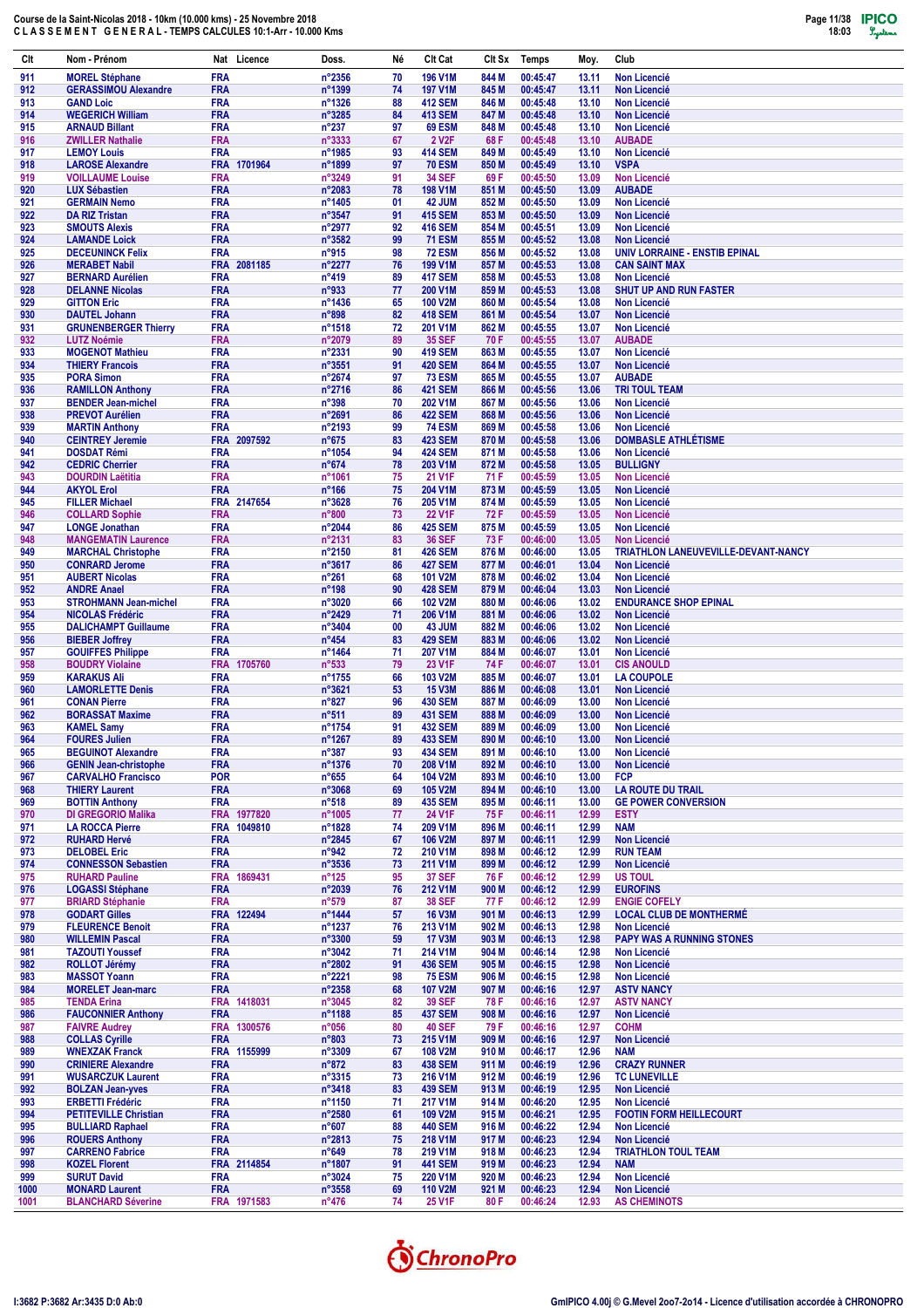**Course de la Saint-Nicolas 2018 - 10km (10.000 kms) - 25 Novembre 2018**
**C L A S S E M E N T G E N E R A L - TEMPS CALCULES 10:1-Arr - 10.000 Kms**

| Clt | Nom - Prénom | Nat | Licence | Doss. | Né | Clt Cat | Clt Sx | Temps | Moy. | Club |
|---|---|---|---|---|---|---|---|---|---|---|
| 911 | MOREL Stéphane | FRA | | n°2356 | 70 | 196 V1M | 844 M | 00:45:47 | 13.11 | Non Licencié |
| 912 | GERASSIMOU Alexandre | FRA | | n°1399 | 74 | 197 V1M | 845 M | 00:45:47 | 13.11 | Non Licencié |
| 913 | GAND Loic | FRA | | n°1326 | 88 | 412 SEM | 846 M | 00:45:48 | 13.10 | Non Licencié |
| 914 | WEGERICH William | FRA | | n°3285 | 84 | 413 SEM | 847 M | 00:45:48 | 13.10 | Non Licencié |
| 915 | ARNAUD Billant | FRA | | n°237 | 97 | 69 ESM | 848 M | 00:45:48 | 13.10 | Non Licencié |
| 916 | ZWILLER Nathalie | FRA | | n°3333 | 67 | 2 V2F | 68 F | 00:45:48 | 13.10 | AUBADE |
| 917 | LEMOY Louis | FRA | | n°1985 | 93 | 414 SEM | 849 M | 00:45:49 | 13.10 | Non Licencié |
| 918 | LAROSE Alexandre | FRA | 1701964 | n°1899 | 97 | 70 ESM | 850 M | 00:45:49 | 13.10 | VSPA |
| 919 | VOILLAUME Louise | FRA | | n°3249 | 91 | 34 SEF | 69 F | 00:45:50 | 13.09 | Non Licencié |
| 920 | LUX Sébastien | FRA | | n°2083 | 78 | 198 V1M | 851 M | 00:45:50 | 13.09 | AUBADE |
| 921 | GERMAIN Nemo | FRA | | n°1405 | 01 | 42 JUM | 852 M | 00:45:50 | 13.09 | Non Licencié |
| 922 | DA RIZ Tristan | FRA | | n°3547 | 91 | 415 SEM | 853 M | 00:45:50 | 13.09 | Non Licencié |
| 923 | SMOUTS Alexis | FRA | | n°2977 | 92 | 416 SEM | 854 M | 00:45:51 | 13.09 | Non Licencié |
| 924 | LAMANDE Loick | FRA | | n°3582 | 99 | 71 ESM | 855 M | 00:45:52 | 13.08 | Non Licencié |
| 925 | DECEUNINCK Felix | FRA | | n°915 | 98 | 72 ESM | 856 M | 00:45:52 | 13.08 | UNIV LORRAINE - ENSTIB EPINAL |
| 926 | MERABET Nabil | FRA | 2081185 | n°2277 | 76 | 199 V1M | 857 M | 00:45:53 | 13.08 | CAN SAINT MAX |
| 927 | BERNARD Aurélien | FRA | | n°419 | 89 | 417 SEM | 858 M | 00:45:53 | 13.08 | Non Licencié |
| 928 | DELANNE Nicolas | FRA | | n°933 | 77 | 200 V1M | 859 M | 00:45:53 | 13.08 | SHUT UP AND RUN FASTER |
| 929 | GITTON Eric | FRA | | n°1436 | 65 | 100 V2M | 860 M | 00:45:54 | 13.08 | Non Licencié |
| 930 | DAUTEL Johann | FRA | | n°898 | 82 | 418 SEM | 861 M | 00:45:54 | 13.07 | Non Licencié |
| 931 | GRUNENBERGER Thierry | FRA | | n°1518 | 72 | 201 V1M | 862 M | 00:45:55 | 13.07 | Non Licencié |
| 932 | LUTZ Noémie | FRA | | n°2079 | 89 | 35 SEF | 70 F | 00:45:55 | 13.07 | AUBADE |
| 933 | MOGENOT Mathieu | FRA | | n°2331 | 90 | 419 SEM | 863 M | 00:45:55 | 13.07 | Non Licencié |
| 934 | THIERY Francois | FRA | | n°3551 | 91 | 420 SEM | 864 M | 00:45:55 | 13.07 | Non Licencié |
| 935 | PORA Simon | FRA | | n°2674 | 97 | 73 ESM | 865 M | 00:45:55 | 13.07 | AUBADE |
| 936 | RAMILLON Anthony | FRA | | n°2716 | 86 | 421 SEM | 866 M | 00:45:56 | 13.06 | TRI TOUL TEAM |
| 937 | BENDER Jean-michel | FRA | | n°398 | 70 | 202 V1M | 867 M | 00:45:56 | 13.06 | Non Licencié |
| 938 | PREVOT Aurélien | FRA | | n°2691 | 86 | 422 SEM | 868 M | 00:45:56 | 13.06 | Non Licencié |
| 939 | MARTIN Anthony | FRA | | n°2193 | 99 | 74 ESM | 869 M | 00:45:58 | 13.06 | Non Licencié |
| 940 | CEINTREY Jeremie | FRA | 2097592 | n°675 | 83 | 423 SEM | 870 M | 00:45:58 | 13.06 | DOMBASLE ATHLÉTISME |
| 941 | DOSDAT Rémi | FRA | | n°1054 | 94 | 424 SEM | 871 M | 00:45:58 | 13.06 | Non Licencié |
| 942 | CEDRIC Cherrier | FRA | | n°674 | 78 | 203 V1M | 872 M | 00:45:58 | 13.05 | BULLIGNY |
| 943 | DOURDIN Laëtitia | FRA | | n°1061 | 75 | 21 V1F | 71 F | 00:45:59 | 13.05 | Non Licencié |
| 944 | AKYOL Erol | FRA | | n°166 | 75 | 204 V1M | 873 M | 00:45:59 | 13.05 | Non Licencié |
| 945 | FILLER Michael | FRA | 2147654 | n°3628 | 76 | 205 V1M | 874 M | 00:45:59 | 13.05 | Non Licencié |
| 946 | COLLARD Sophie | FRA | | n°800 | 73 | 22 V1F | 72 F | 00:45:59 | 13.05 | Non Licencié |
| 947 | LONGE Jonathan | FRA | | n°2044 | 86 | 425 SEM | 875 M | 00:45:59 | 13.05 | Non Licencié |
| 948 | MANGEMATIN Laurence | FRA | | n°2131 | 83 | 36 SEF | 73 F | 00:46:00 | 13.05 | Non Licencié |
| 949 | MARCHAL Christophe | FRA | | n°2150 | 81 | 426 SEM | 876 M | 00:46:00 | 13.05 | TRIATHLON LANEUVEVILLE-DEVANT-NANCY |
| 950 | CONRARD Jerome | FRA | | n°3617 | 86 | 427 SEM | 877 M | 00:46:01 | 13.04 | Non Licencié |
| 951 | AUBERT Nicolas | FRA | | n°261 | 68 | 101 V2M | 878 M | 00:46:02 | 13.04 | Non Licencié |
| 952 | ANDRE Anael | FRA | | n°198 | 90 | 428 SEM | 879 M | 00:46:04 | 13.03 | Non Licencié |
| 953 | STROHMANN Jean-michel | FRA | | n°3020 | 66 | 102 V2M | 880 M | 00:46:06 | 13.02 | ENDURANCE SHOP EPINAL |
| 954 | NICOLAS Frédéric | FRA | | n°2429 | 71 | 206 V1M | 881 M | 00:46:06 | 13.02 | Non Licencié |
| 955 | DALICHAMPT Guillaume | FRA | | n°3404 | 00 | 43 JUM | 882 M | 00:46:06 | 13.02 | Non Licencié |
| 956 | BIEBER Joffrey | FRA | | n°454 | 83 | 429 SEM | 883 M | 00:46:06 | 13.02 | Non Licencié |
| 957 | GOUIFFES Philippe | FRA | | n°1464 | 71 | 207 V1M | 884 M | 00:46:07 | 13.01 | Non Licencié |
| 958 | BOUDRY Violaine | FRA | 1705760 | n°533 | 79 | 23 V1F | 74 F | 00:46:07 | 13.01 | CIS ANOULD |
| 959 | KARAKUS Ali | FRA | | n°1755 | 66 | 103 V2M | 885 M | 00:46:07 | 13.01 | LA COUPOLE |
| 960 | LAMORLETTE Denis | FRA | | n°3621 | 53 | 15 V3M | 886 M | 00:46:08 | 13.01 | Non Licencié |
| 961 | CONAN Pierre | FRA | | n°827 | 96 | 430 SEM | 887 M | 00:46:09 | 13.00 | Non Licencié |
| 962 | BORASSAT Maxime | FRA | | n°511 | 89 | 431 SEM | 888 M | 00:46:09 | 13.00 | Non Licencié |
| 963 | KAMEL Samy | FRA | | n°1754 | 91 | 432 SEM | 889 M | 00:46:09 | 13.00 | Non Licencié |
| 964 | FOURES Julien | FRA | | n°1267 | 89 | 433 SEM | 890 M | 00:46:10 | 13.00 | Non Licencié |
| 965 | BEGUINOT Alexandre | FRA | | n°387 | 93 | 434 SEM | 891 M | 00:46:10 | 13.00 | Non Licencié |
| 966 | GENIN Jean-christophe | FRA | | n°1376 | 70 | 208 V1M | 892 M | 00:46:10 | 13.00 | Non Licencié |
| 967 | CARVALHO Francisco | POR | | n°655 | 64 | 104 V2M | 893 M | 00:46:10 | 13.00 | FCP |
| 968 | THIERY Laurent | FRA | | n°3068 | 69 | 105 V2M | 894 M | 00:46:10 | 13.00 | LA ROUTE DU TRAIL |
| 969 | BOTTIN Anthony | FRA | | n°518 | 89 | 435 SEM | 895 M | 00:46:11 | 13.00 | GE POWER CONVERSION |
| 970 | DI GREGORIO Malika | FRA | 1977820 | n°1005 | 77 | 24 V1F | 75 F | 00:46:11 | 12.99 | ESTY |
| 971 | LA ROCCA Pierre | FRA | 1049810 | n°1828 | 74 | 209 V1M | 896 M | 00:46:11 | 12.99 | NAM |
| 972 | RUHARD Hervé | FRA | | n°2845 | 67 | 106 V2M | 897 M | 00:46:11 | 12.99 | Non Licencié |
| 973 | DELOBEL Eric | FRA | | n°942 | 72 | 210 V1M | 898 M | 00:46:12 | 12.99 | RUN TEAM |
| 974 | CONNESSON Sebastien | FRA | | n°3536 | 73 | 211 V1M | 899 M | 00:46:12 | 12.99 | Non Licencié |
| 975 | RUHARD Pauline | FRA | 1869431 | n°125 | 95 | 37 SEF | 76 F | 00:46:12 | 12.99 | US TOUL |
| 976 | LOGASSI Stéphane | FRA | | n°2039 | 76 | 212 V1M | 900 M | 00:46:12 | 12.99 | EUROFINS |
| 977 | BRIARD Stéphanie | FRA | | n°579 | 87 | 38 SEF | 77 F | 00:46:12 | 12.99 | ENGIE COFELY |
| 978 | GODART Gilles | FRA | 122494 | n°1444 | 57 | 16 V3M | 901 M | 00:46:13 | 12.99 | LOCAL CLUB DE MONTHERMÉ |
| 979 | FLEURENCE Benoit | FRA | | n°1237 | 76 | 213 V1M | 902 M | 00:46:13 | 12.98 | Non Licencié |
| 980 | WILLEMIN Pascal | FRA | | n°3300 | 59 | 17 V3M | 903 M | 00:46:13 | 12.98 | PAPY WAS A RUNNING STONES |
| 981 | TAZOUTI Youssef | FRA | | n°3042 | 71 | 214 V1M | 904 M | 00:46:14 | 12.98 | Non Licencié |
| 982 | ROLLOT Jérémy | FRA | | n°2802 | 91 | 436 SEM | 905 M | 00:46:15 | 12.98 | Non Licencié |
| 983 | MASSOT Yoann | FRA | | n°2221 | 98 | 75 ESM | 906 M | 00:46:15 | 12.98 | Non Licencié |
| 984 | MORELET Jean-marc | FRA | | n°2358 | 68 | 107 V2M | 907 M | 00:46:16 | 12.97 | ASTV NANCY |
| 985 | TENDA Erina | FRA | 1418031 | n°3045 | 82 | 39 SEF | 78 F | 00:46:16 | 12.97 | ASTV NANCY |
| 986 | FAUCONNIER Anthony | FRA | | n°1188 | 85 | 437 SEM | 908 M | 00:46:16 | 12.97 | Non Licencié |
| 987 | FAIVRE Audrey | FRA | 1300576 | n°056 | 80 | 40 SEF | 79 F | 00:46:16 | 12.97 | COHM |
| 988 | COLLAS Cyrille | FRA | | n°803 | 73 | 215 V1M | 909 M | 00:46:16 | 12.97 | Non Licencié |
| 989 | WNEXZAK Franck | FRA | 1155999 | n°3309 | 67 | 108 V2M | 910 M | 00:46:17 | 12.96 | NAM |
| 990 | CRINIERE Alexandre | FRA | | n°872 | 83 | 438 SEM | 911 M | 00:46:19 | 12.96 | CRAZY RUNNER |
| 991 | WUSARCZUK Laurent | FRA | | n°3315 | 73 | 216 V1M | 912 M | 00:46:19 | 12.96 | TC LUNEVILLE |
| 992 | BOLZAN Jean-yves | FRA | | n°3418 | 83 | 439 SEM | 913 M | 00:46:19 | 12.95 | Non Licencié |
| 993 | ERBETTI Frédéric | FRA | | n°1150 | 71 | 217 V1M | 914 M | 00:46:20 | 12.95 | Non Licencié |
| 994 | PETITEVILLE Christian | FRA | | n°2580 | 61 | 109 V2M | 915 M | 00:46:21 | 12.95 | FOOTIN FORM HEILLECOURT |
| 995 | BULLIARD Raphael | FRA | | n°607 | 88 | 440 SEM | 916 M | 00:46:22 | 12.94 | Non Licencié |
| 996 | ROUERS Anthony | FRA | | n°2813 | 75 | 218 V1M | 917 M | 00:46:23 | 12.94 | Non Licencié |
| 997 | CARRENO Fabrice | FRA | | n°649 | 78 | 219 V1M | 918 M | 00:46:23 | 12.94 | TRIATHLON TOUL TEAM |
| 998 | KOZEL Florent | FRA | 2114854 | n°1807 | 91 | 441 SEM | 919 M | 00:46:23 | 12.94 | NAM |
| 999 | SURUT David | FRA | | n°3024 | 75 | 220 V1M | 920 M | 00:46:23 | 12.94 | Non Licencié |
| 1000 | MONARD Laurent | FRA | | n°3558 | 69 | 110 V2M | 921 M | 00:46:23 | 12.94 | Non Licencié |
| 1001 | BLANCHARD Séverine | FRA | 1971583 | n°476 | 74 | 25 V1F | 80 F | 00:46:24 | 12.93 | AS CHEMINOTS |

I:3682 P:3682 Ar:3435 D:0 Ab:0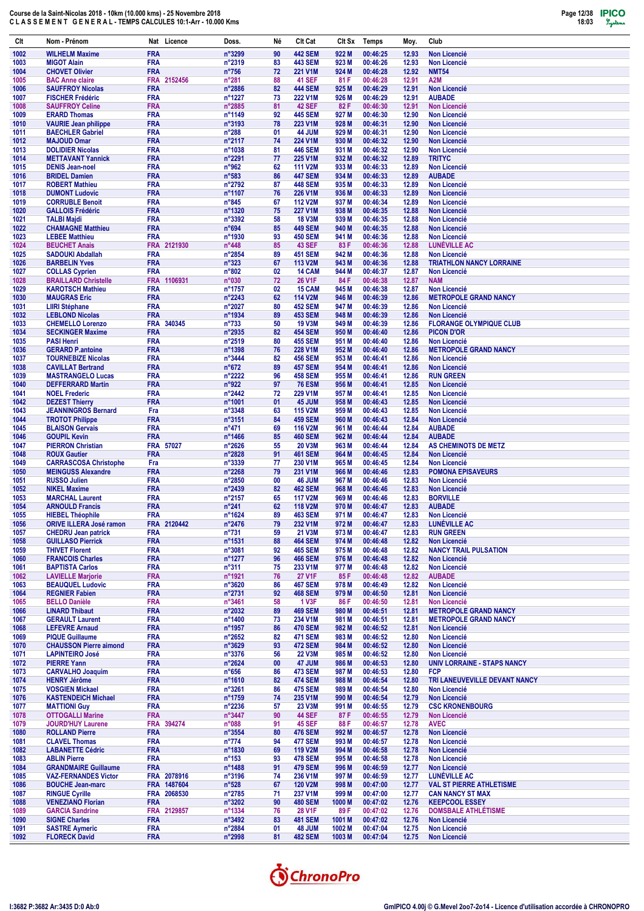Course de la Saint-Nicolas 2018 - 10km (10.000 kms) - 25 Novembre 2018
C L A S S E M E N T G E N E R A L - TEMPS CALCULES 10:1-Arr - 10.000 Kms

| Clt | Nom - Prénom | Nat | Licence | Doss. | Né | Clt Cat | Clt Sx | Temps | Moy. | Club |
|---|---|---|---|---|---|---|---|---|---|---|
| 1002 | WILHELM Maxime | FRA | | n°3299 | 90 | 442 SEM | 922 M | 00:46:25 | 12.93 | Non Licencié |
| 1003 | MIGOT Alain | FRA | | n°2319 | 83 | 443 SEM | 923 M | 00:46:26 | 12.93 | Non Licencié |
| 1004 | CHOVET Olivier | FRA | | n°756 | 72 | 221 V1M | 924 M | 00:46:28 | 12.92 | NMT54 |
| 1005 | BAC Anne claire | FRA | 2152456 | n°281 | 88 | 41 SEF | 81 F | 00:46:28 | 12.91 | A2M |
| 1006 | SAUFFROY Nicolas | FRA | | n°2886 | 82 | 444 SEM | 925 M | 00:46:29 | 12.91 | Non Licencié |
| 1007 | FISCHER Frédéric | FRA | | n°1227 | 73 | 222 V1M | 926 M | 00:46:29 | 12.91 | AUBADE |
| 1008 | SAUFFROY Celine | FRA | | n°2885 | 81 | 42 SEF | 82 F | 00:46:30 | 12.91 | Non Licencié |
| 1009 | ERARD Thomas | FRA | | n°1149 | 92 | 445 SEM | 927 M | 00:46:30 | 12.90 | Non Licencié |
| 1010 | VAURIE Jean philippe | FRA | | n°3193 | 78 | 223 V1M | 928 M | 00:46:31 | 12.90 | Non Licencié |
| 1011 | BAECHLER Gabriel | FRA | | n°288 | 01 | 44 JUM | 929 M | 00:46:31 | 12.90 | Non Licencié |
| 1012 | MAJOUD Omar | FRA | | n°2117 | 74 | 224 V1M | 930 M | 00:46:32 | 12.90 | Non Licencié |
| 1013 | DOLIDIER Nicolas | FRA | | n°1038 | 81 | 446 SEM | 931 M | 00:46:32 | 12.90 | Non Licencié |
| 1014 | METTAVANT Yannick | FRA | | n°2291 | 77 | 225 V1M | 932 M | 00:46:32 | 12.89 | TRITYC |
| 1015 | DENIS Jean-noel | FRA | | n°962 | 62 | 111 V2M | 933 M | 00:46:33 | 12.89 | Non Licencié |
| 1016 | BRIDEL Damien | FRA | | n°583 | 86 | 447 SEM | 934 M | 00:46:33 | 12.89 | AUBADE |
| 1017 | ROBERT Mathieu | FRA | | n°2792 | 87 | 448 SEM | 935 M | 00:46:33 | 12.89 | Non Licencié |
| 1018 | DUMONT Ludovic | FRA | | n°1107 | 76 | 226 V1M | 936 M | 00:46:33 | 12.89 | Non Licencié |
| 1019 | CORRUBLE Benoit | FRA | | n°845 | 67 | 112 V2M | 937 M | 00:46:34 | 12.89 | Non Licencié |
| 1020 | GALLOIS Frédéric | FRA | | n°1320 | 75 | 227 V1M | 938 M | 00:46:35 | 12.88 | Non Licencié |
| 1021 | TALBI Majdi | FRA | | n°3392 | 58 | 18 V3M | 939 M | 00:46:35 | 12.88 | Non Licencié |
| 1022 | CHAMAGNE Matthieu | FRA | | n°694 | 85 | 449 SEM | 940 M | 00:46:35 | 12.88 | Non Licencié |
| 1023 | LEBEE Matthieu | FRA | | n°1930 | 93 | 450 SEM | 941 M | 00:46:36 | 12.88 | Non Licencié |
| 1024 | BEUCHET Anais | FRA | 2121930 | n°448 | 85 | 43 SEF | 83 F | 00:46:36 | 12.88 | LUNÉVILLE AC |
| 1025 | SADOUKI Abdallah | FRA | | n°2854 | 89 | 451 SEM | 942 M | 00:46:36 | 12.88 | Non Licencié |
| 1026 | BARBELIN Yves | FRA | | n°323 | 67 | 113 V2M | 943 M | 00:46:36 | 12.88 | TRIATHLON NANCY LORRAINE |
| 1027 | COLLAS Cyprien | FRA | | n°802 | 02 | 14 CAM | 944 M | 00:46:37 | 12.87 | Non Licencié |
| 1028 | BRAILLARD Christelle | FRA | 1106931 | n°030 | 72 | 26 V1F | 84 F | 00:46:38 | 12.87 | NAM |
| 1029 | KAROTSCH Mathieu | FRA | | n°1757 | 02 | 15 CAM | 945 M | 00:46:38 | 12.87 | Non Licencié |
| 1030 | MAUGRAS Eric | FRA | | n°2243 | 62 | 114 V2M | 946 M | 00:46:39 | 12.86 | METROPOLE GRAND NANCY |
| 1031 | LIIRI Stéphane | FRA | | n°2027 | 80 | 452 SEM | 947 M | 00:46:39 | 12.86 | Non Licencié |
| 1032 | LEBLOND Nicolas | FRA | | n°1934 | 89 | 453 SEM | 948 M | 00:46:39 | 12.86 | Non Licencié |
| 1033 | CHEMELLO Lorenzo | FRA | 340345 | n°733 | 50 | 19 V3M | 949 M | 00:46:39 | 12.86 | FLORANGE OLYMPIQUE CLUB |
| 1034 | SECKINGER Maxime | FRA | | n°2935 | 82 | 454 SEM | 950 M | 00:46:40 | 12.86 | PICON D'OR |
| 1035 | PASI Henri | FRA | | n°2519 | 80 | 455 SEM | 951 M | 00:46:40 | 12.86 | Non Licencié |
| 1036 | GERARD P.antoine | FRA | | n°1398 | 76 | 228 V1M | 952 M | 00:46:40 | 12.86 | METROPOLE GRAND NANCY |
| 1037 | TOURNEBIZE Nicolas | FRA | | n°3444 | 82 | 456 SEM | 953 M | 00:46:41 | 12.86 | Non Licencié |
| 1038 | CAVILLAT Bertrand | FRA | | n°672 | 89 | 457 SEM | 954 M | 00:46:41 | 12.86 | Non Licencié |
| 1039 | MASTRANGELO Lucas | FRA | | n°2222 | 96 | 458 SEM | 955 M | 00:46:41 | 12.86 | RUN GREEN |
| 1040 | DEFFERRARD Martin | FRA | | n°922 | 97 | 76 ESM | 956 M | 00:46:41 | 12.85 | Non Licencié |
| 1041 | NOEL Frederic | FRA | | n°2442 | 72 | 229 V1M | 957 M | 00:46:41 | 12.85 | Non Licencié |
| 1042 | DEZEST Thierry | FRA | | n°1001 | 01 | 45 JUM | 958 M | 00:46:43 | 12.85 | Non Licencié |
| 1043 | JEANNINGROS Bernard | Fra | | n°3348 | 63 | 115 V2M | 959 M | 00:46:43 | 12.85 | Non Licencié |
| 1044 | TROTOT Philippe | FRA | | n°3151 | 84 | 459 SEM | 960 M | 00:46:43 | 12.84 | Non Licencié |
| 1045 | BLAISON Gervais | FRA | | n°471 | 69 | 116 V2M | 961 M | 00:46:44 | 12.84 | AUBADE |
| 1046 | GOUPIL Kevin | FRA | | n°1466 | 85 | 460 SEM | 962 M | 00:46:44 | 12.84 | AUBADE |
| 1047 | PIERRON Christian | FRA | 57027 | n°2626 | 55 | 20 V3M | 963 M | 00:46:44 | 12.84 | AS CHEMINOTS DE METZ |
| 1048 | ROUX Gautier | FRA | | n°2828 | 91 | 461 SEM | 964 M | 00:46:45 | 12.84 | Non Licencié |
| 1049 | CARRASCOSA Christophe | Fra | | n°3339 | 77 | 230 V1M | 965 M | 00:46:45 | 12.84 | Non Licencié |
| 1050 | MEINGUSS Alexandre | FRA | | n°2268 | 79 | 231 V1M | 966 M | 00:46:46 | 12.83 | POMONA EPISAVEURS |
| 1051 | RUSSO Julien | FRA | | n°2850 | 00 | 46 JUM | 967 M | 00:46:46 | 12.83 | Non Licencié |
| 1052 | NIKEL Maxime | FRA | | n°2439 | 82 | 462 SEM | 968 M | 00:46:46 | 12.83 | Non Licencié |
| 1053 | MARCHAL Laurent | FRA | | n°2157 | 65 | 117 V2M | 969 M | 00:46:46 | 12.83 | BORVILLE |
| 1054 | ARNOULD Francis | FRA | | n°241 | 62 | 118 V2M | 970 M | 00:46:47 | 12.83 | AUBADE |
| 1055 | HIEBEL Théophile | FRA | | n°1624 | 89 | 463 SEM | 971 M | 00:46:47 | 12.83 | Non Licencié |
| 1056 | ORIVE ILLERA José ramon | FRA | 2120442 | n°2476 | 79 | 232 V1M | 972 M | 00:46:47 | 12.83 | LUNÉVILLE AC |
| 1057 | CHEDRU Jean patrick | FRA | | n°731 | 59 | 21 V3M | 973 M | 00:46:47 | 12.83 | RUN GREEN |
| 1058 | GUILLASO Pierrick | FRA | | n°1531 | 88 | 464 SEM | 974 M | 00:46:48 | 12.82 | Non Licencié |
| 1059 | THIVET Florent | FRA | | n°3081 | 92 | 465 SEM | 975 M | 00:46:48 | 12.82 | NANCY TRAIL PULSATION |
| 1060 | FRANCOIS Charles | FRA | | n°1277 | 96 | 466 SEM | 976 M | 00:46:48 | 12.82 | Non Licencié |
| 1061 | BAPTISTA Carlos | FRA | | n°311 | 75 | 233 V1M | 977 M | 00:46:48 | 12.82 | Non Licencié |
| 1062 | LAVIELLE Marjorie | FRA | | n°1921 | 76 | 27 V1F | 85 F | 00:46:48 | 12.82 | AUBADE |
| 1063 | BEAUQUEL Ludovic | FRA | | n°3620 | 86 | 467 SEM | 978 M | 00:46:49 | 12.82 | Non Licencié |
| 1064 | REGNIER Fabien | FRA | | n°2731 | 92 | 468 SEM | 979 M | 00:46:50 | 12.81 | Non Licencié |
| 1065 | BELLO Danièle | FRA | | n°3461 | 58 | 1 V3F | 86 F | 00:46:50 | 12.81 | Non Licencié |
| 1066 | LINARD Thibaut | FRA | | n°2032 | 89 | 469 SEM | 980 M | 00:46:51 | 12.81 | METROPOLE GRAND NANCY |
| 1067 | GERAULT Laurent | FRA | | n°1400 | 73 | 234 V1M | 981 M | 00:46:51 | 12.81 | METROPOLE GRAND NANCY |
| 1068 | LEFEVRE Arnaud | FRA | | n°1957 | 86 | 470 SEM | 982 M | 00:46:52 | 12.81 | Non Licencié |
| 1069 | PIQUE Guillaume | FRA | | n°2652 | 82 | 471 SEM | 983 M | 00:46:52 | 12.80 | Non Licencié |
| 1070 | CHAUSSON Pierre aimond | FRA | | n°3629 | 93 | 472 SEM | 984 M | 00:46:52 | 12.80 | Non Licencié |
| 1071 | LAPINTEIRO José | FRA | | n°3376 | 56 | 22 V3M | 985 M | 00:46:52 | 12.80 | Non Licencié |
| 1072 | PIERRE Yann | FRA | | n°2624 | 00 | 47 JUM | 986 M | 00:46:53 | 12.80 | UNIV LORRAINE - STAPS NANCY |
| 1073 | CARVALHO Joaquim | FRA | | n°656 | 86 | 473 SEM | 987 M | 00:46:53 | 12.80 | FCP |
| 1074 | HENRY Jérôme | FRA | | n°1610 | 82 | 474 SEM | 988 M | 00:46:54 | 12.80 | TRI LANEUVEVILLE DEVANT NANCY |
| 1075 | VOSGIEN Mickael | FRA | | n°3261 | 86 | 475 SEM | 989 M | 00:46:54 | 12.80 | Non Licencié |
| 1076 | KASTENDEICH Michael | FRA | | n°1759 | 74 | 235 V1M | 990 M | 00:46:54 | 12.79 | Non Licencié |
| 1077 | MATTIONI Guy | FRA | | n°2236 | 57 | 23 V3M | 991 M | 00:46:55 | 12.79 | CSC KRONENBOURG |
| 1078 | OTTOGALLI Marine | FRA | | n°3447 | 90 | 44 SEF | 87 F | 00:46:55 | 12.79 | Non Licencié |
| 1079 | JOURD'HUY Laurene | FRA | 394274 | n°088 | 91 | 45 SEF | 88 F | 00:46:57 | 12.78 | AVEC |
| 1080 | ROLLAND Pierre | FRA | | n°3554 | 80 | 476 SEM | 992 M | 00:46:57 | 12.78 | Non Licencié |
| 1081 | CLAVEL Thomas | FRA | | n°774 | 94 | 477 SEM | 993 M | 00:46:57 | 12.78 | Non Licencié |
| 1082 | LABANETTE Cédric | FRA | | n°1830 | 69 | 119 V2M | 994 M | 00:46:58 | 12.78 | Non Licencié |
| 1083 | ABLIN Pierre | FRA | | n°153 | 93 | 478 SEM | 995 M | 00:46:58 | 12.78 | Non Licencié |
| 1084 | GRANDMAIRE Guillaume | FRA | | n°1488 | 91 | 479 SEM | 996 M | 00:46:59 | 12.77 | Non Licencié |
| 1085 | VAZ-FERNANDES Victor | FRA | 2078916 | n°3196 | 74 | 236 V1M | 997 M | 00:46:59 | 12.77 | LUNÉVILLE AC |
| 1086 | BOUCHE Jean-marc | FRA | 1487604 | n°528 | 67 | 120 V2M | 998 M | 00:47:00 | 12.77 | VAL ST PIERRE ATHLETISME |
| 1087 | RINGUE Cyrille | FRA | 2068530 | n°2785 | 71 | 237 V1M | 999 M | 00:47:00 | 12.77 | CAN NANCY ST MAX |
| 1088 | VENEZIANO Florian | FRA | | n°3202 | 90 | 480 SEM | 1000 M | 00:47:02 | 12.76 | KEEPCOOL ESSEY |
| 1089 | GARCIA Sandrine | FRA | 2129857 | n°1334 | 76 | 28 V1F | 89 F | 00:47:02 | 12.76 | DOMSBALE ATHLÉTISME |
| 1090 | SIGNE Charles | FRA | | n°3492 | 83 | 481 SEM | 1001 M | 00:47:02 | 12.76 | Non Licencié |
| 1091 | SASTRE Aymeric | FRA | | n°2884 | 01 | 48 JUM | 1002 M | 00:47:04 | 12.75 | Non Licencié |
| 1092 | FLORECK David | FRA | | n°2998 | 81 | 482 SEM | 1003 M | 00:47:04 | 12.75 | Non Licencié |

I:3682 P:3682 Ar:3435 D:0 Ab:0

GmIPICO 4.00j © G.Mevel 2oo7-2o14 - Licence d'utilisation accordée à CHRONOPRO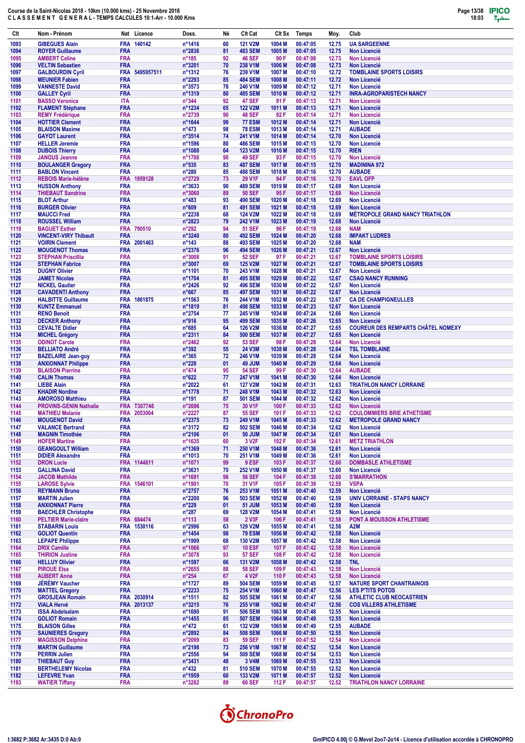**Course de la Saint-Nicolas 2018 - 10km (10.000 kms) - 25 Novembre 2018**
**C L A S S E M E N T G E N E R A L - TEMPS CALCULES 10:1-Arr - 10.000 Kms**

| Clt | Nom - Prénom | Nat | Licence | Doss. | Né | Clt Cat | Clt Sx | Temps | Moy. | Club |
|---|---|---|---|---|---|---|---|---|---|---|
| 1093 | GIBEGUES Alain | FRA | 140142 | n°1416 | 60 | 121 V2M | 1004 M | 00:47:05 | 12.75 | UA SARGEENNE |
| 1094 | ROYER Guillaume | FRA | | n°2836 | 81 | 483 SEM | 1005 M | 00:47:05 | 12.75 | Non Licencié |
| 1095 | AMBERT Celine | FRA | | n°185 | 92 | 46 SEF | 90 F | 00:47:08 | 12.73 | Non Licencié |
| 1096 | VELTIN Sebastien | FRA | | n°3201 | 70 | 238 V1M | 1006 M | 00:47:08 | 12.73 | Non Licencié |
| 1097 | GALBOURDIN Cyril | FRA | 5495957511 | n°1312 | 76 | 239 V1M | 1007 M | 00:47:10 | 12.72 | TOMBLAINE SPORTS LOISIRS |
| 1098 | MEUNIER Fabien | FRA | | n°2293 | 85 | 484 SEM | 1008 M | 00:47:11 | 12.72 | Non Licencié |
| 1099 | VANNESTE David | FRA | | n°3573 | 78 | 240 V1M | 1009 M | 00:47:12 | 12.71 | Non Licencié |
| 1100 | GALLEY Cyril | FRA | | n°1319 | 80 | 485 SEM | 1010 M | 00:47:12 | 12.71 | INRA-AGROPARISTECH NANCY |
| 1101 | BASSO Veronica | ITA | | n°344 | 92 | 47 SEF | 91 F | 00:47:13 | 12.71 | Non Licencié |
| 1102 | FLAMENT Stéphane | FRA | | n°1234 | 65 | 122 V2M | 1011 M | 00:47:13 | 12.71 | Non Licencié |
| 1103 | REMY Frédérique | FRA | | n°2739 | 90 | 48 SEF | 92 F | 00:47:14 | 12.71 | Non Licencié |
| 1104 | HOTTIER Clement | FRA | | n°1644 | 99 | 77 ESM | 1012 M | 00:47:14 | 12.71 | Non Licencié |
| 1105 | BLAISON Maxime | FRA | | n°473 | 98 | 78 ESM | 1013 M | 00:47:14 | 12.71 | AUBADE |
| 1106 | GAYOT Laurent | FRA | | n°3514 | 74 | 241 V1M | 1014 M | 00:47:14 | 12.70 | Non Licencié |
| 1107 | HELLER Jeremie | FRA | | n°1596 | 80 | 486 SEM | 1015 M | 00:47:15 | 12.70 | Non Licencié |
| 1108 | DUBOIS Thierry | FRA | | n°1088 | 64 | 123 V2M | 1016 M | 00:47:15 | 12.70 | RIEN |
| 1109 | JANOUS Jeanne | FRA | | n°1708 | 90 | 49 SEF | 93 F | 00:47:15 | 12.70 | Non Licencié |
| 1110 | BOULANGER Gregory | FRA | | n°535 | 83 | 487 SEM | 1017 M | 00:47:15 | 12.70 | MADININA 972 |
| 1111 | BABLON Vincent | FRA | | n°280 | 85 | 488 SEM | 1018 M | 00:47:16 | 12.70 | AUBADE |
| 1112 | REBOIS Marie-hélène | FRA | 1959128 | n°2729 | 73 | 29 V1F | 94 F | 00:47:16 | 12.70 | EAVL OFP |
| 1113 | HUSSON Anthony | FRA | | n°3633 | 90 | 489 SEM | 1019 M | 00:47:17 | 12.69 | Non Licencié |
| 1114 | THIEBAUT Sandrine | FRA | | n°3060 | 89 | 50 SEF | 95 F | 00:47:17 | 12.69 | Non Licencié |
| 1115 | BLOT Arthur | FRA | | n°483 | 93 | 490 SEM | 1020 M | 00:47:18 | 12.69 | Non Licencié |
| 1116 | BURGER Olivier | FRA | | n°609 | 81 | 491 SEM | 1021 M | 00:47:18 | 12.69 | Non Licencié |
| 1117 | MAUCCI Fred | FRA | | n°2238 | 68 | 124 V2M | 1022 M | 00:47:18 | 12.69 | MÉTROPOLE GRAND NANCY TRIATHLON |
| 1118 | ROUSSEL William | FRA | | n°2823 | 79 | 242 V1M | 1023 M | 00:47:19 | 12.68 | Non Licencié |
| 1119 | BAGUET Esther | FRA | 790510 | n°292 | 94 | 51 SEF | 96 F | 00:47:19 | 12.68 | NAM |
| 1120 | VINCENT-VIRY Thibault | FRA | | n°3240 | 80 | 492 SEM | 1024 M | 00:47:20 | 12.68 | IMPAKT LUDRES |
| 1121 | VOIRIN Clement | FRA | 2001463 | n°143 | 88 | 493 SEM | 1025 M | 00:47:20 | 12.68 | NAM |
| 1122 | MOUGENOT Thomas | FRA | | n°2376 | 96 | 494 SEM | 1026 M | 00:47:21 | 12.67 | Non Licencié |
| 1123 | STEPHAN Priscillia | FRA | | n°3008 | 91 | 52 SEF | 97 F | 00:47:21 | 12.67 | TOMBLAINE SPORTS LOISIRS |
| 1124 | STEPHAN Fabrice | FRA | | n°3007 | 69 | 125 V2M | 1027 M | 00:47:21 | 12.67 | TOMBLAINE SPORTS LOISIRS |
| 1125 | DUGNY Olivier | FRA | | n°1101 | 70 | 243 V1M | 1028 M | 00:47:21 | 12.67 | Non Licencié |
| 1126 | JAMET Nicolas | FRA | | n°1704 | 81 | 495 SEM | 1029 M | 00:47:22 | 12.67 | CSAG NANCY RUNNING |
| 1127 | NICKEL Gautier | FRA | | n°2426 | 92 | 496 SEM | 1030 M | 00:47:22 | 12.67 | Non Licencié |
| 1128 | CAVADENTI Anthony | FRA | | n°667 | 85 | 497 SEM | 1031 M | 00:47:22 | 12.67 | Non Licencié |
| 1129 | HALBITTE Guillaume | FRA | 1861875 | n°1563 | 76 | 244 V1M | 1032 M | 00:47:22 | 12.67 | CA DE CHAMPIGNEULLES |
| 1130 | KUNTZ Emmanuel | FRA | | n°1819 | 81 | 498 SEM | 1033 M | 00:47:23 | 12.67 | Non Licencié |
| 1131 | RENO Benoit | FRA | | n°2754 | 77 | 245 V1M | 1034 M | 00:47:24 | 12.66 | Non Licencié |
| 1132 | DECKER Anthony | FRA | | n°916 | 95 | 499 SEM | 1035 M | 00:47:26 | 12.65 | Non Licencié |
| 1133 | CEVALTE Didier | FRA | | n°685 | 64 | 126 V2M | 1036 M | 00:47:27 | 12.65 | COUREUR DES REMPARTS CHÂTEL NOMEXY |
| 1134 | MICHEL Grégory | FRA | | n°2311 | 84 | 500 SEM | 1037 M | 00:47:27 | 12.65 | Non Licencié |
| 1135 | ODINOT Carole | FRA | | n°2462 | 92 | 53 SEF | 98 F | 00:47:28 | 12.64 | Non Licencié |
| 1136 | BELLIATO André | FRA | | n°392 | 55 | 24 V3M | 1038 M | 00:47:28 | 12.64 | TSL TOMBLAINE |
| 1137 | BAZELAIRE Jean-guy | FRA | | n°365 | 72 | 246 V1M | 1039 M | 00:47:28 | 12.64 | Non Licencié |
| 1138 | ANXIONNAT Philippe | FRA | | n°228 | 01 | 49 JUM | 1040 M | 00:47:29 | 12.64 | Non Licencié |
| 1139 | BLAISON Pierrine | FRA | | n°474 | 95 | 54 SEF | 99 F | 00:47:30 | 12.64 | AUBADE |
| 1140 | CALIN Thomas | FRA | | n°622 | 77 | 247 V1M | 1041 M | 00:47:30 | 12.64 | Non Licencié |
| 1141 | LIEBE Alain | FRA | | n°2022 | 61 | 127 V2M | 1042 M | 00:47:31 | 12.63 | TRIATHLON NANCY LORRAINE |
| 1142 | KHADIR Nordine | FRA | | n°1778 | 71 | 248 V1M | 1043 M | 00:47:32 | 12.63 | Non Licencié |
| 1143 | AMOROSO Matthieu | FRA | | n°191 | 87 | 501 SEM | 1044 M | 00:47:32 | 12.62 | Non Licencié |
| 1144 | PROVINS-GENIN Nathalie | FRA | T307746 | n°2696 | 75 | 30 V1F | 100 F | 00:47:33 | 12.62 | Non Licencié |
| 1145 | MATHIEU Melanie | FRA | 2053004 | n°2227 | 87 | 55 SEF | 101 F | 00:47:33 | 12.62 | COULOMMIERS BRIE ATHETISME |
| 1146 | MOUGENOT David | FRA | | n°2375 | 73 | 249 V1M | 1045 M | 00:47:33 | 12.62 | METROPOLE GRAND NANCY |
| 1147 | VALANCE Bertrand | FRA | | n°3172 | 82 | 502 SEM | 1046 M | 00:47:34 | 12.62 | Non Licencié |
| 1148 | MAGNIN Timothée | FRA | | n°2106 | 01 | 50 JUM | 1047 M | 00:47:34 | 12.61 | Non Licencié |
| 1149 | HOFER Martine | FRA | | n°1635 | 60 | 3 V2F | 102 F | 00:47:34 | 12.61 | METZ TRIATHLON |
| 1150 | GEANGOULT William | FRA | | n°1369 | 71 | 250 V1M | 1048 M | 00:47:36 | 12.61 | Non Licencié |
| 1151 | DIDIER Alexandre | FRA | | n°1013 | 70 | 251 V1M | 1049 M | 00:47:36 | 12.61 | Non Licencié |
| 1152 | DRON Lucie | FRA | 1144611 | n°1071 | 99 | 9 ESF | 103 F | 00:47:37 | 12.60 | DOMBASLE ATHLETISME |
| 1153 | GALLINA David | FRA | | n°3631 | 70 | 252 V1M | 1050 M | 00:47:37 | 12.60 | Non Licencié |
| 1154 | JACOB Mathilde | FRA | | n°1691 | 96 | 56 SEF | 104 F | 00:47:38 | 12.60 | S'MARRATHON |
| 1155 | LAROSE Sylvie | FRA | 1546101 | n°1901 | 70 | 31 V1F | 105 F | 00:47:39 | 12.59 | VSPA |
| 1156 | REYMANN Bruno | FRA | | n°2757 | 76 | 253 V1M | 1051 M | 00:47:40 | 12.59 | Non Licencié |
| 1157 | MARTIN Julien | FRA | | n°2200 | 96 | 503 SEM | 1052 M | 00:47:40 | 12.59 | UNIV LORRAINE - STAPS NANCY |
| 1158 | ANXIONNAT Pierre | FRA | | n°229 | 01 | 51 JUM | 1053 M | 00:47:40 | 12.59 | Non Licencié |
| 1159 | BAECHLER Christophe | FRA | | n°287 | 69 | 128 V2M | 1054 M | 00:47:41 | 12.59 | Non Licencié |
| 1160 | PELTIER Marie-claire | FRA | 684474 | n°113 | 58 | 2 V3F | 106 F | 00:47:41 | 12.58 | PONT A MOUSSON ATHLETISME |
| 1161 | STABARIN Louis | FRA | 1530116 | n°2996 | 63 | 129 V2M | 1055 M | 00:47:41 | 12.58 | A2M |
| 1162 | GOLIOT Quentin | FRA | | n°1454 | 98 | 79 ESM | 1056 M | 00:47:42 | 12.58 | Non Licencié |
| 1163 | LEPAPE Philippe | FRA | | n°1999 | 68 | 130 V2M | 1057 M | 00:47:42 | 12.58 | Non Licencié |
| 1164 | DRIX Camille | FRA | | n°1066 | 97 | 10 ESF | 107 F | 00:47:42 | 12.58 | Non Licencié |
| 1165 | THIRION Justine | FRA | | n°3078 | 93 | 57 SEF | 108 F | 00:47:42 | 12.58 | Non Licencié |
| 1166 | HELLUY Olivier | FRA | | n°1597 | 66 | 131 V2M | 1058 M | 00:47:42 | 12.58 | TNL |
| 1167 | PIROUE Elsa | FRA | | n°2655 | 88 | 58 SEF | 109 F | 00:47:43 | 12.58 | Non Licencié |
| 1168 | AUBERT Anne | FRA | | n°254 | 67 | 4 V2F | 110 F | 00:47:43 | 12.58 | Non Licencié |
| 1169 | JÉRÉMY Vaucher | FRA | | n°1727 | 89 | 504 SEM | 1059 M | 00:47:45 | 12.57 | NATURE SPORT CHANTRAINOIS |
| 1170 | MATTEL Gregory | FRA | | n°2233 | 75 | 254 V1M | 1060 M | 00:47:47 | 12.56 | LES P'TITS POTOS |
| 1171 | GROSJEAN Romain | FRA | 2030914 | n°1511 | 82 | 505 SEM | 1061 M | 00:47:47 | 12.56 | ATHLETIC CLUB NEOCASTRIEN |
| 1172 | VIALA Hervé | FRA | 2013137 | n°3215 | 76 | 255 V1M | 1062 M | 00:47:47 | 12.56 | COS VILLERS ATHLETISME |
| 1173 | ISSA Abdelsalam | FRA | | n°1690 | 91 | 506 SEM | 1063 M | 00:47:48 | 12.55 | Non Licencié |
| 1174 | GOLIOT Romain | FRA | | n°1455 | 85 | 507 SEM | 1064 M | 00:47:49 | 12.55 | Non Licencié |
| 1175 | BLAISON Gilles | FRA | | n°472 | 61 | 132 V2M | 1065 M | 00:47:49 | 12.55 | AUBADE |
| 1176 | SAUNIERES Gregory | FRA | | n°2892 | 84 | 508 SEM | 1066 M | 00:47:50 | 12.55 | Non Licencié |
| 1177 | MAGISSON Delphine | FRA | | n°2099 | 83 | 59 SEF | 111 F | 00:47:52 | 12.54 | Non Licencié |
| 1178 | MARTIN Guillaume | FRA | | n°2198 | 73 | 256 V1M | 1067 M | 00:47:52 | 12.54 | Non Licencié |
| 1179 | PERRIN Julien | FRA | | n°2556 | 94 | 509 SEM | 1068 M | 00:47:54 | 12.53 | Non Licencié |
| 1180 | THIEBAUT Guy | FRA | | n°3431 | 48 | 3 V4M | 1069 M | 00:47:55 | 12.53 | Non Licencié |
| 1181 | BERTHELEMY Nicolas | FRA | | n°432 | 81 | 510 SEM | 1070 M | 00:47:55 | 12.52 | Non Licencié |
| 1182 | LEFEVRE Yvan | FRA | | n°1959 | 60 | 133 V2M | 1071 M | 00:47:57 | 12.52 | Non Licencié |
| 1183 | WATIER Tiffany | FRA | | n°3282 | 89 | 60 SEF | 112 F | 00:47:57 | 12.52 | TRIATHLON NANCY LORRAINE |

I:3682 P:3682 Ar:3435 D:0 Ab:0

GmIPICO 4.00j © G.Mevel 2oo7-2o14 - Licence d'utilisation accordée à CHRONOPRO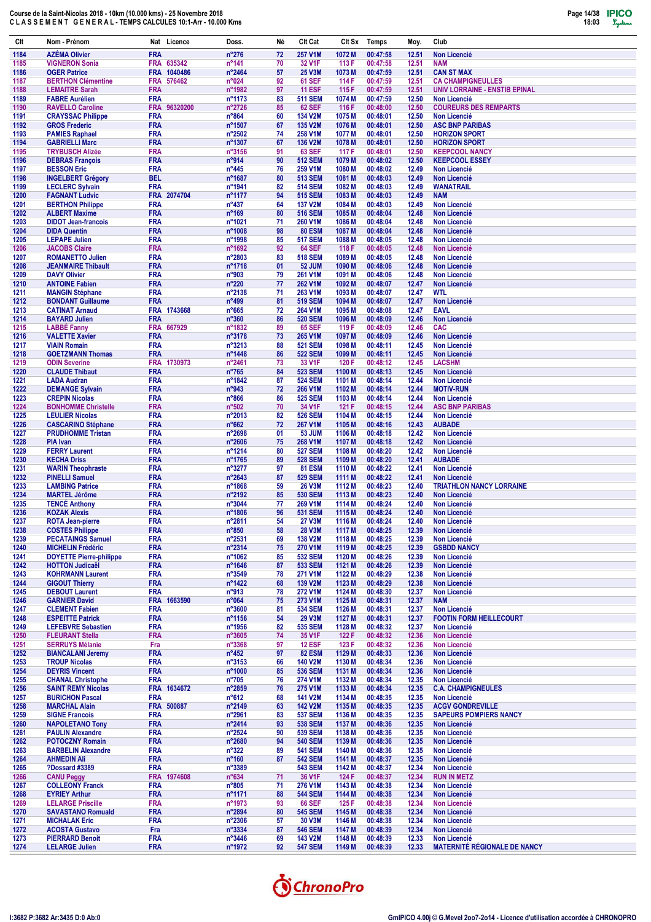# Course de la Saint-Nicolas 2018 - 10km (10.000 kms) - 25 Novembre 2018
## C L A S S E M E N T   G E N E R A L - TEMPS CALCULES 10:1-Arr - 10.000 Kms

| Clt | Nom - Prénom | Nat | Licence | Doss. | Né | Clt Cat | Clt Sx | Temps | Moy. | Club |
|---|---|---|---|---|---|---|---|---|---|---|
| 1184 | AZÉMA Olivier | FRA | | n°276 | 72 | 257 V1M | 1072 M | 00:47:58 | 12.51 | Non Licencié |
| 1185 | VIGNERON Sonia | FRA | 635342 | n°141 | 70 | 32 V1F | 113 F | 00:47:58 | 12.51 | NAM |
| 1186 | OGER Patrice | FRA | 1040486 | n°2464 | 57 | 25 V3M | 1073 M | 00:47:59 | 12.51 | CAN ST MAX |
| 1187 | BERTHON Clémentine | FRA | 576462 | n°024 | 92 | 61 SEF | 114 F | 00:47:59 | 12.51 | CA CHAMPIGNEULLES |
| 1188 | LEMAITRE Sarah | FRA | | n°1982 | 97 | 11 ESF | 115 F | 00:47:59 | 12.51 | UNIV LORRAINE - ENSTIB EPINAL |
| 1189 | FABRE Aurélien | FRA | | n°1173 | 83 | 511 SEM | 1074 M | 00:47:59 | 12.50 | Non Licencié |
| 1190 | RAVELLO Caroline | FRA | 96320200 | n°2726 | 85 | 62 SEF | 116 F | 00:48:00 | 12.50 | COUREURS DES REMPARTS |
| 1191 | CRAYSSAC Philippe | FRA | | n°864 | 60 | 134 V2M | 1075 M | 00:48:01 | 12.50 | Non Licencié |
| 1192 | GROS Frederic | FRA | | n°1507 | 67 | 135 V2M | 1076 M | 00:48:01 | 12.50 | ASC BNP PARIBAS |
| 1193 | PAMIES Raphael | FRA | | n°2502 | 74 | 258 V1M | 1077 M | 00:48:01 | 12.50 | HORIZON SPORT |
| 1194 | GABRIELLI Marc | FRA | | n°1307 | 67 | 136 V2M | 1078 M | 00:48:01 | 12.50 | HORIZON SPORT |
| 1195 | TRYBUSCH Alizée | FRA | | n°3156 | 91 | 63 SEF | 117 F | 00:48:01 | 12.50 | KEEPCOOL NANCY |
| 1196 | DEBRAS François | FRA | | n°914 | 90 | 512 SEM | 1079 M | 00:48:02 | 12.50 | KEEPCOOL ESSEY |
| 1197 | BESSON Eric | FRA | | n°445 | 76 | 259 V1M | 1080 M | 00:48:02 | 12.49 | Non Licencié |
| 1198 | INGELBERT Grégory | BEL | | n°1687 | 80 | 513 SEM | 1081 M | 00:48:03 | 12.49 | Non Licencié |
| 1199 | LECLERC Sylvain | FRA | | n°1941 | 82 | 514 SEM | 1082 M | 00:48:03 | 12.49 | WANATRAIL |
| 1200 | FAGNANT Ludvic | FRA | 2074704 | n°1177 | 94 | 515 SEM | 1083 M | 00:48:03 | 12.49 | NAM |
| 1201 | BERTHON Philippe | FRA | | n°437 | 64 | 137 V2M | 1084 M | 00:48:03 | 12.49 | Non Licencié |
| 1202 | ALBERT Maxime | FRA | | n°169 | 80 | 516 SEM | 1085 M | 00:48:04 | 12.48 | Non Licencié |
| 1203 | DIDOT Jean-francois | FRA | | n°1021 | 71 | 260 V1M | 1086 M | 00:48:04 | 12.48 | Non Licencié |
| 1204 | DIDA Quentin | FRA | | n°1008 | 98 | 80 ESM | 1087 M | 00:48:04 | 12.48 | Non Licencié |
| 1205 | LEPAPE Julien | FRA | | n°1998 | 85 | 517 SEM | 1088 M | 00:48:05 | 12.48 | Non Licencié |
| 1206 | JACOBS Claire | FRA | | n°1692 | 92 | 64 SEF | 118 F | 00:48:05 | 12.48 | Non Licencié |
| 1207 | ROMANETTO Julien | FRA | | n°2803 | 83 | 518 SEM | 1089 M | 00:48:05 | 12.48 | Non Licencié |
| 1208 | JEANMAIRE Thibault | FRA | | n°1718 | 01 | 52 JUM | 1090 M | 00:48:06 | 12.48 | Non Licencié |
| 1209 | DAVY Olivier | FRA | | n°903 | 79 | 261 V1M | 1091 M | 00:48:06 | 12.48 | Non Licencié |
| 1210 | ANTOINE Fabien | FRA | | n°220 | 77 | 262 V1M | 1092 M | 00:48:07 | 12.47 | Non Licencié |
| 1211 | MANGIN Stéphane | FRA | | n°2138 | 71 | 263 V1M | 1093 M | 00:48:07 | 12.47 | WTL |
| 1212 | BONDANT Guillaume | FRA | | n°499 | 81 | 519 SEM | 1094 M | 00:48:07 | 12.47 | Non Licencié |
| 1213 | CATINAT Arnaud | FRA | 1743668 | n°665 | 72 | 264 V1M | 1095 M | 00:48:08 | 12.47 | EAVL |
| 1214 | BAYARD Julien | FRA | | n°360 | 86 | 520 SEM | 1096 M | 00:48:09 | 12.46 | Non Licencié |
| 1215 | LABBÉ Fanny | FRA | 667929 | n°1832 | 89 | 65 SEF | 119 F | 00:48:09 | 12.46 | CAC |
| 1216 | VALETTE Xavier | FRA | | n°3178 | 73 | 265 V1M | 1097 M | 00:48:09 | 12.46 | Non Licencié |
| 1217 | VIAIN Romain | FRA | | n°3213 | 88 | 521 SEM | 1098 M | 00:48:11 | 12.45 | Non Licencié |
| 1218 | GOETZMANN Thomas | FRA | | n°1448 | 86 | 522 SEM | 1099 M | 00:48:11 | 12.45 | Non Licencié |
| 1219 | ODIN Severine | FRA | 1730973 | n°2461 | 73 | 33 V1F | 120 F | 00:48:12 | 12.45 | LACSHM |
| 1220 | CLAUDE Thibaut | FRA | | n°765 | 84 | 523 SEM | 1100 M | 00:48:13 | 12.45 | Non Licencié |
| 1221 | LADA Audran | FRA | | n°1842 | 87 | 524 SEM | 1101 M | 00:48:14 | 12.44 | Non Licencié |
| 1222 | DEMANGE Sylvain | FRA | | n°943 | 72 | 266 V1M | 1102 M | 00:48:14 | 12.44 | MOTIV-RUN |
| 1223 | CREPIN Nicolas | FRA | | n°866 | 86 | 525 SEM | 1103 M | 00:48:14 | 12.44 | Non Licencié |
| 1224 | BONHOMME Christelle | FRA | | n°502 | 70 | 34 V1F | 121 F | 00:48:15 | 12.44 | ASC BNP PARIBAS |
| 1225 | LEULIER Nicolas | FRA | | n°2013 | 82 | 526 SEM | 1104 M | 00:48:15 | 12.44 | Non Licencié |
| 1226 | CASCARINO Stéphane | FRA | | n°662 | 72 | 267 V1M | 1105 M | 00:48:16 | 12.43 | AUBADE |
| 1227 | PRUDHOMME Tristan | FRA | | n°2698 | 01 | 53 JUM | 1106 M | 00:48:18 | 12.42 | Non Licencié |
| 1228 | PIA Ivan | FRA | | n°2606 | 75 | 268 V1M | 1107 M | 00:48:18 | 12.42 | Non Licencié |
| 1229 | FERRY Laurent | FRA | | n°1214 | 80 | 527 SEM | 1108 M | 00:48:20 | 12.42 | Non Licencié |
| 1230 | KECHA Driss | FRA | | n°1765 | 89 | 528 SEM | 1109 M | 00:48:20 | 12.41 | AUBADE |
| 1231 | WARIN Theophraste | FRA | | n°3277 | 97 | 81 ESM | 1110 M | 00:48:22 | 12.41 | Non Licencié |
| 1232 | PINELLI Samuel | FRA | | n°2643 | 87 | 529 SEM | 1111 M | 00:48:22 | 12.41 | Non Licencié |
| 1233 | LAMBING Patrice | FRA | | n°1868 | 59 | 26 V3M | 1112 M | 00:48:23 | 12.40 | TRIATHLON NANCY LORRAINE |
| 1234 | MARTEL Jérôme | FRA | | n°2192 | 85 | 530 SEM | 1113 M | 00:48:23 | 12.40 | Non Licencié |
| 1235 | TENCÉ Anthony | FRA | | n°3044 | 77 | 269 V1M | 1114 M | 00:48:24 | 12.40 | Non Licencié |
| 1236 | KOZAK Alexis | FRA | | n°1806 | 96 | 531 SEM | 1115 M | 00:48:24 | 12.40 | Non Licencié |
| 1237 | ROTA Jean-pierre | FRA | | n°2811 | 54 | 27 V3M | 1116 M | 00:48:24 | 12.40 | Non Licencié |
| 1238 | COSTES Philippe | FRA | | n°850 | 58 | 28 V3M | 1117 M | 00:48:25 | 12.39 | Non Licencié |
| 1239 | PECATAINGS Samuel | FRA | | n°2531 | 69 | 138 V2M | 1118 M | 00:48:25 | 12.39 | Non Licencié |
| 1240 | MICHELIN Frédéric | FRA | | n°2314 | 75 | 270 V1M | 1119 M | 00:48:25 | 12.39 | GSBDD NANCY |
| 1241 | DOYETTE Pierre-philippe | FRA | | n°1062 | 85 | 532 SEM | 1120 M | 00:48:26 | 12.39 | Non Licencié |
| 1242 | HOTTON Judicaël | FRA | | n°1646 | 87 | 533 SEM | 1121 M | 00:48:26 | 12.39 | Non Licencié |
| 1243 | KOHRMANN Laurent | FRA | | n°3549 | 78 | 271 V1M | 1122 M | 00:48:29 | 12.38 | Non Licencié |
| 1244 | GIGOUT Thierry | FRA | | n°1422 | 68 | 139 V2M | 1123 M | 00:48:29 | 12.38 | Non Licencié |
| 1245 | DEBOUT Laurent | FRA | | n°913 | 78 | 272 V1M | 1124 M | 00:48:30 | 12.37 | Non Licencié |
| 1246 | GARNIER David | FRA | 1663590 | n°064 | 75 | 273 V1M | 1125 M | 00:48:31 | 12.37 | NAM |
| 1247 | CLEMENT Fabien | FRA | | n°3600 | 81 | 534 SEM | 1126 M | 00:48:31 | 12.37 | Non Licencié |
| 1248 | ESPEITTE Patrick | FRA | | n°1156 | 54 | 29 V3M | 1127 M | 00:48:31 | 12.37 | FOOTIN FORM HEILLECOURT |
| 1249 | LEFEBVRE Sebastien | FRA | | n°1956 | 82 | 535 SEM | 1128 M | 00:48:32 | 12.37 | Non Licencié |
| 1250 | FLEURANT Stella | FRA | | n°3605 | 74 | 35 V1F | 122 F | 00:48:32 | 12.36 | Non Licencié |
| 1251 | SERRUYS Mélanie | Fra | | n°3368 | 97 | 12 ESF | 123 F | 00:48:32 | 12.36 | Non Licencié |
| 1252 | BIANCALANI Jeremy | FRA | | n°452 | 97 | 82 ESM | 1129 M | 00:48:33 | 12.36 | Non Licencié |
| 1253 | TROUP Nicolas | FRA | | n°3153 | 66 | 140 V2M | 1130 M | 00:48:34 | 12.36 | Non Licencié |
| 1254 | DEYRIS Vincent | FRA | | n°1000 | 85 | 536 SEM | 1131 M | 00:48:34 | 12.36 | Non Licencié |
| 1255 | CHANAL Christophe | FRA | | n°705 | 76 | 274 V1M | 1132 M | 00:48:34 | 12.35 | Non Licencié |
| 1256 | SAINT REMY Nicolas | FRA | 1634672 | n°2859 | 76 | 275 V1M | 1133 M | 00:48:34 | 12.35 | C.A. CHAMPIGNEULES |
| 1257 | BURICHON Pascal | FRA | | n°612 | 68 | 141 V2M | 1134 M | 00:48:35 | 12.35 | Non Licencié |
| 1258 | MARCHAL Alain | FRA | 500887 | n°2149 | 63 | 142 V2M | 1135 M | 00:48:35 | 12.35 | ACGV GONDREVILLE |
| 1259 | SIGNE Francois | FRA | | n°2961 | 83 | 537 SEM | 1136 M | 00:48:35 | 12.35 | SAPEURS POMPIERS NANCY |
| 1260 | NAPOLETANO Tony | FRA | | n°2414 | 93 | 538 SEM | 1137 M | 00:48:36 | 12.35 | Non Licencié |
| 1261 | PAULIN Alexandre | FRA | | n°2524 | 90 | 539 SEM | 1138 M | 00:48:36 | 12.35 | Non Licencié |
| 1262 | POTOCZNY Romain | FRA | | n°2680 | 94 | 540 SEM | 1139 M | 00:48:36 | 12.35 | Non Licencié |
| 1263 | BARBELIN Alexandre | FRA | | n°322 | 89 | 541 SEM | 1140 M | 00:48:36 | 12.35 | Non Licencié |
| 1264 | AHMEDIN Ali | FRA | | n°160 | 87 | 542 SEM | 1141 M | 00:48:37 | 12.35 | Non Licencié |
| 1265 | ?Dossard #3389 | FRA | | n°3389 | | 543 SEM | 1142 M | 00:48:37 | 12.34 | Non Licencié |
| 1266 | CANU Peggy | FRA | 1974608 | n°634 | 71 | 36 V1F | 124 F | 00:48:37 | 12.34 | RUN IN METZ |
| 1267 | COLLEONY Franck | FRA | | n°805 | 71 | 276 V1M | 1143 M | 00:48:38 | 12.34 | Non Licencié |
| 1268 | EYRIEY Arthur | FRA | | n°1171 | 88 | 544 SEM | 1144 M | 00:48:38 | 12.34 | Non Licencié |
| 1269 | LELARGE Priscille | FRA | | n°1973 | 93 | 66 SEF | 125 F | 00:48:38 | 12.34 | Non Licencié |
| 1270 | SAVASTANO Romuald | FRA | | n°2894 | 80 | 545 SEM | 1145 M | 00:48:38 | 12.34 | Non Licencié |
| 1271 | MICHALAK Eric | FRA | | n°2306 | 57 | 30 V3M | 1146 M | 00:48:38 | 12.34 | Non Licencié |
| 1272 | ACOSTA Gustavo | Fra | | n°3334 | 87 | 546 SEM | 1147 M | 00:48:39 | 12.34 | Non Licencié |
| 1273 | PIERRARD Benoit | FRA | | n°3446 | 69 | 143 V2M | 1148 M | 00:48:39 | 12.33 | Non Licencié |
| 1274 | LELARGE Julien | FRA | | n°1972 | 92 | 547 SEM | 1149 M | 00:48:39 | 12.33 | MATERNITÉ RÉGIONALE DE NANCY |

I:3682 P:3682 Ar:3435 D:0 Ab:0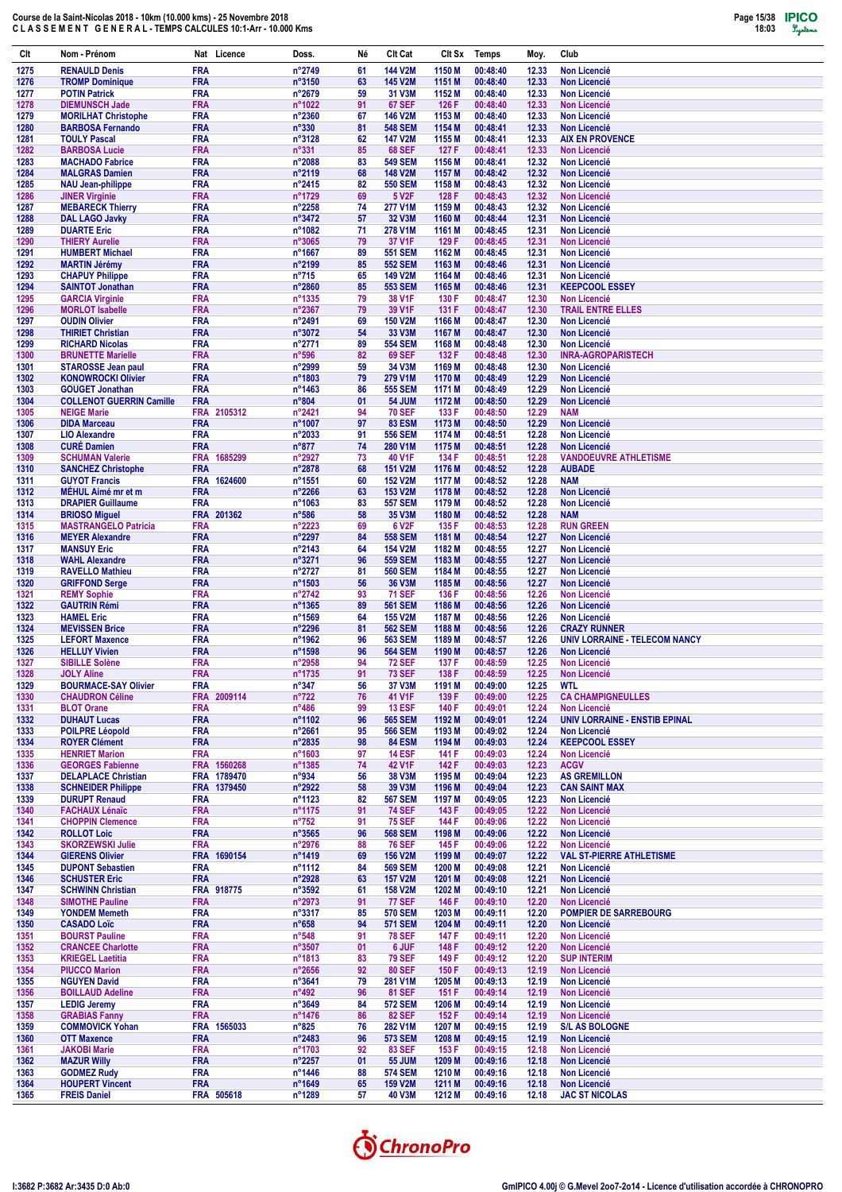Course de la Saint-Nicolas 2018 - 10km (10.000 kms) - 25 Novembre 2018
C L A S S E M E N T   G E N E R A L - TEMPS CALCULES 10:1-Arr - 10.000 Kms

| Clt | Nom - Prénom | Nat | Licence | Doss. | Né | Clt Cat | Clt Sx | Temps | Moy. | Club |
|---|---|---|---|---|---|---|---|---|---|---|
| 1275 | RENAULD Denis | FRA | | n°2749 | 61 | 144 V2M | 1150 M | 00:48:40 | 12.33 | Non Licencié |
| 1276 | TROMP Dominique | FRA | | n°3150 | 63 | 145 V2M | 1151 M | 00:48:40 | 12.33 | Non Licencié |
| 1277 | POTIN Patrick | FRA | | n°2679 | 59 | 31 V3M | 1152 M | 00:48:40 | 12.33 | Non Licencié |
| 1278 | DIEMUNSCH Jade | FRA | | n°1022 | 91 | 67 SEF | 126 F | 00:48:40 | 12.33 | Non Licencié |
| 1279 | MORILHAT Christophe | FRA | | n°2360 | 67 | 146 V2M | 1153 M | 00:48:40 | 12.33 | Non Licencié |
| 1280 | BARBOSA Fernando | FRA | | n°330 | 81 | 548 SEM | 1154 M | 00:48:41 | 12.33 | Non Licencié |
| 1281 | TOULY Pascal | FRA | | n°3128 | 62 | 147 V2M | 1155 M | 00:48:41 | 12.33 | AIX EN PROVENCE |
| 1282 | BARBOSA Lucie | FRA | | n°331 | 85 | 68 SEF | 127 F | 00:48:41 | 12.33 | Non Licencié |
| 1283 | MACHADO Fabrice | FRA | | n°2088 | 83 | 549 SEM | 1156 M | 00:48:41 | 12.32 | Non Licencié |
| 1284 | MALGRAS Damien | FRA | | n°2119 | 68 | 148 V2M | 1157 M | 00:48:42 | 12.32 | Non Licencié |
| 1285 | NAU Jean-philippe | FRA | | n°2415 | 82 | 550 SEM | 1158 M | 00:48:43 | 12.32 | Non Licencié |
| 1286 | JINER Virginie | FRA | | n°1729 | 69 | 5 V2F | 128 F | 00:48:43 | 12.32 | Non Licencié |
| 1287 | MEBARECK Thierry | FRA | | n°2258 | 74 | 277 V1M | 1159 M | 00:48:43 | 12.32 | Non Licencié |
| 1288 | DAL LAGO Javky | FRA | | n°3472 | 57 | 32 V3M | 1160 M | 00:48:44 | 12.31 | Non Licencié |
| 1289 | DUARTE Eric | FRA | | n°1082 | 71 | 278 V1M | 1161 M | 00:48:45 | 12.31 | Non Licencié |
| 1290 | THIERY Aurelie | FRA | | n°3065 | 79 | 37 V1F | 129 F | 00:48:45 | 12.31 | Non Licencié |
| 1291 | HUMBERT Michael | FRA | | n°1667 | 89 | 551 SEM | 1162 M | 00:48:45 | 12.31 | Non Licencié |
| 1292 | MARTIN Jérémy | FRA | | n°2199 | 85 | 552 SEM | 1163 M | 00:48:46 | 12.31 | Non Licencié |
| 1293 | CHAPUY Philippe | FRA | | n°715 | 65 | 149 V2M | 1164 M | 00:48:46 | 12.31 | Non Licencié |
| 1294 | SAINTOT Jonathan | FRA | | n°2860 | 85 | 553 SEM | 1165 M | 00:48:46 | 12.31 | KEEPCOOL ESSEY |
| 1295 | GARCIA Virginie | FRA | | n°1335 | 79 | 38 V1F | 130 F | 00:48:47 | 12.30 | Non Licencié |
| 1296 | MORLOT Isabelle | FRA | | n°2367 | 79 | 39 V1F | 131 F | 00:48:47 | 12.30 | TRAIL ENTRE ELLES |
| 1297 | OUDIN Olivier | FRA | | n°2491 | 69 | 150 V2M | 1166 M | 00:48:47 | 12.30 | Non Licencié |
| 1298 | THIRIET Christian | FRA | | n°3072 | 54 | 33 V3M | 1167 M | 00:48:47 | 12.30 | Non Licencié |
| 1299 | RICHARD Nicolas | FRA | | n°2771 | 89 | 554 SEM | 1168 M | 00:48:48 | 12.30 | Non Licencié |
| 1300 | BRUNETTE Marielle | FRA | | n°596 | 82 | 69 SEF | 132 F | 00:48:48 | 12.30 | INRA-AGROPARISTECH |
| 1301 | STAROSSE Jean paul | FRA | | n°2999 | 59 | 34 V3M | 1169 M | 00:48:48 | 12.30 | Non Licencié |
| 1302 | KONOWROCKI Olivier | FRA | | n°1803 | 79 | 279 V1M | 1170 M | 00:48:49 | 12.29 | Non Licencié |
| 1303 | GOUGET Jonathan | FRA | | n°1463 | 86 | 555 SEM | 1171 M | 00:48:49 | 12.29 | Non Licencié |
| 1304 | COLLENOT GUERRIN Camille | FRA | | n°804 | 01 | 54 JUM | 1172 M | 00:48:50 | 12.29 | Non Licencié |
| 1305 | NEIGE Marie | FRA | 2105312 | n°2421 | 94 | 70 SEF | 133 F | 00:48:50 | 12.29 | NAM |
| 1306 | DIDA Marceau | FRA | | n°1007 | 97 | 83 ESM | 1173 M | 00:48:50 | 12.29 | Non Licencié |
| 1307 | LIO Alexandre | FRA | | n°2033 | 91 | 556 SEM | 1174 M | 00:48:51 | 12.28 | Non Licencié |
| 1308 | CURÉ Damien | FRA | | n°877 | 74 | 280 V1M | 1175 M | 00:48:51 | 12.28 | Non Licencié |
| 1309 | SCHUMAN Valerie | FRA | 1685299 | n°2927 | 73 | 40 V1F | 134 F | 00:48:51 | 12.28 | VANDOEUVRE ATHLETISME |
| 1310 | SANCHEZ Christophe | FRA | | n°2878 | 68 | 151 V2M | 1176 M | 00:48:52 | 12.28 | AUBADE |
| 1311 | GUYOT Francis | FRA | 1624600 | n°1551 | 60 | 152 V2M | 1177 M | 00:48:52 | 12.28 | NAM |
| 1312 | MÉHUL Aimé mr et m | FRA | | n°2266 | 63 | 153 V2M | 1178 M | 00:48:52 | 12.28 | Non Licencié |
| 1313 | DRAPIER Guillaume | FRA | | n°1063 | 83 | 557 SEM | 1179 M | 00:48:52 | 12.28 | Non Licencié |
| 1314 | BRIOSO Miguel | FRA | 201362 | n°586 | 58 | 35 V3M | 1180 M | 00:48:52 | 12.28 | NAM |
| 1315 | MASTRANGELO Patricia | FRA | | n°2223 | 69 | 6 V2F | 135 F | 00:48:53 | 12.28 | RUN GREEN |
| 1316 | MEYER Alexandre | FRA | | n°2297 | 84 | 558 SEM | 1181 M | 00:48:54 | 12.27 | Non Licencié |
| 1317 | MANSUY Eric | FRA | | n°2143 | 64 | 154 V2M | 1182 M | 00:48:55 | 12.27 | Non Licencié |
| 1318 | WAHL Alexandre | FRA | | n°3271 | 96 | 559 SEM | 1183 M | 00:48:55 | 12.27 | Non Licencié |
| 1319 | RAVELLO Mathieu | FRA | | n°2727 | 81 | 560 SEM | 1184 M | 00:48:55 | 12.27 | Non Licencié |
| 1320 | GRIFFOND Serge | FRA | | n°1503 | 56 | 36 V3M | 1185 M | 00:48:56 | 12.27 | Non Licencié |
| 1321 | REMY Sophie | FRA | | n°2742 | 93 | 71 SEF | 136 F | 00:48:56 | 12.26 | Non Licencié |
| 1322 | GAUTRIN Rémi | FRA | | n°1365 | 89 | 561 SEM | 1186 M | 00:48:56 | 12.26 | Non Licencié |
| 1323 | HAMEL Eric | FRA | | n°1569 | 64 | 155 V2M | 1187 M | 00:48:56 | 12.26 | Non Licencié |
| 1324 | MEVISSEN Brice | FRA | | n°2296 | 81 | 562 SEM | 1188 M | 00:48:56 | 12.26 | CRAZY RUNNER |
| 1325 | LEFORT Maxence | FRA | | n°1962 | 96 | 563 SEM | 1189 M | 00:48:57 | 12.26 | UNIV LORRAINE - TELECOM NANCY |
| 1326 | HELLUY Vivien | FRA | | n°1598 | 96 | 564 SEM | 1190 M | 00:48:57 | 12.26 | Non Licencié |
| 1327 | SIBILLE Solène | FRA | | n°2958 | 94 | 72 SEF | 137 F | 00:48:59 | 12.25 | Non Licencié |
| 1328 | JOLY Aline | FRA | | n°1735 | 91 | 73 SEF | 138 F | 00:48:59 | 12.25 | Non Licencié |
| 1329 | BOURMACE-SAY Olivier | FRA | | n°347 | 56 | 37 V3M | 1191 M | 00:49:00 | 12.25 | WTL |
| 1330 | CHAUDRON Céline | FRA | 2009114 | n°722 | 76 | 41 V1F | 139 F | 00:49:00 | 12.25 | CA CHAMPIGNEULLES |
| 1331 | BLOT Orane | FRA | | n°486 | 99 | 13 ESF | 140 F | 00:49:01 | 12.24 | Non Licencié |
| 1332 | DUHAUT Lucas | FRA | | n°1102 | 96 | 565 SEM | 1192 M | 00:49:01 | 12.24 | UNIV LORRAINE - ENSTIB EPINAL |
| 1333 | POILPRE Léopold | FRA | | n°2661 | 95 | 566 SEM | 1193 M | 00:49:02 | 12.24 | Non Licencié |
| 1334 | ROYER Clément | FRA | | n°2835 | 98 | 84 ESM | 1194 M | 00:49:03 | 12.24 | KEEPCOOL ESSEY |
| 1335 | HENRIET Marion | FRA | | n°1603 | 97 | 14 ESF | 141 F | 00:49:03 | 12.24 | Non Licencié |
| 1336 | GEORGES Fabienne | FRA | 1560268 | n°1385 | 74 | 42 V1F | 142 F | 00:49:03 | 12.23 | ACGV |
| 1337 | DELAPLACE Christian | FRA | 1789470 | n°934 | 56 | 38 V3M | 1195 M | 00:49:04 | 12.23 | AS GREMILLON |
| 1338 | SCHNEIDER Philippe | FRA | 1379450 | n°2922 | 58 | 39 V3M | 1196 M | 00:49:04 | 12.23 | CAN SAINT MAX |
| 1339 | DURUPT Renaud | FRA | | n°1123 | 82 | 567 SEM | 1197 M | 00:49:05 | 12.23 | Non Licencié |
| 1340 | FACHAUX Lénaïc | FRA | | n°1175 | 91 | 74 SEF | 143 F | 00:49:05 | 12.22 | Non Licencié |
| 1341 | CHOPPIN Clemence | FRA | | n°752 | 91 | 75 SEF | 144 F | 00:49:06 | 12.22 | Non Licencié |
| 1342 | ROLLOT Loic | FRA | | n°3565 | 96 | 568 SEM | 1198 M | 00:49:06 | 12.22 | Non Licencié |
| 1343 | SKORZEWSKI Julie | FRA | | n°2976 | 88 | 76 SEF | 145 F | 00:49:06 | 12.22 | Non Licencié |
| 1344 | GIERENS Olivier | FRA | 1690154 | n°1419 | 69 | 156 V2M | 1199 M | 00:49:07 | 12.22 | VAL ST-PIERRE ATHLETISME |
| 1345 | DUPONT Sebastien | FRA | | n°1112 | 84 | 569 SEM | 1200 M | 00:49:08 | 12.21 | Non Licencié |
| 1346 | SCHUSTER Eric | FRA | | n°2928 | 63 | 157 V2M | 1201 M | 00:49:08 | 12.21 | Non Licencié |
| 1347 | SCHWINN Christian | FRA | 918775 | n°3592 | 61 | 158 V2M | 1202 M | 00:49:10 | 12.21 | Non Licencié |
| 1348 | SIMOTHE Pauline | FRA | | n°2973 | 91 | 77 SEF | 146 F | 00:49:10 | 12.20 | Non Licencié |
| 1349 | YONDEM Memeth | FRA | | n°3317 | 85 | 570 SEM | 1203 M | 00:49:11 | 12.20 | POMPIER DE SARREBOURG |
| 1350 | CASADO Loïc | FRA | | n°658 | 94 | 571 SEM | 1204 M | 00:49:11 | 12.20 | Non Licencié |
| 1351 | BOURST Pauline | FRA | | n°548 | 91 | 78 SEF | 147 F | 00:49:11 | 12.20 | Non Licencié |
| 1352 | CRANCEE Charlotte | FRA | | n°3507 | 01 | 6 JUF | 148 F | 00:49:12 | 12.20 | Non Licencié |
| 1353 | KRIEGEL Laetitia | FRA | | n°1813 | 83 | 79 SEF | 149 F | 00:49:12 | 12.20 | SUP INTERIM |
| 1354 | PIUCCO Marion | FRA | | n°2656 | 92 | 80 SEF | 150 F | 00:49:13 | 12.19 | Non Licencié |
| 1355 | NGUYEN David | FRA | | n°3641 | 79 | 281 V1M | 1205 M | 00:49:13 | 12.19 | Non Licencié |
| 1356 | BOILLAUD Adeline | FRA | | n°492 | 96 | 81 SEF | 151 F | 00:49:14 | 12.19 | Non Licencié |
| 1357 | LEDIG Jeremy | FRA | | n°3649 | 84 | 572 SEM | 1206 M | 00:49:14 | 12.19 | Non Licencié |
| 1358 | GRABIAS Fanny | FRA | | n°1476 | 86 | 82 SEF | 152 F | 00:49:14 | 12.19 | Non Licencié |
| 1359 | COMMOVICK Yohan | FRA | 1565033 | n°825 | 76 | 282 V1M | 1207 M | 00:49:15 | 12.19 | S/L AS BOLOGNE |
| 1360 | OTT Maxence | FRA | | n°2483 | 96 | 573 SEM | 1208 M | 00:49:15 | 12.19 | Non Licencié |
| 1361 | JAKOBI Marie | FRA | | n°1703 | 92 | 83 SEF | 153 F | 00:49:15 | 12.18 | Non Licencié |
| 1362 | MAZUR Willy | FRA | | n°2257 | 01 | 55 JUM | 1209 M | 00:49:16 | 12.18 | Non Licencié |
| 1363 | GODMEZ Rudy | FRA | | n°1446 | 88 | 574 SEM | 1210 M | 00:49:16 | 12.18 | Non Licencié |
| 1364 | HOUPERT Vincent | FRA | | n°1649 | 65 | 159 V2M | 1211 M | 00:49:16 | 12.18 | Non Licencié |
| 1365 | FREIS Daniel | FRA | 505618 | n°1289 | 57 | 40 V3M | 1212 M | 00:49:16 | 12.18 | JAC ST NICOLAS |

I:3682 P:3682 Ar:3435 D:0 Ab:0

GmIPICO 4.00j © G.Mevel 2oo7-2o14 - Licence d'utilisation accordée à CHRONOPRO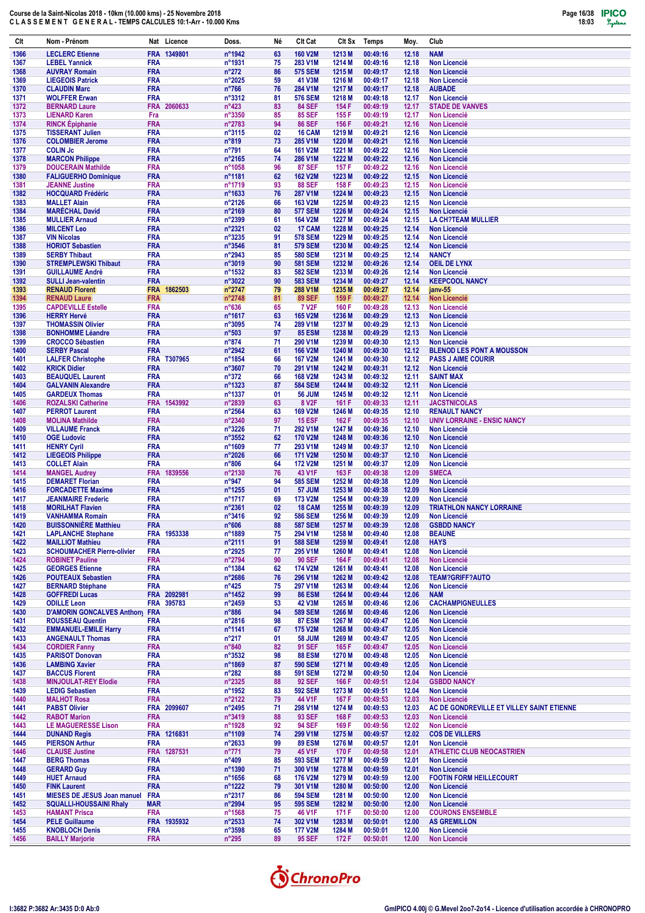# Course de la Saint-Nicolas 2018 - 10km (10.000 kms) - 25 Novembre 2018
## C L A S S E M E N T   G E N E R A L - TEMPS CALCULES 10:1-Arr - 10.000 Kms

| Clt | Nom - Prénom | Nat | Licence | Doss. | Né | Clt Cat | Clt Sx | Temps | Moy. | Club |
|---|---|---|---|---|---|---|---|---|---|---|
| 1366 | LECLERC Etienne | FRA | 1349801 | n°1942 | 63 | 160 V2M | 1213 M | 00:49:16 | 12.18 | NAM |
| 1367 | LEBEL Yannick | FRA | | n°1931 | 75 | 283 V1M | 1214 M | 00:49:16 | 12.18 | Non Licencié |
| 1368 | AUVRAY Romain | FRA | | n°272 | 86 | 575 SEM | 1215 M | 00:49:17 | 12.18 | Non Licencié |
| 1369 | LIEGEOIS Patrick | FRA | | n°2025 | 59 | 41 V3M | 1216 M | 00:49:17 | 12.18 | Non Licencié |
| 1370 | CLAUDIN Marc | FRA | | n°766 | 76 | 284 V1M | 1217 M | 00:49:17 | 12.18 | AUBADE |
| 1371 | WOLFFER Erwan | FRA | | n°3312 | 81 | 576 SEM | 1218 M | 00:49:18 | 12.17 | Non Licencié |
| 1372 | BERNARD Laure | FRA | 2060633 | n°423 | 83 | 84 SEF | 154 F | 00:49:19 | 12.17 | STADE DE VANVES |
| 1373 | LIENARD Karen | Fra | | n°3350 | 85 | 85 SEF | 155 F | 00:49:19 | 12.17 | Non Licencié |
| 1374 | RINCK Épiphanie | FRA | | n°2783 | 94 | 86 SEF | 156 F | 00:49:21 | 12.16 | Non Licencié |
| 1375 | TISSERANT Julien | FRA | | n°3115 | 02 | 16 CAM | 1219 M | 00:49:21 | 12.16 | Non Licencié |
| 1376 | COLOMBIER Jerome | FRA | | n°819 | 73 | 285 V1M | 1220 M | 00:49:21 | 12.16 | Non Licencié |
| 1377 | COLIN Jc | FRA | | n°791 | 64 | 161 V2M | 1221 M | 00:49:22 | 12.16 | Non Licencié |
| 1378 | MARCON Philippe | FRA | | n°2165 | 74 | 286 V1M | 1222 M | 00:49:22 | 12.16 | Non Licencié |
| 1379 | DOUCERAIN Mathilde | FRA | | n°1058 | 96 | 87 SEF | 157 F | 00:49:22 | 12.16 | Non Licencié |
| 1380 | FALIGUERHO Dominique | FRA | | n°1181 | 62 | 162 V2M | 1223 M | 00:49:22 | 12.15 | Non Licencié |
| 1381 | JEANNE Justine | FRA | | n°1719 | 93 | 88 SEF | 158 F | 00:49:23 | 12.15 | Non Licencié |
| 1382 | HOCQUARD Frédéric | FRA | | n°1633 | 76 | 287 V1M | 1224 M | 00:49:23 | 12.15 | Non Licencié |
| 1383 | MALLET Alain | FRA | | n°2126 | 66 | 163 V2M | 1225 M | 00:49:23 | 12.15 | Non Licencié |
| 1384 | MARÉCHAL David | FRA | | n°2169 | 80 | 577 SEM | 1226 M | 00:49:24 | 12.15 | Non Licencié |
| 1385 | MULLIER Arnaud | FRA | | n°2399 | 61 | 164 V2M | 1227 M | 00:49:24 | 12.15 | LA CH?TEAM MULLIER |
| 1386 | MILCENT Leo | FRA | | n°2321 | 02 | 17 CAM | 1228 M | 00:49:25 | 12.14 | Non Licencié |
| 1387 | VIN Nicolas | FRA | | n°3235 | 91 | 578 SEM | 1229 M | 00:49:25 | 12.14 | Non Licencié |
| 1388 | HORIOT Sebastien | FRA | | n°3546 | 81 | 579 SEM | 1230 M | 00:49:25 | 12.14 | Non Licencié |
| 1389 | SERBY Thibaut | FRA | | n°2943 | 85 | 580 SEM | 1231 M | 00:49:25 | 12.14 | NANCY |
| 1390 | STREMPLEWSKI Thibaut | FRA | | n°3019 | 90 | 581 SEM | 1232 M | 00:49:26 | 12.14 | OEIL DE LYNX |
| 1391 | GUILLAUME André | FRA | | n°1532 | 83 | 582 SEM | 1233 M | 00:49:26 | 12.14 | Non Licencié |
| 1392 | SULLI Jean-valentin | FRA | | n°3022 | 90 | 583 SEM | 1234 M | 00:49:27 | 12.14 | KEEPCOOL NANCY |
| 1393 | RENAUD Florent | FRA | 1862503 | n°2747 | 79 | 288 V1M | 1235 M | 00:49:27 | 12.14 | janv-55 |
| 1394 | RENAUD Laure | FRA | | n°2748 | 81 | 89 SEF | 159 F | 00:49:27 | 12.14 | Non Licencié |
| 1395 | CAPDEVILLE Estelle | FRA | | n°636 | 65 | 7 V2F | 160 F | 00:49:28 | 12.13 | Non Licencié |
| 1396 | HERRY Hervé | FRA | | n°1617 | 63 | 165 V2M | 1236 M | 00:49:29 | 12.13 | Non Licencié |
| 1397 | THOMASSIN Olivier | FRA | | n°3095 | 74 | 289 V1M | 1237 M | 00:49:29 | 12.13 | Non Licencié |
| 1398 | BONHOMME Léandre | FRA | | n°503 | 97 | 85 ESM | 1238 M | 00:49:29 | 12.13 | Non Licencié |
| 1399 | CROCCO Sébastien | FRA | | n°874 | 71 | 290 V1M | 1239 M | 00:49:30 | 12.13 | Non Licencié |
| 1400 | SERBY Pascal | FRA | | n°2942 | 61 | 166 V2M | 1240 M | 00:49:30 | 12.12 | BLENOD LES PONT A MOUSSON |
| 1401 | LALFER Christophe | FRA | T307965 | n°1854 | 66 | 167 V2M | 1241 M | 00:49:30 | 12.12 | PASS J AIME COURIR |
| 1402 | KRICK Didier | FRA | | n°3607 | 70 | 291 V1M | 1242 M | 00:49:31 | 12.12 | Non Licencié |
| 1403 | BEAUQUEL Laurent | FRA | | n°372 | 66 | 168 V2M | 1243 M | 00:49:32 | 12.11 | SAINT MAX |
| 1404 | GALVANIN Alexandre | FRA | | n°1323 | 87 | 584 SEM | 1244 M | 00:49:32 | 12.11 | Non Licencié |
| 1405 | GARDEUX Thomas | FRA | | n°1337 | 01 | 56 JUM | 1245 M | 00:49:32 | 12.11 | Non Licencié |
| 1406 | ROZALSKI Catherine | FRA | 1543992 | n°2839 | 63 | 8 V2F | 161 F | 00:49:33 | 12.11 | JACSTNICOLAS |
| 1407 | PERROT Laurent | FRA | | n°2564 | 63 | 169 V2M | 1246 M | 00:49:35 | 12.10 | RENAULT NANCY |
| 1408 | MOLINA Mathilde | FRA | | n°2340 | 97 | 15 ESF | 162 F | 00:49:35 | 12.10 | UNIV LORRAINE - ENSIC NANCY |
| 1409 | VILLAUME Franck | FRA | | n°3226 | 71 | 292 V1M | 1247 M | 00:49:36 | 12.10 | Non Licencié |
| 1410 | OGE Ludovic | FRA | | n°3552 | 62 | 170 V2M | 1248 M | 00:49:36 | 12.10 | Non Licencié |
| 1411 | HENRY Cyril | FRA | | n°1609 | 77 | 293 V1M | 1249 M | 00:49:37 | 12.10 | Non Licencié |
| 1412 | LIEGEOIS Philippe | FRA | | n°2026 | 66 | 171 V2M | 1250 M | 00:49:37 | 12.10 | Non Licencié |
| 1413 | COLLET Alain | FRA | | n°806 | 64 | 172 V2M | 1251 M | 00:49:37 | 12.09 | Non Licencié |
| 1414 | MANGEL Audrey | FRA | 1839556 | n°2130 | 76 | 43 V1F | 163 F | 00:49:38 | 12.09 | SMECA |
| 1415 | DEMARET Florian | FRA | | n°947 | 94 | 585 SEM | 1252 M | 00:49:38 | 12.09 | Non Licencié |
| 1416 | FORCADETTE Maxime | FRA | | n°1255 | 01 | 57 JUM | 1253 M | 00:49:38 | 12.09 | Non Licencié |
| 1417 | JEANMAIRE Frederic | FRA | | n°1717 | 69 | 173 V2M | 1254 M | 00:49:39 | 12.09 | Non Licencié |
| 1418 | MORILHAT Flavien | FRA | | n°2361 | 02 | 18 CAM | 1255 M | 00:49:39 | 12.09 | TRIATHLON NANCY LORRAINE |
| 1419 | VANHAMMA Romain | FRA | | n°3416 | 92 | 586 SEM | 1256 M | 00:49:39 | 12.09 | Non Licencié |
| 1420 | BUISSONNIÈRE Matthieu | FRA | | n°606 | 88 | 587 SEM | 1257 M | 00:49:39 | 12.08 | GSBDD NANCY |
| 1421 | LAPLANCHE Stephane | FRA | 1953338 | n°1889 | 75 | 294 V1M | 1258 M | 00:49:40 | 12.08 | BEAUNE |
| 1422 | MAILLIOT Mathieu | FRA | | n°2111 | 91 | 588 SEM | 1259 M | 00:49:41 | 12.08 | HAYS |
| 1423 | SCHOUMACHER Pierre-olivier | FRA | | n°2925 | 77 | 295 V1M | 1260 M | 00:49:41 | 12.08 | Non Licencié |
| 1424 | ROBINET Pauline | FRA | | n°2794 | 90 | 90 SEF | 164 F | 00:49:41 | 12.08 | Non Licencié |
| 1425 | GEORGES Etienne | FRA | | n°1384 | 62 | 174 V2M | 1261 M | 00:49:41 | 12.08 | Non Licencié |
| 1426 | POUTEAUX Sebastien | FRA | | n°2686 | 76 | 296 V1M | 1262 M | 00:49:42 | 12.08 | TEAM?GRIFF?AUTO |
| 1427 | BERNARD Stéphane | FRA | | n°425 | 75 | 297 V1M | 1263 M | 00:49:44 | 12.06 | Non Licencié |
| 1428 | GOFFREDI Lucas | FRA | 2092981 | n°1452 | 99 | 86 ESM | 1264 M | 00:49:44 | 12.06 | NAM |
| 1429 | ODILLE Leon | FRA | 395783 | n°2459 | 53 | 42 V3M | 1265 M | 00:49:46 | 12.06 | CACHAMPIGNEULLES |
| 1430 | D'AMORIN GONCALVES Anthony | FRA | | n°886 | 94 | 589 SEM | 1266 M | 00:49:46 | 12.06 | Non Licencié |
| 1431 | ROUSSEAU Quentin | FRA | | n°2816 | 98 | 87 ESM | 1267 M | 00:49:47 | 12.06 | Non Licencié |
| 1432 | EMMANUEL-EMILE Harry | FRA | | n°1141 | 67 | 175 V2M | 1268 M | 00:49:47 | 12.05 | Non Licencié |
| 1433 | ANGENAULT Thomas | FRA | | n°217 | 01 | 58 JUM | 1269 M | 00:49:47 | 12.05 | Non Licencié |
| 1434 | CORDIER Fanny | FRA | | n°840 | 82 | 91 SEF | 165 F | 00:49:47 | 12.05 | Non Licencié |
| 1435 | PARISOT Donovan | FRA | | n°3532 | 98 | 88 ESM | 1270 M | 00:49:48 | 12.05 | Non Licencié |
| 1436 | LAMBING Xavier | FRA | | n°1869 | 87 | 590 SEM | 1271 M | 00:49:49 | 12.05 | Non Licencié |
| 1437 | BACCUS Florent | FRA | | n°282 | 88 | 591 SEM | 1272 M | 00:49:50 | 12.04 | Non Licencié |
| 1438 | MINJOULAT-REY Elodie | FRA | | n°2325 | 88 | 92 SEF | 166 F | 00:49:51 | 12.04 | GSBDD NANCY |
| 1439 | LEDIG Sebastien | FRA | | n°1952 | 83 | 592 SEM | 1273 M | 00:49:51 | 12.04 | Non Licencié |
| 1440 | MALHOT Rosa | FRA | | n°2122 | 79 | 44 V1F | 167 F | 00:49:53 | 12.03 | Non Licencié |
| 1441 | PABST Olivier | FRA | 2099607 | n°2495 | 71 | 298 V1M | 1274 M | 00:49:53 | 12.03 | AC DE GONDREVILLE ET VILLEY SAINT ETIENNE |
| 1442 | RABOT Marion | FRA | | n°3419 | 88 | 93 SEF | 168 F | 00:49:53 | 12.03 | Non Licencié |
| 1443 | LE MAGUERESSE Lison | FRA | | n°1928 | 92 | 94 SEF | 169 F | 00:49:56 | 12.02 | Non Licencié |
| 1444 | DUNAND Regis | FRA | 1216831 | n°1109 | 74 | 299 V1M | 1275 M | 00:49:57 | 12.02 | COS DE VILLERS |
| 1445 | PIERSON Arthur | FRA | | n°2633 | 99 | 89 ESM | 1276 M | 00:49:57 | 12.01 | Non Licencié |
| 1446 | CLAUSE Justine | FRA | 1287531 | n°771 | 79 | 45 V1F | 170 F | 00:49:58 | 12.01 | ATHLETIC CLUB NEOCASTRIEN |
| 1447 | BERG Thomas | FRA | | n°409 | 85 | 593 SEM | 1277 M | 00:49:59 | 12.01 | Non Licencié |
| 1448 | GERARD Guy | FRA | | n°1390 | 71 | 300 V1M | 1278 M | 00:49:59 | 12.01 | Non Licencié |
| 1449 | HUET Arnaud | FRA | | n°1656 | 68 | 176 V2M | 1279 M | 00:49:59 | 12.00 | FOOTIN FORM HEILLECOURT |
| 1450 | FINK Laurent | FRA | | n°1222 | 79 | 301 V1M | 1280 M | 00:50:00 | 12.00 | Non Licencié |
| 1451 | MIESES DE JESUS Joan manuel | FRA | | n°2317 | 86 | 594 SEM | 1281 M | 00:50:00 | 12.00 | Non Licencié |
| 1452 | SQUALLI-HOUSSAINI Rhaly | MAR | | n°2994 | 95 | 595 SEM | 1282 M | 00:50:00 | 12.00 | Non Licencié |
| 1453 | HAMANT Prisca | FRA | | n°1568 | 75 | 46 V1F | 171 F | 00:50:00 | 12.00 | COURONS ENSEMBLE |
| 1454 | PELE Guillaume | FRA | 1935932 | n°2533 | 74 | 302 V1M | 1283 M | 00:50:01 | 12.00 | AS GREMILLON |
| 1455 | KNOBLOCH Denis | FRA | | n°3598 | 65 | 177 V2M | 1284 M | 00:50:01 | 12.00 | Non Licencié |
| 1456 | BAILLY Marjorie | FRA | | n°295 | 89 | 95 SEF | 172 F | 00:50:01 | 12.00 | Non Licencié |

I:3682 P:3682 Ar:3435 D:0 Ab:0

GmIPICO 4.00j © G.Mevel 2oo7-2o14 - Licence d'utilisation accordée à CHRONOPRO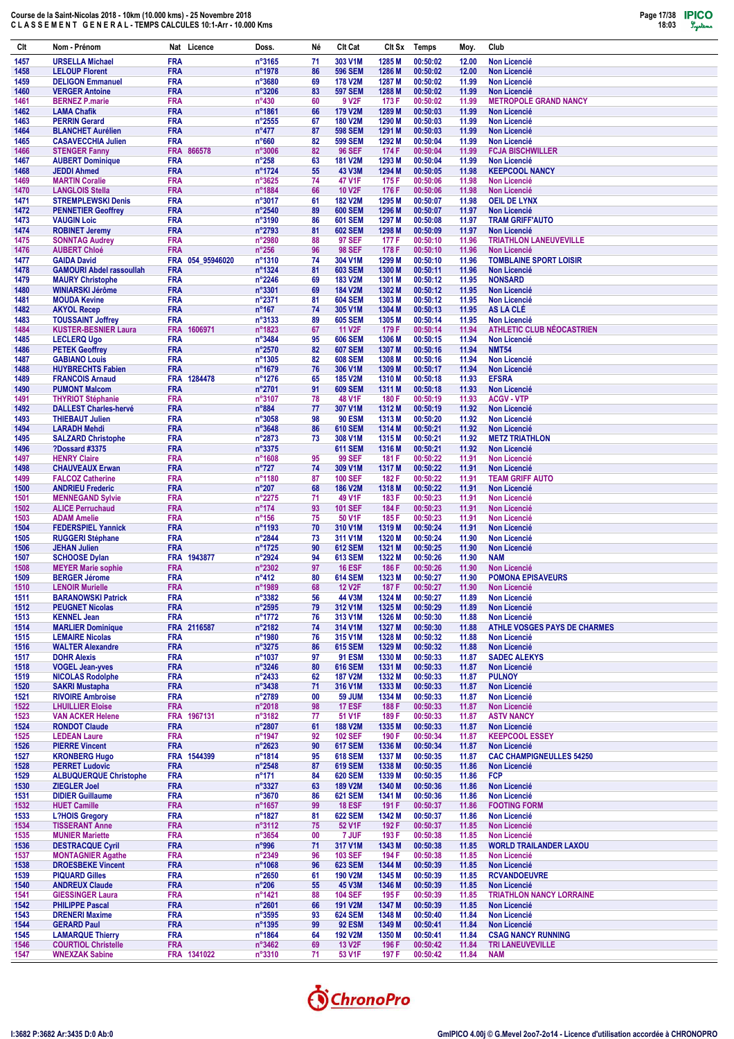Course de la Saint-Nicolas 2018 - 10km (10.000 kms) - 25 Novembre 2018
C L A S S E M E N T   G E N E R A L - TEMPS CALCULES 10:1-Arr - 10.000 Kms

| Clt | Nom - Prénom | Nat | Licence | Doss. | Né | Clt Cat | Clt Sx | Temps | Moy. | Club |
|---|---|---|---|---|---|---|---|---|---|---|
| 1457 | URSELLA Michael | FRA | | n°3165 | 71 | 303 V1M | 1285 M | 00:50:02 | 12.00 | Non Licencié |
| 1458 | LELOUP Florent | FRA | | n°1978 | 86 | 596 SEM | 1286 M | 00:50:02 | 12.00 | Non Licencié |
| 1459 | DELIGON Emmanuel | FRA | | n°3680 | 69 | 178 V2M | 1287 M | 00:50:02 | 11.99 | Non Licencié |
| 1460 | VERGER Antoine | FRA | | n°3206 | 83 | 597 SEM | 1288 M | 00:50:02 | 11.99 | Non Licencié |
| 1461 | BERNEZ P.marie | FRA | | n°430 | 60 | 9 V2F | 173 F | 00:50:02 | 11.99 | METROPOLE GRAND NANCY |
| 1462 | LAMA Chafik | FRA | | n°1861 | 66 | 179 V2M | 1289 M | 00:50:03 | 11.99 | Non Licencié |
| 1463 | PERRIN Gerard | FRA | | n°2555 | 67 | 180 V2M | 1290 M | 00:50:03 | 11.99 | Non Licencié |
| 1464 | BLANCHET Aurélien | FRA | | n°477 | 87 | 598 SEM | 1291 M | 00:50:03 | 11.99 | Non Licencié |
| 1465 | CASAVECCHIA Julien | FRA | | n°660 | 82 | 599 SEM | 1292 M | 00:50:04 | 11.99 | Non Licencié |
| 1466 | STENGER Fanny | FRA | 866578 | n°3006 | 82 | 96 SEF | 174 F | 00:50:04 | 11.99 | FCJA BISCHWILLER |
| 1467 | AUBERT Dominique | FRA | | n°258 | 63 | 181 V2M | 1293 M | 00:50:04 | 11.99 | Non Licencié |
| 1468 | JEDDI Ahmed | FRA | | n°1724 | 55 | 43 V3M | 1294 M | 00:50:05 | 11.98 | KEEPCOOL NANCY |
| 1469 | MARTIN Coralie | FRA | | n°3625 | 74 | 47 V1F | 175 F | 00:50:06 | 11.98 | Non Licencié |
| 1470 | LANGLOIS Stella | FRA | | n°1884 | 66 | 10 V2F | 176 F | 00:50:06 | 11.98 | Non Licencié |
| 1471 | STREMPLEWSKI Denis | FRA | | n°3017 | 61 | 182 V2M | 1295 M | 00:50:07 | 11.98 | OEIL DE LYNX |
| 1472 | PENNETIER Geoffrey | FRA | | n°2540 | 89 | 600 SEM | 1296 M | 00:50:07 | 11.97 | Non Licencié |
| 1473 | VAUGIN Loic | FRA | | n°3190 | 86 | 601 SEM | 1297 M | 00:50:08 | 11.97 | TRAM GRIFF'AUTO |
| 1474 | ROBINET Jeremy | FRA | | n°2793 | 81 | 602 SEM | 1298 M | 00:50:09 | 11.97 | Non Licencié |
| 1475 | SONNTAG Audrey | FRA | | n°2980 | 88 | 97 SEF | 177 F | 00:50:10 | 11.96 | TRIATHLON LANEUVEVILLE |
| 1476 | AUBERT Chloé | FRA | | n°256 | 96 | 98 SEF | 178 F | 00:50:10 | 11.96 | Non Licencié |
| 1477 | GAIDA David | FRA | 054_95946020 | n°1310 | 74 | 304 V1M | 1299 M | 00:50:10 | 11.96 | TOMBLAINE SPORT LOISIR |
| 1478 | GAMOURI Abdel rassoullah | FRA | | n°1324 | 81 | 603 SEM | 1300 M | 00:50:11 | 11.96 | Non Licencié |
| 1479 | MAURY Christophe | FRA | | n°2246 | 69 | 183 V2M | 1301 M | 00:50:11 | 11.95 | NONSARD |
| 1480 | WINIARSKI Jérôme | FRA | | n°3301 | 69 | 184 V2M | 1302 M | 00:50:12 | 11.95 | Non Licencié |
| 1481 | MOUDA Kevine | FRA | | n°2371 | 81 | 604 SEM | 1303 M | 00:50:12 | 11.95 | Non Licencié |
| 1482 | AKYOL Recep | FRA | | n°167 | 74 | 305 V1M | 1304 M | 00:50:13 | 11.95 | AS LA CLÉ |
| 1483 | TOUSSAINT Joffrey | FRA | | n°3133 | 89 | 605 SEM | 1305 M | 00:50:14 | 11.95 | Non Licencié |
| 1484 | KUSTER-BESNIER Laura | FRA | 1606971 | n°1823 | 67 | 11 V2F | 179 F | 00:50:14 | 11.94 | ATHLETIC CLUB NÉOCASTRIEN |
| 1485 | LECLERQ Ugo | FRA | | n°3484 | 95 | 606 SEM | 1306 M | 00:50:15 | 11.94 | Non Licencié |
| 1486 | PETEK Geoffrey | FRA | | n°2570 | 82 | 607 SEM | 1307 M | 00:50:16 | 11.94 | NMT54 |
| 1487 | GABIANO Louis | FRA | | n°1305 | 82 | 608 SEM | 1308 M | 00:50:16 | 11.94 | Non Licencié |
| 1488 | HUYBRECHTS Fabien | FRA | | n°1679 | 76 | 306 V1M | 1309 M | 00:50:17 | 11.94 | Non Licencié |
| 1489 | FRANCOIS Arnaud | FRA | 1284478 | n°1276 | 65 | 185 V2M | 1310 M | 00:50:18 | 11.93 | EFSRA |
| 1490 | PUMONT Malcom | FRA | | n°2701 | 91 | 609 SEM | 1311 M | 00:50:18 | 11.93 | Non Licencié |
| 1491 | THYRIOT Stéphanie | FRA | | n°3107 | 78 | 48 V1F | 180 F | 00:50:19 | 11.93 | ACGV - VTP |
| 1492 | DALLEST Charles-hervé | FRA | | n°884 | 77 | 307 V1M | 1312 M | 00:50:19 | 11.92 | Non Licencié |
| 1493 | THIEBAUT Julien | FRA | | n°3058 | 98 | 90 ESM | 1313 M | 00:50:20 | 11.92 | Non Licencié |
| 1494 | LARADH Mehdi | FRA | | n°3648 | 86 | 610 SEM | 1314 M | 00:50:21 | 11.92 | Non Licencié |
| 1495 | SALZARD Christophe | FRA | | n°2873 | 73 | 308 V1M | 1315 M | 00:50:21 | 11.92 | METZ TRIATHLON |
| 1496 | ?Dossard #3375 | FRA | | n°3375 | | 611 SEM | 1316 M | 00:50:21 | 11.92 | Non Licencié |
| 1497 | HENRY Claire | FRA | | n°1608 | 95 | 99 SEF | 181 F | 00:50:22 | 11.91 | Non Licencié |
| 1498 | CHAUVEAUX Erwan | FRA | | n°727 | 74 | 309 V1M | 1317 M | 00:50:22 | 11.91 | Non Licencié |
| 1499 | FALCOZ Catherine | FRA | | n°1180 | 87 | 100 SEF | 182 F | 00:50:22 | 11.91 | TEAM GRIFF AUTO |
| 1500 | ANDRIEU Frederic | FRA | | n°207 | 68 | 186 V2M | 1318 M | 00:50:22 | 11.91 | Non Licencié |
| 1501 | MENNEGAND Sylvie | FRA | | n°2275 | 71 | 49 V1F | 183 F | 00:50:23 | 11.91 | Non Licencié |
| 1502 | ALICE Perruchaud | FRA | | n°174 | 93 | 101 SEF | 184 F | 00:50:23 | 11.91 | Non Licencié |
| 1503 | ADAM Amelie | FRA | | n°156 | 75 | 50 V1F | 185 F | 00:50:23 | 11.91 | Non Licencié |
| 1504 | FEDERSPIEL Yannick | FRA | | n°1193 | 70 | 310 V1M | 1319 M | 00:50:24 | 11.91 | Non Licencié |
| 1505 | RUGGERI Stéphane | FRA | | n°2844 | 73 | 311 V1M | 1320 M | 00:50:24 | 11.90 | Non Licencié |
| 1506 | JEHAN Julien | FRA | | n°1725 | 90 | 612 SEM | 1321 M | 00:50:25 | 11.90 | Non Licencié |
| 1507 | SCHOOSE Dylan | FRA | 1943877 | n°2924 | 94 | 613 SEM | 1322 M | 00:50:26 | 11.90 | NAM |
| 1508 | MEYER Marie sophie | FRA | | n°2302 | 97 | 16 ESF | 186 F | 00:50:26 | 11.90 | Non Licencié |
| 1509 | BERGER Jérome | FRA | | n°412 | 80 | 614 SEM | 1323 M | 00:50:27 | 11.90 | POMONA EPISAVEURS |
| 1510 | LENOIR Murielle | FRA | | n°1989 | 68 | 12 V2F | 187 F | 00:50:27 | 11.90 | Non Licencié |
| 1511 | BARANOWSKI Patrick | FRA | | n°3382 | 56 | 44 V3M | 1324 M | 00:50:27 | 11.89 | Non Licencié |
| 1512 | PEUGNET Nicolas | FRA | | n°2595 | 79 | 312 V1M | 1325 M | 00:50:29 | 11.89 | Non Licencié |
| 1513 | KENNEL Jean | FRA | | n°1772 | 76 | 313 V1M | 1326 M | 00:50:30 | 11.88 | Non Licencié |
| 1514 | MARLIER Dominique | FRA | 2116587 | n°2182 | 74 | 314 V1M | 1327 M | 00:50:30 | 11.88 | ATHLE VOSGES PAYS DE CHARMES |
| 1515 | LEMAIRE Nicolas | FRA | | n°1980 | 76 | 315 V1M | 1328 M | 00:50:32 | 11.88 | Non Licencié |
| 1516 | WALTER Alexandre | FRA | | n°3275 | 86 | 615 SEM | 1329 M | 00:50:32 | 11.88 | Non Licencié |
| 1517 | DOHR Alexis | FRA | | n°1037 | 97 | 91 ESM | 1330 M | 00:50:33 | 11.87 | SADEC ALEKYS |
| 1518 | VOGEL Jean-yves | FRA | | n°3246 | 80 | 616 SEM | 1331 M | 00:50:33 | 11.87 | Non Licencié |
| 1519 | NICOLAS Rodolphe | FRA | | n°2433 | 62 | 187 V2M | 1332 M | 00:50:33 | 11.87 | PULNOY |
| 1520 | SAKRI Mustapha | FRA | | n°3438 | 71 | 316 V1M | 1333 M | 00:50:33 | 11.87 | Non Licencié |
| 1521 | RIVOIRE Ambroise | FRA | | n°2789 | 00 | 59 JUM | 1334 M | 00:50:33 | 11.87 | Non Licencié |
| 1522 | LHUILLIER Eloise | FRA | | n°2018 | 98 | 17 ESF | 188 F | 00:50:33 | 11.87 | Non Licencié |
| 1523 | VAN ACKER Helene | FRA | 1967131 | n°3182 | 77 | 51 V1F | 189 F | 00:50:33 | 11.87 | ASTV NANCY |
| 1524 | RONDOT Claude | FRA | | n°2807 | 61 | 188 V2M | 1335 M | 00:50:33 | 11.87 | Non Licencié |
| 1525 | LEDEAN Laure | FRA | | n°1947 | 92 | 102 SEF | 190 F | 00:50:34 | 11.87 | KEEPCOOL ESSEY |
| 1526 | PIERRE Vincent | FRA | | n°2623 | 90 | 617 SEM | 1336 M | 00:50:34 | 11.87 | Non Licencié |
| 1527 | KRONBERG Hugo | FRA | 1544399 | n°1814 | 95 | 618 SEM | 1337 M | 00:50:35 | 11.87 | CAC CHAMPIGNEULLES 54250 |
| 1528 | PERRET Ludovic | FRA | | n°2548 | 87 | 619 SEM | 1338 M | 00:50:35 | 11.86 | Non Licencié |
| 1529 | ALBUQUERQUE Christophe | FRA | | n°171 | 84 | 620 SEM | 1339 M | 00:50:35 | 11.86 | FCP |
| 1530 | ZIEGLER Joel | FRA | | n°3327 | 63 | 189 V2M | 1340 M | 00:50:36 | 11.86 | Non Licencié |
| 1531 | DIDIER Guillaume | FRA | | n°3670 | 86 | 621 SEM | 1341 M | 00:50:36 | 11.86 | Non Licencié |
| 1532 | HUET Camille | FRA | | n°1657 | 99 | 18 ESF | 191 F | 00:50:37 | 11.86 | FOOTING FORM |
| 1533 | L?HOIS Gregory | FRA | | n°1827 | 81 | 622 SEM | 1342 M | 00:50:37 | 11.86 | Non Licencié |
| 1534 | TISSERANT Anne | FRA | | n°3112 | 75 | 52 V1F | 192 F | 00:50:37 | 11.85 | Non Licencié |
| 1535 | MUNIER Mariette | FRA | | n°3654 | 00 | 7 JUF | 193 F | 00:50:38 | 11.85 | Non Licencié |
| 1536 | DESTRACQUE Cyril | FRA | | n°996 | 71 | 317 V1M | 1343 M | 00:50:38 | 11.85 | WORLD TRAILANDER LAXOU |
| 1537 | MONTAGNIER Agathe | FRA | | n°2349 | 96 | 103 SEF | 194 F | 00:50:38 | 11.85 | Non Licencié |
| 1538 | DROESBEKE Vincent | FRA | | n°1068 | 96 | 623 SEM | 1344 M | 00:50:39 | 11.85 | Non Licencié |
| 1539 | PIQUARD Gilles | FRA | | n°2650 | 61 | 190 V2M | 1345 M | 00:50:39 | 11.85 | RCVANDOEUVRE |
| 1540 | ANDREUX Claude | FRA | | n°206 | 55 | 45 V3M | 1346 M | 00:50:39 | 11.85 | Non Licencié |
| 1541 | GIESSINGER Laura | FRA | | n°1421 | 88 | 104 SEF | 195 F | 00:50:39 | 11.85 | TRIATHLON NANCY LORRAINE |
| 1542 | PHILIPPE Pascal | FRA | | n°2601 | 66 | 191 V2M | 1347 M | 00:50:39 | 11.85 | Non Licencié |
| 1543 | DRENERI Maxime | FRA | | n°3595 | 93 | 624 SEM | 1348 M | 00:50:40 | 11.84 | Non Licencié |
| 1544 | GERARD Paul | FRA | | n°1395 | 99 | 92 ESM | 1349 M | 00:50:41 | 11.84 | Non Licencié |
| 1545 | LAMARQUE Thierry | FRA | | n°1864 | 64 | 192 V2M | 1350 M | 00:50:41 | 11.84 | CSAG NANCY RUNNING |
| 1546 | COURTIOL Christelle | FRA | | n°3462 | 69 | 13 V2F | 196 F | 00:50:42 | 11.84 | TRI LANEUVEVILLE |
| 1547 | WNEXZAK Sabine | FRA | 1341022 | n°3310 | 71 | 53 V1F | 197 F | 00:50:42 | 11.84 | NAM |

I:3682 P:3682 Ar:3435 D:0 Ab:0

GmIPICO 4.00j © G.Mevel 2oo7-2o14 - Licence d'utilisation accordée à CHRONOPRO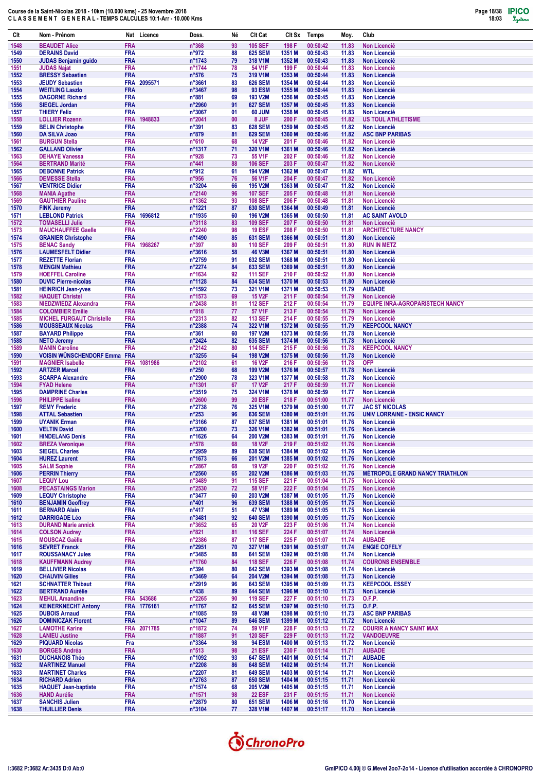**Course de la Saint-Nicolas 2018 - 10km (10.000 kms) - 25 Novembre 2018**
**C L A S S E M E N T   G E N E R A L - TEMPS CALCULES 10:1-Arr - 10.000 Kms**

| Clt | Nom - Prénom | Nat | Licence | Doss. | Né | Clt Cat | Clt Sx | Temps | Moy. | Club |
|---|---|---|---|---|---|---|---|---|---|---|
| 1548 | BEAUDET Alice | FRA | | n°368 | 93 | 105 SEF | 198 F | 00:50:42 | 11.83 | Non Licencié |
| 1549 | DERAINS David | FRA | | n°972 | 88 | 625 SEM | 1351 M | 00:50:43 | 11.83 | Non Licencié |
| 1550 | JUDAS Benjamin guido | FRA | | n°1743 | 79 | 318 V1M | 1352 M | 00:50:43 | 11.83 | Non Licencié |
| 1551 | JUDAS Najat | FRA | | n°1744 | 78 | 54 V1F | 199 F | 00:50:44 | 11.83 | Non Licencié |
| 1552 | BRESSY Sebastien | FRA | | n°576 | 75 | 319 V1M | 1353 M | 00:50:44 | 11.83 | Non Licencié |
| 1553 | JEUDY Sebastien | FRA | 2095571 | n°3661 | 83 | 626 SEM | 1354 M | 00:50:44 | 11.83 | Non Licencié |
| 1554 | WEITLING Laszlo | FRA | | n°3467 | 98 | 93 ESM | 1355 M | 00:50:44 | 11.83 | Non Licencié |
| 1555 | DAGORNE Richard | FRA | | n°881 | 69 | 193 V2M | 1356 M | 00:50:45 | 11.83 | Non Licencié |
| 1556 | SIEGEL Jordan | FRA | | n°2960 | 91 | 627 SEM | 1357 M | 00:50:45 | 11.83 | Non Licencié |
| 1557 | THIERY Felix | FRA | | n°3067 | 01 | 60 JUM | 1358 M | 00:50:45 | 11.83 | Non Licencié |
| 1558 | LOLLIER Rozenn | FRA | 1948833 | n°2041 | 00 | 8 JUF | 200 F | 00:50:45 | 11.82 | US TOUL ATHLETISME |
| 1559 | BELIN Christophe | FRA | | n°391 | 83 | 628 SEM | 1359 M | 00:50:45 | 11.82 | Non Licencié |
| 1560 | DA SILVA Joao | FRA | | n°879 | 81 | 629 SEM | 1360 M | 00:50:46 | 11.82 | ASC BNP PARIBAS |
| 1561 | BURGUN Stella | FRA | | n°610 | 68 | 14 V2F | 201 F | 00:50:46 | 11.82 | Non Licencié |
| 1562 | GALLAND Olivier | FRA | | n°1317 | 71 | 320 V1M | 1361 M | 00:50:46 | 11.82 | Non Licencié |
| 1563 | DEHAYE Vanessa | FRA | | n°928 | 73 | 55 V1F | 202 F | 00:50:46 | 11.82 | Non Licencié |
| 1564 | BERTRAND Marité | FRA | | n°441 | 88 | 106 SEF | 203 F | 00:50:47 | 11.82 | Non Licencié |
| 1565 | DEBONNE Patrick | FRA | | n°912 | 61 | 194 V2M | 1362 M | 00:50:47 | 11.82 | WTL |
| 1566 | DEMESSE Stella | FRA | | n°956 | 76 | 56 V1F | 204 F | 00:50:47 | 11.82 | Non Licencié |
| 1567 | VENTRICE Didier | FRA | | n°3204 | 66 | 195 V2M | 1363 M | 00:50:47 | 11.82 | Non Licencié |
| 1568 | MANIA Agathe | FRA | | n°2140 | 96 | 107 SEF | 205 F | 00:50:48 | 11.81 | Non Licencié |
| 1569 | GAUTHIER Pauline | FRA | | n°1362 | 93 | 108 SEF | 206 F | 00:50:48 | 11.81 | Non Licencié |
| 1570 | FINK Jeremy | FRA | | n°1221 | 87 | 630 SEM | 1364 M | 00:50:49 | 11.81 | Non Licencié |
| 1571 | LEBLOND Patrick | FRA | 1696812 | n°1935 | 60 | 196 V2M | 1365 M | 00:50:50 | 11.81 | AC SAINT AVOLD |
| 1572 | TOMASELLI Julie | FRA | | n°3118 | 83 | 109 SEF | 207 F | 00:50:50 | 11.81 | Non Licencié |
| 1573 | MAUCHAUFFEE Gaelle | FRA | | n°2240 | 98 | 19 ESF | 208 F | 00:50:50 | 11.81 | ARCHITECTURE NANCY |
| 1574 | GRANIER Christophe | FRA | | n°1490 | 85 | 631 SEM | 1366 M | 00:50:51 | 11.80 | Non Licencié |
| 1575 | BENAC Sandy | FRA | 1968267 | n°397 | 80 | 110 SEF | 209 F | 00:50:51 | 11.80 | RUN IN METZ |
| 1576 | LAUMESFELT Didier | FRA | | n°3616 | 58 | 46 V3M | 1367 M | 00:50:51 | 11.80 | Non Licencié |
| 1577 | REZETTE Florian | FRA | | n°2759 | 91 | 632 SEM | 1368 M | 00:50:51 | 11.80 | Non Licencié |
| 1578 | MENGIN Mathieu | FRA | | n°2274 | 84 | 633 SEM | 1369 M | 00:50:51 | 11.80 | Non Licencié |
| 1579 | HOEFFEL Caroline | FRA | | n°1634 | 92 | 111 SEF | 210 F | 00:50:52 | 11.80 | Non Licencié |
| 1580 | DUVIC Pierre-nicolas | FRA | | n°1128 | 84 | 634 SEM | 1370 M | 00:50:53 | 11.80 | Non Licencié |
| 1581 | HEINRICH Jean-yves | FRA | | n°1592 | 73 | 321 V1M | 1371 M | 00:50:53 | 11.79 | AUBADE |
| 1582 | HAQUET Christel | FRA | | n°1573 | 69 | 15 V2F | 211 F | 00:50:54 | 11.79 | Non Licencié |
| 1583 | NIEDZWIEDZ Alexandra | FRA | | n°2438 | 81 | 112 SEF | 212 F | 00:50:54 | 11.79 | EQUIPE INRA-AGROPARISTECH NANCY |
| 1584 | COLOMBIER Emilie | FRA | | n°818 | 77 | 57 V1F | 213 F | 00:50:54 | 11.79 | Non Licencié |
| 1585 | MICHEL FURGAUT Christelle | FRA | | n°2313 | 82 | 113 SEF | 214 F | 00:50:55 | 11.79 | Non Licencié |
| 1586 | MOUSSEAUX Nicolas | FRA | | n°2388 | 74 | 322 V1M | 1372 M | 00:50:55 | 11.79 | KEEPCOOL NANCY |
| 1587 | BAYARD Philippe | FRA | | n°361 | 60 | 197 V2M | 1373 M | 00:50:56 | 11.78 | Non Licencié |
| 1588 | NETO Jeremy | FRA | | n°2424 | 82 | 635 SEM | 1374 M | 00:50:56 | 11.78 | Non Licencié |
| 1589 | MANIN Caroline | FRA | | n°2142 | 80 | 114 SEF | 215 F | 00:50:56 | 11.78 | KEEPCOOL NANCY |
| 1590 | VOISIN WÜNSCHENDORF Emma | FRA | | n°3255 | 64 | 198 V2M | 1375 M | 00:50:56 | 11.78 | Non Licencié |
| 1591 | MAGNIER Isabelle | FRA | 1081986 | n°2102 | 61 | 16 V2F | 216 F | 00:50:56 | 11.78 | OFP |
| 1592 | ARTZER Marcel | FRA | | n°250 | 68 | 199 V2M | 1376 M | 00:50:57 | 11.78 | Non Licencié |
| 1593 | SCARPA Alexandre | FRA | | n°2900 | 78 | 323 V1M | 1377 M | 00:50:58 | 11.78 | Non Licencié |
| 1594 | FYAD Helene | FRA | | n°1301 | 67 | 17 V2F | 217 F | 00:50:59 | 11.77 | Non Licencié |
| 1595 | DAMPRINE Charles | FRA | | n°3519 | 75 | 324 V1M | 1378 M | 00:50:59 | 11.77 | Non Licencié |
| 1596 | PHILIPPE Isaline | FRA | | n°2600 | 99 | 20 ESF | 218 F | 00:51:00 | 11.77 | Non Licencié |
| 1597 | REMY Frederic | FRA | | n°2738 | 76 | 325 V1M | 1379 M | 00:51:00 | 11.77 | JAC ST NICOLAS |
| 1598 | ATTAL Sebastien | FRA | | n°253 | 96 | 636 SEM | 1380 M | 00:51:01 | 11.76 | UNIV LORRAINE - ENSIC NANCY |
| 1599 | UYANIK Erman | FRA | | n°3166 | 87 | 637 SEM | 1381 M | 00:51:01 | 11.76 | Non Licencié |
| 1600 | VELTIN David | FRA | | n°3200 | 73 | 326 V1M | 1382 M | 00:51:01 | 11.76 | Non Licencié |
| 1601 | HINDELANG Denis | FRA | | n°1626 | 64 | 200 V2M | 1383 M | 00:51:01 | 11.76 | Non Licencié |
| 1602 | BREZA Veronique | FRA | | n°578 | 68 | 18 V2F | 219 F | 00:51:02 | 11.76 | Non Licencié |
| 1603 | SIEGEL Charles | FRA | | n°2959 | 89 | 638 SEM | 1384 M | 00:51:02 | 11.76 | Non Licencié |
| 1604 | HUREZ Laurent | FRA | | n°1673 | 66 | 201 V2M | 1385 M | 00:51:02 | 11.76 | Non Licencié |
| 1605 | SALM Sophie | FRA | | n°2867 | 68 | 19 V2F | 220 F | 00:51:02 | 11.76 | Non Licencié |
| 1606 | PERRIN Thierry | FRA | | n°2560 | 65 | 202 V2M | 1386 M | 00:51:03 | 11.76 | MÉTROPOLE GRAND NANCY TRIATHLON |
| 1607 | LEQUY Lou | FRA | | n°3489 | 91 | 115 SEF | 221 F | 00:51:04 | 11.75 | Non Licencié |
| 1608 | PECASTAINGS Marion | FRA | | n°2530 | 72 | 58 V1F | 222 F | 00:51:04 | 11.75 | Non Licencié |
| 1609 | LEQUY Christophe | FRA | | n°3477 | 60 | 203 V2M | 1387 M | 00:51:05 | 11.75 | Non Licencié |
| 1610 | BENJAMIN Geoffrey | FRA | | n°401 | 96 | 639 SEM | 1388 M | 00:51:05 | 11.75 | Non Licencié |
| 1611 | BERNARD Alain | FRA | | n°417 | 51 | 47 V3M | 1389 M | 00:51:05 | 11.75 | Non Licencié |
| 1612 | DARRIGADE Léo | FRA | | n°3481 | 92 | 640 SEM | 1390 M | 00:51:05 | 11.75 | Non Licencié |
| 1613 | DURAND Marie annick | FRA | | n°3652 | 65 | 20 V2F | 223 F | 00:51:06 | 11.74 | Non Licencié |
| 1614 | COLSON Audrey | FRA | | n°821 | 81 | 116 SEF | 224 F | 00:51:07 | 11.74 | Non Licencié |
| 1615 | MOUSCAZ Gaëlle | FRA | | n°2386 | 87 | 117 SEF | 225 F | 00:51:07 | 11.74 | AUBADE |
| 1616 | SEVRET Franck | FRA | | n°2951 | 70 | 327 V1M | 1391 M | 00:51:07 | 11.74 | ENGIE COFELY |
| 1617 | ROUSSANACY Jules | FRA | | n°3485 | 88 | 641 SEM | 1392 M | 00:51:08 | 11.74 | Non Licencié |
| 1618 | KAUFFMANN Audrey | FRA | | n°1760 | 84 | 118 SEF | 226 F | 00:51:08 | 11.74 | COURONS ENSEMBLE |
| 1619 | BELLIVIER Nicolas | FRA | | n°394 | 80 | 642 SEM | 1393 M | 00:51:08 | 11.74 | Non Licencié |
| 1620 | CHAUVIN Gilles | FRA | | n°3469 | 64 | 204 V2M | 1394 M | 00:51:08 | 11.73 | Non Licencié |
| 1621 | SCHNATTER Thibaut | FRA | | n°2919 | 96 | 643 SEM | 1395 M | 00:51:09 | 11.73 | KEEPCOOL ESSEY |
| 1622 | BERTRAND Aurélie | FRA | | n°438 | 89 | 644 SEM | 1396 M | 00:51:10 | 11.73 | Non Licencié |
| 1623 | MEHUL Amandine | FRA | 543686 | n°2265 | 90 | 119 SEF | 227 F | 00:51:10 | 11.73 | O.F.P. |
| 1624 | KEINERKNECHT Antony | FRA | 1776161 | n°1767 | 82 | 645 SEM | 1397 M | 00:51:10 | 11.73 | O.F.P. |
| 1625 | DUBOIS Arnaud | FRA | | n°1085 | 59 | 48 V3M | 1398 M | 00:51:10 | 11.73 | ASC BNP PARIBAS |
| 1626 | DOMINICZAK Florent | FRA | | n°1047 | 89 | 646 SEM | 1399 M | 00:51:12 | 11.72 | Non Licencié |
| 1627 | LAMOTHE Karine | FRA | 2071785 | n°1872 | 74 | 59 V1F | 228 F | 00:51:13 | 11.72 | COURIR A NANCY SAINT MAX |
| 1628 | LANIEU Justine | FRA | | n°1887 | 91 | 120 SEF | 229 F | 00:51:13 | 11.72 | VANDOEUVRE |
| 1629 | PIQUARD Nicolas | Fra | | n°3364 | 98 | 94 ESM | 1400 M | 00:51:13 | 11.72 | Non Licencié |
| 1630 | BORGES Andréa | FRA | | n°513 | 98 | 21 ESF | 230 F | 00:51:14 | 11.71 | AUBADE |
| 1631 | DUCHANOIS Théo | FRA | | n°1092 | 93 | 647 SEM | 1401 M | 00:51:14 | 11.71 | AUBADE |
| 1632 | MARTINEZ Manuel | FRA | | n°2208 | 86 | 648 SEM | 1402 M | 00:51:14 | 11.71 | Non Licencié |
| 1633 | MARTINET Charles | FRA | | n°2207 | 81 | 649 SEM | 1403 M | 00:51:14 | 11.71 | Non Licencié |
| 1634 | RICHARD Adrien | FRA | | n°2763 | 87 | 650 SEM | 1404 M | 00:51:15 | 11.71 | Non Licencié |
| 1635 | HAQUET Jean-baptiste | FRA | | n°1574 | 68 | 205 V2M | 1405 M | 00:51:15 | 11.71 | Non Licencié |
| 1636 | HAND Aurélie | FRA | | n°1571 | 98 | 22 ESF | 231 F | 00:51:15 | 11.71 | Non Licencié |
| 1637 | SANCHIS Julien | FRA | | n°2879 | 80 | 651 SEM | 1406 M | 00:51:16 | 11.70 | Non Licencié |
| 1638 | THUILLIER Denis | FRA | | n°3104 | 77 | 328 V1M | 1407 M | 00:51:17 | 11.70 | Non Licencié |

I:3682 P:3682 Ar:3435 D:0 Ab:0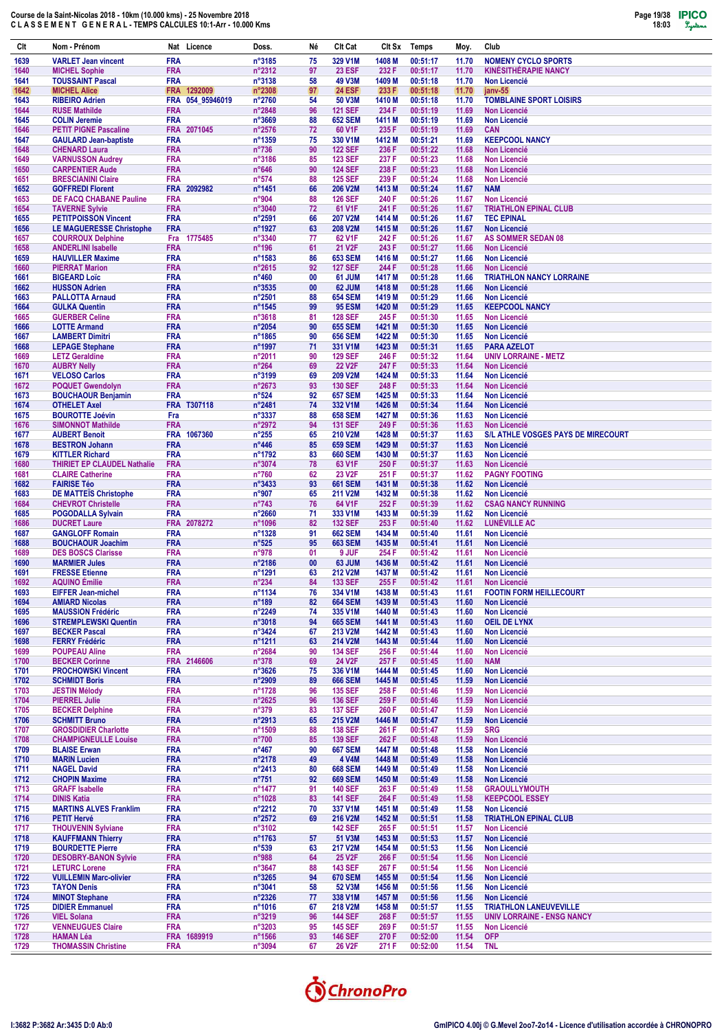# Course de la Saint-Nicolas 2018 - 10km (10.000 kms) - 25 Novembre 2018

## C L A S S E M E N T   G E N E R A L - TEMPS CALCULES 10:1-Arr - 10.000 Kms

| Clt | Nom - Prénom | Nat | Licence | Doss. | Né | Clt Cat | Clt Sx | Temps | Moy. | Club |
|---|---|---|---|---|---|---|---|---|---|---|
| 1639 | VARLET Jean vincent | FRA | | n°3185 | 75 | 329 V1M | 1408 M | 00:51:17 | 11.70 | NOMENY CYCLO SPORTS |
| 1640 | MICHEL Sophie | FRA | | n°2312 | 97 | 23 ESF | 232 F | 00:51:17 | 11.70 | KINÉSITHÉRAPIE NANCY |
| 1641 | TOUSSAINT Pascal | FRA | | n°3138 | 58 | 49 V3M | 1409 M | 00:51:18 | 11.70 | Non Licencié |
| 1642 | MICHEL Alice | FRA | 1292009 | n°2308 | 97 | 24 ESF | 233 F | 00:51:18 | 11.70 | janv-55 |
| 1643 | RIBEIRO Adrien | FRA | 054_95946019 | n°2760 | 54 | 50 V3M | 1410 M | 00:51:18 | 11.70 | TOMBLAINE SPORT LOISIRS |
| 1644 | RUSE Mathilde | FRA | | n°2848 | 96 | 121 SEF | 234 F | 00:51:19 | 11.69 | Non Licencié |
| 1645 | COLIN Jeremie | FRA | | n°3669 | 88 | 652 SEM | 1411 M | 00:51:19 | 11.69 | Non Licencié |
| 1646 | PETIT PIGNE Pascaline | FRA | 2071045 | n°2576 | 72 | 60 V1F | 235 F | 00:51:19 | 11.69 | CAN |
| 1647 | GAULARD Jean-baptiste | FRA | | n°1359 | 75 | 330 V1M | 1412 M | 00:51:21 | 11.69 | KEEPCOOL NANCY |
| 1648 | CHENARD Laura | FRA | | n°736 | 90 | 122 SEF | 236 F | 00:51:22 | 11.68 | Non Licencié |
| 1649 | VARNUSSON Audrey | FRA | | n°3186 | 85 | 123 SEF | 237 F | 00:51:23 | 11.68 | Non Licencié |
| 1650 | CARPENTIER Aude | FRA | | n°646 | 90 | 124 SEF | 238 F | 00:51:23 | 11.68 | Non Licencié |
| 1651 | BRESCIANINI Claire | FRA | | n°574 | 88 | 125 SEF | 239 F | 00:51:23 | 11.68 | Non Licencié |
| 1652 | GOFFREDI Florent | FRA | 2092982 | n°1451 | 66 | 206 V2M | 1413 M | 00:51:24 | 11.67 | NAM |
| 1653 | DE FACQ CHABANE Pauline | FRA | | n°904 | 88 | 126 SEF | 240 F | 00:51:26 | 11.67 | Non Licencié |
| 1654 | TAVERNE Sylvie | FRA | | n°3040 | 72 | 61 V1F | 241 F | 00:51:26 | 11.67 | TRIATHLON EPINAL CLUB |
| 1655 | PETITPOISSON Vincent | FRA | | n°2591 | 66 | 207 V2M | 1414 M | 00:51:26 | 11.67 | TEC EPINAL |
| 1656 | LE MAGUERESSE Christophe | FRA | | n°1927 | 63 | 208 V2M | 1415 M | 00:51:26 | 11.67 | Non Licencié |
| 1657 | COURROUX Delphine | Fra | 1775485 | n°3340 | 77 | 62 V1F | 242 F | 00:51:26 | 11.67 | AS SOMMER SEDAN 08 |
| 1658 | ANDERLINI Isabelle | FRA | | n°196 | 61 | 21 V2F | 243 F | 00:51:27 | 11.66 | Non Licencié |
| 1659 | HAUVILLER Maxime | FRA | | n°1583 | 86 | 653 SEM | 1416 M | 00:51:27 | 11.66 | Non Licencié |
| 1660 | PIERRAT Marion | FRA | | n°2615 | 92 | 127 SEF | 244 F | 00:51:28 | 11.66 | Non Licencié |
| 1661 | BIGEARD Loïc | FRA | | n°460 | 00 | 61 JUM | 1417 M | 00:51:28 | 11.66 | TRIATHLON NANCY LORRAINE |
| 1662 | HUSSON Adrien | FRA | | n°3535 | 00 | 62 JUM | 1418 M | 00:51:28 | 11.66 | Non Licencié |
| 1663 | PALLOTTA Arnaud | FRA | | n°2501 | 88 | 654 SEM | 1419 M | 00:51:29 | 11.66 | Non Licencié |
| 1664 | GULKA Quentin | FRA | | n°1545 | 99 | 95 ESM | 1420 M | 00:51:29 | 11.65 | KEEPCOOL NANCY |
| 1665 | GUERBER Celine | FRA | | n°3618 | 81 | 128 SEF | 245 F | 00:51:30 | 11.65 | Non Licencié |
| 1666 | LOTTE Armand | FRA | | n°2054 | 90 | 655 SEM | 1421 M | 00:51:30 | 11.65 | Non Licencié |
| 1667 | LAMBERT Dimitri | FRA | | n°1865 | 90 | 656 SEM | 1422 M | 00:51:30 | 11.65 | Non Licencié |
| 1668 | LEPAGE Stephane | FRA | | n°1997 | 71 | 331 V1M | 1423 M | 00:51:31 | 11.65 | PARA AZELOT |
| 1669 | LETZ Geraldine | FRA | | n°2011 | 90 | 129 SEF | 246 F | 00:51:32 | 11.64 | UNIV LORRAINE - METZ |
| 1670 | AUBRY Nelly | FRA | | n°264 | 69 | 22 V2F | 247 F | 00:51:33 | 11.64 | Non Licencié |
| 1671 | VELOSO Carlos | FRA | | n°3199 | 69 | 209 V2M | 1424 M | 00:51:33 | 11.64 | Non Licencié |
| 1672 | POQUET Gwendolyn | FRA | | n°2673 | 93 | 130 SEF | 248 F | 00:51:33 | 11.64 | Non Licencié |
| 1673 | BOUCHAOUR Benjamin | FRA | | n°524 | 92 | 657 SEM | 1425 M | 00:51:33 | 11.64 | Non Licencié |
| 1674 | OTHELET Axel | FRA | T307118 | n°2481 | 74 | 332 V1M | 1426 M | 00:51:34 | 11.64 | Non Licencié |
| 1675 | BOUROTTE Joévin | Fra | | n°3337 | 88 | 658 SEM | 1427 M | 00:51:36 | 11.63 | Non Licencié |
| 1676 | SIMONNOT Mathilde | FRA | | n°2972 | 94 | 131 SEF | 249 F | 00:51:36 | 11.63 | Non Licencié |
| 1677 | AUBERT Benoit | FRA | 1067360 | n°255 | 65 | 210 V2M | 1428 M | 00:51:37 | 11.63 | S/L ATHLE VOSGES PAYS DE MIRECOURT |
| 1678 | BESTRON Johann | FRA | | n°446 | 85 | 659 SEM | 1429 M | 00:51:37 | 11.63 | Non Licencié |
| 1679 | KITTLER Richard | FRA | | n°1792 | 83 | 660 SEM | 1430 M | 00:51:37 | 11.63 | Non Licencié |
| 1680 | THIRIET EP CLAUDEL Nathalie | FRA | | n°3074 | 78 | 63 V1F | 250 F | 00:51:37 | 11.63 | Non Licencié |
| 1681 | CLAIRE Catherine | FRA | | n°760 | 62 | 23 V2F | 251 F | 00:51:37 | 11.62 | PAGNY FOOTING |
| 1682 | FAIRISE Téo | FRA | | n°3433 | 93 | 661 SEM | 1431 M | 00:51:38 | 11.62 | Non Licencié |
| 1683 | DE MATTEÏS Christophe | FRA | | n°907 | 65 | 211 V2M | 1432 M | 00:51:38 | 11.62 | Non Licencié |
| 1684 | CHEVROT Christelle | FRA | | n°743 | 76 | 64 V1F | 252 F | 00:51:39 | 11.62 | CSAG NANCY RUNNING |
| 1685 | POGODALLA Sylvain | FRA | | n°2660 | 71 | 333 V1M | 1433 M | 00:51:39 | 11.62 | Non Licencié |
| 1686 | DUCRET Laure | FRA | 2078272 | n°1096 | 82 | 132 SEF | 253 F | 00:51:40 | 11.62 | LUNÉVILLE AC |
| 1687 | GANGLOFF Romain | FRA | | n°1328 | 91 | 662 SEM | 1434 M | 00:51:40 | 11.61 | Non Licencié |
| 1688 | BOUCHAOUR Joachim | FRA | | n°525 | 95 | 663 SEM | 1435 M | 00:51:41 | 11.61 | Non Licencié |
| 1689 | DES BOSCS Clarisse | FRA | | n°978 | 01 | 9 JUF | 254 F | 00:51:42 | 11.61 | Non Licencié |
| 1690 | MARMIER Jules | FRA | | n°2186 | 00 | 63 JUM | 1436 M | 00:51:42 | 11.61 | Non Licencié |
| 1691 | FRESSE Etienne | FRA | | n°1291 | 63 | 212 V2M | 1437 M | 00:51:42 | 11.61 | Non Licencié |
| 1692 | AQUINO Émilie | FRA | | n°234 | 84 | 133 SEF | 255 F | 00:51:42 | 11.61 | Non Licencié |
| 1693 | EIFFER Jean-michel | FRA | | n°1134 | 76 | 334 V1M | 1438 M | 00:51:43 | 11.61 | FOOTIN FORM HEILLECOURT |
| 1694 | AMIARD Nicolas | FRA | | n°189 | 82 | 664 SEM | 1439 M | 00:51:43 | 11.60 | Non Licencié |
| 1695 | MAUSSION Frédéric | FRA | | n°2249 | 74 | 335 V1M | 1440 M | 00:51:43 | 11.60 | Non Licencié |
| 1696 | STREMPLEWSKI Quentin | FRA | | n°3018 | 94 | 665 SEM | 1441 M | 00:51:43 | 11.60 | OEIL DE LYNX |
| 1697 | BECKER Pascal | FRA | | n°3424 | 67 | 213 V2M | 1442 M | 00:51:43 | 11.60 | Non Licencié |
| 1698 | FERRY Frédéric | FRA | | n°1211 | 63 | 214 V2M | 1443 M | 00:51:44 | 11.60 | Non Licencié |
| 1699 | POUPEAU Aline | FRA | | n°2684 | 90 | 134 SEF | 256 F | 00:51:44 | 11.60 | Non Licencié |
| 1700 | BECKER Corinne | FRA | 2146606 | n°378 | 69 | 24 V2F | 257 F | 00:51:44 | 11.60 | NAM |
| 1701 | PROCHOWSKI Vincent | FRA | | n°3626 | 75 | 336 V1M | 1444 M | 00:51:45 | 11.60 | Non Licencié |
| 1702 | SCHMIDT Boris | FRA | | n°2909 | 89 | 666 SEM | 1445 M | 00:51:45 | 11.59 | Non Licencié |
| 1703 | JESTIN Mélody | FRA | | n°1728 | 96 | 135 SEF | 258 F | 00:51:46 | 11.59 | Non Licencié |
| 1704 | PIERREL Julie | FRA | | n°2625 | 96 | 136 SEF | 259 F | 00:51:46 | 11.59 | Non Licencié |
| 1705 | BECKER Delphine | FRA | | n°379 | 83 | 137 SEF | 260 F | 00:51:47 | 11.59 | Non Licencié |
| 1706 | SCHMITT Bruno | FRA | | n°2913 | 65 | 215 V2M | 1446 M | 00:51:47 | 11.59 | Non Licencié |
| 1707 | GROSDIDIER Charlotte | FRA | | n°1509 | 88 | 138 SEF | 261 F | 00:51:47 | 11.59 | SRG |
| 1708 | CHAMPIGNEULLE Louise | FRA | | n°700 | 85 | 139 SEF | 262 F | 00:51:48 | 11.59 | Non Licencié |
| 1709 | BLAISE Erwan | FRA | | n°467 | 90 | 667 SEM | 1447 M | 00:51:49 | 11.58 | Non Licencié |
| 1710 | MARIN Lucien | FRA | | n°2178 | 49 | 4 V4M | 1448 M | 00:51:49 | 11.58 | Non Licencié |
| 1711 | NAGEL David | FRA | | n°2413 | 80 | 668 SEM | 1449 M | 00:51:49 | 11.58 | Non Licencié |
| 1712 | CHOPIN Maxime | FRA | | n°751 | 92 | 669 SEM | 1450 M | 00:51:49 | 11.58 | Non Licencié |
| 1713 | GRAFF Isabelle | FRA | | n°1477 | 91 | 140 SEF | 263 F | 00:51:49 | 11.58 | GRAOULLYMOUTH |
| 1714 | DINIS Katia | FRA | | n°1028 | 83 | 141 SEF | 264 F | 00:51:49 | 11.58 | KEEPCOOL ESSEY |
| 1715 | MARTINS ALVES Franklim | FRA | | n°2212 | 70 | 337 V1M | 1451 M | 00:51:49 | 11.58 | Non Licencié |
| 1716 | PETIT Hervé | FRA | | n°2572 | 69 | 216 V2M | 1452 M | 00:51:51 | 11.58 | TRIATHLON EPINAL CLUB |
| 1717 | THOUVENIN Sylviane | FRA | | n°3102 | | 142 SEF | 265 F | 00:51:51 | 11.57 | Non Licencié |
| 1718 | KAUFFMANN Thierry | FRA | | n°1763 | 57 | 51 V3M | 1453 M | 00:51:53 | 11.57 | Non Licencié |
| 1719 | BOURDETTE Pierre | FRA | | n°539 | 63 | 217 V2M | 1454 M | 00:51:53 | 11.56 | Non Licencié |
| 1720 | DESOBRY-BANON Sylvie | FRA | | n°988 | 64 | 25 V2F | 266 F | 00:51:54 | 11.56 | Non Licencié |
| 1721 | LETURC Lorene | FRA | | n°3647 | 88 | 143 SEF | 267 F | 00:51:54 | 11.56 | Non Licencié |
| 1722 | VUILLEMIN Marc-olivier | FRA | | n°3265 | 94 | 670 SEM | 1455 M | 00:51:54 | 11.56 | Non Licencié |
| 1723 | TAYON Denis | FRA | | n°3041 | 58 | 52 V3M | 1456 M | 00:51:56 | 11.56 | Non Licencié |
| 1724 | MINOT Stephane | FRA | | n°2326 | 77 | 338 V1M | 1457 M | 00:51:56 | 11.56 | Non Licencié |
| 1725 | DIDIER Emmanuel | FRA | | n°1016 | 67 | 218 V2M | 1458 M | 00:51:57 | 11.55 | TRIATHLON LANEUVEVILLE |
| 1726 | VIEL Solana | FRA | | n°3219 | 96 | 144 SEF | 268 F | 00:51:57 | 11.55 | UNIV LORRAINE - ENSG NANCY |
| 1727 | VENNEUGUES Claire | FRA | | n°3203 | 95 | 145 SEF | 269 F | 00:51:57 | 11.55 | Non Licencié |
| 1728 | HAMAN Léa | FRA | 1689919 | n°1566 | 93 | 146 SEF | 270 F | 00:52:00 | 11.54 | OFP |
| 1729 | THOMASSIN Christine | FRA | | n°3094 | 67 | 26 V2F | 271 F | 00:52:00 | 11.54 | TNL |

I:3682 P:3682 Ar:3435 D:0 Ab:0

GmIPICO 4.00j © G.Mevel 2oo7-2o14 - Licence d'utilisation accordée à CHRONOPRO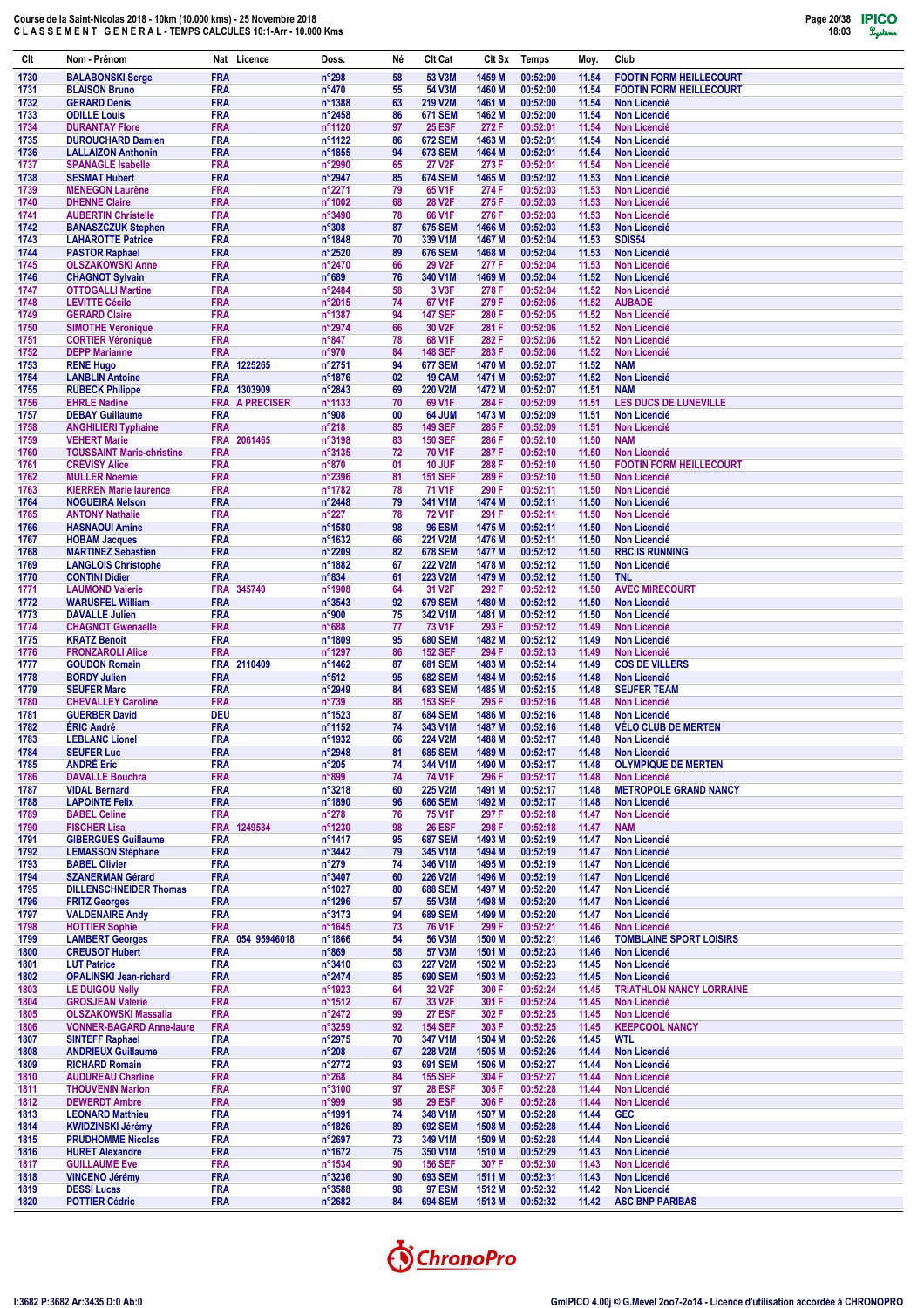# Course de la Saint-Nicolas 2018 - 10km (10.000 kms) - 25 Novembre 2018

## C L A S S E M E N T   G E N E R A L - TEMPS CALCULES 10:1-Arr - 10.000 Kms

| Clt | Nom - Prénom | Nat | Licence | Doss. | Né | Clt Cat | Clt Sx | Temps | Moy. | Club |
|---|---|---|---|---|---|---|---|---|---|---|
| 1730 | BALABONSKI Serge | FRA | | n°298 | 58 | 53 V3M | 1459 M | 00:52:00 | 11.54 | FOOTIN FORM HEILLECOURT |
| 1731 | BLAISON Bruno | FRA | | n°470 | 55 | 54 V3M | 1460 M | 00:52:00 | 11.54 | FOOTIN FORM HEILLECOURT |
| 1732 | GERARD Denis | FRA | | n°1388 | 63 | 219 V2M | 1461 M | 00:52:00 | 11.54 | Non Licencié |
| 1733 | ODILLE Louis | FRA | | n°2458 | 86 | 671 SEM | 1462 M | 00:52:00 | 11.54 | Non Licencié |
| 1734 | DURANTAY Flore | FRA | | n°1120 | 97 | 25 ESF | 272 F | 00:52:01 | 11.54 | Non Licencié |
| 1735 | DUROUCHARD Damien | FRA | | n°1122 | 86 | 672 SEM | 1463 M | 00:52:01 | 11.54 | Non Licencié |
| 1736 | LALLAIZON Anthonin | FRA | | n°1855 | 94 | 673 SEM | 1464 M | 00:52:01 | 11.54 | Non Licencié |
| 1737 | SPANAGLE Isabelle | FRA | | n°2990 | 65 | 27 V2F | 273 F | 00:52:01 | 11.54 | Non Licencié |
| 1738 | SESMAT Hubert | FRA | | n°2947 | 85 | 674 SEM | 1465 M | 00:52:02 | 11.53 | Non Licencié |
| 1739 | MENEGON Laurène | FRA | | n°2271 | 79 | 65 V1F | 274 F | 00:52:03 | 11.53 | Non Licencié |
| 1740 | DHENNE Claire | FRA | | n°1002 | 68 | 28 V2F | 275 F | 00:52:03 | 11.53 | Non Licencié |
| 1741 | AUBERTIN Christelle | FRA | | n°3490 | 78 | 66 V1F | 276 F | 00:52:03 | 11.53 | Non Licencié |
| 1742 | BANASZCZUK Stephen | FRA | | n°308 | 87 | 675 SEM | 1466 M | 00:52:03 | 11.53 | Non Licencié |
| 1743 | LAHAROTTE Patrice | FRA | | n°1848 | 70 | 339 V1M | 1467 M | 00:52:04 | 11.53 | SDIS54 |
| 1744 | PASTOR Raphael | FRA | | n°2520 | 89 | 676 SEM | 1468 M | 00:52:04 | 11.53 | Non Licencié |
| 1745 | OLSZAKOWSKI Anne | FRA | | n°2470 | 66 | 29 V2F | 277 F | 00:52:04 | 11.53 | Non Licencié |
| 1746 | CHAGNOT Sylvain | FRA | | n°689 | 76 | 340 V1M | 1469 M | 00:52:04 | 11.52 | Non Licencié |
| 1747 | OTTOGALLI Martine | FRA | | n°2484 | 58 | 3 V3F | 278 F | 00:52:04 | 11.52 | Non Licencié |
| 1748 | LEVITTE Cécile | FRA | | n°2015 | 74 | 67 V1F | 279 F | 00:52:05 | 11.52 | AUBADE |
| 1749 | GERARD Claire | FRA | | n°1387 | 94 | 147 SEF | 280 F | 00:52:05 | 11.52 | Non Licencié |
| 1750 | SIMOTHE Veronique | FRA | | n°2974 | 66 | 30 V2F | 281 F | 00:52:06 | 11.52 | Non Licencié |
| 1751 | CORTIER Véronique | FRA | | n°847 | 78 | 68 V1F | 282 F | 00:52:06 | 11.52 | Non Licencié |
| 1752 | DEPP Marianne | FRA | | n°970 | 84 | 148 SEF | 283 F | 00:52:06 | 11.52 | Non Licencié |
| 1753 | RENE Hugo | FRA | 1225265 | n°2751 | 94 | 677 SEM | 1470 M | 00:52:07 | 11.52 | NAM |
| 1754 | LANBLIN Antoine | FRA | | n°1876 | 02 | 19 CAM | 1471 M | 00:52:07 | 11.52 | Non Licencié |
| 1755 | RUBECK Philippe | FRA | 1303909 | n°2843 | 69 | 220 V2M | 1472 M | 00:52:07 | 11.51 | NAM |
| 1756 | EHRLE Nadine | FRA | A PRECISER | n°1133 | 70 | 69 V1F | 284 F | 00:52:09 | 11.51 | LES DUCS DE LUNEVILLE |
| 1757 | DEBAY Guillaume | FRA | | n°908 | 00 | 64 JUM | 1473 M | 00:52:09 | 11.51 | Non Licencié |
| 1758 | ANGHILIERI Typhaine | FRA | | n°218 | 85 | 149 SEF | 285 F | 00:52:09 | 11.51 | Non Licencié |
| 1759 | VEHERT Marie | FRA | 2061465 | n°3198 | 83 | 150 SEF | 286 F | 00:52:10 | 11.50 | NAM |
| 1760 | TOUSSAINT Marie-christine | FRA | | n°3135 | 72 | 70 V1F | 287 F | 00:52:10 | 11.50 | Non Licencié |
| 1761 | CREVISY Alice | FRA | | n°870 | 01 | 10 JUF | 288 F | 00:52:10 | 11.50 | FOOTIN FORM HEILLECOURT |
| 1762 | MULLER Noemie | FRA | | n°2396 | 81 | 151 SEF | 289 F | 00:52:10 | 11.50 | Non Licencié |
| 1763 | KIERREN Marie laurence | FRA | | n°1782 | 78 | 71 V1F | 290 F | 00:52:11 | 11.50 | Non Licencié |
| 1764 | NOGUEIRA Nelson | FRA | | n°2448 | 79 | 341 V1M | 1474 M | 00:52:11 | 11.50 | Non Licencié |
| 1765 | ANTONY Nathalie | FRA | | n°227 | 78 | 72 V1F | 291 F | 00:52:11 | 11.50 | Non Licencié |
| 1766 | HASNAOUI Amine | FRA | | n°1580 | 98 | 96 ESM | 1475 M | 00:52:11 | 11.50 | Non Licencié |
| 1767 | HOBAM Jacques | FRA | | n°1632 | 66 | 221 V2M | 1476 M | 00:52:11 | 11.50 | Non Licencié |
| 1768 | MARTINEZ Sebastien | FRA | | n°2209 | 82 | 678 SEM | 1477 M | 00:52:12 | 11.50 | RBC IS RUNNING |
| 1769 | LANGLOIS Christophe | FRA | | n°1882 | 67 | 222 V2M | 1478 M | 00:52:12 | 11.50 | Non Licencié |
| 1770 | CONTINI Didier | FRA | | n°834 | 61 | 223 V2M | 1479 M | 00:52:12 | 11.50 | TNL |
| 1771 | LAUMOND Valerie | FRA | 345740 | n°1908 | 64 | 31 V2F | 292 F | 00:52:12 | 11.50 | AVEC MIRECOURT |
| 1772 | WARUSFEL William | FRA | | n°3543 | 92 | 679 SEM | 1480 M | 00:52:12 | 11.50 | Non Licencié |
| 1773 | DAVALLE Julien | FRA | | n°900 | 75 | 342 V1M | 1481 M | 00:52:12 | 11.50 | Non Licencié |
| 1774 | CHAGNOT Gwenaelle | FRA | | n°688 | 77 | 73 V1F | 293 F | 00:52:12 | 11.49 | Non Licencié |
| 1775 | KRATZ Benoit | FRA | | n°1809 | 95 | 680 SEM | 1482 M | 00:52:12 | 11.49 | Non Licencié |
| 1776 | FRONZAROLI Alice | FRA | | n°1297 | 86 | 152 SEF | 294 F | 00:52:13 | 11.49 | Non Licencié |
| 1777 | GOUDON Romain | FRA | 2110409 | n°1462 | 87 | 681 SEM | 1483 M | 00:52:14 | 11.49 | COS DE VILLERS |
| 1778 | BORDY Julien | FRA | | n°512 | 95 | 682 SEM | 1484 M | 00:52:15 | 11.48 | Non Licencié |
| 1779 | SEUFER Marc | FRA | | n°2949 | 84 | 683 SEM | 1485 M | 00:52:15 | 11.48 | SEUFER TEAM |
| 1780 | CHEVALLEY Caroline | FRA | | n°739 | 88 | 153 SEF | 295 F | 00:52:16 | 11.48 | Non Licencié |
| 1781 | GUERBER David | DEU | | n°1523 | 87 | 684 SEM | 1486 M | 00:52:16 | 11.48 | Non Licencié |
| 1782 | ÉRIC André | FRA | | n°1152 | 74 | 343 V1M | 1487 M | 00:52:16 | 11.48 | VÉLO CLUB DE MERTEN |
| 1783 | LEBLANC Lionel | FRA | | n°1932 | 66 | 224 V2M | 1488 M | 00:52:17 | 11.48 | Non Licencié |
| 1784 | SEUFER Luc | FRA | | n°2948 | 81 | 685 SEM | 1489 M | 00:52:17 | 11.48 | Non Licencié |
| 1785 | ANDRÉ Eric | FRA | | n°205 | 74 | 344 V1M | 1490 M | 00:52:17 | 11.48 | OLYMPIQUE DE MERTEN |
| 1786 | DAVALLE Bouchra | FRA | | n°899 | 74 | 74 V1F | 296 F | 00:52:17 | 11.48 | Non Licencié |
| 1787 | VIDAL Bernard | FRA | | n°3218 | 60 | 225 V2M | 1491 M | 00:52:17 | 11.48 | METROPOLE GRAND NANCY |
| 1788 | LAPOINTE Felix | FRA | | n°1890 | 96 | 686 SEM | 1492 M | 00:52:17 | 11.48 | Non Licencié |
| 1789 | BABEL Celine | FRA | | n°278 | 76 | 75 V1F | 297 F | 00:52:18 | 11.47 | Non Licencié |
| 1790 | FISCHER Lisa | FRA | 1249534 | n°1230 | 98 | 26 ESF | 298 F | 00:52:18 | 11.47 | NAM |
| 1791 | GIBERGUES Guillaume | FRA | | n°1417 | 95 | 687 SEM | 1493 M | 00:52:19 | 11.47 | Non Licencié |
| 1792 | LEMASSON Stéphane | FRA | | n°3442 | 79 | 345 V1M | 1494 M | 00:52:19 | 11.47 | Non Licencié |
| 1793 | BABEL Olivier | FRA | | n°279 | 74 | 346 V1M | 1495 M | 00:52:19 | 11.47 | Non Licencié |
| 1794 | SZANERMAN Gérard | FRA | | n°3407 | 60 | 226 V2M | 1496 M | 00:52:19 | 11.47 | Non Licencié |
| 1795 | DILLENSCHNEIDER Thomas | FRA | | n°1027 | 80 | 688 SEM | 1497 M | 00:52:20 | 11.47 | Non Licencié |
| 1796 | FRITZ Georges | FRA | | n°1296 | 57 | 55 V3M | 1498 M | 00:52:20 | 11.47 | Non Licencié |
| 1797 | VALDENAIRE Andy | FRA | | n°3173 | 94 | 689 SEM | 1499 M | 00:52:20 | 11.47 | Non Licencié |
| 1798 | HOTTIER Sophie | FRA | | n°1645 | 73 | 76 V1F | 299 F | 00:52:21 | 11.46 | Non Licencié |
| 1799 | LAMBERT Georges | FRA | 054_95946018 | n°1866 | 54 | 56 V3M | 1500 M | 00:52:21 | 11.46 | TOMBLAINE SPORT LOISIRS |
| 1800 | CREUSOT Hubert | FRA | | n°869 | 58 | 57 V3M | 1501 M | 00:52:21 | 11.46 | Non Licencié |
| 1801 | LUT Patrice | FRA | | n°3410 | 63 | 227 V2M | 1502 M | 00:52:23 | 11.45 | Non Licencié |
| 1802 | OPALINSKI Jean-richard | FRA | | n°2474 | 85 | 690 SEM | 1503 M | 00:52:23 | 11.45 | Non Licencié |
| 1803 | LE DUIGOU Nelly | FRA | | n°1923 | 64 | 32 V2F | 300 F | 00:52:24 | 11.45 | TRIATHLON NANCY LORRAINE |
| 1804 | GROSJEAN Valerie | FRA | | n°1512 | 67 | 33 V2F | 301 F | 00:52:24 | 11.45 | Non Licencié |
| 1805 | OLSZAKOWSKI Massalia | FRA | | n°2472 | 99 | 27 ESF | 302 F | 00:52:25 | 11.45 | Non Licencié |
| 1806 | VONNER-BAGARD Anne-laure | FRA | | n°3259 | 92 | 154 SEF | 303 F | 00:52:25 | 11.45 | KEEPCOOL NANCY |
| 1807 | SINTEFF Raphael | FRA | | n°2975 | 70 | 347 V1M | 1504 M | 00:52:26 | 11.45 | WTL |
| 1808 | ANDRIEUX Guillaume | FRA | | n°208 | 67 | 228 V2M | 1505 M | 00:52:26 | 11.44 | Non Licencié |
| 1809 | RICHARD Romain | FRA | | n°2772 | 93 | 691 SEM | 1506 M | 00:52:27 | 11.44 | Non Licencié |
| 1810 | AUDUREAU Charline | FRA | | n°268 | 84 | 155 SEF | 304 F | 00:52:27 | 11.44 | Non Licencié |
| 1811 | THOUVENIN Marion | FRA | | n°3100 | 97 | 28 ESF | 305 F | 00:52:28 | 11.44 | Non Licencié |
| 1812 | DEWERDT Ambre | FRA | | n°999 | 98 | 29 ESF | 306 F | 00:52:28 | 11.44 | Non Licencié |
| 1813 | LEONARD Matthieu | FRA | | n°1991 | 74 | 348 V1M | 1507 M | 00:52:28 | 11.44 | GEC |
| 1814 | KWIDZINSKI Jérémy | FRA | | n°1826 | 89 | 692 SEM | 1508 M | 00:52:28 | 11.44 | Non Licencié |
| 1815 | PRUDHOMME Nicolas | FRA | | n°2697 | 73 | 349 V1M | 1509 M | 00:52:28 | 11.44 | Non Licencié |
| 1816 | HURET Alexandre | FRA | | n°1672 | 75 | 350 V1M | 1510 M | 00:52:29 | 11.43 | Non Licencié |
| 1817 | GUILLAUME Eve | FRA | | n°1534 | 90 | 156 SEF | 307 F | 00:52:30 | 11.43 | Non Licencié |
| 1818 | VINCENO Jérémy | FRA | | n°3236 | 90 | 693 SEM | 1511 M | 00:52:31 | 11.43 | Non Licencié |
| 1819 | DESSI Lucas | FRA | | n°3588 | 98 | 97 ESM | 1512 M | 00:52:32 | 11.42 | Non Licencié |
| 1820 | POTTIER Cédric | FRA | | n°2682 | 84 | 694 SEM | 1513 M | 00:52:32 | 11.42 | ASC BNP PARIBAS |

I:3682 P:3682 Ar:3435 D:0 Ab:0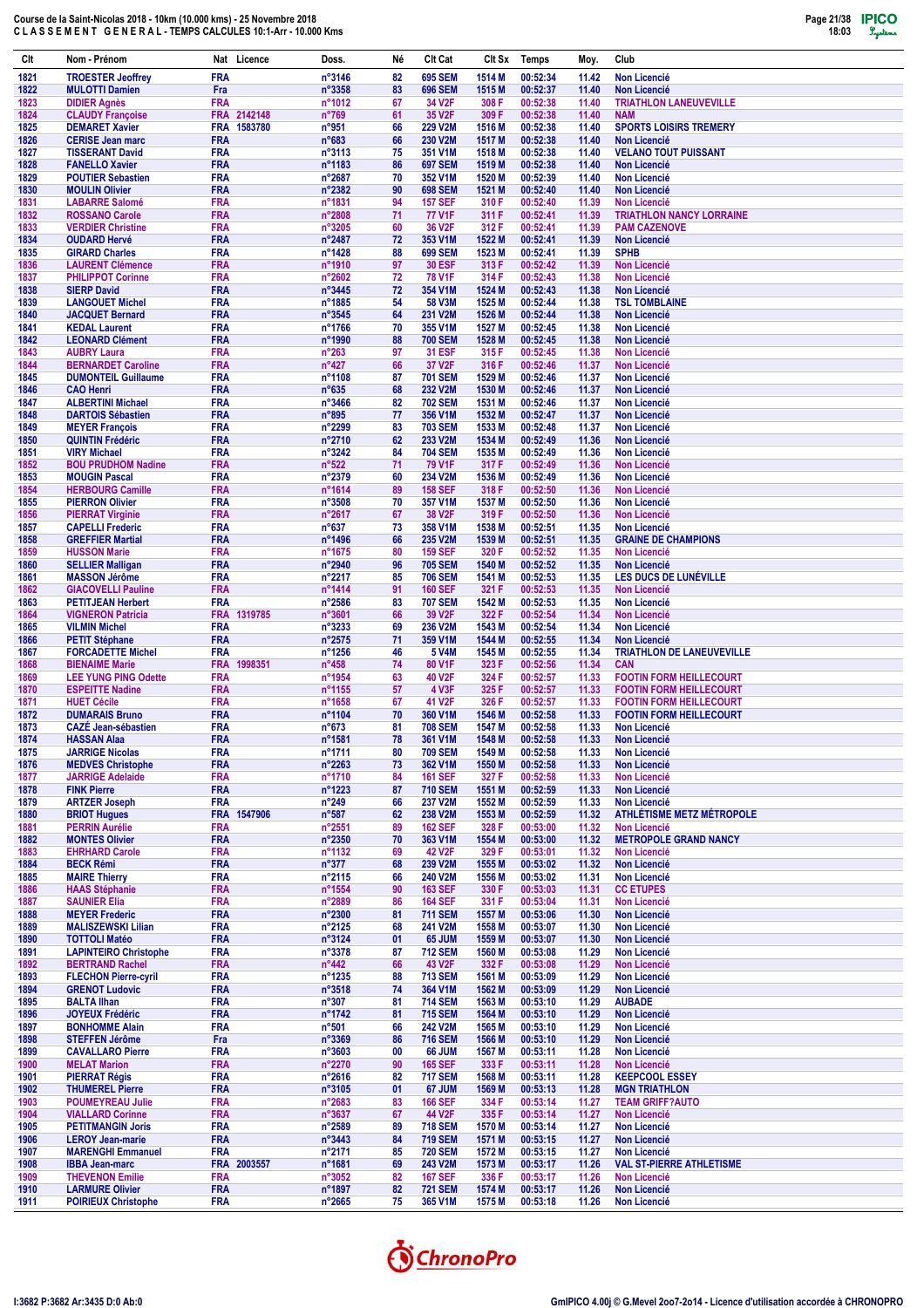**Course de la Saint-Nicolas 2018 - 10km (10.000 kms) - 25 Novembre 2018**
**C L A S S E M E N T  G E N E R A L - TEMPS CALCULES 10:1-Arr - 10.000 Kms**

| Clt | Nom - Prénom | Nat | Licence | Doss. | Né | Clt Cat | Clt Sx | Temps | Moy. | Club |
|---|---|---|---|---|---|---|---|---|---|---|
| 1821 | TROESTER Jeoffrey | FRA | | n°3146 | 82 | 695 SEM | 1514 M | 00:52:34 | 11.42 | Non Licencié |
| 1822 | MULOTTI Damien | Fra | | n°3358 | 83 | 696 SEM | 1515 M | 00:52:37 | 11.40 | Non Licencié |
| 1823 | DIDIER Agnès | FRA | | n°1012 | 67 | 34 V2F | 308 F | 00:52:38 | 11.40 | TRIATHLON LANEUVEVILLE |
| 1824 | CLAUDY Françoise | FRA | 2142148 | n°769 | 61 | 35 V2F | 309 F | 00:52:38 | 11.40 | NAM |
| 1825 | DEMARET Xavier | FRA | 1583780 | n°951 | 66 | 229 V2M | 1516 M | 00:52:38 | 11.40 | SPORTS LOISIRS TREMERY |
| 1826 | CERISE Jean marc | FRA | | n°683 | 66 | 230 V2M | 1517 M | 00:52:38 | 11.40 | Non Licencié |
| 1827 | TISSERANT David | FRA | | n°3113 | 75 | 351 V1M | 1518 M | 00:52:38 | 11.40 | VELANO TOUT PUISSANT |
| 1828 | FANELLO Xavier | FRA | | n°1183 | 86 | 697 SEM | 1519 M | 00:52:38 | 11.40 | Non Licencié |
| 1829 | POUTIER Sebastien | FRA | | n°2687 | 70 | 352 V1M | 1520 M | 00:52:39 | 11.40 | Non Licencié |
| 1830 | MOULIN Olivier | FRA | | n°2382 | 90 | 698 SEM | 1521 M | 00:52:40 | 11.40 | Non Licencié |
| 1831 | LABARRE Salomé | FRA | | n°1831 | 94 | 157 SEF | 310 F | 00:52:40 | 11.39 | Non Licencié |
| 1832 | ROSSANO Carole | FRA | | n°2808 | 71 | 77 V1F | 311 F | 00:52:41 | 11.39 | TRIATHLON NANCY LORRAINE |
| 1833 | VERDIER Christine | FRA | | n°3205 | 60 | 36 V2F | 312 F | 00:52:41 | 11.39 | PAM CAZENOVE |
| 1834 | OUDARD Hervé | FRA | | n°2487 | 72 | 353 V1M | 1522 M | 00:52:41 | 11.39 | Non Licencié |
| 1835 | GIRARD Charles | FRA | | n°1428 | 88 | 699 SEM | 1523 M | 00:52:41 | 11.39 | SPHB |
| 1836 | LAURENT Clémence | FRA | | n°1910 | 97 | 30 ESF | 313 F | 00:52:42 | 11.39 | Non Licencié |
| 1837 | PHILIPPOT Corinne | FRA | | n°2602 | 72 | 78 V1F | 314 F | 00:52:43 | 11.38 | Non Licencié |
| 1838 | SIERP David | FRA | | n°3445 | 72 | 354 V1M | 1524 M | 00:52:43 | 11.38 | Non Licencié |
| 1839 | LANGOUET Michel | FRA | | n°1885 | 54 | 58 V3M | 1525 M | 00:52:44 | 11.38 | TSL TOMBLAINE |
| 1840 | JACQUET Bernard | FRA | | n°3545 | 64 | 231 V2M | 1526 M | 00:52:44 | 11.38 | Non Licencié |
| 1841 | KEDAL Laurent | FRA | | n°1766 | 70 | 355 V1M | 1527 M | 00:52:45 | 11.38 | Non Licencié |
| 1842 | LEONARD Clément | FRA | | n°1990 | 88 | 700 SEM | 1528 M | 00:52:45 | 11.38 | Non Licencié |
| 1843 | AUBRY Laura | FRA | | n°263 | 97 | 31 ESF | 315 F | 00:52:45 | 11.38 | Non Licencié |
| 1844 | BERNARDET Caroline | FRA | | n°427 | 66 | 37 V2F | 316 F | 00:52:46 | 11.37 | Non Licencié |
| 1845 | DUMONTEIL Guillaume | FRA | | n°1108 | 87 | 701 SEM | 1529 M | 00:52:46 | 11.37 | Non Licencié |
| 1846 | CAO Henri | FRA | | n°635 | 68 | 232 V2M | 1530 M | 00:52:46 | 11.37 | Non Licencié |
| 1847 | ALBERTINI Michael | FRA | | n°3466 | 82 | 702 SEM | 1531 M | 00:52:46 | 11.37 | Non Licencié |
| 1848 | DARTOIS Sébastien | FRA | | n°895 | 77 | 356 V1M | 1532 M | 00:52:47 | 11.37 | Non Licencié |
| 1849 | MEYER François | FRA | | n°2299 | 83 | 703 SEM | 1533 M | 00:52:48 | 11.37 | Non Licencié |
| 1850 | QUINTIN Frédéric | FRA | | n°2710 | 62 | 233 V2M | 1534 M | 00:52:49 | 11.36 | Non Licencié |
| 1851 | VIRY Michael | FRA | | n°3242 | 84 | 704 SEM | 1535 M | 00:52:49 | 11.36 | Non Licencié |
| 1852 | BOU PRUDHOM Nadine | FRA | | n°522 | 71 | 79 V1F | 317 F | 00:52:49 | 11.36 | Non Licencié |
| 1853 | MOUGIN Pascal | FRA | | n°2379 | 60 | 234 V2M | 1536 M | 00:52:49 | 11.36 | Non Licencié |
| 1854 | HERBOURG Camille | FRA | | n°1614 | 89 | 158 SEF | 318 F | 00:52:50 | 11.36 | Non Licencié |
| 1855 | PIERRON Olivier | FRA | | n°3508 | 70 | 357 V1M | 1537 M | 00:52:50 | 11.36 | Non Licencié |
| 1856 | PIERRAT Virginie | FRA | | n°2617 | 67 | 38 V2F | 319 F | 00:52:50 | 11.36 | Non Licencié |
| 1857 | CAPELLI Frederic | FRA | | n°637 | 73 | 358 V1M | 1538 M | 00:52:51 | 11.35 | Non Licencié |
| 1858 | GREFFIER Martial | FRA | | n°1496 | 66 | 235 V2M | 1539 M | 00:52:51 | 11.35 | GRAINE DE CHAMPIONS |
| 1859 | HUSSON Marie | FRA | | n°1675 | 80 | 159 SEF | 320 F | 00:52:52 | 11.35 | Non Licencié |
| 1860 | SELLIER Malligan | FRA | | n°2940 | 96 | 705 SEM | 1540 M | 00:52:52 | 11.35 | Non Licencié |
| 1861 | MASSON Jérôme | FRA | | n°2217 | 85 | 706 SEM | 1541 M | 00:52:53 | 11.35 | LES DUCS DE LUNÉVILLE |
| 1862 | GIACOVELLI Pauline | FRA | | n°1414 | 91 | 160 SEF | 321 F | 00:52:53 | 11.35 | Non Licencié |
| 1863 | PETITJEAN Herbert | FRA | | n°2586 | 83 | 707 SEM | 1542 M | 00:52:53 | 11.35 | Non Licencié |
| 1864 | VIGNERON Patricia | FRA | 1319785 | n°3601 | 66 | 39 V2F | 322 F | 00:52:54 | 11.34 | Non Licencié |
| 1865 | VILMIN Michel | FRA | | n°3233 | 69 | 236 V2M | 1543 M | 00:52:54 | 11.34 | Non Licencié |
| 1866 | PETIT Stéphane | FRA | | n°2575 | 71 | 359 V1M | 1544 M | 00:52:55 | 11.34 | Non Licencié |
| 1867 | FORCADETTE Michel | FRA | | n°1256 | 46 | 5 V4M | 1545 M | 00:52:55 | 11.34 | TRIATHLON DE LANEUVEVILLE |
| 1868 | BIENAIME Marie | FRA | 1998351 | n°458 | 74 | 80 V1F | 323 F | 00:52:56 | 11.34 | CAN |
| 1869 | LEE YUNG PING Odette | FRA | | n°1954 | 63 | 40 V2F | 324 F | 00:52:57 | 11.33 | FOOTIN FORM HEILLECOURT |
| 1870 | ESPEITTE Nadine | FRA | | n°1155 | 57 | 4 V3F | 325 F | 00:52:57 | 11.33 | FOOTIN FORM HEILLECOURT |
| 1871 | HUET Cécile | FRA | | n°1658 | 67 | 41 V2F | 326 F | 00:52:57 | 11.33 | FOOTIN FORM HEILLECOURT |
| 1872 | DUMARAIS Bruno | FRA | | n°1104 | 70 | 360 V1M | 1546 M | 00:52:58 | 11.33 | FOOTIN FORM HEILLECOURT |
| 1873 | CAZÉ Jean-sébastien | FRA | | n°673 | 81 | 708 SEM | 1547 M | 00:52:58 | 11.33 | Non Licencié |
| 1874 | HASSAN Alaa | FRA | | n°1581 | 78 | 361 V1M | 1548 M | 00:52:58 | 11.33 | Non Licencié |
| 1875 | JARRIGE Nicolas | FRA | | n°1711 | 80 | 709 SEM | 1549 M | 00:52:58 | 11.33 | Non Licencié |
| 1876 | MEDVES Christophe | FRA | | n°2263 | 73 | 362 V1M | 1550 M | 00:52:58 | 11.33 | Non Licencié |
| 1877 | JARRIGE Adelaide | FRA | | n°1710 | 84 | 161 SEF | 327 F | 00:52:58 | 11.33 | Non Licencié |
| 1878 | FINK Pierre | FRA | | n°1223 | 87 | 710 SEM | 1551 M | 00:52:59 | 11.33 | Non Licencié |
| 1879 | ARTZER Joseph | FRA | | n°249 | 66 | 237 V2M | 1552 M | 00:52:59 | 11.33 | Non Licencié |
| 1880 | BRIOT Hugues | FRA | 1547906 | n°587 | 62 | 238 V2M | 1553 M | 00:52:59 | 11.32 | ATHLÉTISME METZ MÉTROPOLE |
| 1881 | PERRIN Aurélie | FRA | | n°2551 | 89 | 162 SEF | 328 F | 00:53:00 | 11.32 | Non Licencié |
| 1882 | MONTES Olivier | FRA | | n°2350 | 70 | 363 V1M | 1554 M | 00:53:00 | 11.32 | METROPOLE GRAND NANCY |
| 1883 | EHRHARD Carole | FRA | | n°1132 | 69 | 42 V2F | 329 F | 00:53:01 | 11.32 | Non Licencié |
| 1884 | BECK Rémi | FRA | | n°377 | 68 | 239 V2M | 1555 M | 00:53:02 | 11.32 | Non Licencié |
| 1885 | MAIRE Thierry | FRA | | n°2115 | 66 | 240 V2M | 1556 M | 00:53:02 | 11.31 | Non Licencié |
| 1886 | HAAS Stéphanie | FRA | | n°1554 | 90 | 163 SEF | 330 F | 00:53:03 | 11.31 | CC ETUPES |
| 1887 | SAUNIER Elia | FRA | | n°2889 | 86 | 164 SEF | 331 F | 00:53:04 | 11.31 | Non Licencié |
| 1888 | MEYER Frederic | FRA | | n°2300 | 81 | 711 SEM | 1557 M | 00:53:06 | 11.30 | Non Licencié |
| 1889 | MALISZEWSKI Lilian | FRA | | n°2125 | 68 | 241 V2M | 1558 M | 00:53:07 | 11.30 | Non Licencié |
| 1890 | TOTTOLI Matéo | FRA | | n°3124 | 01 | 65 JUM | 1559 M | 00:53:07 | 11.30 | Non Licencié |
| 1891 | LAPINTEIRO Christophe | FRA | | n°3378 | 87 | 712 SEM | 1560 M | 00:53:08 | 11.29 | Non Licencié |
| 1892 | BERTRAND Rachel | FRA | | n°442 | 66 | 43 V2F | 332 F | 00:53:08 | 11.29 | Non Licencié |
| 1893 | FLECHON Pierre-cyril | FRA | | n°1235 | 88 | 713 SEM | 1561 M | 00:53:09 | 11.29 | Non Licencié |
| 1894 | GRENOT Ludovic | FRA | | n°3518 | 74 | 364 V1M | 1562 M | 00:53:09 | 11.29 | Non Licencié |
| 1895 | BALTA Ilhan | FRA | | n°307 | 81 | 714 SEM | 1563 M | 00:53:10 | 11.29 | AUBADE |
| 1896 | JOYEUX Frédéric | FRA | | n°1742 | 81 | 715 SEM | 1564 M | 00:53:10 | 11.29 | Non Licencié |
| 1897 | BONHOMME Alain | FRA | | n°501 | 66 | 242 V2M | 1565 M | 00:53:10 | 11.29 | Non Licencié |
| 1898 | STEFFEN Jérôme | Fra | | n°3369 | 86 | 716 SEM | 1566 M | 00:53:10 | 11.29 | Non Licencié |
| 1899 | CAVALLARO Pierre | FRA | | n°3603 | 00 | 66 JUM | 1567 M | 00:53:11 | 11.28 | Non Licencié |
| 1900 | MELAT Marion | FRA | | n°2270 | 90 | 165 SEF | 333 F | 00:53:11 | 11.28 | Non Licencié |
| 1901 | PIERRAT Régis | FRA | | n°2616 | 82 | 717 SEM | 1568 M | 00:53:11 | 11.28 | KEEPCOOL ESSEY |
| 1902 | THUMEREL Pierre | FRA | | n°3105 | 01 | 67 JUM | 1569 M | 00:53:13 | 11.28 | MGN TRIATHLON |
| 1903 | POUMEYREAU Julie | FRA | | n°2683 | 83 | 166 SEF | 334 F | 00:53:14 | 11.27 | TEAM GRIFF?AUTO |
| 1904 | VIALLARD Corinne | FRA | | n°3637 | 67 | 44 V2F | 335 F | 00:53:14 | 11.27 | Non Licencié |
| 1905 | PETITMANGIN Joris | FRA | | n°2589 | 89 | 718 SEM | 1570 M | 00:53:14 | 11.27 | Non Licencié |
| 1906 | LEROY Jean-marie | FRA | | n°3443 | 84 | 719 SEM | 1571 M | 00:53:15 | 11.27 | Non Licencié |
| 1907 | MARENGHI Emmanuel | FRA | | n°2171 | 85 | 720 SEM | 1572 M | 00:53:15 | 11.27 | Non Licencié |
| 1908 | IBBA Jean-marc | FRA | 2003557 | n°1681 | 69 | 243 V2M | 1573 M | 00:53:17 | 11.26 | VAL ST-PIERRE ATHLETISME |
| 1909 | THEVENON Emilie | FRA | | n°3052 | 82 | 167 SEF | 336 F | 00:53:17 | 11.26 | Non Licencié |
| 1910 | LARMURE Olivier | FRA | | n°1897 | 82 | 721 SEM | 1574 M | 00:53:17 | 11.26 | Non Licencié |
| 1911 | POIRIEUX Christophe | FRA | | n°2665 | 75 | 365 V1M | 1575 M | 00:53:18 | 11.26 | Non Licencié |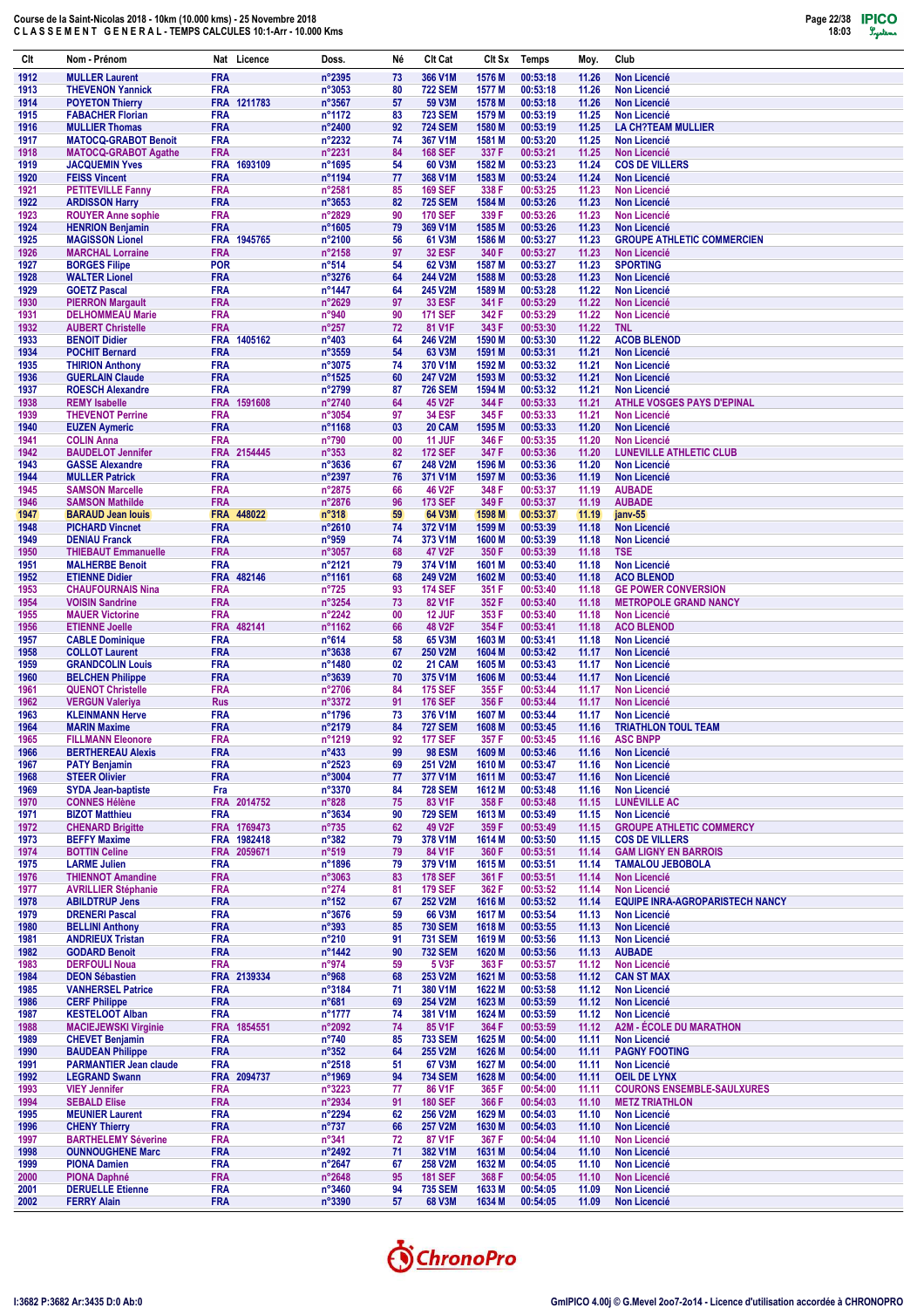Course de la Saint-Nicolas 2018 - 10km (10.000 kms) - 25 Novembre 2018
C L A S S E M E N T   G E N E R A L - TEMPS CALCULES 10:1-Arr - 10.000 Kms

| Clt | Nom - Prénom | Nat | Licence | Doss. | Né | Clt Cat | Clt Sx | Temps | Moy. | Club |
|---|---|---|---|---|---|---|---|---|---|---|
| 1912 | MULLER Laurent | FRA | | n°2395 | 73 | 366 V1M | 1576 M | 00:53:18 | 11.26 | Non Licencié |
| 1913 | THEVENON Yannick | FRA | | n°3053 | 80 | 722 SEM | 1577 M | 00:53:18 | 11.26 | Non Licencié |
| 1914 | POYETON Thierry | FRA | 1211783 | n°3567 | 57 | 59 V3M | 1578 M | 00:53:18 | 11.26 | Non Licencié |
| 1915 | FABACHER Florian | FRA | | n°1172 | 83 | 723 SEM | 1579 M | 00:53:19 | 11.25 | Non Licencié |
| 1916 | MULLER Thomas | FRA | | n°2400 | 92 | 724 SEM | 1580 M | 00:53:19 | 11.25 | LA CH?TEAM MULLIER |
| 1917 | MATOCQ-GRABOT Benoit | FRA | | n°2232 | 74 | 367 V1M | 1581 M | 00:53:20 | 11.25 | Non Licencié |
| 1918 | MATOCQ-GRABOT Agathe | FRA | | n°2231 | 84 | 168 SEF | 337 F | 00:53:21 | 11.25 | Non Licencié |
| 1919 | JACQUEMIN Yves | FRA | 1693109 | n°1695 | 54 | 60 V3M | 1582 M | 00:53:23 | 11.24 | COS DE VILLERS |
| 1920 | FEISS Vincent | FRA | | n°1194 | 77 | 368 V1M | 1583 M | 00:53:24 | 11.24 | Non Licencié |
| 1921 | PETITEVILLE Fanny | FRA | | n°2581 | 85 | 169 SEF | 338 F | 00:53:25 | 11.23 | Non Licencié |
| 1922 | ARDISSON Harry | FRA | | n°3653 | 82 | 725 SEM | 1584 M | 00:53:26 | 11.23 | Non Licencié |
| 1923 | ROUYER Anne sophie | FRA | | n°2829 | 90 | 170 SEF | 339 F | 00:53:26 | 11.23 | Non Licencié |
| 1924 | HENRION Benjamin | FRA | | n°1605 | 79 | 369 V1M | 1585 M | 00:53:26 | 11.23 | Non Licencié |
| 1925 | MAGISSON Lionel | FRA | 1945765 | n°2100 | 56 | 61 V3M | 1586 M | 00:53:27 | 11.23 | GROUPE ATHLETIC COMMERCIEN |
| 1926 | MARCHAL Lorraine | FRA | | n°2158 | 97 | 32 ESF | 340 F | 00:53:27 | 11.23 | Non Licencié |
| 1927 | BORGES Filipe | POR | | n°514 | 54 | 62 V3M | 1587 M | 00:53:27 | 11.23 | SPORTING |
| 1928 | WALTER Lionel | FRA | | n°3276 | 64 | 244 V2M | 1588 M | 00:53:28 | 11.23 | Non Licencié |
| 1929 | GOETZ Pascal | FRA | | n°1447 | 64 | 245 V2M | 1589 M | 00:53:28 | 11.22 | Non Licencié |
| 1930 | PIERRON Margault | FRA | | n°2629 | 97 | 33 ESF | 341 F | 00:53:29 | 11.22 | Non Licencié |
| 1931 | DELHOMMEAU Marie | FRA | | n°940 | 90 | 171 SEF | 342 F | 00:53:29 | 11.22 | Non Licencié |
| 1932 | AUBERT Christelle | FRA | | n°257 | 72 | 81 V1F | 343 F | 00:53:30 | 11.22 | TNL |
| 1933 | BENOIT Didier | FRA | 1405162 | n°403 | 64 | 246 V2M | 1590 M | 00:53:30 | 11.22 | ACOB BLENOD |
| 1934 | POCHIT Bernard | FRA | | n°3559 | 54 | 63 V3M | 1591 M | 00:53:31 | 11.21 | Non Licencié |
| 1935 | THIRION Anthony | FRA | | n°3075 | 74 | 370 V1M | 1592 M | 00:53:32 | 11.21 | Non Licencié |
| 1936 | GUERLAIN Claude | FRA | | n°1525 | 60 | 247 V2M | 1593 M | 00:53:32 | 11.21 | Non Licencié |
| 1937 | ROESCH Alexandre | FRA | | n°2799 | 87 | 726 SEM | 1594 M | 00:53:32 | 11.21 | Non Licencié |
| 1938 | REMY Isabelle | FRA | 1591608 | n°2740 | 64 | 45 V2F | 344 F | 00:53:33 | 11.21 | ATHLE VOSGES PAYS D'EPINAL |
| 1939 | THEVENOT Perrine | FRA | | n°3054 | 97 | 34 ESF | 345 F | 00:53:33 | 11.21 | Non Licencié |
| 1940 | EUZEN Aymeric | FRA | | n°1168 | 03 | 20 CAM | 1595 M | 00:53:33 | 11.20 | Non Licencié |
| 1941 | COLIN Anna | FRA | | n°790 | 00 | 11 JUF | 346 F | 00:53:35 | 11.20 | Non Licencié |
| 1942 | BAUDELOT Jennifer | FRA | 2154445 | n°353 | 82 | 172 SEF | 347 F | 00:53:36 | 11.20 | LUNEVILLE ATHLETIC CLUB |
| 1943 | GASSE Alexandre | FRA | | n°3636 | 67 | 248 V2M | 1596 M | 00:53:36 | 11.20 | Non Licencié |
| 1944 | MULLER Patrick | FRA | | n°2397 | 76 | 371 V1M | 1597 M | 00:53:36 | 11.19 | Non Licencié |
| 1945 | SAMSON Marcelle | FRA | | n°2875 | 66 | 46 V2F | 348 F | 00:53:37 | 11.19 | AUBADE |
| 1946 | SAMSON Mathilde | FRA | | n°2876 | 96 | 173 SEF | 349 F | 00:53:37 | 11.19 | AUBADE |
| 1947 | BARAUD Jean louis | FRA | 448022 | n°318 | 59 | 64 V3M | 1598 M | 00:53:37 | 11.19 | janv-55 |
| 1948 | PICHARD Vincnet | FRA | | n°2610 | 74 | 372 V1M | 1599 M | 00:53:39 | 11.18 | Non Licencié |
| 1949 | DENIAU Franck | FRA | | n°959 | 74 | 373 V1M | 1600 M | 00:53:39 | 11.18 | Non Licencié |
| 1950 | THIEBAUT Emmanuelle | FRA | | n°3057 | 68 | 47 V2F | 350 F | 00:53:39 | 11.18 | TSE |
| 1951 | MALHERBE Benoit | FRA | | n°2121 | 79 | 374 V1M | 1601 M | 00:53:40 | 11.18 | Non Licencié |
| 1952 | ETIENNE Didier | FRA | 482146 | n°1161 | 68 | 249 V2M | 1602 M | 00:53:40 | 11.18 | ACO BLENOD |
| 1953 | CHAUFOURNAIS Nina | FRA | | n°725 | 93 | 174 SEF | 351 F | 00:53:40 | 11.18 | GE POWER CONVERSION |
| 1954 | VOISIN Sandrine | FRA | | n°3254 | 73 | 82 V1F | 352 F | 00:53:40 | 11.18 | METROPOLE GRAND NANCY |
| 1955 | MAUER Victorine | FRA | | n°2242 | 00 | 12 JUF | 353 F | 00:53:40 | 11.18 | Non Licencié |
| 1956 | ETIENNE Joelle | FRA | 482141 | n°1162 | 66 | 48 V2F | 354 F | 00:53:41 | 11.18 | ACO BLENOD |
| 1957 | CABLE Dominique | FRA | | n°614 | 58 | 65 V3M | 1603 M | 00:53:41 | 11.18 | Non Licencié |
| 1958 | COLLOT Laurent | FRA | | n°3638 | 67 | 250 V2M | 1604 M | 00:53:42 | 11.17 | Non Licencié |
| 1959 | GRANDCOLIN Louis | FRA | | n°1480 | 02 | 21 CAM | 1605 M | 00:53:43 | 11.17 | Non Licencié |
| 1960 | BELCHEN Philippe | FRA | | n°3639 | 70 | 375 V1M | 1606 M | 00:53:44 | 11.17 | Non Licencié |
| 1961 | QUENOT Christelle | FRA | | n°2706 | 84 | 175 SEF | 355 F | 00:53:44 | 11.17 | Non Licencié |
| 1962 | VERGUN Valeriya | Rus | | n°3372 | 91 | 176 SEF | 356 F | 00:53:44 | 11.17 | Non Licencié |
| 1963 | KLEINMANN Herve | FRA | | n°1796 | 73 | 376 V1M | 1607 M | 00:53:44 | 11.17 | Non Licencié |
| 1964 | MARIN Maxime | FRA | | n°2179 | 84 | 727 SEM | 1608 M | 00:53:45 | 11.16 | TRIATHLON TOUL TEAM |
| 1965 | FILLMANN Eleonore | FRA | | n°1219 | 92 | 177 SEF | 357 F | 00:53:45 | 11.16 | ASC BNPP |
| 1966 | BERTHEREAU Alexis | FRA | | n°433 | 99 | 98 ESM | 1609 M | 00:53:46 | 11.16 | Non Licencié |
| 1967 | PATY Benjamin | FRA | | n°2523 | 69 | 251 V2M | 1610 M | 00:53:47 | 11.16 | Non Licencié |
| 1968 | STEER Olivier | FRA | | n°3004 | 77 | 377 V1M | 1611 M | 00:53:47 | 11.16 | Non Licencié |
| 1969 | SYDA Jean-baptiste | Fra | | n°3370 | 84 | 728 SEM | 1612 M | 00:53:48 | 11.16 | Non Licencié |
| 1970 | CONNES Hélène | FRA | 2014752 | n°828 | 75 | 83 V1F | 358 F | 00:53:48 | 11.15 | LUNÉVILLE AC |
| 1971 | BIZOT Matthieu | FRA | | n°3634 | 90 | 729 SEM | 1613 M | 00:53:49 | 11.15 | Non Licencié |
| 1972 | CHENARD Brigitte | FRA | 1769473 | n°735 | 62 | 49 V2F | 359 F | 00:53:49 | 11.15 | GROUPE ATHLETIC COMMERCY |
| 1973 | BEFFY Maxime | FRA | 1982418 | n°382 | 79 | 378 V1M | 1614 M | 00:53:50 | 11.15 | COS DE VILLERS |
| 1974 | BOTTIN Celine | FRA | 2059671 | n°519 | 79 | 84 V1F | 360 F | 00:53:51 | 11.14 | GAM LIGNY EN BARROIS |
| 1975 | LARME Julien | FRA | | n°1896 | 79 | 379 V1M | 1615 M | 00:53:51 | 11.14 | TAMALOU JEBOBOLA |
| 1976 | THIENNOT Amandine | FRA | | n°3063 | 83 | 178 SEF | 361 F | 00:53:51 | 11.14 | Non Licencié |
| 1977 | AVRILLIER Stéphanie | FRA | | n°274 | 81 | 179 SEF | 362 F | 00:53:52 | 11.14 | Non Licencié |
| 1978 | ABILDTRUP Jens | FRA | | n°152 | 67 | 252 V2M | 1616 M | 00:53:52 | 11.14 | EQUIPE INRA-AGROPARISTECH NANCY |
| 1979 | DRENERI Pascal | FRA | | n°3676 | 59 | 66 V3M | 1617 M | 00:53:54 | 11.13 | Non Licencié |
| 1980 | BELLINI Anthony | FRA | | n°393 | 85 | 730 SEM | 1618 M | 00:53:55 | 11.13 | Non Licencié |
| 1981 | ANDRIEUX Tristan | FRA | | n°210 | 91 | 731 SEM | 1619 M | 00:53:56 | 11.13 | Non Licencié |
| 1982 | GODARD Benoit | FRA | | n°1442 | 90 | 732 SEM | 1620 M | 00:53:56 | 11.13 | AUBADE |
| 1983 | DERFOULI Noua | FRA | | n°974 | 59 | 5 V3F | 363 F | 00:53:57 | 11.12 | Non Licencié |
| 1984 | DEON Sébastien | FRA | 2139334 | n°968 | 68 | 253 V2M | 1621 M | 00:53:58 | 11.12 | CAN ST MAX |
| 1985 | VANHERSEL Patrice | FRA | | n°3184 | 71 | 380 V1M | 1622 M | 00:53:58 | 11.12 | Non Licencié |
| 1986 | CERF Philippe | FRA | | n°681 | 69 | 254 V2M | 1623 M | 00:53:59 | 11.12 | Non Licencié |
| 1987 | KESTELOOT Alban | FRA | | n°1777 | 74 | 381 V1M | 1624 M | 00:53:59 | 11.12 | Non Licencié |
| 1988 | MACIEJEWSKI Virginie | FRA | 1854551 | n°2092 | 74 | 85 V1F | 364 F | 00:53:59 | 11.12 | A2M - ÉCOLE DU MARATHON |
| 1989 | CHEVET Benjamin | FRA | | n°740 | 85 | 733 SEM | 1625 M | 00:54:00 | 11.11 | Non Licencié |
| 1990 | BAUDEAN Philippe | FRA | | n°352 | 64 | 255 V2M | 1626 M | 00:54:00 | 11.11 | PAGNY FOOTING |
| 1991 | PARMANTIER Jean claude | FRA | | n°2518 | 51 | 67 V3M | 1627 M | 00:54:00 | 11.11 | Non Licencié |
| 1992 | LEGRAND Swann | FRA | 2094737 | n°1969 | 94 | 734 SEM | 1628 M | 00:54:00 | 11.11 | OEIL DE LYNX |
| 1993 | VIEY Jennifer | FRA | | n°3223 | 77 | 86 V1F | 365 F | 00:54:00 | 11.11 | COURONS ENSEMBLE-SAULXURES |
| 1994 | SEBALD Elise | FRA | | n°2934 | 91 | 180 SEF | 366 F | 00:54:03 | 11.10 | METZ TRIATHLON |
| 1995 | MEUNIER Laurent | FRA | | n°2294 | 62 | 256 V2M | 1629 M | 00:54:03 | 11.10 | Non Licencié |
| 1996 | CHENY Thierry | FRA | | n°737 | 66 | 257 V2M | 1630 M | 00:54:03 | 11.10 | Non Licencié |
| 1997 | BARTHELEMY Séverine | FRA | | n°341 | 72 | 87 V1F | 367 F | 00:54:04 | 11.10 | Non Licencié |
| 1998 | OUNNOUGHENE Marc | FRA | | n°2492 | 71 | 382 V1M | 1631 M | 00:54:04 | 11.10 | Non Licencié |
| 1999 | PIONA Damien | FRA | | n°2647 | 67 | 258 V2M | 1632 M | 00:54:05 | 11.10 | Non Licencié |
| 2000 | PIONA Daphné | FRA | | n°2648 | 95 | 181 SEF | 368 F | 00:54:05 | 11.10 | Non Licencié |
| 2001 | DERUELLE Etienne | FRA | | n°3460 | 94 | 735 SEM | 1633 M | 00:54:05 | 11.09 | Non Licencié |
| 2002 | FERRY Alain | FRA | | n°3390 | 57 | 68 V3M | 1634 M | 00:54:05 | 11.09 | Non Licencié |

I:3682 P:3682 Ar:3435 D:0 Ab:0

GmIPICO 4.00j © G.Mevel 2oo7-2o14 - Licence d'utilisation accordée à CHRONOPRO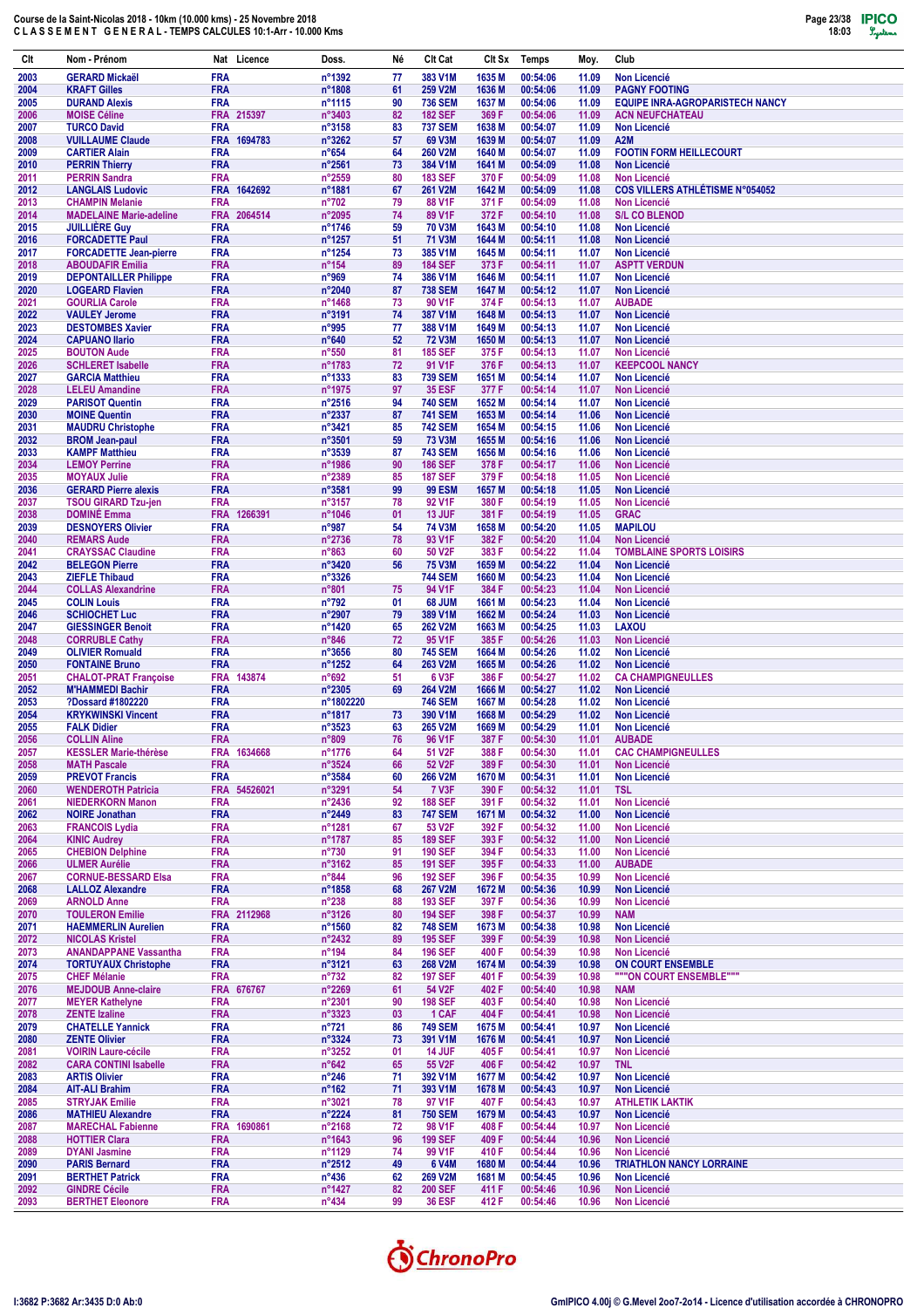# Course de la Saint-Nicolas 2018 - 10km (10.000 kms) - 25 Novembre 2018
## C L A S S E M E N T   G E N E R A L - TEMPS CALCULES 10:1-Arr - 10.000 Kms

| Clt | Nom - Prénom | Nat | Licence | Doss. | Né | Clt Cat | Clt Sx | Temps | Moy. | Club |
|---|---|---|---|---|---|---|---|---|---|---|
| 2003 | GERARD Mickaël | FRA | | n°1392 | 77 | 383 V1M | 1635 M | 00:54:06 | 11.09 | Non Licencié |
| 2004 | KRAFT Gilles | FRA | | n°1808 | 61 | 259 V2M | 1636 M | 00:54:06 | 11.09 | PAGNY FOOTING |
| 2005 | DURAND Alexis | FRA | | n°1115 | 90 | 736 SEM | 1637 M | 00:54:06 | 11.09 | EQUIPE INRA-AGROPARISTECH NANCY |
| 2006 | MOISE Céline | FRA | 215397 | n°3403 | 82 | 182 SEF | 369 F | 00:54:06 | 11.09 | ACN NEUFCHATEAU |
| 2007 | TURCO David | FRA | | n°3158 | 83 | 737 SEM | 1638 M | 00:54:07 | 11.09 | Non Licencié |
| 2008 | VUILLAUME Claude | FRA | 1694783 | n°3262 | 57 | 69 V3M | 1639 M | 00:54:07 | 11.09 | A2M |
| 2009 | CARTIER Alain | FRA | | n°654 | 64 | 260 V2M | 1640 M | 00:54:07 | 11.09 | FOOTIN FORM HEILLECOURT |
| 2010 | PERRIN Thierry | FRA | | n°2561 | 73 | 384 V1M | 1641 M | 00:54:09 | 11.08 | Non Licencié |
| 2011 | PERRIN Sandra | FRA | | n°2559 | 80 | 183 SEF | 370 F | 00:54:09 | 11.08 | Non Licencié |
| 2012 | LANGLAIS Ludovic | FRA | 1642692 | n°1881 | 67 | 261 V2M | 1642 M | 00:54:09 | 11.08 | COS VILLERS ATHLÉTISME N°054052 |
| 2013 | CHAMPIN Melanie | FRA | | n°702 | 79 | 88 V1F | 371 F | 00:54:09 | 11.08 | Non Licencié |
| 2014 | MADELAINE Marie-adeline | FRA | 2064514 | n°2095 | 74 | 89 V1F | 372 F | 00:54:10 | 11.08 | S/L CO BLENOD |
| 2015 | JUILLIÈRE Guy | FRA | | n°1746 | 59 | 70 V3M | 1643 M | 00:54:10 | 11.08 | Non Licencié |
| 2016 | FORCADETTE Paul | FRA | | n°1257 | 51 | 71 V3M | 1644 M | 00:54:11 | 11.08 | Non Licencié |
| 2017 | FORCADETTE Jean-pierre | FRA | | n°1254 | 73 | 385 V1M | 1645 M | 00:54:11 | 11.07 | Non Licencié |
| 2018 | ABOUDAFIR Emilia | FRA | | n°154 | 89 | 184 SEF | 373 F | 00:54:11 | 11.07 | ASPTT VERDUN |
| 2019 | DEPONTAILLER Philippe | FRA | | n°969 | 74 | 386 V1M | 1646 M | 00:54:11 | 11.07 | Non Licencié |
| 2020 | LOGEARD Flavien | FRA | | n°2040 | 87 | 738 SEM | 1647 M | 00:54:12 | 11.07 | Non Licencié |
| 2021 | GOURLIA Carole | FRA | | n°1468 | 73 | 90 V1F | 374 F | 00:54:13 | 11.07 | AUBADE |
| 2022 | VAULEY Jerome | FRA | | n°3191 | 74 | 387 V1M | 1648 M | 00:54:13 | 11.07 | Non Licencié |
| 2023 | DESTOMBES Xavier | FRA | | n°995 | 77 | 388 V1M | 1649 M | 00:54:13 | 11.07 | Non Licencié |
| 2024 | CAPUANO Ilario | FRA | | n°640 | 52 | 72 V3M | 1650 M | 00:54:13 | 11.07 | Non Licencié |
| 2025 | BOUTON Aude | FRA | | n°550 | 81 | 185 SEF | 375 F | 00:54:13 | 11.07 | Non Licencié |
| 2026 | SCHLERET Isabelle | FRA | | n°1783 | 72 | 91 V1F | 376 F | 00:54:13 | 11.07 | KEEPCOOL NANCY |
| 2027 | GARCIA Matthieu | FRA | | n°1333 | 83 | 739 SEM | 1651 M | 00:54:14 | 11.07 | Non Licencié |
| 2028 | LELEU Amandine | FRA | | n°1975 | 97 | 35 ESF | 377 F | 00:54:14 | 11.07 | Non Licencié |
| 2029 | PARISOT Quentin | FRA | | n°2516 | 94 | 740 SEM | 1652 M | 00:54:14 | 11.07 | Non Licencié |
| 2030 | MOINE Quentin | FRA | | n°2337 | 87 | 741 SEM | 1653 M | 00:54:14 | 11.06 | Non Licencié |
| 2031 | MAUDRU Christophe | FRA | | n°3421 | 85 | 742 SEM | 1654 M | 00:54:15 | 11.06 | Non Licencié |
| 2032 | BROM Jean-paul | FRA | | n°3501 | 59 | 73 V3M | 1655 M | 00:54:16 | 11.06 | Non Licencié |
| 2033 | KAMPF Matthieu | FRA | | n°3539 | 87 | 743 SEM | 1656 M | 00:54:16 | 11.06 | Non Licencié |
| 2034 | LEMOY Perrine | FRA | | n°1986 | 90 | 186 SEF | 378 F | 00:54:17 | 11.06 | Non Licencié |
| 2035 | MOYAUX Julie | FRA | | n°2389 | 85 | 187 SEF | 379 F | 00:54:18 | 11.05 | Non Licencié |
| 2036 | GERARD Pierre alexis | FRA | | n°3581 | 99 | 99 ESM | 1657 M | 00:54:18 | 11.05 | Non Licencié |
| 2037 | TSOU GIRARD Tzu-jen | FRA | | n°3157 | 78 | 92 V1F | 380 F | 00:54:19 | 11.05 | Non Licencié |
| 2038 | DOMINÉ Emma | FRA | 1266391 | n°1046 | 01 | 13 JUF | 381 F | 00:54:19 | 11.05 | GRAC |
| 2039 | DESNOYERS Olivier | FRA | | n°987 | 54 | 74 V3M | 1658 M | 00:54:20 | 11.05 | MAPILOU |
| 2040 | REMARS Aude | FRA | | n°2736 | 78 | 93 V1F | 382 F | 00:54:20 | 11.04 | Non Licencié |
| 2041 | CRAYSSAC Claudine | FRA | | n°863 | 60 | 50 V2F | 383 F | 00:54:22 | 11.04 | TOMBLAINE SPORTS LOISIRS |
| 2042 | BELEGON Pierre | FRA | | n°3420 | 56 | 75 V3M | 1659 M | 00:54:22 | 11.04 | Non Licencié |
| 2043 | ZIEFLE Thibaud | FRA | | n°3326 | | 744 SEM | 1660 M | 00:54:23 | 11.04 | Non Licencié |
| 2044 | COLLAS Alexandrine | FRA | | n°801 | 75 | 94 V1F | 384 F | 00:54:23 | 11.04 | Non Licencié |
| 2045 | COLIN Louis | FRA | | n°792 | 01 | 68 JUM | 1661 M | 00:54:23 | 11.04 | Non Licencié |
| 2046 | SCHIOCHET Luc | FRA | | n°2907 | 79 | 389 V1M | 1662 M | 00:54:24 | 11.03 | Non Licencié |
| 2047 | GIESSINGER Benoit | FRA | | n°1420 | 65 | 262 V2M | 1663 M | 00:54:25 | 11.03 | LAXOU |
| 2048 | CORRUBLE Cathy | FRA | | n°846 | 72 | 95 V1F | 385 F | 00:54:26 | 11.03 | Non Licencié |
| 2049 | OLIVIER Romuald | FRA | | n°3656 | 80 | 745 SEM | 1664 M | 00:54:26 | 11.02 | Non Licencié |
| 2050 | FONTAINE Bruno | FRA | | n°1252 | 64 | 263 V2M | 1665 M | 00:54:26 | 11.02 | Non Licencié |
| 2051 | CHALOT-PRAT Françoise | FRA | 143874 | n°692 | 51 | 6 V3F | 386 F | 00:54:27 | 11.02 | CA CHAMPIGNEULLES |
| 2052 | M'HAMMEDI Bachir | FRA | | n°2305 | 69 | 264 V2M | 1666 M | 00:54:27 | 11.02 | Non Licencié |
| 2053 | ?Dossard #1802220 | FRA | | n°1802220 | | 746 SEM | 1667 M | 00:54:28 | 11.02 | Non Licencié |
| 2054 | KRYKWINSKI Vincent | FRA | | n°1817 | 73 | 390 V1M | 1668 M | 00:54:29 | 11.02 | Non Licencié |
| 2055 | FALK Didier | FRA | | n°3523 | 63 | 265 V2M | 1669 M | 00:54:29 | 11.01 | Non Licencié |
| 2056 | COLLIN Aline | FRA | | n°809 | 76 | 96 V1F | 387 F | 00:54:30 | 11.01 | AUBADE |
| 2057 | KESSLER Marie-thérèse | FRA | 1634668 | n°1776 | 64 | 51 V2F | 388 F | 00:54:30 | 11.01 | CAC CHAMPIGNEULLES |
| 2058 | MATH Pascale | FRA | | n°3524 | 66 | 52 V2F | 389 F | 00:54:30 | 11.01 | Non Licencié |
| 2059 | PREVOT Francis | FRA | | n°3584 | 60 | 266 V2M | 1670 M | 00:54:31 | 11.01 | Non Licencié |
| 2060 | WENDEROTH Patricia | FRA | 54526021 | n°3291 | 54 | 7 V3F | 390 F | 00:54:32 | 11.01 | TSL |
| 2061 | NIEDERKORN Manon | FRA | | n°2436 | 92 | 188 SEF | 391 F | 00:54:32 | 11.01 | Non Licencié |
| 2062 | NOIRE Jonathan | FRA | | n°2449 | 83 | 747 SEM | 1671 M | 00:54:32 | 11.00 | Non Licencié |
| 2063 | FRANCOIS Lydia | FRA | | n°1281 | 67 | 53 V2F | 392 F | 00:54:32 | 11.00 | Non Licencié |
| 2064 | KINIC Audrey | FRA | | n°1787 | 85 | 189 SEF | 393 F | 00:54:32 | 11.00 | Non Licencié |
| 2065 | CHEBION Delphine | FRA | | n°730 | 91 | 190 SEF | 394 F | 00:54:33 | 11.00 | Non Licencié |
| 2066 | ULMER Aurélie | FRA | | n°3162 | 85 | 191 SEF | 395 F | 00:54:33 | 11.00 | AUBADE |
| 2067 | CORNUE-BESSARD Elsa | FRA | | n°844 | 96 | 192 SEF | 396 F | 00:54:35 | 10.99 | Non Licencié |
| 2068 | LALLOZ Alexandre | FRA | | n°1858 | 68 | 267 V2M | 1672 M | 00:54:36 | 10.99 | Non Licencié |
| 2069 | ARNOLD Anne | FRA | | n°238 | 88 | 193 SEF | 397 F | 00:54:36 | 10.99 | Non Licencié |
| 2070 | TOULERON Emilie | FRA | 2112968 | n°3126 | 80 | 194 SEF | 398 F | 00:54:37 | 10.99 | NAM |
| 2071 | HAEMMERLIN Aurelien | FRA | | n°1560 | 82 | 748 SEM | 1673 M | 00:54:38 | 10.98 | Non Licencié |
| 2072 | NICOLAS Kristel | FRA | | n°2432 | 89 | 195 SEF | 399 F | 00:54:39 | 10.98 | Non Licencié |
| 2073 | ANANDAPPANE Vassantha | FRA | | n°194 | 84 | 196 SEF | 400 F | 00:54:39 | 10.98 | Non Licencié |
| 2074 | TORTUYAUX Christophe | FRA | | n°3121 | 63 | 268 V2M | 1674 M | 00:54:39 | 10.98 | ON COURT ENSEMBLE |
| 2075 | CHEF Mélanie | FRA | | n°732 | 82 | 197 SEF | 401 F | 00:54:39 | 10.98 | """ON COURT ENSEMBLE""" |
| 2076 | MEJDOUB Anne-claire | FRA | 676767 | n°2269 | 61 | 54 V2F | 402 F | 00:54:40 | 10.98 | NAM |
| 2077 | MEYER Kathelyne | FRA | | n°2301 | 90 | 198 SEF | 403 F | 00:54:40 | 10.98 | Non Licencié |
| 2078 | ZENTE Izaline | FRA | | n°3323 | 03 | 1 CAF | 404 F | 00:54:41 | 10.98 | Non Licencié |
| 2079 | CHATELLE Yannick | FRA | | n°721 | 86 | 749 SEM | 1675 M | 00:54:41 | 10.97 | Non Licencié |
| 2080 | ZENTE Olivier | FRA | | n°3324 | 73 | 391 V1M | 1676 M | 00:54:41 | 10.97 | Non Licencié |
| 2081 | VOIRIN Laure-cécile | FRA | | n°3252 | 01 | 14 JUF | 405 F | 00:54:41 | 10.97 | Non Licencié |
| 2082 | CARA CONTINI Isabelle | FRA | | n°642 | 65 | 55 V2F | 406 F | 00:54:42 | 10.97 | TNL |
| 2083 | ARTIS Olivier | FRA | | n°246 | 71 | 392 V1M | 1677 M | 00:54:42 | 10.97 | Non Licencié |
| 2084 | AIT-ALI Brahim | FRA | | n°162 | 71 | 393 V1M | 1678 M | 00:54:43 | 10.97 | Non Licencié |
| 2085 | STRYJAK Emilie | FRA | | n°3021 | 78 | 97 V1F | 407 F | 00:54:43 | 10.97 | ATHLETIK LAKTIK |
| 2086 | MATHIEU Alexandre | FRA | | n°2224 | 81 | 750 SEM | 1679 M | 00:54:43 | 10.97 | Non Licencié |
| 2087 | MARECHAL Fabienne | FRA | 1690861 | n°2168 | 72 | 98 V1F | 408 F | 00:54:44 | 10.97 | Non Licencié |
| 2088 | HOTTIER Clara | FRA | | n°1643 | 96 | 199 SEF | 409 F | 00:54:44 | 10.96 | Non Licencié |
| 2089 | DYANI Jasmine | FRA | | n°1129 | 74 | 99 V1F | 410 F | 00:54:44 | 10.96 | Non Licencié |
| 2090 | PARIS Bernard | FRA | | n°2512 | 49 | 6 V4M | 1680 M | 00:54:44 | 10.96 | TRIATHLON NANCY LORRAINE |
| 2091 | BERTHET Patrick | FRA | | n°436 | 62 | 269 V2M | 1681 M | 00:54:45 | 10.96 | Non Licencié |
| 2092 | GINDRE Cécile | FRA | | n°1427 | 82 | 200 SEF | 411 F | 00:54:46 | 10.96 | Non Licencié |
| 2093 | BERTHET Eleonore | FRA | | n°434 | 99 | 36 ESF | 412 F | 00:54:46 | 10.96 | Non Licencié |

I:3682 P:3682 Ar:3435 D:0 Ab:0

GmIPICO 4.00j © G.Mevel 2oo7-2o14 - Licence d'utilisation accordée à CHRONOPRO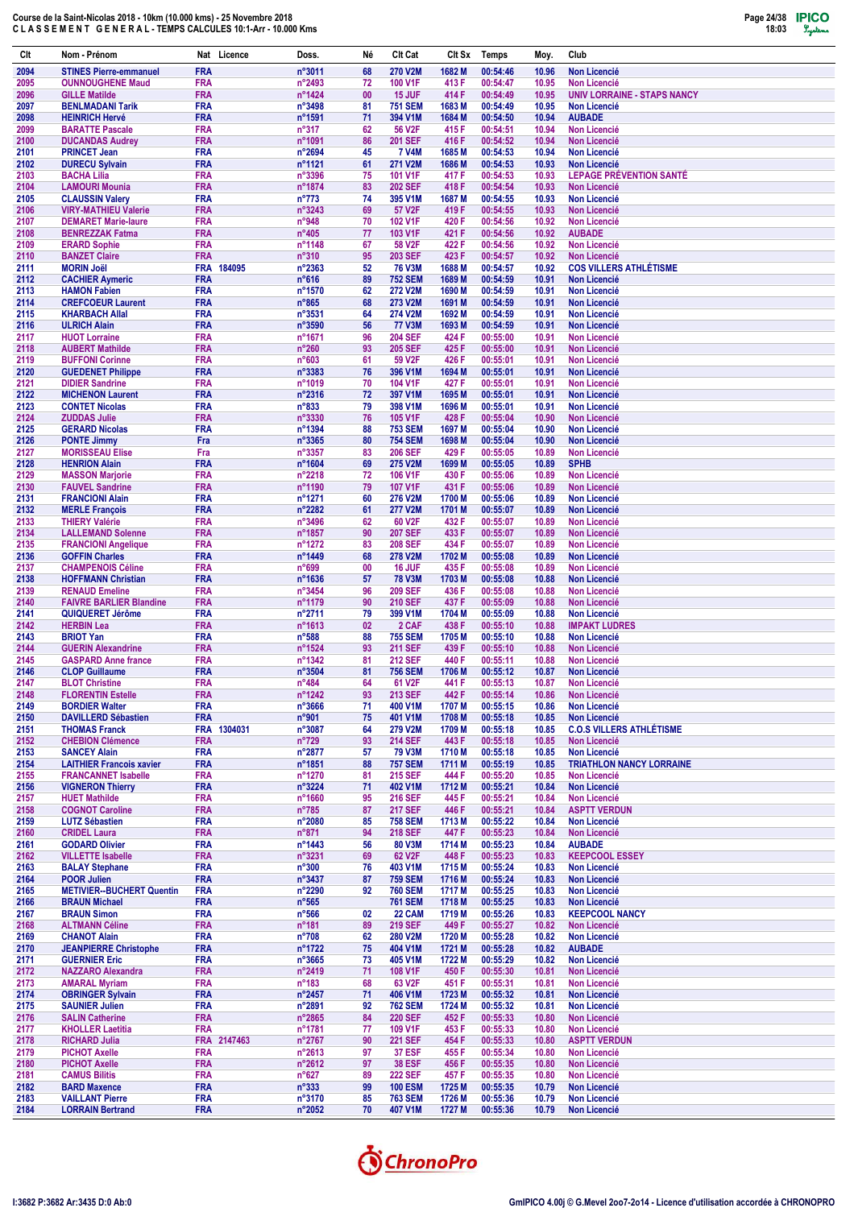Course de la Saint-Nicolas 2018 - 10km (10.000 kms) - 25 Novembre 2018
CLASSEMENT GENERAL - TEMPS CALCULES 10:1-Arr - 10.000 Kms

| Clt | Nom - Prénom | Nat | Licence | Doss. | Né | Clt Cat | Clt Sx | Temps | Moy. | Club |
|---|---|---|---|---|---|---|---|---|---|---|
| 2094 | STINES Pierre-emmanuel | FRA | | n°3011 | 68 | 270 V2M | 1682 M | 00:54:46 | 10.96 | Non Licencié |
| 2095 | OUNNOUGHENE Maud | FRA | | n°2493 | 72 | 100 V1F | 413 F | 00:54:47 | 10.95 | Non Licencié |
| 2096 | GILLE Matilde | FRA | | n°1424 | 00 | 15 JUF | 414 F | 00:54:49 | 10.95 | UNIV LORRAINE - STAPS NANCY |
| 2097 | BENLMADANI Tarik | FRA | | n°3498 | 81 | 751 SEM | 1683 M | 00:54:49 | 10.95 | Non Licencié |
| 2098 | HEINRICH Hervé | FRA | | n°1591 | 71 | 394 V1M | 1684 M | 00:54:50 | 10.94 | AUBADE |
| 2099 | BARATTE Pascale | FRA | | n°317 | 62 | 56 V2F | 415 F | 00:54:51 | 10.94 | Non Licencié |
| 2100 | DUCANDAS Audrey | FRA | | n°1091 | 86 | 201 SEF | 416 F | 00:54:52 | 10.94 | Non Licencié |
| 2101 | PRINCET Jean | FRA | | n°2694 | 45 | 7 V4M | 1685 M | 00:54:53 | 10.94 | Non Licencié |
| 2102 | DURECU Sylvain | FRA | | n°1121 | 61 | 271 V2M | 1686 M | 00:54:53 | 10.93 | Non Licencié |
| 2103 | BACHA Lilia | FRA | | n°3396 | 75 | 101 V1F | 417 F | 00:54:53 | 10.93 | LEPAGE PRÉVENTION SANTÉ |
| 2104 | LAMOURI Mounia | FRA | | n°1874 | 83 | 202 SEF | 418 F | 00:54:54 | 10.93 | Non Licencié |
| 2105 | CLAUSSIN Valery | FRA | | n°773 | 74 | 395 V1M | 1687 M | 00:54:55 | 10.93 | Non Licencié |
| 2106 | VIRY-MATHIEU Valerie | FRA | | n°3243 | 69 | 57 V2F | 419 F | 00:54:55 | 10.93 | Non Licencié |
| 2107 | DEMARET Marie-laure | FRA | | n°948 | 70 | 102 V1F | 420 F | 00:54:56 | 10.92 | Non Licencié |
| 2108 | BENREZZAK Fatma | FRA | | n°405 | 77 | 103 V1F | 421 F | 00:54:56 | 10.92 | AUBADE |
| 2109 | ERARD Sophie | FRA | | n°1148 | 67 | 58 V2F | 422 F | 00:54:56 | 10.92 | Non Licencié |
| 2110 | BANZET Claire | FRA | | n°310 | 95 | 203 SEF | 423 F | 00:54:57 | 10.92 | Non Licencié |
| 2111 | MORIN Joël | FRA | 184095 | n°2363 | 52 | 76 V3M | 1688 M | 00:54:57 | 10.92 | COS VILLERS ATHLÉTISME |
| 2112 | CACHIER Aymeric | FRA | | n°616 | 89 | 752 SEM | 1689 M | 00:54:59 | 10.91 | Non Licencié |
| 2113 | HAMON Fabien | FRA | | n°1570 | 62 | 272 V2M | 1690 M | 00:54:59 | 10.91 | Non Licencié |
| 2114 | CREFCOEUR Laurent | FRA | | n°865 | 68 | 273 V2M | 1691 M | 00:54:59 | 10.91 | Non Licencié |
| 2115 | KHARBACH Allal | FRA | | n°3531 | 64 | 274 V2M | 1692 M | 00:54:59 | 10.91 | Non Licencié |
| 2116 | ULRICH Alain | FRA | | n°3590 | 56 | 77 V3M | 1693 M | 00:54:59 | 10.91 | Non Licencié |
| 2117 | HUOT Lorraine | FRA | | n°1671 | 96 | 204 SEF | 424 F | 00:55:00 | 10.91 | Non Licencié |
| 2118 | AUBERT Mathilde | FRA | | n°260 | 93 | 205 SEF | 425 F | 00:55:00 | 10.91 | Non Licencié |
| 2119 | BUFFONI Corinne | FRA | | n°603 | 61 | 59 V2F | 426 F | 00:55:01 | 10.91 | Non Licencié |
| 2120 | GUEDENET Philippe | FRA | | n°3383 | 76 | 396 V1M | 1694 M | 00:55:01 | 10.91 | Non Licencié |
| 2121 | DIDIER Sandrine | FRA | | n°1019 | 70 | 104 V1F | 427 F | 00:55:01 | 10.91 | Non Licencié |
| 2122 | MICHENON Laurent | FRA | | n°2316 | 72 | 397 V1M | 1695 M | 00:55:01 | 10.91 | Non Licencié |
| 2123 | CONTET Nicolas | FRA | | n°833 | 79 | 398 V1M | 1696 M | 00:55:01 | 10.91 | Non Licencié |
| 2124 | ZUDDAS Julie | FRA | | n°3330 | 76 | 105 V1F | 428 F | 00:55:04 | 10.90 | Non Licencié |
| 2125 | GERARD Nicolas | FRA | | n°1394 | 88 | 753 SEM | 1697 M | 00:55:04 | 10.90 | Non Licencié |
| 2126 | PONTE Jimmy | Fra | | n°3365 | 80 | 754 SEM | 1698 M | 00:55:04 | 10.90 | Non Licencié |
| 2127 | MORISSEAU Elise | Fra | | n°3357 | 83 | 206 SEF | 429 F | 00:55:05 | 10.89 | Non Licencié |
| 2128 | HENRION Alain | FRA | | n°1604 | 69 | 275 V2M | 1699 M | 00:55:05 | 10.89 | SPHB |
| 2129 | MASSON Marjorie | FRA | | n°2218 | 72 | 106 V1F | 430 F | 00:55:06 | 10.89 | Non Licencié |
| 2130 | FAUVEL Sandrine | FRA | | n°1190 | 79 | 107 V1F | 431 F | 00:55:06 | 10.89 | Non Licencié |
| 2131 | FRANCIONI Alain | FRA | | n°1271 | 60 | 276 V2M | 1700 M | 00:55:06 | 10.89 | Non Licencié |
| 2132 | MERLE François | FRA | | n°2282 | 61 | 277 V2M | 1701 M | 00:55:07 | 10.89 | Non Licencié |
| 2133 | THIERY Valérie | FRA | | n°3496 | 62 | 60 V2F | 432 F | 00:55:07 | 10.89 | Non Licencié |
| 2134 | LALLEMAND Solenne | FRA | | n°1857 | 90 | 207 SEF | 433 F | 00:55:07 | 10.89 | Non Licencié |
| 2135 | FRANCIONI Angelique | FRA | | n°1272 | 83 | 208 SEF | 434 F | 00:55:07 | 10.89 | Non Licencié |
| 2136 | GOFFIN Charles | FRA | | n°1449 | 68 | 278 V2M | 1702 M | 00:55:08 | 10.89 | Non Licencié |
| 2137 | CHAMPENOIS Céline | FRA | | n°699 | 00 | 16 JUF | 435 F | 00:55:08 | 10.89 | Non Licencié |
| 2138 | HOFFMANN Christian | FRA | | n°1636 | 57 | 78 V3M | 1703 M | 00:55:08 | 10.88 | Non Licencié |
| 2139 | RENAUD Emeline | FRA | | n°3454 | 96 | 209 SEF | 436 F | 00:55:08 | 10.88 | Non Licencié |
| 2140 | FAIVRE BARLIER Blandine | FRA | | n°1179 | 90 | 210 SEF | 437 F | 00:55:09 | 10.88 | Non Licencié |
| 2141 | QUIQUERET Jérôme | FRA | | n°2711 | 79 | 399 V1M | 1704 M | 00:55:09 | 10.88 | Non Licencié |
| 2142 | HERBIN Lea | FRA | | n°1613 | 02 | 2 CAF | 438 F | 00:55:10 | 10.88 | IMPAKT LUDRES |
| 2143 | BRIOT Yan | FRA | | n°588 | 88 | 755 SEM | 1705 M | 00:55:10 | 10.88 | Non Licencié |
| 2144 | GUERIN Alexandrine | FRA | | n°1524 | 93 | 211 SEF | 439 F | 00:55:10 | 10.88 | Non Licencié |
| 2145 | GASPARD Anne france | FRA | | n°1342 | 81 | 212 SEF | 440 F | 00:55:11 | 10.88 | Non Licencié |
| 2146 | CLOP Guillaume | FRA | | n°3504 | 81 | 756 SEM | 1706 M | 00:55:12 | 10.87 | Non Licencié |
| 2147 | BLOT Christine | FRA | | n°484 | 64 | 61 V2F | 441 F | 00:55:13 | 10.87 | Non Licencié |
| 2148 | FLORENTIN Estelle | FRA | | n°1242 | 93 | 213 SEF | 442 F | 00:55:14 | 10.86 | Non Licencié |
| 2149 | BORDIER Walter | FRA | | n°3666 | 71 | 400 V1M | 1707 M | 00:55:15 | 10.86 | Non Licencié |
| 2150 | DAVILLERD Sébastien | FRA | | n°901 | 75 | 401 V1M | 1708 M | 00:55:18 | 10.85 | Non Licencié |
| 2151 | THOMAS Franck | FRA | 1304031 | n°3087 | 64 | 279 V2M | 1709 M | 00:55:18 | 10.85 | C.O.S VILLERS ATHLÉTISME |
| 2152 | CHEBION Clémence | FRA | | n°729 | 93 | 214 SEF | 443 F | 00:55:18 | 10.85 | Non Licencié |
| 2153 | SANCEY Alain | FRA | | n°2877 | 57 | 79 V3M | 1710 M | 00:55:18 | 10.85 | Non Licencié |
| 2154 | LAITHIER Francois xavier | FRA | | n°1851 | 88 | 757 SEM | 1711 M | 00:55:19 | 10.85 | TRIATHLON NANCY LORRAINE |
| 2155 | FRANCANNET Isabelle | FRA | | n°1270 | 81 | 215 SEF | 444 F | 00:55:20 | 10.85 | Non Licencié |
| 2156 | VIGNERON Thierry | FRA | | n°3224 | 71 | 402 V1M | 1712 M | 00:55:21 | 10.84 | Non Licencié |
| 2157 | HUET Mathilde | FRA | | n°1660 | 95 | 216 SEF | 445 F | 00:55:21 | 10.84 | Non Licencié |
| 2158 | COGNOT Caroline | FRA | | n°785 | 87 | 217 SEF | 446 F | 00:55:21 | 10.84 | ASPTT VERDUN |
| 2159 | LUTZ Sébastien | FRA | | n°2080 | 85 | 758 SEM | 1713 M | 00:55:22 | 10.84 | Non Licencié |
| 2160 | CRIDEL Laura | FRA | | n°871 | 94 | 218 SEF | 447 F | 00:55:23 | 10.84 | Non Licencié |
| 2161 | GODARD Olivier | FRA | | n°1443 | 56 | 80 V3M | 1714 M | 00:55:23 | 10.84 | AUBADE |
| 2162 | VILLETTE Isabelle | FRA | | n°3231 | 69 | 62 V2F | 448 F | 00:55:23 | 10.83 | KEEPCOOL ESSEY |
| 2163 | BALAY Stephane | FRA | | n°300 | 76 | 403 V1M | 1715 M | 00:55:24 | 10.83 | Non Licencié |
| 2164 | POOR Julien | FRA | | n°3437 | 87 | 759 SEM | 1716 M | 00:55:24 | 10.83 | Non Licencié |
| 2165 | METIVIER--BUCHERT Quentin | FRA | | n°2290 | 92 | 760 SEM | 1717 M | 00:55:25 | 10.83 | Non Licencié |
| 2166 | BRAUN Michael | FRA | | n°565 | | 761 SEM | 1718 M | 00:55:25 | 10.83 | Non Licencié |
| 2167 | BRAUN Simon | FRA | | n°566 | 02 | 22 CAM | 1719 M | 00:55:26 | 10.83 | KEEPCOOL NANCY |
| 2168 | ALTMANN Céline | FRA | | n°181 | 89 | 219 SEF | 449 F | 00:55:27 | 10.82 | Non Licencié |
| 2169 | CHANOT Alain | FRA | | n°708 | 62 | 280 V2M | 1720 M | 00:55:28 | 10.82 | Non Licencié |
| 2170 | JEANPIERRE Christophe | FRA | | n°1722 | 75 | 404 V1M | 1721 M | 00:55:28 | 10.82 | AUBADE |
| 2171 | GUERNIER Eric | FRA | | n°3665 | 73 | 405 V1M | 1722 M | 00:55:29 | 10.82 | Non Licencié |
| 2172 | NAZZARO Alexandra | FRA | | n°2419 | 71 | 108 V1F | 450 F | 00:55:30 | 10.81 | Non Licencié |
| 2173 | AMARAL Myriam | FRA | | n°183 | 68 | 63 V2F | 451 F | 00:55:31 | 10.81 | Non Licencié |
| 2174 | OBRINGER Sylvain | FRA | | n°2457 | 71 | 406 V1M | 1723 M | 00:55:32 | 10.81 | Non Licencié |
| 2175 | SAUNIER Julien | FRA | | n°2891 | 92 | 762 SEM | 1724 M | 00:55:32 | 10.81 | Non Licencié |
| 2176 | SALIN Catherine | FRA | | n°2865 | 84 | 220 SEF | 452 F | 00:55:33 | 10.80 | Non Licencié |
| 2177 | KHOLLER Laetitia | FRA | | n°1781 | 77 | 109 V1F | 453 F | 00:55:33 | 10.80 | Non Licencié |
| 2178 | RICHARD Julia | FRA | 2147463 | n°2767 | 90 | 221 SEF | 454 F | 00:55:33 | 10.80 | ASPTT VERDUN |
| 2179 | PICHOT Axelle | FRA | | n°2613 | 97 | 37 ESF | 455 F | 00:55:34 | 10.80 | Non Licencié |
| 2180 | PICHOT Axelle | FRA | | n°2612 | 97 | 38 ESF | 456 F | 00:55:35 | 10.80 | Non Licencié |
| 2181 | CAMUS Bilitis | FRA | | n°627 | 89 | 222 SEF | 457 F | 00:55:35 | 10.80 | Non Licencié |
| 2182 | BARD Maxence | FRA | | n°333 | 99 | 100 ESM | 1725 M | 00:55:35 | 10.79 | Non Licencié |
| 2183 | VAILLANT Pierre | FRA | | n°3170 | 85 | 763 SEM | 1726 M | 00:55:36 | 10.79 | Non Licencié |
| 2184 | LORRAIN Bertrand | FRA | | n°2052 | 70 | 407 V1M | 1727 M | 00:55:36 | 10.79 | Non Licencié |

I:3682 P:3682 Ar:3435 D:0 Ab:0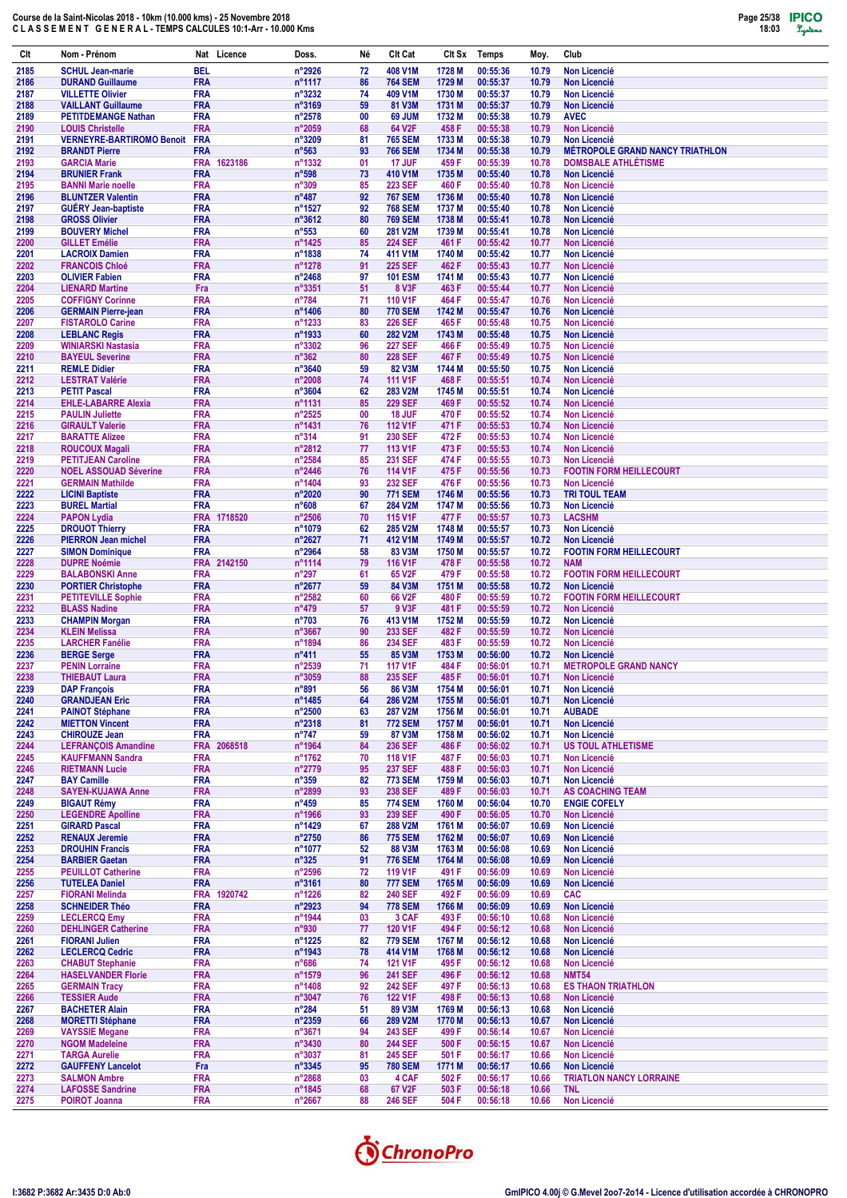Course de la Saint-Nicolas 2018 - 10km (10.000 kms) - 25 Novembre 2018
CLASSEMENT GENERAL - TEMPS CALCULES 10:1-Arr - 10.000 Kms

| Clt | Nom - Prénom | Nat | Licence | Doss. | Né | Clt Cat | Clt Sx | Temps | Moy. | Club |
|---|---|---|---|---|---|---|---|---|---|---|
| 2185 | SCHUL Jean-marie | BEL | | n°2926 | 72 | 408 V1M | 1728 M | 00:55:36 | 10.79 | Non Licencié |
| 2186 | DURAND Guillaume | FRA | | n°1117 | 86 | 764 SEM | 1729 M | 00:55:37 | 10.79 | Non Licencié |
| 2187 | VILLETTE Olivier | FRA | | n°3232 | 74 | 409 V1M | 1730 M | 00:55:37 | 10.79 | Non Licencié |
| 2188 | VAILLANT Guillaume | FRA | | n°3169 | 59 | 81 V3M | 1731 M | 00:55:37 | 10.79 | Non Licencié |
| 2189 | PETITDEMANGE Nathan | FRA | | n°2578 | 00 | 69 JUM | 1732 M | 00:55:38 | 10.79 | AVEC |
| 2190 | LOUIS Christelle | FRA | | n°2059 | 68 | 64 V2F | 458 F | 00:55:38 | 10.79 | Non Licencié |
| 2191 | VERNEYRE-BARTRIOMO Benoit | FRA | | n°3209 | 81 | 765 SEM | 1733 M | 00:55:38 | 10.79 | Non Licencié |
| 2192 | BRANDT Pierre | FRA | | n°563 | 93 | 766 SEM | 1734 M | 00:55:38 | 10.79 | MÉTROPOLE GRAND NANCY TRIATHLON |
| 2193 | GARCIA Marie | FRA | 1623186 | n°1332 | 01 | 17 JUF | 459 F | 00:55:39 | 10.78 | DOMSBALE ATHLÉTISME |
| 2194 | BRUNIER Frank | FRA | | n°598 | 73 | 410 V1M | 1735 M | 00:55:40 | 10.78 | Non Licencié |
| 2195 | BANNI Marie noelle | FRA | | n°309 | 85 | 223 SEF | 460 F | 00:55:40 | 10.78 | Non Licencié |
| 2196 | BLUNTZER Valentin | FRA | | n°487 | 92 | 767 SEM | 1736 M | 00:55:40 | 10.78 | Non Licencié |
| 2197 | GUÉRY Jean-baptiste | FRA | | n°1527 | 92 | 768 SEM | 1737 M | 00:55:40 | 10.78 | Non Licencié |
| 2198 | GROSS Olivier | FRA | | n°3612 | 80 | 769 SEM | 1738 M | 00:55:41 | 10.78 | Non Licencié |
| 2199 | BOUVERY Michel | FRA | | n°553 | 60 | 281 V2M | 1739 M | 00:55:41 | 10.78 | Non Licencié |
| 2200 | GILLET Emélie | FRA | | n°1425 | 85 | 224 SEF | 461 F | 00:55:42 | 10.77 | Non Licencié |
| 2201 | LACROIX Damien | FRA | | n°1838 | 74 | 411 V1M | 1740 M | 00:55:42 | 10.77 | Non Licencié |
| 2202 | FRANCOIS Chloé | FRA | | n°1278 | 91 | 225 SEF | 462 F | 00:55:43 | 10.77 | Non Licencié |
| 2203 | OLIVIER Fabien | FRA | | n°2468 | 97 | 101 ESM | 1741 M | 00:55:43 | 10.77 | Non Licencié |
| 2204 | LIENARD Martine | Fra | | n°3351 | 51 | 8 V3F | 463 F | 00:55:44 | 10.77 | Non Licencié |
| 2205 | COFFIGNY Corinne | FRA | | n°784 | 71 | 110 V1F | 464 F | 00:55:47 | 10.76 | Non Licencié |
| 2206 | GERMAIN Pierre-jean | FRA | | n°1406 | 80 | 770 SEM | 1742 M | 00:55:47 | 10.76 | Non Licencié |
| 2207 | FISTAROLO Carine | FRA | | n°1233 | 83 | 226 SEF | 465 F | 00:55:48 | 10.75 | Non Licencié |
| 2208 | LEBLANC Regis | FRA | | n°1933 | 60 | 282 V2M | 1743 M | 00:55:48 | 10.75 | Non Licencié |
| 2209 | WINIARSKI Nastasia | FRA | | n°3302 | 96 | 227 SEF | 466 F | 00:55:49 | 10.75 | Non Licencié |
| 2210 | BAYEUL Severine | FRA | | n°362 | 80 | 228 SEF | 467 F | 00:55:49 | 10.75 | Non Licencié |
| 2211 | REMLE Didier | FRA | | n°3640 | 59 | 82 V3M | 1744 M | 00:55:50 | 10.75 | Non Licencié |
| 2212 | LESTRAT Valérie | FRA | | n°2008 | 74 | 111 V1F | 468 F | 00:55:51 | 10.74 | Non Licencié |
| 2213 | PETIT Pascal | FRA | | n°3604 | 62 | 283 V2M | 1745 M | 00:55:51 | 10.74 | Non Licencié |
| 2214 | EHLE-LABARRE Alexia | FRA | | n°1131 | 85 | 229 SEF | 469 F | 00:55:52 | 10.74 | Non Licencié |
| 2215 | PAULIN Juliette | FRA | | n°2525 | 00 | 18 JUF | 470 F | 00:55:52 | 10.74 | Non Licencié |
| 2216 | GIRAULT Valerie | FRA | | n°1431 | 76 | 112 V1F | 471 F | 00:55:53 | 10.74 | Non Licencié |
| 2217 | BARATTE Alizee | FRA | | n°314 | 91 | 230 SEF | 472 F | 00:55:53 | 10.74 | Non Licencié |
| 2218 | ROUCOUX Magali | FRA | | n°2812 | 77 | 113 V1F | 473 F | 00:55:53 | 10.74 | Non Licencié |
| 2219 | PETITJEAN Caroline | FRA | | n°2584 | 85 | 231 SEF | 474 F | 00:55:55 | 10.73 | Non Licencié |
| 2220 | NOEL ASSOUAD Séverine | FRA | | n°2446 | 76 | 114 V1F | 475 F | 00:55:56 | 10.73 | FOOTIN FORM HEILLECOURT |
| 2221 | GERMAIN Mathilde | FRA | | n°1404 | 93 | 232 SEF | 476 F | 00:55:56 | 10.73 | Non Licencié |
| 2222 | LICINI Baptiste | FRA | | n°2020 | 90 | 771 SEM | 1746 M | 00:55:56 | 10.73 | TRI TOUL TEAM |
| 2223 | BUREL Martial | FRA | | n°608 | 67 | 284 V2M | 1747 M | 00:55:56 | 10.73 | Non Licencié |
| 2224 | PAPON Lydia | FRA | 1718520 | n°2506 | 70 | 115 V1F | 477 F | 00:55:57 | 10.73 | LACSHM |
| 2225 | DROUOT Thierry | FRA | | n°1079 | 62 | 285 V2M | 1748 M | 00:55:57 | 10.73 | Non Licencié |
| 2226 | PIERRON Jean michel | FRA | | n°2627 | 71 | 412 V1M | 1749 M | 00:55:57 | 10.72 | Non Licencié |
| 2227 | SIMON Dominique | FRA | | n°2964 | 58 | 83 V3M | 1750 M | 00:55:57 | 10.72 | FOOTIN FORM HEILLECOURT |
| 2228 | DUPRE Noémie | FRA | 2142150 | n°1114 | 79 | 116 V1F | 478 F | 00:55:58 | 10.72 | NAM |
| 2229 | BALABONSKI Anne | FRA | | n°297 | 61 | 65 V2F | 479 F | 00:55:58 | 10.72 | FOOTIN FORM HEILLECOURT |
| 2230 | PORTIER Christophe | FRA | | n°2677 | 59 | 84 V3M | 1751 M | 00:55:58 | 10.72 | Non Licencié |
| 2231 | PETITEVILLE Sophie | FRA | | n°2582 | 60 | 66 V2F | 480 F | 00:55:59 | 10.72 | FOOTIN FORM HEILLECOURT |
| 2232 | BLASS Nadine | FRA | | n°479 | 57 | 9 V3F | 481 F | 00:55:59 | 10.72 | Non Licencié |
| 2233 | CHAMPIN Morgan | FRA | | n°703 | 76 | 413 V1M | 1752 M | 00:55:59 | 10.72 | Non Licencié |
| 2234 | KLEIN Melissa | FRA | | n°3667 | 90 | 233 SEF | 482 F | 00:55:59 | 10.72 | Non Licencié |
| 2235 | LARCHER Fanélie | FRA | | n°1894 | 86 | 234 SEF | 483 F | 00:55:59 | 10.72 | Non Licencié |
| 2236 | BERGE Serge | FRA | | n°411 | 55 | 85 V3M | 1753 M | 00:56:00 | 10.72 | Non Licencié |
| 2237 | PENIN Lorraine | FRA | | n°2539 | 71 | 117 V1F | 484 F | 00:56:01 | 10.71 | METROPOLE GRAND NANCY |
| 2238 | THIEBAUT Laura | FRA | | n°3059 | 88 | 235 SEF | 485 F | 00:56:01 | 10.71 | Non Licencié |
| 2239 | DAP François | FRA | | n°891 | 56 | 86 V3M | 1754 M | 00:56:01 | 10.71 | Non Licencié |
| 2240 | GRANDJEAN Eric | FRA | | n°1485 | 64 | 286 V2M | 1755 M | 00:56:01 | 10.71 | Non Licencié |
| 2241 | PAINOT Stéphane | FRA | | n°2500 | 63 | 287 V2M | 1756 M | 00:56:01 | 10.71 | AUBADE |
| 2242 | MIETTON Vincent | FRA | | n°2318 | 81 | 772 SEM | 1757 M | 00:56:01 | 10.71 | Non Licencié |
| 2243 | CHIROUZE Jean | FRA | | n°747 | 59 | 87 V3M | 1758 M | 00:56:02 | 10.71 | Non Licencié |
| 2244 | LEFRANÇOIS Amandine | FRA | 2068518 | n°1964 | 84 | 236 SEF | 486 F | 00:56:02 | 10.71 | US TOUL ATHLETISME |
| 2245 | KAUFFMANN Sandra | FRA | | n°1762 | 70 | 118 V1F | 487 F | 00:56:03 | 10.71 | Non Licencié |
| 2246 | RIETMANN Lucie | FRA | | n°2779 | 95 | 237 SEF | 488 F | 00:56:03 | 10.71 | Non Licencié |
| 2247 | BAY Camille | FRA | | n°359 | 82 | 773 SEM | 1759 M | 00:56:03 | 10.71 | Non Licencié |
| 2248 | SAYEN-KUJAWA Anne | FRA | | n°2899 | 93 | 238 SEF | 489 F | 00:56:03 | 10.71 | AS COACHING TEAM |
| 2249 | BIGAUT Rémy | FRA | | n°459 | 85 | 774 SEM | 1760 M | 00:56:04 | 10.70 | ENGIE COFELY |
| 2250 | LEGENDRE Apolline | FRA | | n°1966 | 93 | 239 SEF | 490 F | 00:56:05 | 10.70 | Non Licencié |
| 2251 | GIRARD Pascal | FRA | | n°1429 | 67 | 288 V2M | 1761 M | 00:56:07 | 10.69 | Non Licencié |
| 2252 | RENAUX Jeremie | FRA | | n°2750 | 86 | 775 SEM | 1762 M | 00:56:07 | 10.69 | Non Licencié |
| 2253 | DROUHIN Francis | FRA | | n°1077 | 52 | 88 V3M | 1763 M | 00:56:08 | 10.69 | Non Licencié |
| 2254 | BARBIER Gaetan | FRA | | n°325 | 91 | 776 SEM | 1764 M | 00:56:08 | 10.69 | Non Licencié |
| 2255 | PEUILLOT Catherine | FRA | | n°2596 | 72 | 119 V1F | 491 F | 00:56:09 | 10.69 | Non Licencié |
| 2256 | TUTELEA Daniel | FRA | | n°3161 | 80 | 777 SEM | 1765 M | 00:56:09 | 10.69 | Non Licencié |
| 2257 | FIORANI Melinda | FRA | 1920742 | n°1226 | 82 | 240 SEF | 492 F | 00:56:09 | 10.69 | CAC |
| 2258 | SCHNEIDER Théo | FRA | | n°2923 | 94 | 778 SEM | 1766 M | 00:56:09 | 10.69 | Non Licencié |
| 2259 | LECLERCQ Emy | FRA | | n°1944 | 03 | 3 CAF | 493 F | 00:56:10 | 10.68 | Non Licencié |
| 2260 | DEHLINGER Catherine | FRA | | n°930 | 77 | 120 V1F | 494 F | 00:56:12 | 10.68 | Non Licencié |
| 2261 | FIORANI Julien | FRA | | n°1225 | 82 | 779 SEM | 1767 M | 00:56:12 | 10.68 | Non Licencié |
| 2262 | LECLERCQ Cedric | FRA | | n°1943 | 78 | 414 V1M | 1768 M | 00:56:12 | 10.68 | Non Licencié |
| 2263 | CHABUT Stephanie | FRA | | n°686 | 74 | 121 V1F | 495 F | 00:56:12 | 10.68 | Non Licencié |
| 2264 | HASELVANDER Florie | FRA | | n°1579 | 96 | 241 SEF | 496 F | 00:56:12 | 10.68 | NMT54 |
| 2265 | GERMAIN Tracy | FRA | | n°1408 | 92 | 242 SEF | 497 F | 00:56:12 | 10.68 | ES THAON TRIATHLON |
| 2266 | TESSIER Aude | FRA | | n°3047 | 76 | 122 V1F | 498 F | 00:56:13 | 10.68 | Non Licencié |
| 2267 | BACHETER Alain | FRA | | n°284 | 51 | 89 V3M | 1769 M | 00:56:13 | 10.68 | Non Licencié |
| 2268 | MORETTI Stéphane | FRA | | n°2359 | 66 | 289 V2M | 1770 M | 00:56:13 | 10.67 | Non Licencié |
| 2269 | VAYSSIE Megane | FRA | | n°3671 | 94 | 243 SEF | 499 F | 00:56:14 | 10.67 | Non Licencié |
| 2270 | NGOM Madeleine | FRA | | n°3430 | 80 | 244 SEF | 500 F | 00:56:15 | 10.67 | Non Licencié |
| 2271 | TARGA Aurelie | FRA | | n°3037 | 81 | 245 SEF | 501 F | 00:56:17 | 10.66 | Non Licencié |
| 2272 | GAUFFENY Lancelot | Fra | | n°3345 | 95 | 780 SEM | 1771 M | 00:56:17 | 10.66 | Non Licencié |
| 2273 | SALMON Ambre | FRA | | n°2868 | 03 | 4 CAF | 502 F | 00:56:17 | 10.66 | TRIATLON NANCY LORRAINE |
| 2274 | LAFOSSE Sandrine | FRA | | n°1845 | 68 | 67 V2F | 503 F | 00:56:18 | 10.66 | TNL |
| 2275 | POIROT Joanna | FRA | | n°2667 | 88 | 246 SEF | 504 F | 00:56:18 | 10.66 | Non Licencié |

I:3682 P:3682 Ar:3435 D:0 Ab:0

GmIPICO 4.00j © G.Mevel 2oo7-2o14 - Licence d'utilisation accordée à CHRONOPRO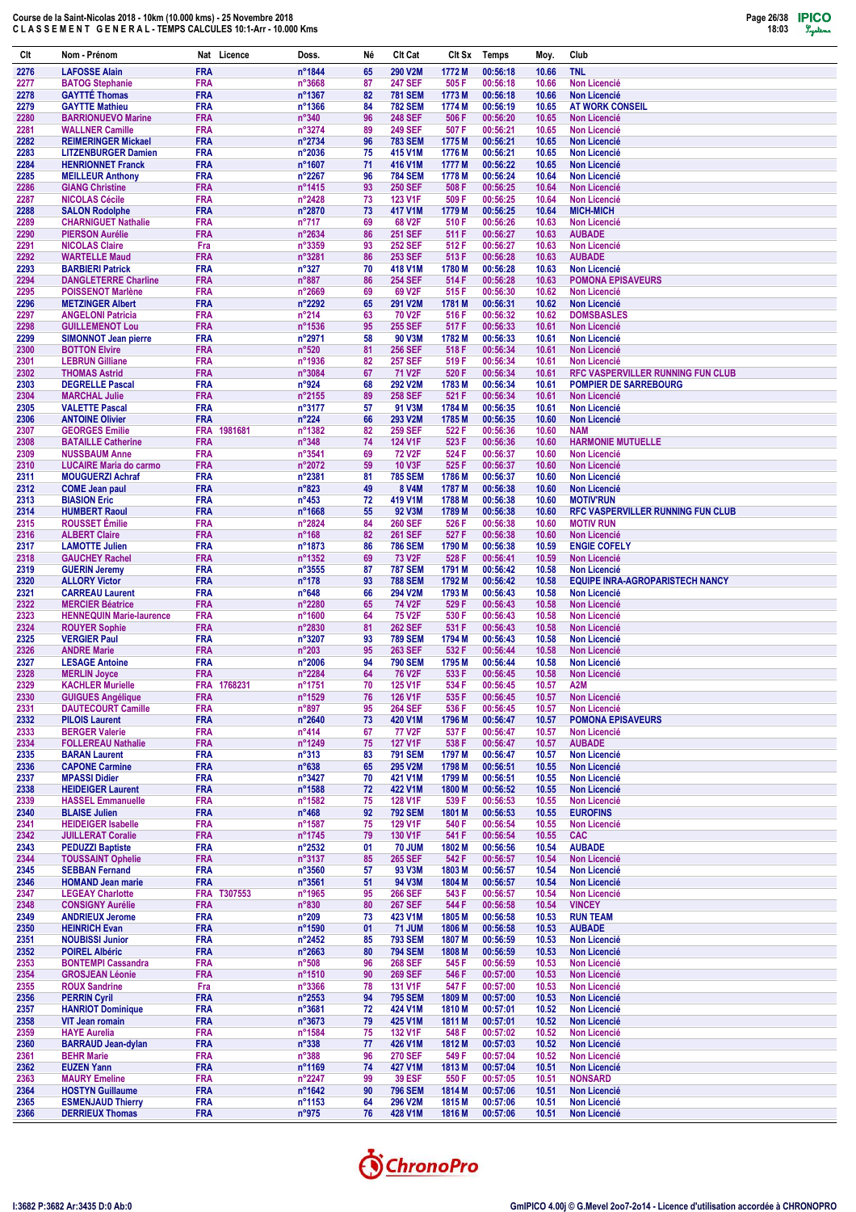Course de la Saint-Nicolas 2018 - 10km (10.000 kms) - 25 Novembre 2018
C L A S S E M E N T   G E N E R A L - TEMPS CALCULES 10:1-Arr - 10.000 Kms

| Clt | Nom - Prénom | Nat | Licence | Doss. | Né | Clt Cat | Clt Sx | Temps | Moy. | Club |
|---|---|---|---|---|---|---|---|---|---|---|
| 2276 | LAFOSSE Alain | FRA | | n°1844 | 65 | 290 V2M | 1772 M | 00:56:18 | 10.66 | TNL |
| 2277 | BATOG Stephanie | FRA | | n°3668 | 87 | 247 SEF | 505 F | 00:56:18 | 10.66 | Non Licencié |
| 2278 | GAYTTÉ Thomas | FRA | | n°1367 | 82 | 781 SEM | 1773 M | 00:56:18 | 10.66 | Non Licencié |
| 2279 | GAYTTE Mathieu | FRA | | n°1366 | 84 | 782 SEM | 1774 M | 00:56:19 | 10.65 | AT WORK CONSEIL |
| 2280 | BARRIONUEVO Marine | FRA | | n°340 | 96 | 248 SEF | 506 F | 00:56:20 | 10.65 | Non Licencié |
| 2281 | WALLNER Camille | FRA | | n°3274 | 89 | 249 SEF | 507 F | 00:56:21 | 10.65 | Non Licencié |
| 2282 | REIMERINGER Mickael | FRA | | n°2734 | 96 | 783 SEM | 1775 M | 00:56:21 | 10.65 | Non Licencié |
| 2283 | LITZENBURGER Damien | FRA | | n°2036 | 75 | 415 V1M | 1776 M | 00:56:21 | 10.65 | Non Licencié |
| 2284 | HENRIONNET Franck | FRA | | n°1607 | 71 | 416 V1M | 1777 M | 00:56:22 | 10.65 | Non Licencié |
| 2285 | MEILLEUR Anthony | FRA | | n°2267 | 96 | 784 SEM | 1778 M | 00:56:24 | 10.64 | Non Licencié |
| 2286 | GIANG Christine | FRA | | n°1415 | 93 | 250 SEF | 508 F | 00:56:25 | 10.64 | Non Licencié |
| 2287 | NICOLAS Cécile | FRA | | n°2428 | 73 | 123 V1F | 509 F | 00:56:25 | 10.64 | Non Licencié |
| 2288 | SALON Rodolphe | FRA | | n°2870 | 73 | 417 V1M | 1779 M | 00:56:25 | 10.64 | MICH-MICH |
| 2289 | CHARNIGUET Nathalie | FRA | | n°717 | 69 | 68 V2F | 510 F | 00:56:26 | 10.63 | Non Licencié |
| 2290 | PIERSON Aurélie | FRA | | n°2634 | 86 | 251 SEF | 511 F | 00:56:27 | 10.63 | AUBADE |
| 2291 | NICOLAS Claire | Fra | | n°3359 | 93 | 252 SEF | 512 F | 00:56:27 | 10.63 | Non Licencié |
| 2292 | WARTELLE Maud | FRA | | n°3281 | 86 | 253 SEF | 513 F | 00:56:28 | 10.63 | AUBADE |
| 2293 | BARBIERI Patrick | FRA | | n°327 | 70 | 418 V1M | 1780 M | 00:56:28 | 10.63 | Non Licencié |
| 2294 | DANGLETERRE Charline | FRA | | n°887 | 86 | 254 SEF | 514 F | 00:56:28 | 10.63 | POMONA EPISAVEURS |
| 2295 | POISSENOT Marlène | FRA | | n°2669 | 69 | 69 V2F | 515 F | 00:56:30 | 10.62 | Non Licencié |
| 2296 | METZINGER Albert | FRA | | n°2292 | 65 | 291 V2M | 1781 M | 00:56:31 | 10.62 | Non Licencié |
| 2297 | ANGELONI Patricia | FRA | | n°214 | 63 | 70 V2F | 516 F | 00:56:32 | 10.62 | DOMSBASLES |
| 2298 | GUILLEMENOT Lou | FRA | | n°1536 | 95 | 255 SEF | 517 F | 00:56:33 | 10.61 | Non Licencié |
| 2299 | SIMONNOT Jean pierre | FRA | | n°2971 | 58 | 90 V3M | 1782 M | 00:56:33 | 10.61 | Non Licencié |
| 2300 | BOTTON Elvire | FRA | | n°520 | 81 | 256 SEF | 518 F | 00:56:34 | 10.61 | Non Licencié |
| 2301 | LEBRUN Gilliane | FRA | | n°1936 | 82 | 257 SEF | 519 F | 00:56:34 | 10.61 | Non Licencié |
| 2302 | THOMAS Astrid | FRA | | n°3084 | 67 | 71 V2F | 520 F | 00:56:34 | 10.61 | RFC VASPERVILLER RUNNING FUN CLUB |
| 2303 | DEGRELLE Pascal | FRA | | n°924 | 68 | 292 V2M | 1783 M | 00:56:34 | 10.61 | POMPIER DE SARREBOURG |
| 2304 | MARCHAL Julie | FRA | | n°2155 | 89 | 258 SEF | 521 F | 00:56:34 | 10.61 | Non Licencié |
| 2305 | VALETTE Pascal | FRA | | n°3177 | 57 | 91 V3M | 1784 M | 00:56:35 | 10.61 | Non Licencié |
| 2306 | ANTOINE Olivier | FRA | | n°224 | 66 | 293 V2M | 1785 M | 00:56:35 | 10.60 | Non Licencié |
| 2307 | GEORGES Emilie | FRA | 1981681 | n°1382 | 82 | 259 SEF | 522 F | 00:56:36 | 10.60 | NAM |
| 2308 | BATAILLE Catherine | FRA | | n°348 | 74 | 124 V1F | 523 F | 00:56:36 | 10.60 | HARMONIE MUTUELLE |
| 2309 | NUSSBAUM Anne | FRA | | n°3541 | 69 | 72 V2F | 524 F | 00:56:37 | 10.60 | Non Licencié |
| 2310 | LUCAIRE Maria do carmo | FRA | | n°2072 | 59 | 10 V3F | 525 F | 00:56:37 | 10.60 | Non Licencié |
| 2311 | MOUGUERZI Achraf | FRA | | n°2381 | 81 | 785 SEM | 1786 M | 00:56:37 | 10.60 | Non Licencié |
| 2312 | COME Jean paul | FRA | | n°823 | 49 | 8 V4M | 1787 M | 00:56:38 | 10.60 | Non Licencié |
| 2313 | BIASION Eric | FRA | | n°453 | 72 | 419 V1M | 1788 M | 00:56:38 | 10.60 | MOTIV'RUN |
| 2314 | HUMBERT Raoul | FRA | | n°1668 | 55 | 92 V3M | 1789 M | 00:56:38 | 10.60 | RFC VASPERVILLER RUNNING FUN CLUB |
| 2315 | ROUSSET Émilie | FRA | | n°2824 | 84 | 260 SEF | 526 F | 00:56:38 | 10.60 | MOTIV RUN |
| 2316 | ALBERT Claire | FRA | | n°168 | 82 | 261 SEF | 527 F | 00:56:38 | 10.60 | Non Licencié |
| 2317 | LAMOTTE Julien | FRA | | n°1873 | 86 | 786 SEM | 1790 M | 00:56:38 | 10.59 | ENGIE COFELY |
| 2318 | GAUCHEY Rachel | FRA | | n°1352 | 69 | 73 V2F | 528 F | 00:56:41 | 10.59 | Non Licencié |
| 2319 | GUERIN Jeremy | FRA | | n°3555 | 87 | 787 SEM | 1791 M | 00:56:42 | 10.58 | Non Licencié |
| 2320 | ALLORY Victor | FRA | | n°178 | 93 | 788 SEM | 1792 M | 00:56:42 | 10.58 | EQUIPE INRA-AGROPARISTECH NANCY |
| 2321 | CARREAU Laurent | FRA | | n°648 | 66 | 294 V2M | 1793 M | 00:56:43 | 10.58 | Non Licencié |
| 2322 | MERCIER Béatrice | FRA | | n°2280 | 65 | 74 V2F | 529 F | 00:56:43 | 10.58 | Non Licencié |
| 2323 | HENNEQUIN Marie-laurence | FRA | | n°1600 | 64 | 75 V2F | 530 F | 00:56:43 | 10.58 | Non Licencié |
| 2324 | ROUYER Sophie | FRA | | n°2830 | 81 | 262 SEF | 531 F | 00:56:43 | 10.58 | Non Licencié |
| 2325 | VERGIER Paul | FRA | | n°3207 | 93 | 789 SEM | 1794 M | 00:56:43 | 10.58 | Non Licencié |
| 2326 | ANDRE Marie | FRA | | n°203 | 95 | 263 SEF | 532 F | 00:56:44 | 10.58 | Non Licencié |
| 2327 | LESAGE Antoine | FRA | | n°2006 | 94 | 790 SEM | 1795 M | 00:56:44 | 10.58 | Non Licencié |
| 2328 | MERLIN Joyce | FRA | | n°2284 | 64 | 76 V2F | 533 F | 00:56:45 | 10.58 | Non Licencié |
| 2329 | KACHLER Murielle | FRA | 1768231 | n°1751 | 70 | 125 V1F | 534 F | 00:56:45 | 10.57 | A2M |
| 2330 | GUIGUES Angélique | FRA | | n°1529 | 76 | 126 V1F | 535 F | 00:56:45 | 10.57 | Non Licencié |
| 2331 | DAUTECOURT Camille | FRA | | n°897 | 95 | 264 SEF | 536 F | 00:56:45 | 10.57 | Non Licencié |
| 2332 | PILOIS Laurent | FRA | | n°2640 | 73 | 420 V1M | 1796 M | 00:56:47 | 10.57 | POMONA EPISAVEURS |
| 2333 | BERGER Valerie | FRA | | n°414 | 67 | 77 V2F | 537 F | 00:56:47 | 10.57 | Non Licencié |
| 2334 | FOLLEREAU Nathalie | FRA | | n°1249 | 75 | 127 V1F | 538 F | 00:56:47 | 10.57 | AUBADE |
| 2335 | BARAN Laurent | FRA | | n°313 | 83 | 791 SEM | 1797 M | 00:56:47 | 10.57 | Non Licencié |
| 2336 | CAPONE Carmine | FRA | | n°638 | 65 | 295 V2M | 1798 M | 00:56:51 | 10.55 | Non Licencié |
| 2337 | MPASSI Didier | FRA | | n°3427 | 70 | 421 V1M | 1799 M | 00:56:51 | 10.55 | Non Licencié |
| 2338 | HEIDEIGER Laurent | FRA | | n°1588 | 72 | 422 V1M | 1800 M | 00:56:52 | 10.55 | Non Licencié |
| 2339 | HASSEL Emmanuelle | FRA | | n°1582 | 75 | 128 V1F | 539 F | 00:56:53 | 10.55 | Non Licencié |
| 2340 | BLAISE Julien | FRA | | n°468 | 92 | 792 SEM | 1801 M | 00:56:53 | 10.55 | EUROFINS |
| 2341 | HEIDEIGER Isabelle | FRA | | n°1587 | 75 | 129 V1F | 540 F | 00:56:54 | 10.55 | Non Licencié |
| 2342 | JUILLERAT Coralie | FRA | | n°1745 | 79 | 130 V1F | 541 F | 00:56:54 | 10.55 | CAC |
| 2343 | PEDUZZI Baptiste | FRA | | n°2532 | 01 | 70 JUM | 1802 M | 00:56:56 | 10.54 | AUBADE |
| 2344 | TOUSSAINT Ophelie | FRA | | n°3137 | 85 | 265 SEF | 542 F | 00:56:57 | 10.54 | Non Licencié |
| 2345 | SEBBAN Fernand | FRA | | n°3560 | 57 | 93 V3M | 1803 M | 00:56:57 | 10.54 | Non Licencié |
| 2346 | HOMAND Jean marie | FRA | | n°3561 | 51 | 94 V3M | 1804 M | 00:56:57 | 10.54 | Non Licencié |
| 2347 | LEGEAY Charlotte | FRA | T307553 | n°1965 | 95 | 266 SEF | 543 F | 00:56:57 | 10.54 | Non Licencié |
| 2348 | CONSIGNY Aurélie | FRA | | n°830 | 80 | 267 SEF | 544 F | 00:56:58 | 10.54 | VINCEY |
| 2349 | ANDRIEUX Jerome | FRA | | n°209 | 73 | 423 V1M | 1805 M | 00:56:58 | 10.53 | RUN TEAM |
| 2350 | HEINRICH Evan | FRA | | n°1590 | 01 | 71 JUM | 1806 M | 00:56:58 | 10.53 | AUBADE |
| 2351 | NOUBISSI Junior | FRA | | n°2452 | 85 | 793 SEM | 1807 M | 00:56:59 | 10.53 | Non Licencié |
| 2352 | POIREL Albéric | FRA | | n°2663 | 80 | 794 SEM | 1808 M | 00:56:59 | 10.53 | Non Licencié |
| 2353 | BONTEMPI Cassandra | FRA | | n°508 | 96 | 268 SEF | 545 F | 00:56:59 | 10.53 | Non Licencié |
| 2354 | GROSJEAN Léonie | FRA | | n°1510 | 90 | 269 SEF | 546 F | 00:57:00 | 10.53 | Non Licencié |
| 2355 | ROUX Sandrine | Fra | | n°3366 | 78 | 131 V1F | 547 F | 00:57:00 | 10.53 | Non Licencié |
| 2356 | PERRIN Cyril | FRA | | n°2553 | 94 | 795 SEM | 1809 M | 00:57:00 | 10.53 | Non Licencié |
| 2357 | HANRIOT Dominique | FRA | | n°3681 | 72 | 424 V1M | 1810 M | 00:57:01 | 10.52 | Non Licencié |
| 2358 | VIT Jean romain | FRA | | n°3673 | 79 | 425 V1M | 1811 M | 00:57:01 | 10.52 | Non Licencié |
| 2359 | HAYE Aurelia | FRA | | n°1584 | 75 | 132 V1F | 548 F | 00:57:02 | 10.52 | Non Licencié |
| 2360 | BARRAUD Jean-dylan | FRA | | n°338 | 77 | 426 V1M | 1812 M | 00:57:03 | 10.52 | Non Licencié |
| 2361 | BEHR Marie | FRA | | n°388 | 96 | 270 SEF | 549 F | 00:57:04 | 10.52 | Non Licencié |
| 2362 | EUZEN Yann | FRA | | n°1169 | 74 | 427 V1M | 1813 M | 00:57:04 | 10.51 | Non Licencié |
| 2363 | MAURY Emeline | FRA | | n°2247 | 99 | 39 ESF | 550 F | 00:57:05 | 10.51 | NONSARD |
| 2364 | HOSTYN Guillaume | FRA | | n°1642 | 90 | 796 SEM | 1814 M | 00:57:06 | 10.51 | Non Licencié |
| 2365 | ESMENJAUD Thierry | FRA | | n°1153 | 64 | 296 V2M | 1815 M | 00:57:06 | 10.51 | Non Licencié |
| 2366 | DERRIEUX Thomas | FRA | | n°975 | 76 | 428 V1M | 1816 M | 00:57:06 | 10.51 | Non Licencié |

I:3682 P:3682 Ar:3435 D:0 Ab:0

GmIPICO 4.00j © G.Mevel 2oo7-2o14 - Licence d'utilisation accordée à CHRONOPRO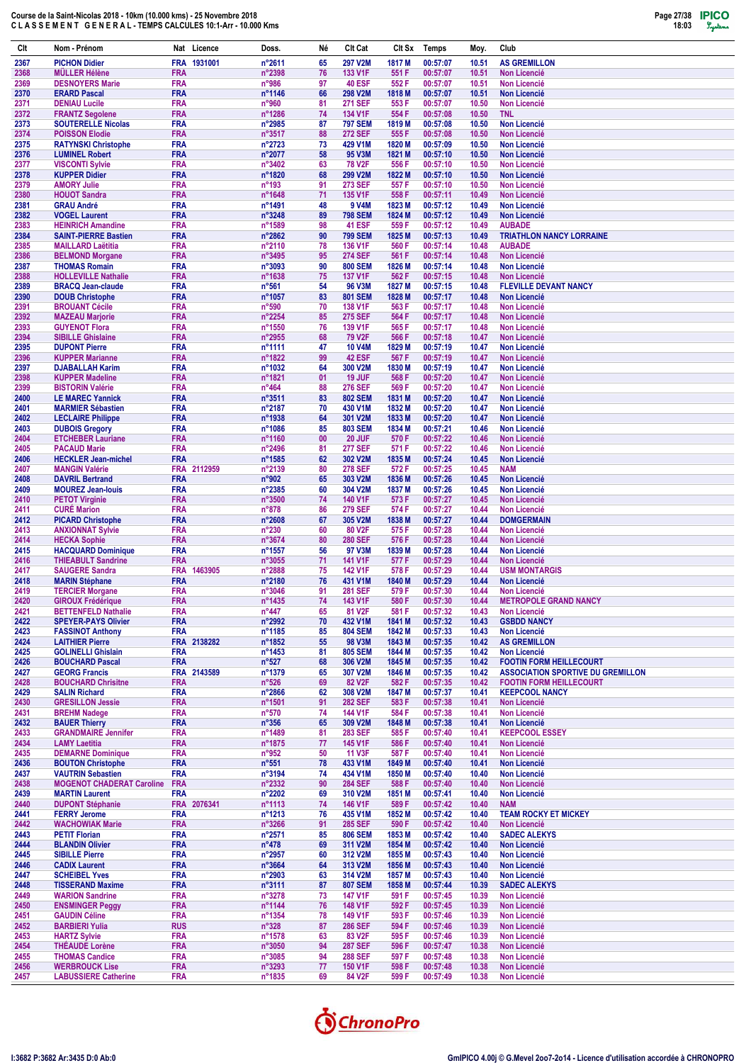**Course de la Saint-Nicolas 2018 - 10km (10.000 kms) - 25 Novembre 2018**
**CLASSEMENT GENERAL - TEMPS CALCULES 10:1-Arr - 10.000 Kms**

| Clt | Nom - Prénom | Nat | Licence | Doss. | Né | Clt Cat | Clt Sx | Temps | Moy. | Club |
|---|---|---|---|---|---|---|---|---|---|---|
| 2367 | PICHON Didier | FRA | 1931001 | n°2611 | 65 | 297 V2M | 1817 M | 00:57:07 | 10.51 | AS GREMILLON |
| 2368 | MÜLLER Hélène | FRA | | n°2398 | 76 | 133 V1F | 551 F | 00:57:07 | 10.51 | Non Licencié |
| 2369 | DESNOYERS Marie | FRA | | n°986 | 97 | 40 ESF | 552 F | 00:57:07 | 10.51 | Non Licencié |
| 2370 | ERARD Pascal | FRA | | n°1146 | 66 | 298 V2M | 1818 M | 00:57:07 | 10.51 | Non Licencié |
| 2371 | DENIAU Lucile | FRA | | n°960 | 81 | 271 SEF | 553 F | 00:57:07 | 10.50 | Non Licencié |
| 2372 | FRANTZ Segolene | FRA | | n°1286 | 74 | 134 V1F | 554 F | 00:57:08 | 10.50 | TNL |
| 2373 | SOUTERELLE Nicolas | FRA | | n°2985 | 87 | 797 SEM | 1819 M | 00:57:08 | 10.50 | Non Licencié |
| 2374 | POISSON Elodie | FRA | | n°3517 | 88 | 272 SEF | 555 F | 00:57:08 | 10.50 | Non Licencié |
| 2375 | RATYNSKI Christophe | FRA | | n°2723 | 73 | 429 V1M | 1820 M | 00:57:09 | 10.50 | Non Licencié |
| 2376 | LUMINEL Robert | FRA | | n°2077 | 58 | 95 V3M | 1821 M | 00:57:10 | 10.50 | Non Licencié |
| 2377 | VISCONTI Sylvie | FRA | | n°3402 | 63 | 78 V2F | 556 F | 00:57:10 | 10.50 | Non Licencié |
| 2378 | KUPPER Didier | FRA | | n°1820 | 68 | 299 V2M | 1822 M | 00:57:10 | 10.50 | Non Licencié |
| 2379 | AMORY Julie | FRA | | n°193 | 91 | 273 SEF | 557 F | 00:57:10 | 10.50 | Non Licencié |
| 2380 | HOUOT Sandra | FRA | | n°1648 | 71 | 135 V1F | 558 F | 00:57:11 | 10.49 | Non Licencié |
| 2381 | GRAU André | FRA | | n°1491 | 48 | 9 V4M | 1823 M | 00:57:12 | 10.49 | Non Licencié |
| 2382 | VOGEL Laurent | FRA | | n°3248 | 89 | 798 SEM | 1824 M | 00:57:12 | 10.49 | Non Licencié |
| 2383 | HEINRICH Amandine | FRA | | n°1589 | 98 | 41 ESF | 559 F | 00:57:12 | 10.49 | AUBADE |
| 2384 | SAINT-PIERRE Bastien | FRA | | n°2862 | 90 | 799 SEM | 1825 M | 00:57:13 | 10.49 | TRIATHLON NANCY LORRAINE |
| 2385 | MAILLARD Laëtitia | FRA | | n°2110 | 78 | 136 V1F | 560 F | 00:57:14 | 10.48 | AUBADE |
| 2386 | BELMOND Morgane | FRA | | n°3495 | 95 | 274 SEF | 561 F | 00:57:14 | 10.48 | Non Licencié |
| 2387 | THOMAS Romain | FRA | | n°3093 | 90 | 800 SEM | 1826 M | 00:57:14 | 10.48 | Non Licencié |
| 2388 | HOLLEVILLE Nathalie | FRA | | n°1638 | 75 | 137 V1F | 562 F | 00:57:15 | 10.48 | Non Licencié |
| 2389 | BRACQ Jean-claude | FRA | | n°561 | 54 | 96 V3M | 1827 M | 00:57:15 | 10.48 | FLEVILLE DEVANT NANCY |
| 2390 | DOUB Christophe | FRA | | n°1057 | 83 | 801 SEM | 1828 M | 00:57:17 | 10.48 | Non Licencié |
| 2391 | BROUANT Cécile | FRA | | n°590 | 70 | 138 V1F | 563 F | 00:57:17 | 10.48 | Non Licencié |
| 2392 | MAZEAU Marjorie | FRA | | n°2254 | 85 | 275 SEF | 564 F | 00:57:17 | 10.48 | Non Licencié |
| 2393 | GUYENOT Flora | FRA | | n°1550 | 76 | 139 V1F | 565 F | 00:57:17 | 10.48 | Non Licencié |
| 2394 | SIBILLE Ghislaine | FRA | | n°2955 | 68 | 79 V2F | 566 F | 00:57:18 | 10.47 | Non Licencié |
| 2395 | DUPONT Pierre | FRA | | n°1111 | 47 | 10 V4M | 1829 M | 00:57:19 | 10.47 | Non Licencié |
| 2396 | KUPPER Marianne | FRA | | n°1822 | 99 | 42 ESF | 567 F | 00:57:19 | 10.47 | Non Licencié |
| 2397 | DJABALLAH Karim | FRA | | n°1032 | 64 | 300 V2M | 1830 M | 00:57:19 | 10.47 | Non Licencié |
| 2398 | KUPPER Madeline | FRA | | n°1821 | 01 | 19 JUF | 568 F | 00:57:20 | 10.47 | Non Licencié |
| 2399 | BISTORIN Valérie | FRA | | n°464 | 88 | 276 SEF | 569 F | 00:57:20 | 10.47 | Non Licencié |
| 2400 | LE MAREC Yannick | FRA | | n°3511 | 83 | 802 SEM | 1831 M | 00:57:20 | 10.47 | Non Licencié |
| 2401 | MARMIER Sébastien | FRA | | n°2187 | 70 | 430 V1M | 1832 M | 00:57:20 | 10.47 | Non Licencié |
| 2402 | LECLAIRE Philippe | FRA | | n°1938 | 64 | 301 V2M | 1833 M | 00:57:20 | 10.47 | Non Licencié |
| 2403 | DUBOIS Gregory | FRA | | n°1086 | 85 | 803 SEM | 1834 M | 00:57:21 | 10.46 | Non Licencié |
| 2404 | ETCHEBER Lauriane | FRA | | n°1160 | 00 | 20 JUF | 570 F | 00:57:22 | 10.46 | Non Licencié |
| 2405 | PACAUD Marie | FRA | | n°2496 | 81 | 277 SEF | 571 F | 00:57:22 | 10.46 | Non Licencié |
| 2406 | HECKLER Jean-michel | FRA | | n°1585 | 62 | 302 V2M | 1835 M | 00:57:24 | 10.45 | Non Licencié |
| 2407 | MANGIN Valérie | FRA | 2112959 | n°2139 | 80 | 278 SEF | 572 F | 00:57:25 | 10.45 | NAM |
| 2408 | DAVRIL Bertrand | FRA | | n°902 | 65 | 303 V2M | 1836 M | 00:57:26 | 10.45 | Non Licencié |
| 2409 | MOUREZ Jean-louis | FRA | | n°2385 | 60 | 304 V2M | 1837 M | 00:57:26 | 10.45 | Non Licencié |
| 2410 | PETOT Virginie | FRA | | n°3500 | 74 | 140 V1F | 573 F | 00:57:27 | 10.45 | Non Licencié |
| 2411 | CURÉ Marion | FRA | | n°878 | 86 | 279 SEF | 574 F | 00:57:27 | 10.44 | Non Licencié |
| 2412 | PICARD Christophe | FRA | | n°2608 | 67 | 305 V2M | 1838 M | 00:57:27 | 10.44 | DOMGERMAIN |
| 2413 | ANXIONNAT Sylvie | FRA | | n°230 | 60 | 80 V2F | 575 F | 00:57:28 | 10.44 | Non Licencié |
| 2414 | HECKA Sophie | FRA | | n°3674 | 80 | 280 SEF | 576 F | 00:57:28 | 10.44 | Non Licencié |
| 2415 | HACQUARD Dominique | FRA | | n°1557 | 56 | 97 V3M | 1839 M | 00:57:28 | 10.44 | Non Licencié |
| 2416 | THIEABULT Sandrine | FRA | | n°3055 | 71 | 141 V1F | 577 F | 00:57:29 | 10.44 | Non Licencié |
| 2417 | SAUGERE Sandra | FRA | 1463905 | n°2888 | 75 | 142 V1F | 578 F | 00:57:29 | 10.44 | USM MONTARGIS |
| 2418 | MARIN Stéphane | FRA | | n°2180 | 76 | 431 V1M | 1840 M | 00:57:29 | 10.44 | Non Licencié |
| 2419 | TERCIER Morgane | FRA | | n°3046 | 91 | 281 SEF | 579 F | 00:57:30 | 10.44 | Non Licencié |
| 2420 | GIROUX Frédérique | FRA | | n°1435 | 74 | 143 V1F | 580 F | 00:57:30 | 10.44 | METROPOLE GRAND NANCY |
| 2421 | BETTENFELD Nathalie | FRA | | n°447 | 65 | 81 V2F | 581 F | 00:57:32 | 10.43 | Non Licencié |
| 2422 | SPEYER-PAYS Olivier | FRA | | n°2992 | 70 | 432 V1M | 1841 M | 00:57:32 | 10.43 | GSBDD NANCY |
| 2423 | FASSINOT Anthony | FRA | | n°1185 | 85 | 804 SEM | 1842 M | 00:57:33 | 10.43 | Non Licencié |
| 2424 | LAITHIER Pierre | FRA | 2138282 | n°1852 | 55 | 98 V3M | 1843 M | 00:57:35 | 10.42 | AS GREMILLON |
| 2425 | GOLINELLI Ghislain | FRA | | n°1453 | 81 | 805 SEM | 1844 M | 00:57:35 | 10.42 | Non Licencié |
| 2426 | BOUCHARD Pascal | FRA | | n°527 | 68 | 306 V2M | 1845 M | 00:57:35 | 10.42 | FOOTIN FORM HEILLECOURT |
| 2427 | GEORG Francis | FRA | 2143589 | n°1379 | 65 | 307 V2M | 1846 M | 00:57:35 | 10.42 | ASSOCIATION SPORTIVE DU GREMILLON |
| 2428 | BOUCHARD Chrisitne | FRA | | n°526 | 69 | 82 V2F | 582 F | 00:57:35 | 10.42 | FOOTIN FORM HEILLECOURT |
| 2429 | SALIN Richard | FRA | | n°2866 | 62 | 308 V2M | 1847 M | 00:57:37 | 10.41 | KEEPCOOL NANCY |
| 2430 | GRESILLON Jessie | FRA | | n°1501 | 91 | 282 SEF | 583 F | 00:57:38 | 10.41 | Non Licencié |
| 2431 | BREHM Nadege | FRA | | n°570 | 74 | 144 V1F | 584 F | 00:57:38 | 10.41 | Non Licencié |
| 2432 | BAUER Thierry | FRA | | n°356 | 65 | 309 V2M | 1848 M | 00:57:38 | 10.41 | Non Licencié |
| 2433 | GRANDMAIRE Jennifer | FRA | | n°1489 | 81 | 283 SEF | 585 F | 00:57:40 | 10.41 | KEEPCOOL ESSEY |
| 2434 | LAMY Laetitia | FRA | | n°1875 | 77 | 145 V1F | 586 F | 00:57:40 | 10.41 | Non Licencié |
| 2435 | DEMARNE Dominique | FRA | | n°952 | 50 | 11 V3F | 587 F | 00:57:40 | 10.41 | Non Licencié |
| 2436 | BOUTON Christophe | FRA | | n°551 | 78 | 433 V1M | 1849 M | 00:57:40 | 10.41 | Non Licencié |
| 2437 | VAUTRIN Sebastien | FRA | | n°3194 | 74 | 434 V1M | 1850 M | 00:57:40 | 10.40 | Non Licencié |
| 2438 | MOGENOT CHADERAT Caroline | FRA | | n°2332 | 90 | 284 SEF | 588 F | 00:57:40 | 10.40 | Non Licencié |
| 2439 | MARTIN Laurent | FRA | | n°2202 | 69 | 310 V2M | 1851 M | 00:57:41 | 10.40 | Non Licencié |
| 2440 | DUPONT Stéphanie | FRA | 2076341 | n°1113 | 74 | 146 V1F | 589 F | 00:57:42 | 10.40 | NAM |
| 2441 | FERRY Jerome | FRA | | n°1213 | 76 | 435 V1M | 1852 M | 00:57:42 | 10.40 | TEAM ROCKY ET MICKEY |
| 2442 | WACHOWIAK Marie | FRA | | n°3266 | 91 | 285 SEF | 590 F | 00:57:42 | 10.40 | Non Licencié |
| 2443 | PETIT Florian | FRA | | n°2571 | 85 | 806 SEM | 1853 M | 00:57:42 | 10.40 | SADEC ALEKYS |
| 2444 | BLANDIN Olivier | FRA | | n°478 | 69 | 311 V2M | 1854 M | 00:57:42 | 10.40 | Non Licencié |
| 2445 | SIBILLE Pierre | FRA | | n°2957 | 60 | 312 V2M | 1855 M | 00:57:43 | 10.40 | Non Licencié |
| 2446 | CADIX Laurent | FRA | | n°3664 | 64 | 313 V2M | 1856 M | 00:57:43 | 10.40 | Non Licencié |
| 2447 | SCHEIBEL Yves | FRA | | n°2903 | 63 | 314 V2M | 1857 M | 00:57:43 | 10.40 | Non Licencié |
| 2448 | TISSERAND Maxime | FRA | | n°3111 | 87 | 807 SEM | 1858 M | 00:57:44 | 10.39 | SADEC ALEKYS |
| 2449 | WARION Sandrine | FRA | | n°3278 | 73 | 147 V1F | 591 F | 00:57:45 | 10.39 | Non Licencié |
| 2450 | ENSMINGER Peggy | FRA | | n°1144 | 76 | 148 V1F | 592 F | 00:57:45 | 10.39 | Non Licencié |
| 2451 | GAUDIN Céline | FRA | | n°1354 | 78 | 149 V1F | 593 F | 00:57:46 | 10.39 | Non Licencié |
| 2452 | BARBIERI Yulia | RUS | | n°328 | 87 | 286 SEF | 594 F | 00:57:46 | 10.39 | Non Licencié |
| 2453 | HARTZ Sylvie | FRA | | n°1578 | 63 | 83 V2F | 595 F | 00:57:46 | 10.39 | Non Licencié |
| 2454 | THÉAUDE Lorène | FRA | | n°3050 | 94 | 287 SEF | 596 F | 00:57:47 | 10.38 | Non Licencié |
| 2455 | THOMAS Candice | FRA | | n°3085 | 94 | 288 SEF | 597 F | 00:57:48 | 10.38 | Non Licencié |
| 2456 | WERBROUCK Lise | FRA | | n°3293 | 77 | 150 V1F | 598 F | 00:57:48 | 10.38 | Non Licencié |
| 2457 | LABUSSIERE Catherine | FRA | | n°1835 | 69 | 84 V2F | 599 F | 00:57:49 | 10.38 | Non Licencié |

I:3682 P:3682 Ar:3435 D:0 Ab:0

GmIPICO 4.00j © G.Mevel 2oo7-2o14 - Licence d'utilisation accordée à CHRONOPRO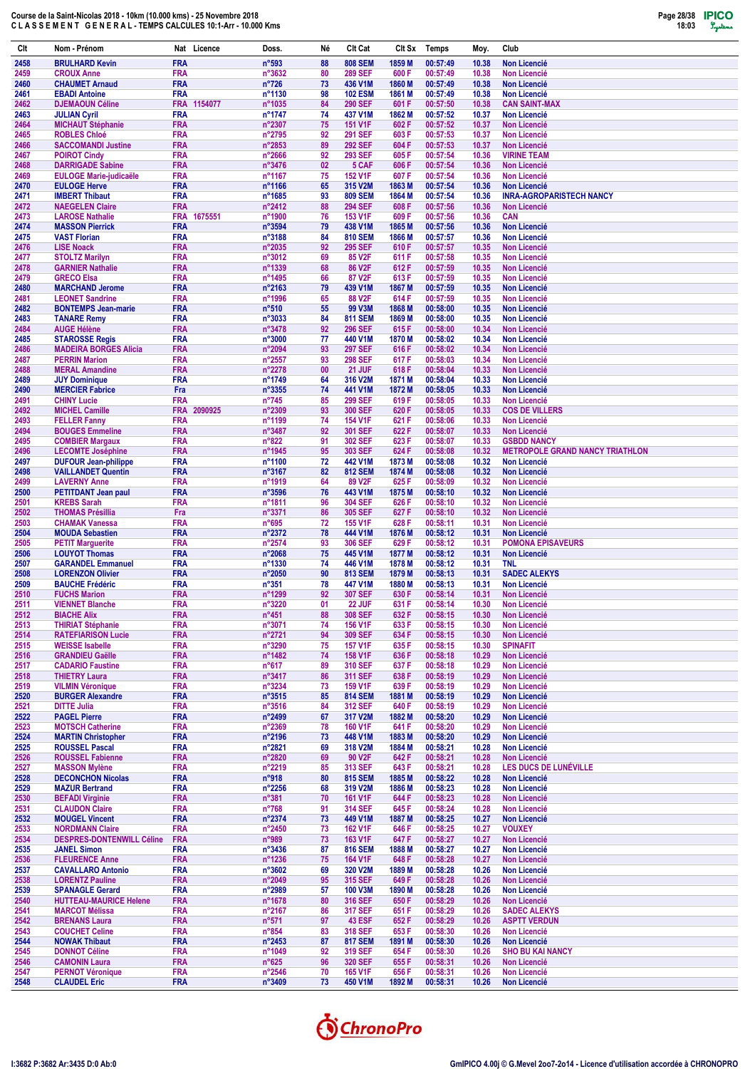# Course de la Saint-Nicolas 2018 - 10km (10.000 kms) - 25 Novembre 2018
## C L A S S E M E N T   G E N E R A L - TEMPS CALCULES 10:1-Arr - 10.000 Kms

| Clt | Nom - Prénom | Nat | Licence | Doss. | Né | Clt Cat | Clt Sx | Temps | Moy. | Club |
|---|---|---|---|---|---|---|---|---|---|---|
| 2458 | BRULHARD Kevin | FRA | | n°593 | 88 | 808 SEM | 1859 M | 00:57:49 | 10.38 | Non Licencié |
| 2459 | CROUX Anne | FRA | | n°3632 | 80 | 289 SEF | 600 F | 00:57:49 | 10.38 | Non Licencié |
| 2460 | CHAUMET Arnaud | FRA | | n°726 | 73 | 436 V1M | 1860 M | 00:57:49 | 10.38 | Non Licencié |
| 2461 | EBADI Antoine | FRA | | n°1130 | 98 | 102 ESM | 1861 M | 00:57:49 | 10.38 | Non Licencié |
| 2462 | DJEMAOUN Céline | FRA | 1154077 | n°1035 | 84 | 290 SEF | 601 F | 00:57:50 | 10.38 | CAN SAINT-MAX |
| 2463 | JULIAN Cyril | FRA | | n°1747 | 74 | 437 V1M | 1862 M | 00:57:52 | 10.37 | Non Licencié |
| 2464 | MICHAUT Stéphanie | FRA | | n°2307 | 75 | 151 V1F | 602 F | 00:57:52 | 10.37 | Non Licencié |
| 2465 | ROBLES Chloé | FRA | | n°2795 | 92 | 291 SEF | 603 F | 00:57:53 | 10.37 | Non Licencié |
| 2466 | SACCOMANDI Justine | FRA | | n°2853 | 89 | 292 SEF | 604 F | 00:57:53 | 10.37 | Non Licencié |
| 2467 | POIROT Cindy | FRA | | n°2666 | 92 | 293 SEF | 605 F | 00:57:54 | 10.36 | VIRINE TEAM |
| 2468 | DARRIGADE Sabine | FRA | | n°3476 | 02 | 5 CAF | 606 F | 00:57:54 | 10.36 | Non Licencié |
| 2469 | EULOGE Marie-judicaële | FRA | | n°1167 | 75 | 152 V1F | 607 F | 00:57:54 | 10.36 | Non Licencié |
| 2470 | EULOGE Herve | FRA | | n°1166 | 65 | 315 V2M | 1863 M | 00:57:54 | 10.36 | Non Licencié |
| 2471 | IMBERT Thibaut | FRA | | n°1685 | 93 | 809 SEM | 1864 M | 00:57:54 | 10.36 | INRA-AGROPARISTECH NANCY |
| 2472 | NAEGELEN Claire | FRA | | n°2412 | 88 | 294 SEF | 608 F | 00:57:56 | 10.36 | Non Licencié |
| 2473 | LAROSE Nathalie | FRA | 1675551 | n°1900 | 76 | 153 V1F | 609 F | 00:57:56 | 10.36 | CAN |
| 2474 | MASSON Pierrick | FRA | | n°3594 | 79 | 438 V1M | 1865 M | 00:57:56 | 10.36 | Non Licencié |
| 2475 | VAST Florian | FRA | | n°3188 | 84 | 810 SEM | 1866 M | 00:57:57 | 10.36 | Non Licencié |
| 2476 | LISE Noack | FRA | | n°2035 | 92 | 295 SEF | 610 F | 00:57:57 | 10.35 | Non Licencié |
| 2477 | STOLTZ Marilyn | FRA | | n°3012 | 69 | 85 V2F | 611 F | 00:57:58 | 10.35 | Non Licencié |
| 2478 | GARNIER Nathalie | FRA | | n°1339 | 68 | 86 V2F | 612 F | 00:57:59 | 10.35 | Non Licencié |
| 2479 | GRECO Elsa | FRA | | n°1495 | 66 | 87 V2F | 613 F | 00:57:59 | 10.35 | Non Licencié |
| 2480 | MARCHAND Jerome | FRA | | n°2163 | 79 | 439 V1M | 1867 M | 00:57:59 | 10.35 | Non Licencié |
| 2481 | LEONET Sandrine | FRA | | n°1996 | 65 | 88 V2F | 614 F | 00:57:59 | 10.35 | Non Licencié |
| 2482 | BONTEMPS Jean-marie | FRA | | n°510 | 55 | 99 V3M | 1868 M | 00:58:00 | 10.35 | Non Licencié |
| 2483 | TANARE Remy | FRA | | n°3033 | 84 | 811 SEM | 1869 M | 00:58:00 | 10.35 | Non Licencié |
| 2484 | AUGE Hélène | FRA | | n°3478 | 92 | 296 SEF | 615 F | 00:58:00 | 10.34 | Non Licencié |
| 2485 | STAROSSE Regis | FRA | | n°3000 | 77 | 440 V1M | 1870 M | 00:58:02 | 10.34 | Non Licencié |
| 2486 | MADEIRA BORGES Alicia | FRA | | n°2094 | 93 | 297 SEF | 616 F | 00:58:02 | 10.34 | Non Licencié |
| 2487 | PERRIN Marion | FRA | | n°2557 | 93 | 298 SEF | 617 F | 00:58:03 | 10.34 | Non Licencié |
| 2488 | MERAL Amandine | FRA | | n°2278 | 00 | 21 JUF | 618 F | 00:58:04 | 10.33 | Non Licencié |
| 2489 | JUY Dominique | FRA | | n°1749 | 64 | 316 V2M | 1871 M | 00:58:04 | 10.33 | Non Licencié |
| 2490 | MERCIER Fabrice | Fra | | n°3355 | 74 | 441 V1M | 1872 M | 00:58:05 | 10.33 | Non Licencié |
| 2491 | CHINY Lucie | FRA | | n°745 | 85 | 299 SEF | 619 F | 00:58:05 | 10.33 | Non Licencié |
| 2492 | MICHEL Camille | FRA | 2090925 | n°2309 | 93 | 300 SEF | 620 F | 00:58:05 | 10.33 | COS DE VILLERS |
| 2493 | FELLER Fanny | FRA | | n°1199 | 74 | 154 V1F | 621 F | 00:58:06 | 10.33 | Non Licencié |
| 2494 | BOUGES Emmeline | FRA | | n°3487 | 92 | 301 SEF | 622 F | 00:58:07 | 10.33 | Non Licencié |
| 2495 | COMBIER Margaux | FRA | | n°822 | 91 | 302 SEF | 623 F | 00:58:07 | 10.33 | GSBDD NANCY |
| 2496 | LECOMTE Joséphine | FRA | | n°1945 | 95 | 303 SEF | 624 F | 00:58:08 | 10.32 | METROPOLE GRAND NANCY TRIATHLON |
| 2497 | DUFOUR Jean-philippe | FRA | | n°1100 | 72 | 442 V1M | 1873 M | 00:58:08 | 10.32 | Non Licencié |
| 2498 | VAILLANDET Quentin | FRA | | n°3167 | 82 | 812 SEM | 1874 M | 00:58:08 | 10.32 | Non Licencié |
| 2499 | LAVERNY Anne | FRA | | n°1919 | 64 | 89 V2F | 625 F | 00:58:09 | 10.32 | Non Licencié |
| 2500 | PETITDANT Jean paul | FRA | | n°3596 | 76 | 443 V1M | 1875 M | 00:58:10 | 10.32 | Non Licencié |
| 2501 | KREBS Sarah | FRA | | n°1811 | 96 | 304 SEF | 626 F | 00:58:10 | 10.32 | Non Licencié |
| 2502 | THOMAS Présillia | Fra | | n°3371 | 86 | 305 SEF | 627 F | 00:58:10 | 10.32 | Non Licencié |
| 2503 | CHAMAK Vanessa | FRA | | n°695 | 72 | 155 V1F | 628 F | 00:58:11 | 10.31 | Non Licencié |
| 2504 | MOUDA Sebastien | FRA | | n°2372 | 78 | 444 V1M | 1876 M | 00:58:12 | 10.31 | Non Licencié |
| 2505 | PETIT Marguerite | FRA | | n°2574 | 93 | 306 SEF | 629 F | 00:58:12 | 10.31 | POMONA EPISAVEURS |
| 2506 | LOUYOT Thomas | FRA | | n°2068 | 75 | 445 V1M | 1877 M | 00:58:12 | 10.31 | Non Licencié |
| 2507 | GARANDEL Emmanuel | FRA | | n°1330 | 74 | 446 V1M | 1878 M | 00:58:12 | 10.31 | TNL |
| 2508 | LORENZON Olivier | FRA | | n°2050 | 90 | 813 SEM | 1879 M | 00:58:13 | 10.31 | SADEC ALEKYS |
| 2509 | BAUCHE Frédéric | FRA | | n°351 | 78 | 447 V1M | 1880 M | 00:58:13 | 10.31 | Non Licencié |
| 2510 | FUCHS Marion | FRA | | n°1299 | 92 | 307 SEF | 630 F | 00:58:14 | 10.31 | Non Licencié |
| 2511 | VIENNET Blanche | FRA | | n°3220 | 01 | 22 JUF | 631 F | 00:58:14 | 10.30 | Non Licencié |
| 2512 | BIACHE Alix | FRA | | n°451 | 88 | 308 SEF | 632 F | 00:58:15 | 10.30 | Non Licencié |
| 2513 | THIRIAT Stéphanie | FRA | | n°3071 | 74 | 156 V1F | 633 F | 00:58:15 | 10.30 | Non Licencié |
| 2514 | RATEFIARISON Lucie | FRA | | n°2721 | 94 | 309 SEF | 634 F | 00:58:15 | 10.30 | Non Licencié |
| 2515 | WEISSE Isabelle | FRA | | n°3290 | 75 | 157 V1F | 635 F | 00:58:15 | 10.30 | SPINAFIT |
| 2516 | GRANDIEU Gaëlle | FRA | | n°1482 | 74 | 158 V1F | 636 F | 00:58:18 | 10.29 | Non Licencié |
| 2517 | CADARIO Faustine | FRA | | n°617 | 89 | 310 SEF | 637 F | 00:58:18 | 10.29 | Non Licencié |
| 2518 | THIETRY Laura | FRA | | n°3417 | 86 | 311 SEF | 638 F | 00:58:19 | 10.29 | Non Licencié |
| 2519 | VILMIN Véronique | FRA | | n°3234 | 73 | 159 V1F | 639 F | 00:58:19 | 10.29 | Non Licencié |
| 2520 | BURGER Alexandre | FRA | | n°3515 | 85 | 814 SEM | 1881 M | 00:58:19 | 10.29 | Non Licencié |
| 2521 | DITTE Julia | FRA | | n°3516 | 84 | 312 SEF | 640 F | 00:58:19 | 10.29 | Non Licencié |
| 2522 | PAGEL Pierre | FRA | | n°2499 | 67 | 317 V2M | 1882 M | 00:58:20 | 10.29 | Non Licencié |
| 2523 | MOTSCH Catherine | FRA | | n°2369 | 78 | 160 V1F | 641 F | 00:58:20 | 10.29 | Non Licencié |
| 2524 | MARTIN Christopher | FRA | | n°2196 | 73 | 448 V1M | 1883 M | 00:58:20 | 10.29 | Non Licencié |
| 2525 | ROUSSEL Pascal | FRA | | n°2821 | 69 | 318 V2M | 1884 M | 00:58:21 | 10.28 | Non Licencié |
| 2526 | ROUSSEL Fabienne | FRA | | n°2820 | 69 | 90 V2F | 642 F | 00:58:21 | 10.28 | Non Licencié |
| 2527 | MASSON Mylène | FRA | | n°2219 | 85 | 313 SEF | 643 F | 00:58:21 | 10.28 | LES DUCS DE LUNÉVILLE |
| 2528 | DECONCHON Nicolas | FRA | | n°918 | 80 | 815 SEM | 1885 M | 00:58:22 | 10.28 | Non Licencié |
| 2529 | MAZUR Bertrand | FRA | | n°2256 | 68 | 319 V2M | 1886 M | 00:58:23 | 10.28 | Non Licencié |
| 2530 | BEFADI Virginie | FRA | | n°381 | 70 | 161 V1F | 644 F | 00:58:23 | 10.28 | Non Licencié |
| 2531 | CLAUDON Claire | FRA | | n°768 | 91 | 314 SEF | 645 F | 00:58:24 | 10.28 | Non Licencié |
| 2532 | MOUGEL Vincent | FRA | | n°2374 | 73 | 449 V1M | 1887 M | 00:58:25 | 10.27 | Non Licencié |
| 2533 | NORDMANN Claire | FRA | | n°2450 | 73 | 162 V1F | 646 F | 00:58:25 | 10.27 | VOUXEY |
| 2534 | DESPRES-DONTENWILL Céline | FRA | | n°989 | 73 | 163 V1F | 647 F | 00:58:27 | 10.27 | Non Licencié |
| 2535 | JANEL Simon | FRA | | n°3436 | 87 | 816 SEM | 1888 M | 00:58:27 | 10.27 | Non Licencié |
| 2536 | FLEURENCE Anne | FRA | | n°1236 | 75 | 164 V1F | 648 F | 00:58:27 | 10.27 | Non Licencié |
| 2537 | CAVALLARO Antonio | FRA | | n°3602 | 69 | 320 V2M | 1889 M | 00:58:28 | 10.26 | Non Licencié |
| 2538 | LORENTZ Pauline | FRA | | n°2049 | 95 | 315 SEF | 649 F | 00:58:28 | 10.26 | Non Licencié |
| 2539 | SPANAGLE Gerard | FRA | | n°2989 | 57 | 100 V3M | 1890 M | 00:58:28 | 10.26 | Non Licencié |
| 2540 | HUTTEAU-MAURICE Helene | FRA | | n°1678 | 80 | 316 SEF | 650 F | 00:58:29 | 10.26 | Non Licencié |
| 2541 | MARCOT Mélissa | FRA | | n°2167 | 86 | 317 SEF | 651 F | 00:58:29 | 10.26 | SADEC ALEKYS |
| 2542 | BRENANS Laura | FRA | | n°571 | 97 | 43 ESF | 652 F | 00:58:29 | 10.26 | ASPTT VERDUN |
| 2543 | COUCHET Celine | FRA | | n°854 | 83 | 318 SEF | 653 F | 00:58:30 | 10.26 | Non Licencié |
| 2544 | NOWAK Thibaut | FRA | | n°2453 | 87 | 817 SEM | 1891 M | 00:58:30 | 10.26 | Non Licencié |
| 2545 | DONNOT Céline | FRA | | n°1049 | 92 | 319 SEF | 654 F | 00:58:30 | 10.26 | SHO BU KAI NANCY |
| 2546 | CAMONIN Laura | FRA | | n°625 | 96 | 320 SEF | 655 F | 00:58:31 | 10.26 | Non Licencié |
| 2547 | PERNOT Véronique | FRA | | n°2546 | 70 | 165 V1F | 656 F | 00:58:31 | 10.26 | Non Licencié |
| 2548 | CLAUDEL Eric | FRA | | n°3409 | 73 | 450 V1M | 1892 M | 00:58:31 | 10.26 | Non Licencié |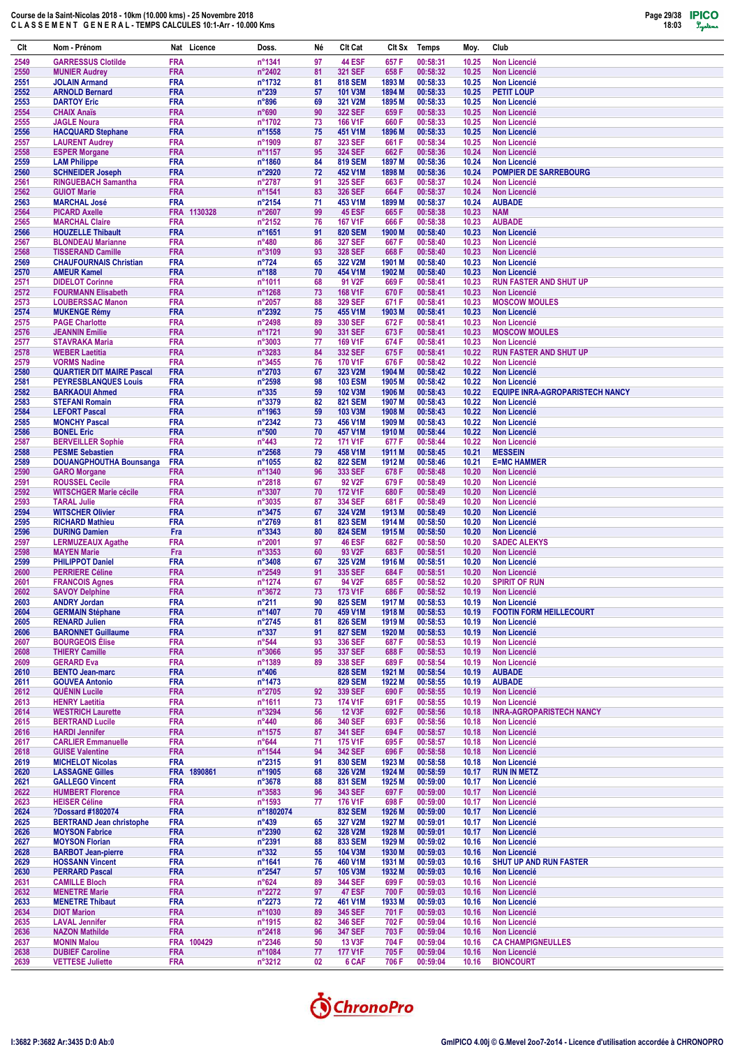Course de la Saint-Nicolas 2018 - 10km (10.000 kms) - 25 Novembre 2018
C L A S S E M E N T   G E N E R A L - TEMPS CALCULES 10:1-Arr - 10.000 Kms

| Clt | Nom - Prénom | Nat | Licence | Doss. | Né | Clt Cat | Clt Sx | Temps | Moy. | Club |
|---|---|---|---|---|---|---|---|---|---|---|
| 2549 | GARRESSUS Clotilde | FRA | | n°1341 | 97 | 44 ESF | 657 F | 00:58:31 | 10.25 | Non Licencié |
| 2550 | MUNIER Audrey | FRA | | n°2402 | 81 | 321 SEF | 658 F | 00:58:32 | 10.25 | Non Licencié |
| 2551 | JOLAIN Armand | FRA | | n°1732 | 81 | 818 SEM | 1893 M | 00:58:33 | 10.25 | Non Licencié |
| 2552 | ARNOLD Bernard | FRA | | n°239 | 57 | 101 V3M | 1894 M | 00:58:33 | 10.25 | PETIT LOUP |
| 2553 | DARTOY Eric | FRA | | n°896 | 69 | 321 V2M | 1895 M | 00:58:33 | 10.25 | Non Licencié |
| 2554 | CHAIX Anaïs | FRA | | n°690 | 90 | 322 SEF | 659 F | 00:58:33 | 10.25 | Non Licencié |
| 2555 | JAGLE Noura | FRA | | n°1702 | 73 | 166 V1F | 660 F | 00:58:33 | 10.25 | Non Licencié |
| 2556 | HACQUARD Stephane | FRA | | n°1558 | 75 | 451 V1M | 1896 M | 00:58:33 | 10.25 | Non Licencié |
| 2557 | LAURENT Audrey | FRA | | n°1909 | 87 | 323 SEF | 661 F | 00:58:34 | 10.25 | Non Licencié |
| 2558 | ESPER Morgane | FRA | | n°1157 | 95 | 324 SEF | 662 F | 00:58:36 | 10.24 | Non Licencié |
| 2559 | LAM Philippe | FRA | | n°1860 | 84 | 819 SEM | 1897 M | 00:58:36 | 10.24 | Non Licencié |
| 2560 | SCHNEIDER Joseph | FRA | | n°2920 | 72 | 452 V1M | 1898 M | 00:58:36 | 10.24 | POMPIER DE SARREBOURG |
| 2561 | RINGUEBACH Samantha | FRA | | n°2787 | 91 | 325 SEF | 663 F | 00:58:37 | 10.24 | Non Licencié |
| 2562 | GUIOT Marie | FRA | | n°1541 | 83 | 326 SEF | 664 F | 00:58:37 | 10.24 | Non Licencié |
| 2563 | MARCHAL José | FRA | | n°2154 | 71 | 453 V1M | 1899 M | 00:58:37 | 10.24 | AUBADE |
| 2564 | PICARD Axelle | FRA | 1130328 | n°2607 | 99 | 45 ESF | 665 F | 00:58:38 | 10.23 | NAM |
| 2565 | MARCHAL Claire | FRA | | n°2152 | 76 | 167 V1F | 666 F | 00:58:38 | 10.23 | AUBADE |
| 2566 | HOUZELLE Thibault | FRA | | n°1651 | 91 | 820 SEM | 1900 M | 00:58:40 | 10.23 | Non Licencié |
| 2567 | BLONDEAU Marianne | FRA | | n°480 | 86 | 327 SEF | 667 F | 00:58:40 | 10.23 | Non Licencié |
| 2568 | TISSERAND Camille | FRA | | n°3109 | 93 | 328 SEF | 668 F | 00:58:40 | 10.23 | Non Licencié |
| 2569 | CHAUFOURNAIS Christian | FRA | | n°724 | 65 | 322 V2M | 1901 M | 00:58:40 | 10.23 | Non Licencié |
| 2570 | AMEUR Kamel | FRA | | n°188 | 70 | 454 V1M | 1902 M | 00:58:40 | 10.23 | Non Licencié |
| 2571 | DIDELOT Corinne | FRA | | n°1011 | 68 | 91 V2F | 669 F | 00:58:41 | 10.23 | RUN FASTER AND SHUT UP |
| 2572 | FOURMANN Elisabeth | FRA | | n°1268 | 73 | 168 V1F | 670 F | 00:58:41 | 10.23 | Non Licencié |
| 2573 | LOUBERSSAC Manon | FRA | | n°2057 | 88 | 329 SEF | 671 F | 00:58:41 | 10.23 | MOSCOW MOULES |
| 2574 | MUKENGE Rémy | FRA | | n°2392 | 75 | 455 V1M | 1903 M | 00:58:41 | 10.23 | Non Licencié |
| 2575 | PAGE Charlotte | FRA | | n°2498 | 89 | 330 SEF | 672 F | 00:58:41 | 10.23 | Non Licencié |
| 2576 | JEANNIN Emilie | FRA | | n°1721 | 90 | 331 SEF | 673 F | 00:58:41 | 10.23 | MOSCOW MOULES |
| 2577 | STAVRAKA Maria | FRA | | n°3003 | 77 | 169 V1F | 674 F | 00:58:41 | 10.23 | Non Licencié |
| 2578 | WEBER Laetitia | FRA | | n°3283 | 84 | 332 SEF | 675 F | 00:58:41 | 10.22 | RUN FASTER AND SHUT UP |
| 2579 | VORMS Nadine | FRA | | n°3455 | 76 | 170 V1F | 676 F | 00:58:42 | 10.22 | Non Licencié |
| 2580 | QUARTIER DIT MAIRE Pascal | FRA | | n°2703 | 67 | 323 V2M | 1904 M | 00:58:42 | 10.22 | Non Licencié |
| 2581 | PEYRESBLANQUES Louis | FRA | | n°2598 | 98 | 103 ESM | 1905 M | 00:58:42 | 10.22 | Non Licencié |
| 2582 | BARKAOUI Ahmed | FRA | | n°335 | 59 | 102 V3M | 1906 M | 00:58:43 | 10.22 | EQUIPE INRA-AGROPARISTECH NANCY |
| 2583 | STEFANI Romain | FRA | | n°3379 | 82 | 821 SEM | 1907 M | 00:58:43 | 10.22 | Non Licencié |
| 2584 | LEFORT Pascal | FRA | | n°1963 | 59 | 103 V3M | 1908 M | 00:58:43 | 10.22 | Non Licencié |
| 2585 | MONCHY Pascal | FRA | | n°2342 | 73 | 456 V1M | 1909 M | 00:58:43 | 10.22 | Non Licencié |
| 2586 | BONEL Eric | FRA | | n°500 | 70 | 457 V1M | 1910 M | 00:58:44 | 10.22 | Non Licencié |
| 2587 | BERVEILLER Sophie | FRA | | n°443 | 72 | 171 V1F | 677 F | 00:58:44 | 10.22 | Non Licencié |
| 2588 | PESME Sebastien | FRA | | n°2568 | 79 | 458 V1M | 1911 M | 00:58:45 | 10.21 | MESSEIN |
| 2589 | DOUANGPHOUTHA Bounsanga | FRA | | n°1055 | 82 | 822 SEM | 1912 M | 00:58:46 | 10.21 | E=MC HAMMER |
| 2590 | GARO Morgane | FRA | | n°1340 | 96 | 333 SEF | 678 F | 00:58:48 | 10.20 | Non Licencié |
| 2591 | ROUSSEL Cecile | FRA | | n°2818 | 67 | 92 V2F | 679 F | 00:58:49 | 10.20 | Non Licencié |
| 2592 | WITSCHGER Marie cécile | FRA | | n°3307 | 70 | 172 V1F | 680 F | 00:58:49 | 10.20 | Non Licencié |
| 2593 | TARAL Julie | FRA | | n°3035 | 87 | 334 SEF | 681 F | 00:58:49 | 10.20 | Non Licencié |
| 2594 | WITSCHER Olivier | FRA | | n°3475 | 67 | 324 V2M | 1913 M | 00:58:49 | 10.20 | Non Licencié |
| 2595 | RICHARD Mathieu | FRA | | n°2769 | 81 | 823 SEM | 1914 M | 00:58:50 | 10.20 | Non Licencié |
| 2596 | DURING Damien | Fra | | n°3343 | 80 | 824 SEM | 1915 M | 00:58:50 | 10.20 | Non Licencié |
| 2597 | LERMUZEAUX Agathe | FRA | | n°2001 | 97 | 46 ESF | 682 F | 00:58:50 | 10.20 | SADEC ALEKYS |
| 2598 | MAYEN Marie | Fra | | n°3353 | 60 | 93 V2F | 683 F | 00:58:51 | 10.20 | Non Licencié |
| 2599 | PHILIPPOT Daniel | FRA | | n°3408 | 67 | 325 V2M | 1916 M | 00:58:51 | 10.20 | Non Licencié |
| 2600 | PERRIERE Céline | FRA | | n°2549 | 91 | 335 SEF | 684 F | 00:58:51 | 10.20 | Non Licencié |
| 2601 | FRANCOIS Agnes | FRA | | n°1274 | 67 | 94 V2F | 685 F | 00:58:52 | 10.20 | SPIRIT OF RUN |
| 2602 | SAVOY Delphine | FRA | | n°3672 | 73 | 173 V1F | 686 F | 00:58:52 | 10.19 | Non Licencié |
| 2603 | ANDRY Jordan | FRA | | n°211 | 90 | 825 SEM | 1917 M | 00:58:53 | 10.19 | Non Licencié |
| 2604 | GERMAIN Stéphane | FRA | | n°1407 | 70 | 459 V1M | 1918 M | 00:58:53 | 10.19 | FOOTIN FORM HEILLECOURT |
| 2605 | RENARD Julien | FRA | | n°2745 | 81 | 826 SEM | 1919 M | 00:58:53 | 10.19 | Non Licencié |
| 2606 | BARONNET Guillaume | FRA | | n°337 | 91 | 827 SEM | 1920 M | 00:58:53 | 10.19 | Non Licencié |
| 2607 | BOURGEOIS Élise | FRA | | n°544 | 93 | 336 SEF | 687 F | 00:58:53 | 10.19 | Non Licencié |
| 2608 | THIERY Camille | FRA | | n°3066 | 95 | 337 SEF | 688 F | 00:58:53 | 10.19 | Non Licencié |
| 2609 | GERARD Eva | FRA | | n°1389 | 89 | 338 SEF | 689 F | 00:58:54 | 10.19 | Non Licencié |
| 2610 | BENTO Jean-marc | FRA | | n°406 | | 828 SEM | 1921 M | 00:58:54 | 10.19 | AUBADE |
| 2611 | GOUVEA Antonio | FRA | | n°1473 | | 829 SEM | 1922 M | 00:58:55 | 10.19 | AUBADE |
| 2612 | QUÉNIN Lucile | FRA | | n°2705 | 92 | 339 SEF | 690 F | 00:58:55 | 10.19 | Non Licencié |
| 2613 | HENRY Laetitia | FRA | | n°1611 | 73 | 174 V1F | 691 F | 00:58:55 | 10.19 | Non Licencié |
| 2614 | WESTRICH Laurette | FRA | | n°3294 | 56 | 12 V3F | 692 F | 00:58:56 | 10.18 | INRA-AGROPARISTECH NANCY |
| 2615 | BERTRAND Lucile | FRA | | n°440 | 86 | 340 SEF | 693 F | 00:58:56 | 10.18 | Non Licencié |
| 2616 | HARDI Jennifer | FRA | | n°1575 | 87 | 341 SEF | 694 F | 00:58:57 | 10.18 | Non Licencié |
| 2617 | CARLIER Emmanuelle | FRA | | n°644 | 71 | 175 V1F | 695 F | 00:58:57 | 10.18 | Non Licencié |
| 2618 | GUISE Valentine | FRA | | n°1544 | 94 | 342 SEF | 696 F | 00:58:58 | 10.18 | Non Licencié |
| 2619 | MICHELOT Nicolas | FRA | | n°2315 | 91 | 830 SEM | 1923 M | 00:58:58 | 10.18 | Non Licencié |
| 2620 | LASSAGNE Gilles | FRA | 1890861 | n°1905 | 68 | 326 V2M | 1924 M | 00:58:59 | 10.17 | RUN IN METZ |
| 2621 | GALLEGO Vincent | FRA | | n°3678 | 88 | 831 SEM | 1925 M | 00:59:00 | 10.17 | Non Licencié |
| 2622 | HUMBERT Florence | FRA | | n°3583 | 96 | 343 SEF | 697 F | 00:59:00 | 10.17 | Non Licencié |
| 2623 | HEISER Céline | FRA | | n°1593 | 77 | 176 V1F | 698 F | 00:59:00 | 10.17 | Non Licencié |
| 2624 | ?Dossard #1802074 | FRA | | n°1802074 | | 832 SEM | 1926 M | 00:59:00 | 10.17 | Non Licencié |
| 2625 | BERTRAND Jean christophe | FRA | | n°439 | 65 | 327 V2M | 1927 M | 00:59:01 | 10.17 | Non Licencié |
| 2626 | MOYSON Fabrice | FRA | | n°2390 | 62 | 328 V2M | 1928 M | 00:59:01 | 10.17 | Non Licencié |
| 2627 | MOYSON Florian | FRA | | n°2391 | 88 | 833 SEM | 1929 M | 00:59:02 | 10.16 | Non Licencié |
| 2628 | BARBOT Jean-pierre | FRA | | n°332 | 55 | 104 V3M | 1930 M | 00:59:03 | 10.16 | Non Licencié |
| 2629 | HOSSANN Vincent | FRA | | n°1641 | 76 | 460 V1M | 1931 M | 00:59:03 | 10.16 | SHUT UP AND RUN FASTER |
| 2630 | PERRARD Pascal | FRA | | n°2547 | 57 | 105 V3M | 1932 M | 00:59:03 | 10.16 | Non Licencié |
| 2631 | CAMILLE Bloch | FRA | | n°624 | 89 | 344 SEF | 699 F | 00:59:03 | 10.16 | Non Licencié |
| 2632 | MENETRE Marie | FRA | | n°2272 | 97 | 47 ESF | 700 F | 00:59:03 | 10.16 | Non Licencié |
| 2633 | MENETRE Thibaut | FRA | | n°2273 | 72 | 461 V1M | 1933 M | 00:59:03 | 10.16 | Non Licencié |
| 2634 | DIOT Marion | FRA | | n°1030 | 89 | 345 SEF | 701 F | 00:59:03 | 10.16 | Non Licencié |
| 2635 | LAVAL Jennifer | FRA | | n°1915 | 82 | 346 SEF | 702 F | 00:59:04 | 10.16 | Non Licencié |
| 2636 | NAZON Mathilde | FRA | | n°2418 | 96 | 347 SEF | 703 F | 00:59:04 | 10.16 | Non Licencié |
| 2637 | MONIN Malou | FRA | 100429 | n°2346 | 50 | 13 V3F | 704 F | 00:59:04 | 10.16 | CA CHAMPIGNEULLES |
| 2638 | DUBIEF Caroline | FRA | | n°1084 | 77 | 177 V1F | 705 F | 00:59:04 | 10.16 | Non Licencié |
| 2639 | VETTESE Juliette | FRA | | n°3212 | 02 | 6 CAF | 706 F | 00:59:04 | 10.16 | BIONCOURT |

I:3682 P:3682 Ar:3435 D:0 Ab:0

GmIPICO 4.00j © G.Mevel 2oo7-2o14 - Licence d'utilisation accordée à CHRONOPRO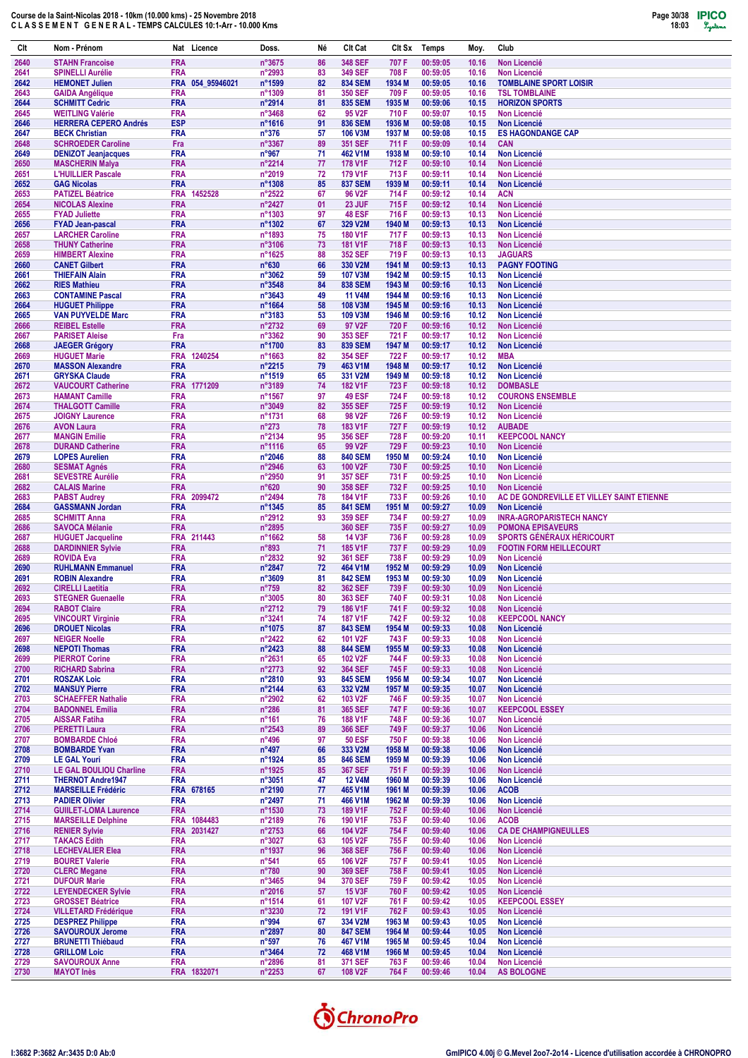# Course de la Saint-Nicolas 2018 - 10km (10.000 kms) - 25 Novembre 2018
## CLASSEMENT GENERAL - TEMPS CALCULES 10:1-Arr - 10.000 Kms

| Clt | Nom - Prénom | Nat | Licence | Doss. | Né | Clt Cat | Clt Sx | Temps | Moy. | Club |
|---|---|---|---|---|---|---|---|---|---|---|
| 2640 | STAHN Francoise | FRA | | n°3675 | 86 | 348 SEF | 707 F | 00:59:05 | 10.16 | Non Licencié |
| 2641 | SPINELLI Aurélie | FRA | | n°2993 | 83 | 349 SEF | 708 F | 00:59:05 | 10.16 | Non Licencié |
| 2642 | HEMONET Julien | FRA | 054_95946021 | n°1599 | 82 | 834 SEM | 1934 M | 00:59:05 | 10.16 | TOMBLAINE SPORT LOISIR |
| 2643 | GAIDA Angélique | FRA | | n°1309 | 81 | 350 SEF | 709 F | 00:59:05 | 10.16 | TSL TOMBLAINE |
| 2644 | SCHMITT Cedric | FRA | | n°2914 | 81 | 835 SEM | 1935 M | 00:59:06 | 10.15 | HORIZON SPORTS |
| 2645 | WEITLING Valérie | FRA | | n°3468 | 62 | 95 V2F | 710 F | 00:59:07 | 10.15 | Non Licencié |
| 2646 | HERRERA CEPERO Andrés | ESP | | n°1616 | 91 | 836 SEM | 1936 M | 00:59:08 | 10.15 | Non Licencié |
| 2647 | BECK Christian | FRA | | n°376 | 57 | 106 V3M | 1937 M | 00:59:08 | 10.15 | ES HAGONDANGE CAP |
| 2648 | SCHROEDER Caroline | Fra | | n°3367 | 89 | 351 SEF | 711 F | 00:59:09 | 10.14 | CAN |
| 2649 | DENIZOT Jeanjacques | FRA | | n°967 | 71 | 462 V1M | 1938 M | 00:59:10 | 10.14 | Non Licencié |
| 2650 | MASCHERIN Malya | FRA | | n°2214 | 77 | 178 V1F | 712 F | 00:59:10 | 10.14 | Non Licencié |
| 2651 | L'HUILLIER Pascale | FRA | | n°2019 | 72 | 179 V1F | 713 F | 00:59:11 | 10.14 | Non Licencié |
| 2652 | GAG Nicolas | FRA | | n°1308 | 85 | 837 SEM | 1939 M | 00:59:11 | 10.14 | Non Licencié |
| 2653 | PATIZEL Béatrice | FRA | 1452528 | n°2522 | 67 | 96 V2F | 714 F | 00:59:12 | 10.14 | ACN |
| 2654 | NICOLAS Alexine | FRA | | n°2427 | 01 | 23 JUF | 715 F | 00:59:12 | 10.14 | Non Licencié |
| 2655 | FYAD Juliette | FRA | | n°1303 | 97 | 48 ESF | 716 F | 00:59:13 | 10.13 | Non Licencié |
| 2656 | FYAD Jean-pascal | FRA | | n°1302 | 67 | 329 V2M | 1940 M | 00:59:13 | 10.13 | Non Licencié |
| 2657 | LARCHER Caroline | FRA | | n°1893 | 75 | 180 V1F | 717 F | 00:59:13 | 10.13 | Non Licencié |
| 2658 | THUNY Catherine | FRA | | n°3106 | 73 | 181 V1F | 718 F | 00:59:13 | 10.13 | Non Licencié |
| 2659 | HIMBERT Alexine | FRA | | n°1625 | 88 | 352 SEF | 719 F | 00:59:13 | 10.13 | JAGUARS |
| 2660 | CANET Gilbert | FRA | | n°630 | 66 | 330 V2M | 1941 M | 00:59:13 | 10.13 | PAGNY FOOTING |
| 2661 | THIEFAIN Alain | FRA | | n°3062 | 59 | 107 V3M | 1942 M | 00:59:15 | 10.13 | Non Licencié |
| 2662 | RIES Mathieu | FRA | | n°3548 | 84 | 838 SEM | 1943 M | 00:59:16 | 10.13 | Non Licencié |
| 2663 | CONTAMINE Pascal | FRA | | n°3643 | 49 | 11 V4M | 1944 M | 00:59:16 | 10.13 | Non Licencié |
| 2664 | HUGUET Philippe | FRA | | n°1664 | 58 | 108 V3M | 1945 M | 00:59:16 | 10.13 | Non Licencié |
| 2665 | VAN PUYVELDE Marc | FRA | | n°3183 | 53 | 109 V3M | 1946 M | 00:59:16 | 10.12 | Non Licencié |
| 2666 | REIBEL Estelle | FRA | | n°2732 | 69 | 97 V2F | 720 F | 00:59:16 | 10.12 | Non Licencié |
| 2667 | PARISET Aleise | Fra | | n°3362 | 90 | 353 SEF | 721 F | 00:59:17 | 10.12 | Non Licencié |
| 2668 | JAEGER Grégory | FRA | | n°1700 | 83 | 839 SEM | 1947 M | 00:59:17 | 10.12 | Non Licencié |
| 2669 | HUGUET Marie | FRA | 1240254 | n°1663 | 82 | 354 SEF | 722 F | 00:59:17 | 10.12 | MBA |
| 2670 | MASSON Alexandre | FRA | | n°2215 | 79 | 463 V1M | 1948 M | 00:59:17 | 10.12 | Non Licencié |
| 2671 | GRYSKA Claude | FRA | | n°1519 | 65 | 331 V2M | 1949 M | 00:59:18 | 10.12 | Non Licencié |
| 2672 | VAUCOURT Catherine | FRA | 1771209 | n°3189 | 74 | 182 V1F | 723 F | 00:59:18 | 10.12 | DOMBASLE |
| 2673 | HAMANT Camille | FRA | | n°1567 | 97 | 49 ESF | 724 F | 00:59:18 | 10.12 | COURONS ENSEMBLE |
| 2674 | THALGOTT Camille | FRA | | n°3049 | 82 | 355 SEF | 725 F | 00:59:19 | 10.12 | Non Licencié |
| 2675 | JOIGNY Laurence | FRA | | n°1731 | 68 | 98 V2F | 726 F | 00:59:19 | 10.12 | Non Licencié |
| 2676 | AVON Laura | FRA | | n°273 | 78 | 183 V1F | 727 F | 00:59:19 | 10.12 | AUBADE |
| 2677 | MANGIN Emilie | FRA | | n°2134 | 95 | 356 SEF | 728 F | 00:59:20 | 10.11 | KEEPCOOL NANCY |
| 2678 | DURAND Catherine | FRA | | n°1116 | 65 | 99 V2F | 729 F | 00:59:23 | 10.10 | Non Licencié |
| 2679 | LOPES Aurelien | FRA | | n°2046 | 88 | 840 SEM | 1950 M | 00:59:24 | 10.10 | Non Licencié |
| 2680 | SESMAT Agnés | FRA | | n°2946 | 63 | 100 V2F | 730 F | 00:59:25 | 10.10 | Non Licencié |
| 2681 | SEVESTRE Aurélie | FRA | | n°2950 | 91 | 357 SEF | 731 F | 00:59:25 | 10.10 | Non Licencié |
| 2682 | CALAIS Marine | FRA | | n°620 | 90 | 358 SEF | 732 F | 00:59:25 | 10.10 | Non Licencié |
| 2683 | PABST Audrey | FRA | 2099472 | n°2494 | 78 | 184 V1F | 733 F | 00:59:26 | 10.10 | AC DE GONDREVILLE ET VILLEY SAINT ETIENNE |
| 2684 | GASSMANN Jordan | FRA | | n°1345 | 85 | 841 SEM | 1951 M | 00:59:27 | 10.09 | Non Licencié |
| 2685 | SCHMITT Anna | FRA | | n°2912 | 93 | 359 SEF | 734 F | 00:59:27 | 10.09 | INRA-AGROPARISTECH NANCY |
| 2686 | SAVOCA Mélanie | FRA | | n°2895 | | 360 SEF | 735 F | 00:59:27 | 10.09 | POMONA EPISAVEURS |
| 2687 | HUGUET Jacqueline | FRA | 211443 | n°1662 | 58 | 14 V3F | 736 F | 00:59:28 | 10.09 | SPORTS GÉNÉRAUX HÉRICOURT |
| 2688 | DARDINNIER Sylvie | FRA | | n°893 | 71 | 185 V1F | 737 F | 00:59:29 | 10.09 | FOOTIN FORM HEILLECOURT |
| 2689 | ROVIDA Eva | FRA | | n°2832 | 92 | 361 SEF | 738 F | 00:59:29 | 10.09 | Non Licencié |
| 2690 | RUHLMANN Emmanuel | FRA | | n°2847 | 72 | 464 V1M | 1952 M | 00:59:29 | 10.09 | Non Licencié |
| 2691 | ROBIN Alexandre | FRA | | n°3609 | 81 | 842 SEM | 1953 M | 00:59:30 | 10.09 | Non Licencié |
| 2692 | CIRELLI Laetitia | FRA | | n°759 | 82 | 362 SEF | 739 F | 00:59:30 | 10.09 | Non Licencié |
| 2693 | STEGNER Guenaelle | FRA | | n°3005 | 80 | 363 SEF | 740 F | 00:59:31 | 10.08 | Non Licencié |
| 2694 | RABOT Claire | FRA | | n°2712 | 79 | 186 V1F | 741 F | 00:59:32 | 10.08 | Non Licencié |
| 2695 | VINCOURT Virginie | FRA | | n°3241 | 74 | 187 V1F | 742 F | 00:59:32 | 10.08 | KEEPCOOL NANCY |
| 2696 | DROUET Nicolas | FRA | | n°1075 | 87 | 843 SEM | 1954 M | 00:59:33 | 10.08 | Non Licencié |
| 2697 | NEIGER Noelle | FRA | | n°2422 | 62 | 101 V2F | 743 F | 00:59:33 | 10.08 | Non Licencié |
| 2698 | NEPOTI Thomas | FRA | | n°2423 | 88 | 844 SEM | 1955 M | 00:59:33 | 10.08 | Non Licencié |
| 2699 | PIERROT Corine | FRA | | n°2631 | 65 | 102 V2F | 744 F | 00:59:33 | 10.08 | Non Licencié |
| 2700 | RICHARD Sabrina | FRA | | n°2773 | 92 | 364 SEF | 745 F | 00:59:33 | 10.08 | Non Licencié |
| 2701 | ROSZAK Loic | FRA | | n°2810 | 93 | 845 SEM | 1956 M | 00:59:34 | 10.07 | Non Licencié |
| 2702 | MANSUY Pierre | FRA | | n°2144 | 63 | 332 V2M | 1957 M | 00:59:35 | 10.07 | Non Licencié |
| 2703 | SCHAEFFER Nathalie | FRA | | n°2902 | 62 | 103 V2F | 746 F | 00:59:35 | 10.07 | Non Licencié |
| 2704 | BADONNEL Emilia | FRA | | n°286 | 81 | 365 SEF | 747 F | 00:59:36 | 10.07 | KEEPCOOL ESSEY |
| 2705 | AISSAR Fatiha | FRA | | n°161 | 76 | 188 V1F | 748 F | 00:59:36 | 10.07 | Non Licencié |
| 2706 | PERETTI Laura | FRA | | n°2543 | 89 | 366 SEF | 749 F | 00:59:37 | 10.06 | Non Licencié |
| 2707 | BOMBARDE Chloé | FRA | | n°496 | 97 | 50 ESF | 750 F | 00:59:38 | 10.06 | Non Licencié |
| 2708 | BOMBARDE Yvan | FRA | | n°497 | 66 | 333 V2M | 1958 M | 00:59:38 | 10.06 | Non Licencié |
| 2709 | LE GAL Youri | FRA | | n°1924 | 85 | 846 SEM | 1959 M | 00:59:39 | 10.06 | Non Licencié |
| 2710 | LE GAL BOULIOU Charline | FRA | | n°1925 | 85 | 367 SEF | 751 F | 00:59:39 | 10.06 | Non Licencié |
| 2711 | THERNOT Andre1947 | FRA | | n°3051 | 47 | 12 V4M | 1960 M | 00:59:39 | 10.06 | Non Licencié |
| 2712 | MARSEILLE Frédéric | FRA | 678165 | n°2190 | 77 | 465 V1M | 1961 M | 00:59:39 | 10.06 | ACOB |
| 2713 | PADIER Olivier | FRA | | n°2497 | 71 | 466 V1M | 1962 M | 00:59:39 | 10.06 | Non Licencié |
| 2714 | GUILET-LOMA Laurence | FRA | | n°1530 | 73 | 189 V1F | 752 F | 00:59:40 | 10.06 | Non Licencié |
| 2715 | MARSEILLE Delphine | FRA | 1084483 | n°2189 | 76 | 190 V1F | 753 F | 00:59:40 | 10.06 | ACOB |
| 2716 | RENIER Sylvie | FRA | 2031427 | n°2753 | 66 | 104 V2F | 754 F | 00:59:40 | 10.06 | CA DE CHAMPIGNEULLES |
| 2717 | TAKACS Edith | FRA | | n°3027 | 63 | 105 V2F | 755 F | 00:59:40 | 10.06 | Non Licencié |
| 2718 | LECHEVALIER Elea | FRA | | n°1937 | 96 | 368 SEF | 756 F | 00:59:40 | 10.06 | Non Licencié |
| 2719 | BOURET Valerie | FRA | | n°541 | 65 | 106 V2F | 757 F | 00:59:41 | 10.05 | Non Licencié |
| 2720 | CLERC Megane | FRA | | n°780 | 90 | 369 SEF | 758 F | 00:59:41 | 10.05 | Non Licencié |
| 2721 | DUFOUR Marie | FRA | | n°3465 | 94 | 370 SEF | 759 F | 00:59:42 | 10.05 | Non Licencié |
| 2722 | LEYENDECKER Sylvie | FRA | | n°2016 | 57 | 15 V3F | 760 F | 00:59:42 | 10.05 | Non Licencié |
| 2723 | GROSSET Béatrice | FRA | | n°1514 | 61 | 107 V2F | 761 F | 00:59:42 | 10.05 | KEEPCOOL ESSEY |
| 2724 | VILLETARD Frédérique | FRA | | n°3230 | 72 | 191 V1F | 762 F | 00:59:43 | 10.05 | Non Licencié |
| 2725 | DESPREZ Philippe | FRA | | n°994 | 67 | 334 V2M | 1963 M | 00:59:43 | 10.05 | Non Licencié |
| 2726 | SAVOUROUX Jerome | FRA | | n°2897 | 80 | 847 SEM | 1964 M | 00:59:44 | 10.05 | Non Licencié |
| 2727 | BRUNETTI Thiébaud | FRA | | n°597 | 76 | 467 V1M | 1965 M | 00:59:45 | 10.04 | Non Licencié |
| 2728 | GRILLOM Loic | FRA | | n°3464 | 72 | 468 V1M | 1966 M | 00:59:45 | 10.04 | Non Licencié |
| 2729 | SAVOUROUX Anne | FRA | | n°2896 | 81 | 371 SEF | 763 F | 00:59:46 | 10.04 | Non Licencié |
| 2730 | MAYOT Inès | FRA | 1832071 | n°2253 | 67 | 108 V2F | 764 F | 00:59:46 | 10.04 | AS BOLOGNE |

I:3682 P:3682 Ar:3435 D:0 Ab:0

GmIPICO 4.00j © G.Mevel 2oo7-2o14 - Licence d'utilisation accordée à CHRONOPRO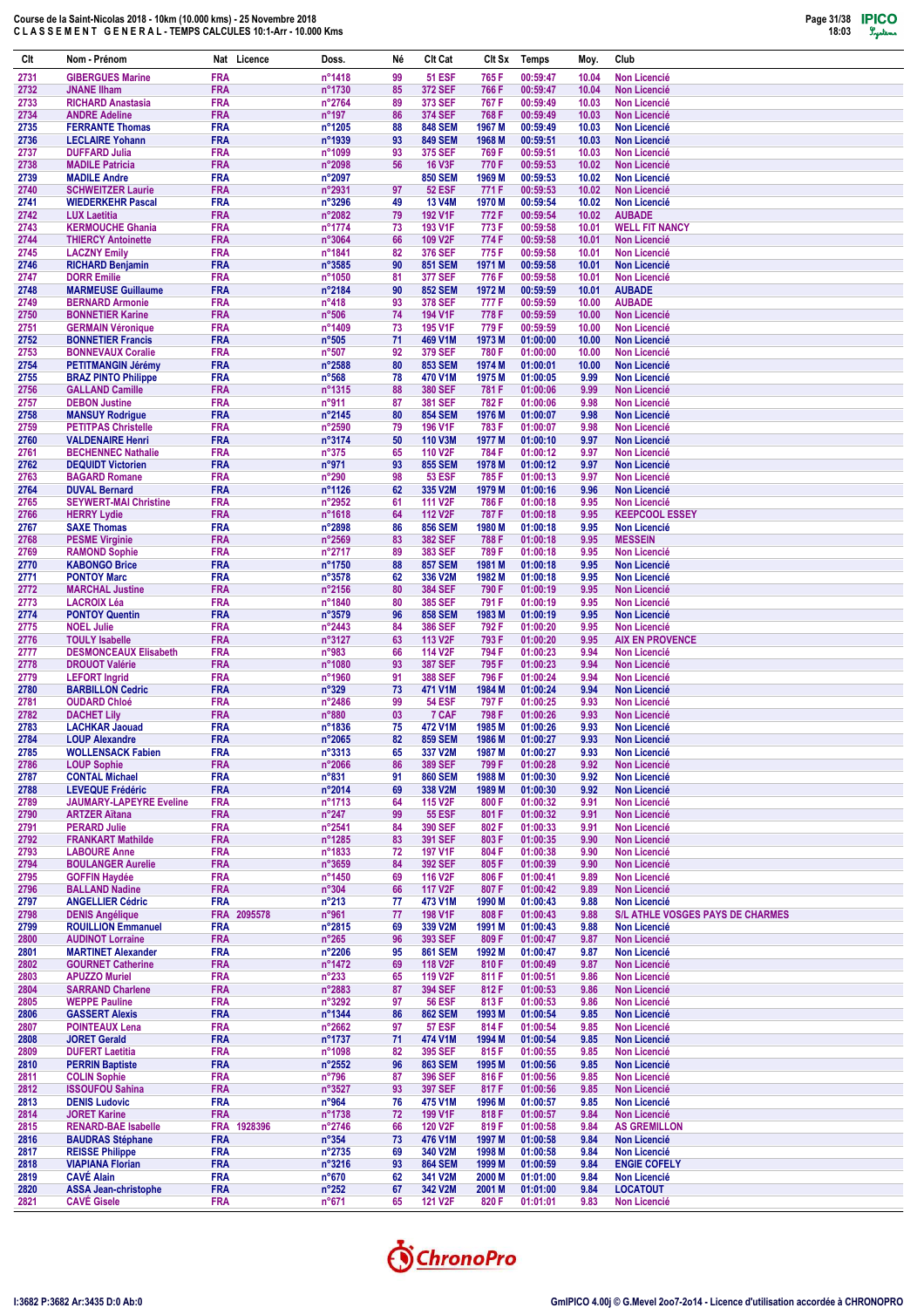# Course de la Saint-Nicolas 2018 - 10km (10.000 kms) - 25 Novembre 2018
## C L A S S E M E N T   G E N E R A L - TEMPS CALCULES 10:1-Arr - 10.000 Kms

| Clt | Nom - Prénom | Nat | Licence | Doss. | Né | Clt Cat | Clt Sx | Temps | Moy. | Club |
|---|---|---|---|---|---|---|---|---|---|---|
| 2731 | GIBERGUES Marine | FRA | | n°1418 | 99 | 51 ESF | 765 F | 00:59:47 | 10.04 | Non Licencié |
| 2732 | JNANE Ilham | FRA | | n°1730 | 85 | 372 SEF | 766 F | 00:59:47 | 10.04 | Non Licencié |
| 2733 | RICHARD Anastasia | FRA | | n°2764 | 89 | 373 SEF | 767 F | 00:59:49 | 10.03 | Non Licencié |
| 2734 | ANDRE Adeline | FRA | | n°197 | 86 | 374 SEF | 768 F | 00:59:49 | 10.03 | Non Licencié |
| 2735 | FERRANTE Thomas | FRA | | n°1205 | 88 | 848 SEM | 1967 M | 00:59:49 | 10.03 | Non Licencié |
| 2736 | LECLAIRE Yohann | FRA | | n°1939 | 93 | 849 SEM | 1968 M | 00:59:51 | 10.03 | Non Licencié |
| 2737 | DUFFARD Julia | FRA | | n°1099 | 93 | 375 SEF | 769 F | 00:59:51 | 10.03 | Non Licencié |
| 2738 | MADILE Patricia | FRA | | n°2098 | 56 | 16 V3F | 770 F | 00:59:53 | 10.02 | Non Licencié |
| 2739 | MADILE Andre | FRA | | n°2097 | | 850 SEM | 1969 M | 00:59:53 | 10.02 | Non Licencié |
| 2740 | SCHWEITZER Laurie | FRA | | n°2931 | 97 | 52 ESF | 771 F | 00:59:53 | 10.02 | Non Licencié |
| 2741 | WIEDERKEHR Pascal | FRA | | n°3296 | 49 | 13 V4M | 1970 M | 00:59:54 | 10.02 | Non Licencié |
| 2742 | LUX Laetitia | FRA | | n°2082 | 79 | 192 V1F | 772 F | 00:59:54 | 10.02 | AUBADE |
| 2743 | KERMOUCHE Ghania | FRA | | n°1774 | 73 | 193 V1F | 773 F | 00:59:58 | 10.01 | WELL FIT NANCY |
| 2744 | THIERCY Antoinette | FRA | | n°3064 | 66 | 109 V2F | 774 F | 00:59:58 | 10.01 | Non Licencié |
| 2745 | LACZNY Emily | FRA | | n°1841 | 82 | 376 SEF | 775 F | 00:59:58 | 10.01 | Non Licencié |
| 2746 | RICHARD Benjamin | FRA | | n°3585 | 90 | 851 SEM | 1971 M | 00:59:58 | 10.01 | Non Licencié |
| 2747 | DORR Emilie | FRA | | n°1050 | 81 | 377 SEF | 776 F | 00:59:58 | 10.01 | Non Licencié |
| 2748 | MARMEUSE Guillaume | FRA | | n°2184 | 90 | 852 SEM | 1972 M | 00:59:59 | 10.01 | AUBADE |
| 2749 | BERNARD Armonie | FRA | | n°418 | 93 | 378 SEF | 777 F | 00:59:59 | 10.00 | AUBADE |
| 2750 | BONNETIER Karine | FRA | | n°506 | 74 | 194 V1F | 778 F | 00:59:59 | 10.00 | Non Licencié |
| 2751 | GERMAIN Véronique | FRA | | n°1409 | 73 | 195 V1F | 779 F | 00:59:59 | 10.00 | Non Licencié |
| 2752 | BONNETIER Francis | FRA | | n°505 | 71 | 469 V1M | 1973 M | 01:00:00 | 10.00 | Non Licencié |
| 2753 | BONNEVAUX Coralie | FRA | | n°507 | 92 | 379 SEF | 780 F | 01:00:00 | 10.00 | Non Licencié |
| 2754 | PETITMANGIN Jérémy | FRA | | n°2588 | 80 | 853 SEM | 1974 M | 01:00:01 | 10.00 | Non Licencié |
| 2755 | BRAZ PINTO Philippe | FRA | | n°568 | 78 | 470 V1M | 1975 M | 01:00:05 | 9.99 | Non Licencié |
| 2756 | GALLAND Camille | FRA | | n°1315 | 88 | 380 SEF | 781 F | 01:00:06 | 9.99 | Non Licencié |
| 2757 | DEBON Justine | FRA | | n°911 | 87 | 381 SEF | 782 F | 01:00:06 | 9.98 | Non Licencié |
| 2758 | MANSUY Rodrigue | FRA | | n°2145 | 80 | 854 SEM | 1976 M | 01:00:07 | 9.98 | Non Licencié |
| 2759 | PETITPAS Christelle | FRA | | n°2590 | 79 | 196 V1F | 783 F | 01:00:07 | 9.98 | Non Licencié |
| 2760 | VALDENAIRE Henri | FRA | | n°3174 | 50 | 110 V3M | 1977 M | 01:00:10 | 9.97 | Non Licencié |
| 2761 | BECHENNEC Nathalie | FRA | | n°375 | 65 | 110 V2F | 784 F | 01:00:12 | 9.97 | Non Licencié |
| 2762 | DEQUIDT Victorien | FRA | | n°971 | 93 | 855 SEM | 1978 M | 01:00:12 | 9.97 | Non Licencié |
| 2763 | BAGARD Romane | FRA | | n°290 | 98 | 53 ESF | 785 F | 01:00:13 | 9.97 | Non Licencié |
| 2764 | DUVAL Bernard | FRA | | n°1126 | 62 | 335 V2M | 1979 M | 01:00:16 | 9.96 | Non Licencié |
| 2765 | SEYWERT-MAI Christine | FRA | | n°2952 | 61 | 111 V2F | 786 F | 01:00:18 | 9.95 | Non Licencié |
| 2766 | HERRY Lydie | FRA | | n°1618 | 64 | 112 V2F | 787 F | 01:00:18 | 9.95 | KEEPCOOL ESSEY |
| 2767 | SAXE Thomas | FRA | | n°2898 | 86 | 856 SEM | 1980 M | 01:00:18 | 9.95 | Non Licencié |
| 2768 | PESME Virginie | FRA | | n°2569 | 83 | 382 SEF | 788 F | 01:00:18 | 9.95 | MESSEIN |
| 2769 | RAMOND Sophie | FRA | | n°2717 | 89 | 383 SEF | 789 F | 01:00:18 | 9.95 | Non Licencié |
| 2770 | KABONGO Brice | FRA | | n°1750 | 88 | 857 SEM | 1981 M | 01:00:18 | 9.95 | Non Licencié |
| 2771 | PONTOY Marc | FRA | | n°3578 | 62 | 336 V2M | 1982 M | 01:00:18 | 9.95 | Non Licencié |
| 2772 | MARCHAL Justine | FRA | | n°2156 | 80 | 384 SEF | 790 F | 01:00:19 | 9.95 | Non Licencié |
| 2773 | LACROIX Léa | FRA | | n°1840 | 80 | 385 SEF | 791 F | 01:00:19 | 9.95 | Non Licencié |
| 2774 | PONTOY Quentin | FRA | | n°3579 | 96 | 858 SEM | 1983 M | 01:00:19 | 9.95 | Non Licencié |
| 2775 | NOEL Julie | FRA | | n°2443 | 84 | 386 SEF | 792 F | 01:00:20 | 9.95 | Non Licencié |
| 2776 | TOULY Isabelle | FRA | | n°3127 | 63 | 113 V2F | 793 F | 01:00:20 | 9.95 | AIX EN PROVENCE |
| 2777 | DESMONCEAUX Elisabeth | FRA | | n°983 | 66 | 114 V2F | 794 F | 01:00:23 | 9.94 | Non Licencié |
| 2778 | DROUOT Valérie | FRA | | n°1080 | 93 | 387 SEF | 795 F | 01:00:23 | 9.94 | Non Licencié |
| 2779 | LEFORT Ingrid | FRA | | n°1960 | 91 | 388 SEF | 796 F | 01:00:24 | 9.94 | Non Licencié |
| 2780 | BARBILLON Cedric | FRA | | n°329 | 73 | 471 V1M | 1984 M | 01:00:24 | 9.94 | Non Licencié |
| 2781 | OUDARD Chloé | FRA | | n°2486 | 99 | 54 ESF | 797 F | 01:00:25 | 9.93 | Non Licencié |
| 2782 | DACHET Lily | FRA | | n°880 | 03 | 7 CAF | 798 F | 01:00:26 | 9.93 | Non Licencié |
| 2783 | LACHKAR Jaouad | FRA | | n°1836 | 75 | 472 V1M | 1985 M | 01:00:26 | 9.93 | Non Licencié |
| 2784 | LOUP Alexandre | FRA | | n°2065 | 82 | 859 SEM | 1986 M | 01:00:27 | 9.93 | Non Licencié |
| 2785 | WOLLENSACK Fabien | FRA | | n°3313 | 65 | 337 V2M | 1987 M | 01:00:27 | 9.93 | Non Licencié |
| 2786 | LOUP Sophie | FRA | | n°2066 | 86 | 389 SEF | 799 F | 01:00:28 | 9.92 | Non Licencié |
| 2787 | CONTAL Michael | FRA | | n°831 | 91 | 860 SEM | 1988 M | 01:00:30 | 9.92 | Non Licencié |
| 2788 | LEVEQUE Frédéric | FRA | | n°2014 | 69 | 338 V2M | 1989 M | 01:00:30 | 9.92 | Non Licencié |
| 2789 | JAUMARY-LAPEYRE Eveline | FRA | | n°1713 | 64 | 115 V2F | 800 F | 01:00:32 | 9.91 | Non Licencié |
| 2790 | ARTZER Aïtana | FRA | | n°247 | 99 | 55 ESF | 801 F | 01:00:32 | 9.91 | Non Licencié |
| 2791 | PERARD Julie | FRA | | n°2541 | 84 | 390 SEF | 802 F | 01:00:33 | 9.91 | Non Licencié |
| 2792 | FRANKART Mathilde | FRA | | n°1285 | 83 | 391 SEF | 803 F | 01:00:35 | 9.90 | Non Licencié |
| 2793 | LABOURE Anne | FRA | | n°1833 | 72 | 197 V1F | 804 F | 01:00:38 | 9.90 | Non Licencié |
| 2794 | BOULANGER Aurelie | FRA | | n°3659 | 84 | 392 SEF | 805 F | 01:00:39 | 9.90 | Non Licencié |
| 2795 | GOFFIN Haydée | FRA | | n°1450 | 69 | 116 V2F | 806 F | 01:00:41 | 9.89 | Non Licencié |
| 2796 | BALLAND Nadine | FRA | | n°304 | 66 | 117 V2F | 807 F | 01:00:42 | 9.89 | Non Licencié |
| 2797 | ANGELLIER Cédric | FRA | | n°213 | 77 | 473 V1M | 1990 M | 01:00:43 | 9.88 | Non Licencié |
| 2798 | DENIS Angélique | FRA | 2095578 | n°961 | 77 | 198 V1F | 808 F | 01:00:43 | 9.88 | S/L ATHLE VOSGES PAYS DE CHARMES |
| 2799 | ROUILLON Emmanuel | FRA | | n°2815 | 69 | 339 V2M | 1991 M | 01:00:43 | 9.88 | Non Licencié |
| 2800 | AUDINOT Lorraine | FRA | | n°265 | 96 | 393 SEF | 809 F | 01:00:47 | 9.87 | Non Licencié |
| 2801 | MARTINET Alexander | FRA | | n°2206 | 95 | 861 SEM | 1992 M | 01:00:47 | 9.87 | Non Licencié |
| 2802 | GOURNET Catherine | FRA | | n°1472 | 69 | 118 V2F | 810 F | 01:00:49 | 9.87 | Non Licencié |
| 2803 | APUZZO Muriel | FRA | | n°233 | 65 | 119 V2F | 811 F | 01:00:51 | 9.86 | Non Licencié |
| 2804 | SARRAND Charlene | FRA | | n°2883 | 87 | 394 SEF | 812 F | 01:00:53 | 9.86 | Non Licencié |
| 2805 | WEPPE Pauline | FRA | | n°3292 | 97 | 56 ESF | 813 F | 01:00:53 | 9.86 | Non Licencié |
| 2806 | GASSERT Alexis | FRA | | n°1344 | 86 | 862 SEM | 1993 M | 01:00:54 | 9.85 | Non Licencié |
| 2807 | POINTEAUX Lena | FRA | | n°2662 | 97 | 57 ESF | 814 F | 01:00:54 | 9.85 | Non Licencié |
| 2808 | JORET Gerald | FRA | | n°1737 | 71 | 474 V1M | 1994 M | 01:00:54 | 9.85 | Non Licencié |
| 2809 | DUFERT Laetitia | FRA | | n°1098 | 82 | 395 SEF | 815 F | 01:00:55 | 9.85 | Non Licencié |
| 2810 | PERRIN Baptiste | FRA | | n°2552 | 96 | 863 SEM | 1995 M | 01:00:56 | 9.85 | Non Licencié |
| 2811 | COLIN Sophie | FRA | | n°796 | 87 | 396 SEF | 816 F | 01:00:56 | 9.85 | Non Licencié |
| 2812 | ISSOUFOU Sahina | FRA | | n°3527 | 93 | 397 SEF | 817 F | 01:00:56 | 9.85 | Non Licencié |
| 2813 | DENIS Ludovic | FRA | | n°964 | 76 | 475 V1M | 1996 M | 01:00:57 | 9.85 | Non Licencié |
| 2814 | JORET Karine | FRA | | n°1738 | 72 | 199 V1F | 818 F | 01:00:57 | 9.84 | Non Licencié |
| 2815 | RENARD-BAE Isabelle | FRA | 1928396 | n°2746 | 66 | 120 V2F | 819 F | 01:00:58 | 9.84 | AS GREMILLON |
| 2816 | BAUDRAS Stéphane | FRA | | n°354 | 73 | 476 V1M | 1997 M | 01:00:58 | 9.84 | Non Licencié |
| 2817 | REISSE Philippe | FRA | | n°2735 | 69 | 340 V2M | 1998 M | 01:00:58 | 9.84 | Non Licencié |
| 2818 | VIAPIANA Florian | FRA | | n°3216 | 93 | 864 SEM | 1999 M | 01:00:59 | 9.84 | ENGIE COFELY |
| 2819 | CAVÉ Alain | FRA | | n°670 | 62 | 341 V2M | 2000 M | 01:01:00 | 9.84 | Non Licencié |
| 2820 | ASSA Jean-christophe | FRA | | n°252 | 67 | 342 V2M | 2001 M | 01:01:00 | 9.84 | LOCATOUT |
| 2821 | CAVÉ Gisele | FRA | | n°671 | 65 | 121 V2F | 820 F | 01:01:01 | 9.83 | Non Licencié |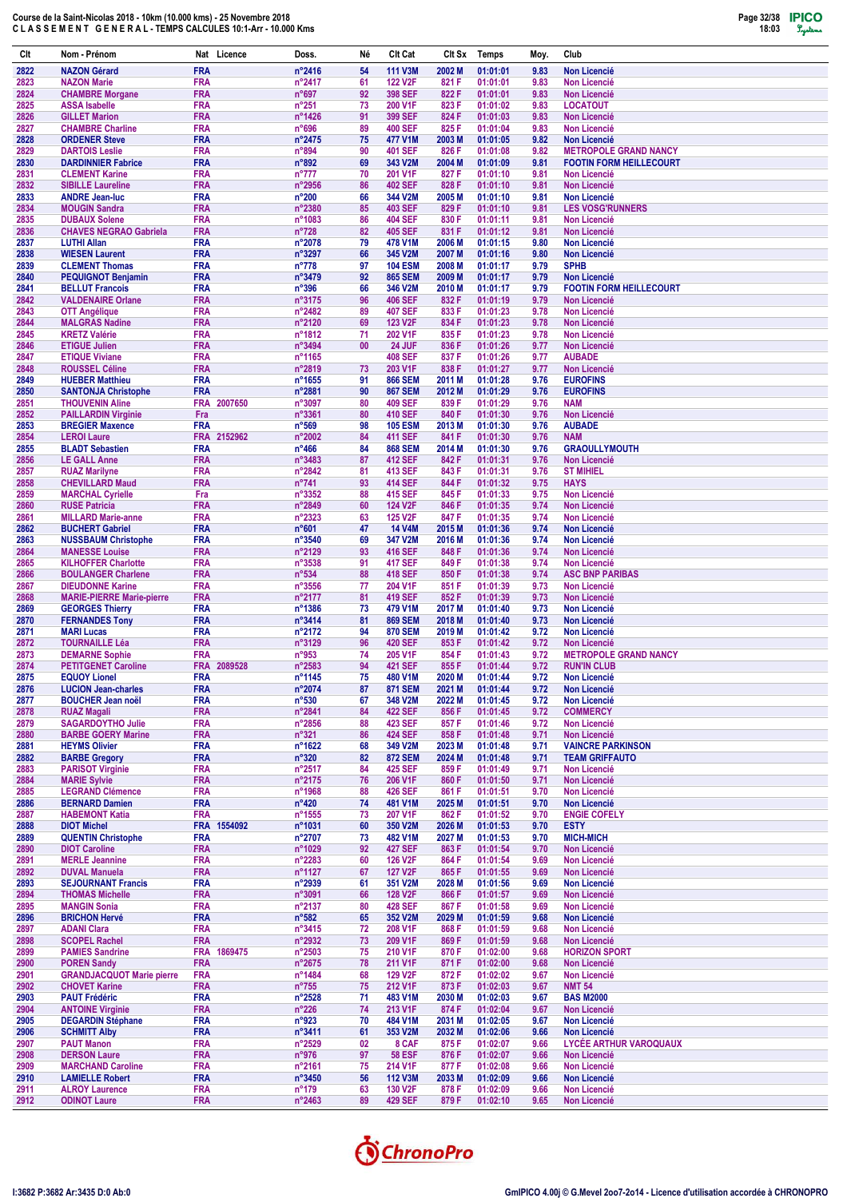Course de la Saint-Nicolas 2018 - 10km (10.000 kms) - 25 Novembre 2018
C L A S S E M E N T G E N E R A L - TEMPS CALCULES 10:1-Arr - 10.000 Kms

| Clt | Nom - Prénom | Nat | Licence | Doss. | Né | Clt Cat | Clt Sx | Temps | Moy. | Club |
|---|---|---|---|---|---|---|---|---|---|---|
| 2822 | NAZON Gérard | FRA | | n°2416 | 54 | 111 V3M | 2002 M | 01:01:01 | 9.83 | Non Licencié |
| 2823 | NAZON Marie | FRA | | n°2417 | 61 | 122 V2F | 821 F | 01:01:01 | 9.83 | Non Licencié |
| 2824 | CHAMBRE Morgane | FRA | | n°697 | 92 | 398 SEF | 822 F | 01:01:01 | 9.83 | Non Licencié |
| 2825 | ASSA Isabelle | FRA | | n°251 | 73 | 200 V1F | 823 F | 01:01:02 | 9.83 | LOCATOUT |
| 2826 | GILLET Marion | FRA | | n°1426 | 91 | 399 SEF | 824 F | 01:01:03 | 9.83 | Non Licencié |
| 2827 | CHAMBRE Charline | FRA | | n°696 | 89 | 400 SEF | 825 F | 01:01:04 | 9.83 | Non Licencié |
| 2828 | ORDENER Steve | FRA | | n°2475 | 75 | 477 V1M | 2003 M | 01:01:05 | 9.82 | Non Licencié |
| 2829 | DARTOIS Leslie | FRA | | n°894 | 90 | 401 SEF | 826 F | 01:01:08 | 9.82 | METROPOLE GRAND NANCY |
| 2830 | DARDINNIER Fabrice | FRA | | n°892 | 69 | 343 V2M | 2004 M | 01:01:09 | 9.81 | FOOTIN FORM HEILLECOURT |
| 2831 | CLEMENT Karine | FRA | | n°777 | 70 | 201 V1F | 827 F | 01:01:10 | 9.81 | Non Licencié |
| 2832 | SIBILLE Laureline | FRA | | n°2956 | 86 | 402 SEF | 828 F | 01:01:10 | 9.81 | Non Licencié |
| 2833 | ANDRE Jean-luc | FRA | | n°200 | 66 | 344 V2M | 2005 M | 01:01:10 | 9.81 | Non Licencié |
| 2834 | MOUGIN Sandra | FRA | | n°2380 | 85 | 403 SEF | 829 F | 01:01:10 | 9.81 | LES VOSG'RUNNERS |
| 2835 | DUBAUX Solene | FRA | | n°1083 | 86 | 404 SEF | 830 F | 01:01:11 | 9.81 | Non Licencié |
| 2836 | CHAVES NEGRAO Gabriela | FRA | | n°728 | 82 | 405 SEF | 831 F | 01:01:12 | 9.81 | Non Licencié |
| 2837 | LUTHI Allan | FRA | | n°2078 | 79 | 478 V1M | 2006 M | 01:01:15 | 9.80 | Non Licencié |
| 2838 | WIESEN Laurent | FRA | | n°3297 | 66 | 345 V2M | 2007 M | 01:01:16 | 9.80 | Non Licencié |
| 2839 | CLEMENT Thomas | FRA | | n°778 | 97 | 104 ESM | 2008 M | 01:01:17 | 9.79 | SPHB |
| 2840 | PEQUIGNOT Benjamin | FRA | | n°3479 | 92 | 865 SEM | 2009 M | 01:01:17 | 9.79 | Non Licencié |
| 2841 | BELLUT Francois | FRA | | n°396 | 66 | 346 V2M | 2010 M | 01:01:17 | 9.79 | FOOTIN FORM HEILLECOURT |
| 2842 | VALDENAIRE Orlane | FRA | | n°3175 | 96 | 406 SEF | 832 F | 01:01:19 | 9.79 | Non Licencié |
| 2843 | OTT Angélique | FRA | | n°2482 | 89 | 407 SEF | 833 F | 01:01:23 | 9.78 | Non Licencié |
| 2844 | MALGRAS Nadine | FRA | | n°2120 | 69 | 123 V2F | 834 F | 01:01:23 | 9.78 | Non Licencié |
| 2845 | KRETZ Valérie | FRA | | n°1812 | 71 | 202 V1F | 835 F | 01:01:23 | 9.78 | Non Licencié |
| 2846 | ETIGUE Julien | FRA | | n°3494 | 00 | 24 JUF | 836 F | 01:01:26 | 9.77 | Non Licencié |
| 2847 | ETIQUE Viviane | FRA | | n°1165 | | 408 SEF | 837 F | 01:01:26 | 9.77 | AUBADE |
| 2848 | ROUSSEL Céline | FRA | | n°2819 | 73 | 203 V1F | 838 F | 01:01:27 | 9.77 | Non Licencié |
| 2849 | HUEBER Matthieu | FRA | | n°1655 | 91 | 866 SEM | 2011 M | 01:01:28 | 9.76 | EUROFINS |
| 2850 | SANTONJA Christophe | FRA | | n°2881 | 90 | 867 SEM | 2012 M | 01:01:29 | 9.76 | EUROFINS |
| 2851 | THOUVENIN Aline | FRA | 2007650 | n°3097 | 80 | 409 SEF | 839 F | 01:01:29 | 9.76 | NAM |
| 2852 | PAILLARDIN Virginie | Fra | | n°3361 | 80 | 410 SEF | 840 F | 01:01:30 | 9.76 | Non Licencié |
| 2853 | BREGIER Maxence | FRA | | n°569 | 98 | 105 ESM | 2013 M | 01:01:30 | 9.76 | AUBADE |
| 2854 | LEROI Laure | FRA | 2152962 | n°2002 | 84 | 411 SEF | 841 F | 01:01:30 | 9.76 | NAM |
| 2855 | BLADT Sebastien | FRA | | n°466 | 84 | 868 SEM | 2014 M | 01:01:30 | 9.76 | GRAOULLYMOUTH |
| 2856 | LE GALL Anne | FRA | | n°3483 | 87 | 412 SEF | 842 F | 01:01:31 | 9.76 | Non Licencié |
| 2857 | RUAZ Marilyne | FRA | | n°2842 | 81 | 413 SEF | 843 F | 01:01:31 | 9.76 | ST MIHIEL |
| 2858 | CHEVILLARD Maud | FRA | | n°741 | 93 | 414 SEF | 844 F | 01:01:32 | 9.75 | HAYS |
| 2859 | MARCHAL Cyrielle | Fra | | n°3352 | 88 | 415 SEF | 845 F | 01:01:33 | 9.75 | Non Licencié |
| 2860 | RUSE Patricia | FRA | | n°2849 | 60 | 124 V2F | 846 F | 01:01:35 | 9.74 | Non Licencié |
| 2861 | MILLARD Marie-anne | FRA | | n°2323 | 63 | 125 V2F | 847 F | 01:01:35 | 9.74 | Non Licencié |
| 2862 | BUCHERT Gabriel | FRA | | n°601 | 47 | 14 V4M | 2015 M | 01:01:36 | 9.74 | Non Licencié |
| 2863 | NUSSBAUM Christophe | FRA | | n°3540 | 69 | 347 V2M | 2016 M | 01:01:36 | 9.74 | Non Licencié |
| 2864 | MANESSE Louise | FRA | | n°2129 | 93 | 416 SEF | 848 F | 01:01:36 | 9.74 | Non Licencié |
| 2865 | KILHOFFER Charlotte | FRA | | n°3538 | 91 | 417 SEF | 849 F | 01:01:38 | 9.74 | Non Licencié |
| 2866 | BOULANGER Charlene | FRA | | n°534 | 88 | 418 SEF | 850 F | 01:01:38 | 9.74 | ASC BNP PARIBAS |
| 2867 | DIEUDONNE Karine | FRA | | n°3556 | 77 | 204 V1F | 851 F | 01:01:39 | 9.73 | Non Licencié |
| 2868 | MARIE-PIERRE Marie-pierre | FRA | | n°2177 | 81 | 419 SEF | 852 F | 01:01:39 | 9.73 | Non Licencié |
| 2869 | GEORGES Thierry | FRA | | n°1386 | 73 | 479 V1M | 2017 M | 01:01:40 | 9.73 | Non Licencié |
| 2870 | FERNANDES Tony | FRA | | n°3414 | 81 | 869 SEM | 2018 M | 01:01:40 | 9.73 | Non Licencié |
| 2871 | MARI Lucas | FRA | | n°2172 | 94 | 870 SEM | 2019 M | 01:01:42 | 9.72 | Non Licencié |
| 2872 | TOURNAILLE Léa | FRA | | n°3129 | 96 | 420 SEF | 853 F | 01:01:42 | 9.72 | Non Licencié |
| 2873 | DEMARNE Sophie | FRA | | n°953 | 74 | 205 V1F | 854 F | 01:01:43 | 9.72 | METROPOLE GRAND NANCY |
| 2874 | PETITGENET Caroline | FRA | 2089528 | n°2583 | 94 | 421 SEF | 855 F | 01:01:44 | 9.72 | RUN'IN CLUB |
| 2875 | EQUOY Lionel | FRA | | n°1145 | 75 | 480 V1M | 2020 M | 01:01:44 | 9.72 | Non Licencié |
| 2876 | LUCION Jean-charles | FRA | | n°2074 | 87 | 871 SEM | 2021 M | 01:01:44 | 9.72 | Non Licencié |
| 2877 | BOUCHER Jean noël | FRA | | n°530 | 67 | 348 V2M | 2022 M | 01:01:45 | 9.72 | Non Licencié |
| 2878 | RUAZ Magali | FRA | | n°2841 | 84 | 422 SEF | 856 F | 01:01:45 | 9.72 | COMMERCY |
| 2879 | SAGARDOYTHO Julie | FRA | | n°2856 | 88 | 423 SEF | 857 F | 01:01:46 | 9.72 | Non Licencié |
| 2880 | BARBE GOERY Marine | FRA | | n°321 | 86 | 424 SEF | 858 F | 01:01:48 | 9.71 | Non Licencié |
| 2881 | HEYMS Olivier | FRA | | n°1622 | 68 | 349 V2M | 2023 M | 01:01:48 | 9.71 | VAINCRE PARKINSON |
| 2882 | BARBE Gregory | FRA | | n°320 | 82 | 872 SEM | 2024 M | 01:01:48 | 9.71 | TEAM GRIFFAUTO |
| 2883 | PARISOT Virginie | FRA | | n°2517 | 84 | 425 SEF | 859 F | 01:01:49 | 9.71 | Non Licencié |
| 2884 | MARIE Sylvie | FRA | | n°2175 | 76 | 206 V1F | 860 F | 01:01:50 | 9.71 | Non Licencié |
| 2885 | LEGRAND Clémence | FRA | | n°1968 | 88 | 426 SEF | 861 F | 01:01:51 | 9.70 | Non Licencié |
| 2886 | BERNARD Damien | FRA | | n°420 | 74 | 481 V1M | 2025 M | 01:01:51 | 9.70 | Non Licencié |
| 2887 | HABEMONT Katia | FRA | | n°1555 | 73 | 207 V1F | 862 F | 01:01:52 | 9.70 | ENGIE COFELY |
| 2888 | DIOT Michel | FRA | 1554092 | n°1031 | 60 | 350 V2M | 2026 M | 01:01:53 | 9.70 | ESTY |
| 2889 | QUENTIN Christophe | FRA | | n°2707 | 73 | 482 V1M | 2027 M | 01:01:53 | 9.70 | MICH-MICH |
| 2890 | DIOT Caroline | FRA | | n°1029 | 92 | 427 SEF | 863 F | 01:01:54 | 9.70 | Non Licencié |
| 2891 | MERLE Jeannine | FRA | | n°2283 | 60 | 126 V2F | 864 F | 01:01:54 | 9.69 | Non Licencié |
| 2892 | DUVAL Manuela | FRA | | n°1127 | 67 | 127 V2F | 865 F | 01:01:55 | 9.69 | Non Licencié |
| 2893 | SEJOURNANT Francis | FRA | | n°2939 | 61 | 351 V2M | 2028 M | 01:01:56 | 9.69 | Non Licencié |
| 2894 | THOMAS Michelle | FRA | | n°3091 | 66 | 128 V2F | 866 F | 01:01:57 | 9.69 | Non Licencié |
| 2895 | MANGIN Sonia | FRA | | n°2137 | 80 | 428 SEF | 867 F | 01:01:58 | 9.69 | Non Licencié |
| 2896 | BRICHON Hervé | FRA | | n°582 | 65 | 352 V2M | 2029 M | 01:01:59 | 9.68 | Non Licencié |
| 2897 | ADANI Clara | FRA | | n°3415 | 72 | 208 V1F | 868 F | 01:01:59 | 9.68 | Non Licencié |
| 2898 | SCOPEL Rachel | FRA | | n°2932 | 73 | 209 V1F | 869 F | 01:01:59 | 9.68 | Non Licencié |
| 2899 | PAMIES Sandrine | FRA | 1869475 | n°2503 | 75 | 210 V1F | 870 F | 01:02:00 | 9.68 | HORIZON SPORT |
| 2900 | POREN Sandy | FRA | | n°2675 | 78 | 211 V1F | 871 F | 01:02:00 | 9.68 | Non Licencié |
| 2901 | GRANDJACQUOT Marie pierre | FRA | | n°1484 | 68 | 129 V2F | 872 F | 01:02:02 | 9.67 | Non Licencié |
| 2902 | CHOVET Karine | FRA | | n°755 | 75 | 212 V1F | 873 F | 01:02:03 | 9.67 | NMT 54 |
| 2903 | PAUT Frédéric | FRA | | n°2528 | 71 | 483 V1M | 2030 M | 01:02:03 | 9.67 | BAS M2000 |
| 2904 | ANTOINE Virginie | FRA | | n°226 | 74 | 213 V1F | 874 F | 01:02:04 | 9.67 | Non Licencié |
| 2905 | DEGARDIN Stéphane | FRA | | n°923 | 70 | 484 V1M | 2031 M | 01:02:05 | 9.67 | Non Licencié |
| 2906 | SCHMITT Alby | FRA | | n°3411 | 61 | 353 V2M | 2032 M | 01:02:06 | 9.66 | Non Licencié |
| 2907 | PAUT Manon | FRA | | n°2529 | 02 | 8 CAF | 875 F | 01:02:07 | 9.66 | LYCÉE ARTHUR VAROQUAUX |
| 2908 | DERSON Laure | FRA | | n°976 | 97 | 58 ESF | 876 F | 01:02:07 | 9.66 | Non Licencié |
| 2909 | MARCHAND Caroline | FRA | | n°2161 | 75 | 214 V1F | 877 F | 01:02:08 | 9.66 | Non Licencié |
| 2910 | LAMIELLE Robert | FRA | | n°3450 | 56 | 112 V3M | 2033 M | 01:02:09 | 9.66 | Non Licencié |
| 2911 | ALROY Laurence | FRA | | n°179 | 63 | 130 V2F | 878 F | 01:02:09 | 9.66 | Non Licencié |
| 2912 | ODINOT Laure | FRA | | n°2463 | 89 | 429 SEF | 879 F | 01:02:10 | 9.65 | Non Licencié |

I:3682 P:3682 Ar:3435 D:0 Ab:0

GmIPICO 4.00j © G.Mevel 2oo7-2o14 - Licence d'utilisation accordée à CHRONOPRO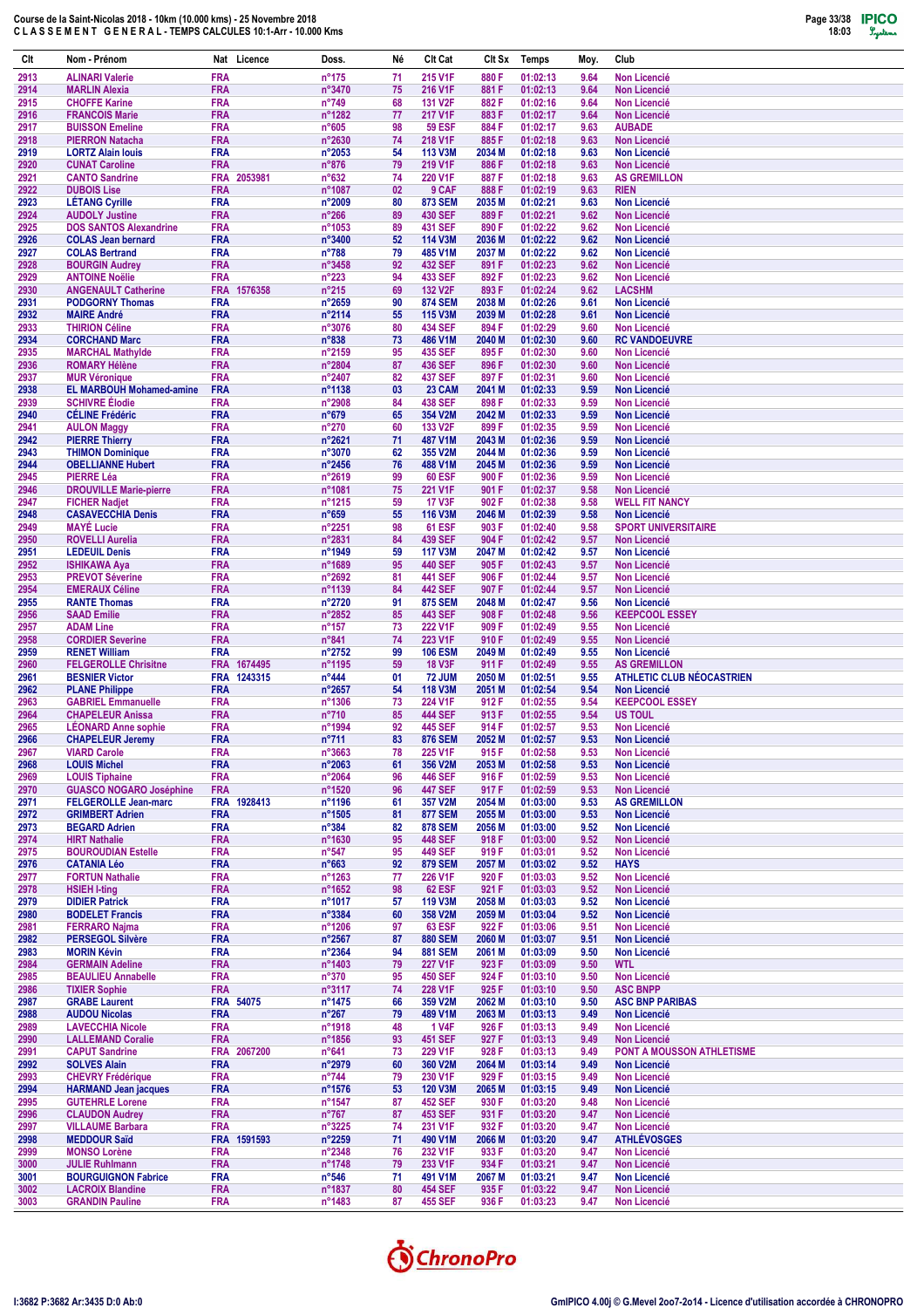**Course de la Saint-Nicolas 2018 - 10km (10.000 kms) - 25 Novembre 2018**
**C L A S S E M E N T G E N E R A L - TEMPS CALCULES 10:1-Arr - 10.000 Kms**

| Clt | Nom - Prénom | Nat | Licence | Doss. | Né | Clt Cat | Clt Sx | Temps | Moy. | Club |
|---|---|---|---|---|---|---|---|---|---|---|
| 2913 | ALINARI Valerie | FRA | | n°175 | 71 | 215 V1F | 880 F | 01:02:13 | 9.64 | Non Licencié |
| 2914 | MARLIN Alexia | FRA | | n°3470 | 75 | 216 V1F | 881 F | 01:02:13 | 9.64 | Non Licencié |
| 2915 | CHOFFE Karine | FRA | | n°749 | 68 | 131 V2F | 882 F | 01:02:16 | 9.64 | Non Licencié |
| 2916 | FRANCOIS Marie | FRA | | n°1282 | 77 | 217 V1F | 883 F | 01:02:17 | 9.64 | Non Licencié |
| 2917 | BUISSON Emeline | FRA | | n°605 | 98 | 59 ESF | 884 F | 01:02:17 | 9.63 | AUBADE |
| 2918 | PIERRON Natacha | FRA | | n°2630 | 74 | 218 V1F | 885 F | 01:02:18 | 9.63 | Non Licencié |
| 2919 | LORTZ Alain louis | FRA | | n°2053 | 54 | 113 V3M | 2034 M | 01:02:18 | 9.63 | Non Licencié |
| 2920 | CUNAT Caroline | FRA | | n°876 | 79 | 219 V1F | 886 F | 01:02:18 | 9.63 | Non Licencié |
| 2921 | CANTO Sandrine | FRA | 2053981 | n°632 | 74 | 220 V1F | 887 F | 01:02:18 | 9.63 | AS GREMILLON |
| 2922 | DUBOIS Lise | FRA | | n°1087 | 02 | 9 CAF | 888 F | 01:02:19 | 9.63 | RIEN |
| 2923 | LÉTANG Cyrille | FRA | | n°2009 | 80 | 873 SEM | 2035 M | 01:02:21 | 9.63 | Non Licencié |
| 2924 | AUDOLY Justine | FRA | | n°266 | 89 | 430 SEF | 889 F | 01:02:21 | 9.62 | Non Licencié |
| 2925 | DOS SANTOS Alexandrine | FRA | | n°1053 | 89 | 431 SEF | 890 F | 01:02:22 | 9.62 | Non Licencié |
| 2926 | COLAS Jean bernard | FRA | | n°3400 | 52 | 114 V3M | 2036 M | 01:02:22 | 9.62 | Non Licencié |
| 2927 | COLAS Bertrand | FRA | | n°788 | 79 | 485 V1M | 2037 M | 01:02:22 | 9.62 | Non Licencié |
| 2928 | BOURGIN Audrey | FRA | | n°3458 | 92 | 432 SEF | 891 F | 01:02:23 | 9.62 | Non Licencié |
| 2929 | ANTOINE Noëlie | FRA | | n°223 | 94 | 433 SEF | 892 F | 01:02:23 | 9.62 | Non Licencié |
| 2930 | ANGENAULT Catherine | FRA | 1576358 | n°215 | 69 | 132 V2F | 893 F | 01:02:24 | 9.62 | LACSHM |
| 2931 | PODGORNY Thomas | FRA | | n°2659 | 90 | 874 SEM | 2038 M | 01:02:26 | 9.61 | Non Licencié |
| 2932 | MAIRE André | FRA | | n°2114 | 55 | 115 V3M | 2039 M | 01:02:28 | 9.61 | Non Licencié |
| 2933 | THIRION Céline | FRA | | n°3076 | 80 | 434 SEF | 894 F | 01:02:29 | 9.60 | Non Licencié |
| 2934 | CORCHAND Marc | FRA | | n°838 | 73 | 486 V1M | 2040 M | 01:02:30 | 9.60 | RC VANDOEUVRE |
| 2935 | MARCHAL Mathylde | FRA | | n°2159 | 95 | 435 SEF | 895 F | 01:02:30 | 9.60 | Non Licencié |
| 2936 | ROMARY Hélène | FRA | | n°2804 | 87 | 436 SEF | 896 F | 01:02:30 | 9.60 | Non Licencié |
| 2937 | MUR Véronique | FRA | | n°2407 | 82 | 437 SEF | 897 F | 01:02:31 | 9.60 | Non Licencié |
| 2938 | EL MARBOUH Mohamed-amine | FRA | | n°1138 | 03 | 23 CAM | 2041 M | 01:02:33 | 9.59 | Non Licencié |
| 2939 | SCHIVRE Élodie | FRA | | n°2908 | 84 | 438 SEF | 898 F | 01:02:33 | 9.59 | Non Licencié |
| 2940 | CÉLINE Frédéric | FRA | | n°679 | 65 | 354 V2M | 2042 M | 01:02:33 | 9.59 | Non Licencié |
| 2941 | AULON Maggy | FRA | | n°270 | 60 | 133 V2F | 899 F | 01:02:35 | 9.59 | Non Licencié |
| 2942 | PIERRE Thierry | FRA | | n°2621 | 71 | 487 V1M | 2043 M | 01:02:36 | 9.59 | Non Licencié |
| 2943 | THIMON Dominique | FRA | | n°3070 | 62 | 355 V2M | 2044 M | 01:02:36 | 9.59 | Non Licencié |
| 2944 | OBELLIANNE Hubert | FRA | | n°2456 | 76 | 488 V1M | 2045 M | 01:02:36 | 9.59 | Non Licencié |
| 2945 | PIERRE Léa | FRA | | n°2619 | 99 | 60 ESF | 900 F | 01:02:36 | 9.59 | Non Licencié |
| 2946 | DROUVILLE Marie-pierre | FRA | | n°1081 | 75 | 221 V1F | 901 F | 01:02:37 | 9.58 | Non Licencié |
| 2947 | FICHER Nadjet | FRA | | n°1215 | 59 | 17 V3F | 902 F | 01:02:38 | 9.58 | WELL FIT NANCY |
| 2948 | CASAVECCHIA Denis | FRA | | n°659 | 55 | 116 V3M | 2046 M | 01:02:39 | 9.58 | Non Licencié |
| 2949 | MAYÉ Lucie | FRA | | n°2251 | 98 | 61 ESF | 903 F | 01:02:40 | 9.58 | SPORT UNIVERSITAIRE |
| 2950 | ROVELLI Aurelia | FRA | | n°2831 | 84 | 439 SEF | 904 F | 01:02:42 | 9.57 | Non Licencié |
| 2951 | LEDEUIL Denis | FRA | | n°1949 | 59 | 117 V3M | 2047 M | 01:02:42 | 9.57 | Non Licencié |
| 2952 | ISHIKAWA Aya | FRA | | n°1689 | 95 | 440 SEF | 905 F | 01:02:43 | 9.57 | Non Licencié |
| 2953 | PREVOT Séverine | FRA | | n°2692 | 81 | 441 SEF | 906 F | 01:02:44 | 9.57 | Non Licencié |
| 2954 | EMERAUX Céline | FRA | | n°1139 | 84 | 442 SEF | 907 F | 01:02:44 | 9.57 | Non Licencié |
| 2955 | RANTE Thomas | FRA | | n°2720 | 91 | 875 SEM | 2048 M | 01:02:47 | 9.56 | Non Licencié |
| 2956 | SAAD Emilie | FRA | | n°2852 | 85 | 443 SEF | 908 F | 01:02:48 | 9.56 | KEEPCOOL ESSEY |
| 2957 | ADAM Line | FRA | | n°157 | 73 | 222 V1F | 909 F | 01:02:49 | 9.55 | Non Licencié |
| 2958 | CORDIER Severine | FRA | | n°841 | 74 | 223 V1F | 910 F | 01:02:49 | 9.55 | Non Licencié |
| 2959 | RENET William | FRA | | n°2752 | 99 | 106 ESM | 2049 M | 01:02:49 | 9.55 | Non Licencié |
| 2960 | FELGEROLLE Chrisitne | FRA | 1674495 | n°1195 | 59 | 18 V3F | 911 F | 01:02:49 | 9.55 | AS GREMILLON |
| 2961 | BESNIER Victor | FRA | 1243315 | n°444 | 01 | 72 JUM | 2050 M | 01:02:51 | 9.55 | ATHLETIC CLUB NÉOCASTRIEN |
| 2962 | PLANE Philippe | FRA | | n°2657 | 54 | 118 V3M | 2051 M | 01:02:54 | 9.54 | Non Licencié |
| 2963 | GABRIEL Emmanuelle | FRA | | n°1306 | 73 | 224 V1F | 912 F | 01:02:55 | 9.54 | KEEPCOOL ESSEY |
| 2964 | CHAPELEUR Anissa | FRA | | n°710 | 85 | 444 SEF | 913 F | 01:02:55 | 9.54 | US TOUL |
| 2965 | LÉONARD Anne sophie | FRA | | n°1994 | 92 | 445 SEF | 914 F | 01:02:57 | 9.53 | Non Licencié |
| 2966 | CHAPELEUR Jeremy | FRA | | n°711 | 83 | 876 SEM | 2052 M | 01:02:57 | 9.53 | Non Licencié |
| 2967 | VIARD Carole | FRA | | n°3663 | 78 | 225 V1F | 915 F | 01:02:58 | 9.53 | Non Licencié |
| 2968 | LOUIS Michel | FRA | | n°2063 | 61 | 356 V2M | 2053 M | 01:02:58 | 9.53 | Non Licencié |
| 2969 | LOUIS Tiphaine | FRA | | n°2064 | 96 | 446 SEF | 916 F | 01:02:59 | 9.53 | Non Licencié |
| 2970 | GUASCO NOGARO Joséphine | FRA | | n°1520 | 96 | 447 SEF | 917 F | 01:02:59 | 9.53 | Non Licencié |
| 2971 | FELGEROLLE Jean-marc | FRA | 1928413 | n°1196 | 61 | 357 V2M | 2054 M | 01:03:00 | 9.53 | AS GREMILLON |
| 2972 | GRIMBERT Adrien | FRA | | n°1505 | 81 | 877 SEM | 2055 M | 01:03:00 | 9.53 | Non Licencié |
| 2973 | BEGARD Adrien | FRA | | n°384 | 82 | 878 SEM | 2056 M | 01:03:00 | 9.52 | Non Licencié |
| 2974 | HIRT Nathalie | FRA | | n°1630 | 95 | 448 SEF | 918 F | 01:03:00 | 9.52 | Non Licencié |
| 2975 | BOUROUDIAN Estelle | FRA | | n°547 | 95 | 449 SEF | 919 F | 01:03:01 | 9.52 | Non Licencié |
| 2976 | CATANIA Léo | FRA | | n°663 | 92 | 879 SEM | 2057 M | 01:03:02 | 9.52 | HAYS |
| 2977 | FORTUN Nathalie | FRA | | n°1263 | 77 | 226 V1F | 920 F | 01:03:03 | 9.52 | Non Licencié |
| 2978 | HSIEH I-ting | FRA | | n°1652 | 98 | 62 ESF | 921 F | 01:03:03 | 9.52 | Non Licencié |
| 2979 | DIDIER Patrick | FRA | | n°1017 | 57 | 119 V3M | 2058 M | 01:03:03 | 9.52 | Non Licencié |
| 2980 | BODELET Francis | FRA | | n°3384 | 60 | 358 V2M | 2059 M | 01:03:04 | 9.52 | Non Licencié |
| 2981 | FERRARO Najma | FRA | | n°1206 | 97 | 63 ESF | 922 F | 01:03:06 | 9.51 | Non Licencié |
| 2982 | PERSEGOL Silvère | FRA | | n°2567 | 87 | 880 SEM | 2060 M | 01:03:07 | 9.51 | Non Licencié |
| 2983 | MORIN Kévin | FRA | | n°2364 | 94 | 881 SEM | 2061 M | 01:03:09 | 9.50 | Non Licencié |
| 2984 | GERMAIN Adeline | FRA | | n°1403 | 79 | 227 V1F | 923 F | 01:03:09 | 9.50 | WTL |
| 2985 | BEAULIEU Annabelle | FRA | | n°370 | 95 | 450 SEF | 924 F | 01:03:10 | 9.50 | Non Licencié |
| 2986 | TIXIER Sophie | FRA | | n°3117 | 74 | 228 V1F | 925 F | 01:03:10 | 9.50 | ASC BNPP |
| 2987 | GRABE Laurent | FRA | 54075 | n°1475 | 66 | 359 V2M | 2062 M | 01:03:10 | 9.50 | ASC BNP PARIBAS |
| 2988 | AUDOU Nicolas | FRA | | n°267 | 79 | 489 V1M | 2063 M | 01:03:13 | 9.49 | Non Licencié |
| 2989 | LAVECCHIA Nicole | FRA | | n°1918 | 48 | 1 V4F | 926 F | 01:03:13 | 9.49 | Non Licencié |
| 2990 | LALLEMAND Coralie | FRA | | n°1856 | 93 | 451 SEF | 927 F | 01:03:13 | 9.49 | Non Licencié |
| 2991 | CAPUT Sandrine | FRA | 2067200 | n°641 | 73 | 229 V1F | 928 F | 01:03:13 | 9.49 | PONT A MOUSSON ATHLETISME |
| 2992 | SOLVES Alain | FRA | | n°2979 | 60 | 360 V2M | 2064 M | 01:03:14 | 9.49 | Non Licencié |
| 2993 | CHEVRY Frédérique | FRA | | n°744 | 79 | 230 V1F | 929 F | 01:03:15 | 9.49 | Non Licencié |
| 2994 | HARMAND Jean jacques | FRA | | n°1576 | 53 | 120 V3M | 2065 M | 01:03:15 | 9.49 | Non Licencié |
| 2995 | GUTEHRLE Lorene | FRA | | n°1547 | 87 | 452 SEF | 930 F | 01:03:20 | 9.48 | Non Licencié |
| 2996 | CLAUDON Audrey | FRA | | n°767 | 87 | 453 SEF | 931 F | 01:03:20 | 9.47 | Non Licencié |
| 2997 | VILLAUME Barbara | FRA | | n°3225 | 74 | 231 V1F | 932 F | 01:03:20 | 9.47 | Non Licencié |
| 2998 | MEDDOUR Saïd | FRA | 1591593 | n°2259 | 71 | 490 V1M | 2066 M | 01:03:20 | 9.47 | ATHLÉVOSGES |
| 2999 | MONSO Lorène | FRA | | n°2348 | 76 | 232 V1F | 933 F | 01:03:20 | 9.47 | Non Licencié |
| 3000 | JULIE Ruhlmann | FRA | | n°1748 | 79 | 233 V1F | 934 F | 01:03:21 | 9.47 | Non Licencié |
| 3001 | BOURGUIGNON Fabrice | FRA | | n°546 | 71 | 491 V1M | 2067 M | 01:03:21 | 9.47 | Non Licencié |
| 3002 | LACROIX Blandine | FRA | | n°1837 | 80 | 454 SEF | 935 F | 01:03:22 | 9.47 | Non Licencié |
| 3003 | GRANDIN Pauline | FRA | | n°1483 | 87 | 455 SEF | 936 F | 01:03:23 | 9.47 | Non Licencié |

I:3682 P:3682 Ar:3435 D:0 Ab:0

GmIPICO 4.00j © G.Mevel 2oo7-2o14 - Licence d'utilisation accordée à CHRONOPRO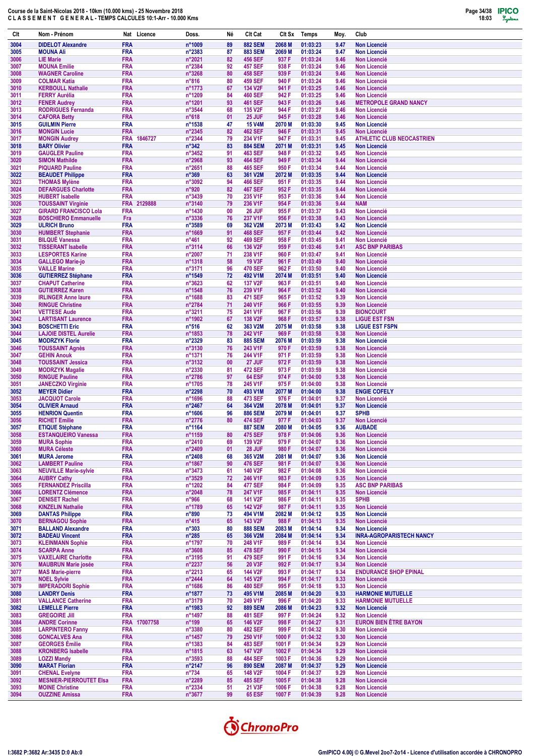**Course de la Saint-Nicolas 2018 - 10km (10.000 kms) - 25 Novembre 2018**
**C L A S S E M E N T   G E N E R A L - TEMPS CALCULES 10:1-Arr - 10.000 Kms**

| Clt | Nom - Prénom | Nat | Licence | Doss. | Né | Clt Cat | Clt Sx | Temps | Moy. | Club |
|---|---|---|---|---|---|---|---|---|---|---|
| 3004 | DIDELOT Alexandre | FRA | | n°1009 | 89 | 882 SEM | 2068 M | 01:03:23 | 9.47 | Non Licencié |
| 3005 | MOUNA Ali | FRA | | n°2383 | 87 | 883 SEM | 2069 M | 01:03:24 | 9.47 | Non Licencié |
| 3006 | LIE Marie | FRA | | n°2021 | 82 | 456 SEF | 937 F | 01:03:24 | 9.46 | Non Licencié |
| 3007 | MOUNA Emilie | FRA | | n°2384 | 92 | 457 SEF | 938 F | 01:03:24 | 9.46 | Non Licencié |
| 3008 | WAGNER Caroline | FRA | | n°3268 | 80 | 458 SEF | 939 F | 01:03:24 | 9.46 | Non Licencié |
| 3009 | COLMAR Katia | FRA | | n°816 | 80 | 459 SEF | 940 F | 01:03:24 | 9.46 | Non Licencié |
| 3010 | KERBOULL Nathalie | FRA | | n°1773 | 67 | 134 V2F | 941 F | 01:03:25 | 9.46 | Non Licencié |
| 3011 | FERRY Aurélia | FRA | | n°1209 | 84 | 460 SEF | 942 F | 01:03:25 | 9.46 | Non Licencié |
| 3012 | FENER Audrey | FRA | | n°1201 | 93 | 461 SEF | 943 F | 01:03:26 | 9.46 | METROPOLE GRAND NANCY |
| 3013 | RODRIGUES Fernanda | FRA | | n°3544 | 68 | 135 V2F | 944 F | 01:03:27 | 9.46 | Non Licencié |
| 3014 | CAFORA Betty | FRA | | n°618 | 01 | 25 JUF | 945 F | 01:03:28 | 9.46 | Non Licencié |
| 3015 | GUILMIN Pierre | FRA | | n°1538 | 47 | 15 V4M | 2070 M | 01:03:30 | 9.45 | Non Licencié |
| 3016 | MONGIN Lucie | FRA | | n°2345 | 82 | 462 SEF | 946 F | 01:03:31 | 9.45 | Non Licencié |
| 3017 | MONGIN Audrey | FRA | 1846727 | n°2344 | 79 | 234 V1F | 947 F | 01:03:31 | 9.45 | ATHLETIC CLUB NEOCASTRIEN |
| 3018 | BARY Olivier | FRA | | n°342 | 83 | 884 SEM | 2071 M | 01:03:31 | 9.45 | Non Licencié |
| 3019 | GAUGLER Pauline | FRA | | n°3452 | 91 | 463 SEF | 948 F | 01:03:32 | 9.45 | Non Licencié |
| 3020 | SIMON Mathilde | FRA | | n°2968 | 93 | 464 SEF | 949 F | 01:03:34 | 9.44 | Non Licencié |
| 3021 | PIQUARD Pauline | FRA | | n°2651 | 88 | 465 SEF | 950 F | 01:03:34 | 9.44 | Non Licencié |
| 3022 | BEAUDET Philippe | FRA | | n°369 | 63 | 361 V2M | 2072 M | 01:03:35 | 9.44 | Non Licencié |
| 3023 | THOMAS Mylène | FRA | | n°3092 | 94 | 466 SEF | 951 F | 01:03:35 | 9.44 | Non Licencié |
| 3024 | DEFARGUES Charlotte | FRA | | n°920 | 82 | 467 SEF | 952 F | 01:03:35 | 9.44 | Non Licencié |
| 3025 | HUBERT Isabelle | FRA | | n°3439 | 70 | 235 V1F | 953 F | 01:03:36 | 9.44 | Non Licencié |
| 3026 | TOUSSAINT Virginie | FRA | 2129888 | n°3140 | 79 | 236 V1F | 954 F | 01:03:36 | 9.44 | NAM |
| 3027 | GIRARD FRANCISCO Lola | FRA | | n°1430 | 00 | 26 JUF | 955 F | 01:03:37 | 9.43 | Non Licencié |
| 3028 | BOSCHIERO Emmanuelle | Fra | | n°3336 | 76 | 237 V1F | 956 F | 01:03:38 | 9.43 | Non Licencié |
| 3029 | ULRICH Bruno | FRA | | n°3589 | 69 | 362 V2M | 2073 M | 01:03:43 | 9.42 | Non Licencié |
| 3030 | HUMBERT Stephanie | FRA | | n°1669 | 91 | 468 SEF | 957 F | 01:03:44 | 9.42 | Non Licencié |
| 3031 | BILQUÉ Vanessa | FRA | | n°461 | 92 | 469 SEF | 958 F | 01:03:45 | 9.41 | Non Licencié |
| 3032 | TISSERANT Isabelle | FRA | | n°3114 | 66 | 136 V2F | 959 F | 01:03:46 | 9.41 | ASC BNP PARIBAS |
| 3033 | LESPORTES Karine | FRA | | n°2007 | 71 | 238 V1F | 960 F | 01:03:47 | 9.41 | Non Licencié |
| 3034 | GALLEGO Marie-jo | FRA | | n°1318 | 58 | 19 V3F | 961 F | 01:03:49 | 9.40 | Non Licencié |
| 3035 | VAILLE Marine | FRA | | n°3171 | 96 | 470 SEF | 962 F | 01:03:50 | 9.40 | Non Licencié |
| 3036 | GUTIERREZ Stéphane | FRA | | n°1549 | 72 | 492 V1M | 2074 M | 01:03:51 | 9.40 | Non Licencié |
| 3037 | CHAPUT Catherine | FRA | | n°3623 | 62 | 137 V2F | 963 F | 01:03:51 | 9.40 | Non Licencié |
| 3038 | GUTIERREZ Karen | FRA | | n°1548 | 76 | 239 V1F | 964 F | 01:03:52 | 9.40 | Non Licencié |
| 3039 | IRLINGER Anne laure | FRA | | n°1688 | 83 | 471 SEF | 965 F | 01:03:52 | 9.39 | Non Licencié |
| 3040 | RINGUE Christine | FRA | | n°2784 | 71 | 240 V1F | 966 F | 01:03:55 | 9.39 | Non Licencié |
| 3041 | VETTESE Aude | FRA | | n°3211 | 75 | 241 V1F | 967 F | 01:03:56 | 9.39 | BIONCOURT |
| 3042 | LARTISANT Laurence | FRA | | n°1902 | 67 | 138 V2F | 968 F | 01:03:57 | 9.38 | LIGUE EST FSN |
| 3043 | BOSCHETTI Eric | FRA | | n°516 | 62 | 363 V2M | 2075 M | 01:03:58 | 9.38 | LIGUE EST FSPN |
| 3044 | LAJOIE DISTEL Aurelie | FRA | | n°1853 | 78 | 242 V1F | 969 F | 01:03:58 | 9.38 | Non Licencié |
| 3045 | MODRZYK Florie | FRA | | n°2329 | 83 | 885 SEM | 2076 M | 01:03:59 | 9.38 | Non Licencié |
| 3046 | TOUSSAINT Agnès | FRA | | n°3130 | 76 | 243 V1F | 970 F | 01:03:59 | 9.38 | Non Licencié |
| 3047 | GEHIN Anouk | FRA | | n°1371 | 76 | 244 V1F | 971 F | 01:03:59 | 9.38 | Non Licencié |
| 3048 | TOUSSAINT Jessica | FRA | | n°3132 | 00 | 27 JUF | 972 F | 01:03:59 | 9.38 | Non Licencié |
| 3049 | MODRZYK Magalie | FRA | | n°2330 | 81 | 472 SEF | 973 F | 01:03:59 | 9.38 | Non Licencié |
| 3050 | RINGUE Pauline | FRA | | n°2786 | 97 | 64 ESF | 974 F | 01:04:00 | 9.38 | Non Licencié |
| 3051 | JANECZKO Virginie | FRA | | n°1705 | 78 | 245 V1F | 975 F | 01:04:00 | 9.38 | Non Licencié |
| 3052 | MEYER Didier | FRA | | n°2298 | 70 | 493 V1M | 2077 M | 01:04:00 | 9.38 | ENGIE COFELY |
| 3053 | JACQUOT Carole | FRA | | n°1696 | 88 | 473 SEF | 976 F | 01:04:01 | 9.37 | Non Licencié |
| 3054 | OLIVIER Arnaud | FRA | | n°2467 | 64 | 364 V2M | 2078 M | 01:04:01 | 9.37 | Non Licencié |
| 3055 | HENRION Quentin | FRA | | n°1606 | 96 | 886 SEM | 2079 M | 01:04:01 | 9.37 | SPHB |
| 3056 | RICHET Emilie | FRA | | n°2776 | 80 | 474 SEF | 977 F | 01:04:03 | 9.37 | Non Licencié |
| 3057 | ETIQUE Stéphane | FRA | | n°1164 | | 887 SEM | 2080 M | 01:04:05 | 9.36 | AUBADE |
| 3058 | ESTANQUEIRO Vanessa | FRA | | n°1159 | 80 | 475 SEF | 978 F | 01:04:06 | 9.36 | Non Licencié |
| 3059 | MURA Sophie | FRA | | n°2410 | 69 | 139 V2F | 979 F | 01:04:07 | 9.36 | Non Licencié |
| 3060 | MURA Céleste | FRA | | n°2409 | 01 | 28 JUF | 980 F | 01:04:07 | 9.36 | Non Licencié |
| 3061 | MURA Jerome | FRA | | n°2408 | 68 | 365 V2M | 2081 M | 01:04:07 | 9.36 | Non Licencié |
| 3062 | LAMBERT Pauline | FRA | | n°1867 | 90 | 476 SEF | 981 F | 01:04:07 | 9.36 | Non Licencié |
| 3063 | NEUVILLE Marie-sylvie | FRA | | n°3473 | 61 | 140 V2F | 982 F | 01:04:08 | 9.36 | Non Licencié |
| 3064 | AUBRY Cathy | FRA | | n°3529 | 72 | 246 V1F | 983 F | 01:04:09 | 9.35 | Non Licencié |
| 3065 | FERNANDEZ Priscilla | FRA | | n°1202 | 84 | 477 SEF | 984 F | 01:04:09 | 9.35 | ASC BNP PARIBAS |
| 3066 | LORENTZ Clémence | FRA | | n°2048 | 78 | 247 V1F | 985 F | 01:04:11 | 9.35 | Non Licencié |
| 3067 | DENISET Rachel | FRA | | n°966 | 68 | 141 V2F | 986 F | 01:04:11 | 9.35 | SPHB |
| 3068 | KINZELIN Nathalie | FRA | | n°1789 | 65 | 142 V2F | 987 F | 01:04:11 | 9.35 | Non Licencié |
| 3069 | DANTAS Philippe | FRA | | n°890 | 73 | 494 V1M | 2082 M | 01:04:12 | 9.35 | Non Licencié |
| 3070 | BERNAGOU Sophie | FRA | | n°415 | 65 | 143 V2F | 988 F | 01:04:13 | 9.35 | Non Licencié |
| 3071 | BALLAND Alexandre | FRA | | n°303 | 80 | 888 SEM | 2083 M | 01:04:14 | 9.34 | Non Licencié |
| 3072 | BADEAU Vincent | FRA | | n°285 | 65 | 366 V2M | 2084 M | 01:04:14 | 9.34 | INRA-AGROPARISTECH NANCY |
| 3073 | KLEINMANN Sophie | FRA | | n°1797 | 70 | 248 V1F | 989 F | 01:04:14 | 9.34 | Non Licencié |
| 3074 | SCARPA Anne | FRA | | n°3608 | 85 | 478 SEF | 990 F | 01:04:15 | 9.34 | Non Licencié |
| 3075 | VAXELAIRE Charlotte | FRA | | n°3195 | 91 | 479 SEF | 991 F | 01:04:16 | 9.34 | Non Licencié |
| 3076 | MAUBRUN Marie josée | FRA | | n°2237 | 56 | 20 V3F | 992 F | 01:04:17 | 9.34 | Non Licencié |
| 3077 | MAS Marie-pierre | FRA | | n°2213 | 65 | 144 V2F | 993 F | 01:04:17 | 9.34 | ENDURANCE SHOP EPINAL |
| 3078 | NOEL Sylvie | FRA | | n°2444 | 64 | 145 V2F | 994 F | 01:04:17 | 9.33 | Non Licencié |
| 3079 | IMPERADORI Sophie | FRA | | n°1686 | 86 | 480 SEF | 995 F | 01:04:18 | 9.33 | Non Licencié |
| 3080 | LANDRY Denis | FRA | | n°1877 | 73 | 495 V1M | 2085 M | 01:04:20 | 9.33 | HARMONIE MUTUELLE |
| 3081 | VALLANCE Catherine | FRA | | n°3179 | 70 | 249 V1F | 996 F | 01:04:20 | 9.33 | HARMONIE MUTUELLE |
| 3082 | LEMELLE Pierre | FRA | | n°1983 | 92 | 889 SEM | 2086 M | 01:04:23 | 9.32 | Non Licencié |
| 3083 | GREGOIRE Jill | FRA | | n°1497 | 88 | 481 SEF | 997 F | 01:04:24 | 9.32 | Non Licencié |
| 3084 | ANDRE Corinne | FRA | 17007758 | n°199 | 65 | 146 V2F | 998 F | 01:04:27 | 9.31 | EURON BIEN ÊTRE BAYON |
| 3085 | LARPINTERO Fanny | FRA | | n°3380 | 80 | 482 SEF | 999 F | 01:04:32 | 9.30 | Non Licencié |
| 3086 | GONCALVES Ana | FRA | | n°1457 | 79 | 250 V1F | 1000 F | 01:04:32 | 9.30 | Non Licencié |
| 3087 | GEORGES Émilie | FRA | | n°1383 | 84 | 483 SEF | 1001 F | 01:04:34 | 9.29 | Non Licencié |
| 3088 | KRONBERG Isabelle | FRA | | n°1815 | 63 | 147 V2F | 1002 F | 01:04:34 | 9.29 | Non Licencié |
| 3089 | LOZZI Mandy | FRA | | n°3593 | 88 | 484 SEF | 1003 F | 01:04:36 | 9.29 | Non Licencié |
| 3090 | MARAT Florian | FRA | | n°2147 | 96 | 890 SEM | 2087 M | 01:04:37 | 9.29 | Non Licencié |
| 3091 | CHENAL Evelyne | FRA | | n°734 | 65 | 148 V2F | 1004 F | 01:04:37 | 9.29 | Non Licencié |
| 3092 | MESNIER-PIERROUTET Elsa | FRA | | n°2289 | 85 | 485 SEF | 1005 F | 01:04:38 | 9.28 | Non Licencié |
| 3093 | MOINE Christine | FRA | | n°2334 | 51 | 21 V3F | 1006 F | 01:04:38 | 9.28 | Non Licencié |
| 3094 | OUZZINE Amissa | FRA | | n°3677 | 99 | 65 ESF | 1007 F | 01:04:39 | 9.28 | Non Licencié |

I:3682 P:3682 Ar:3435 D:0 Ab:0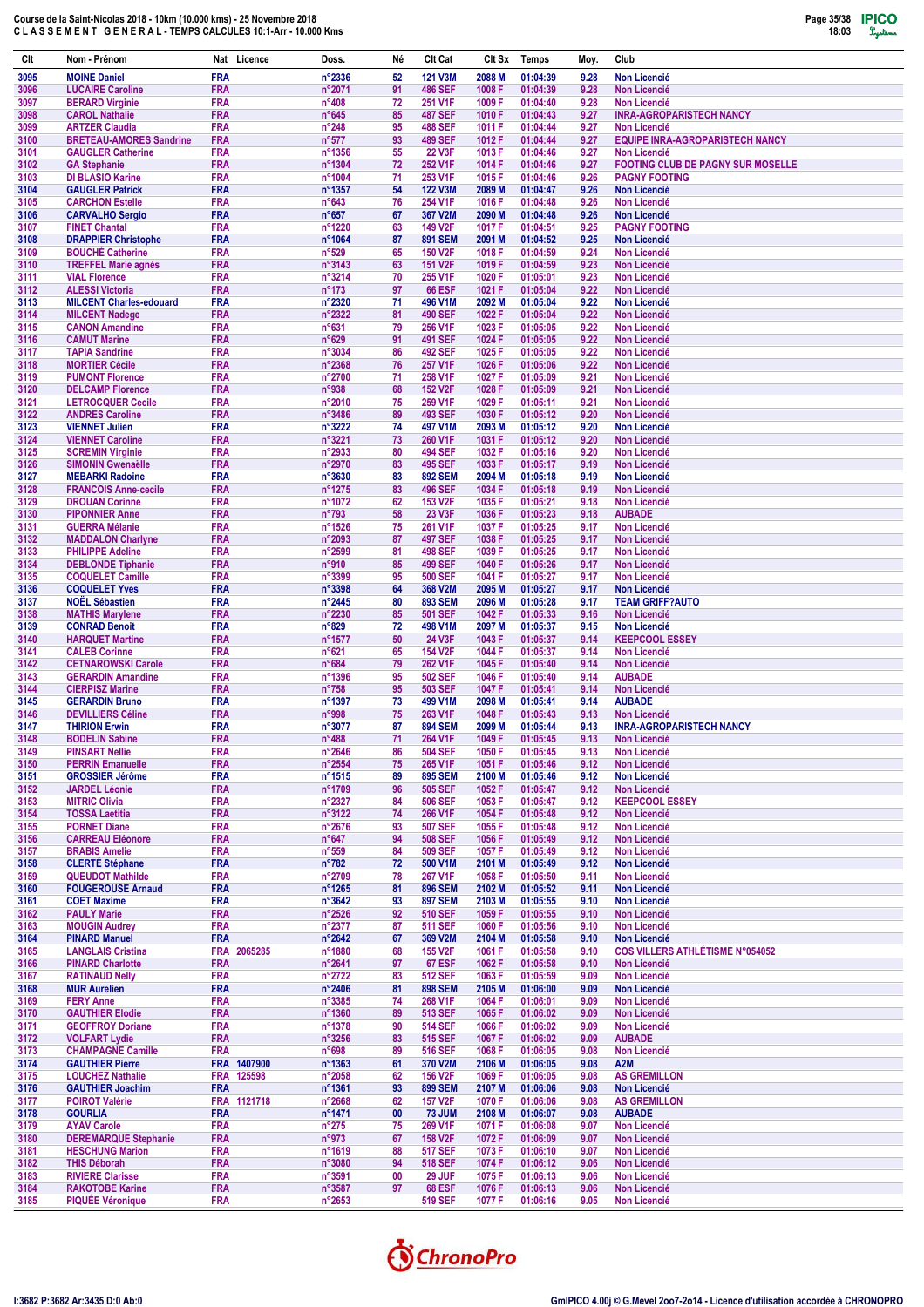# Course de la Saint-Nicolas 2018 - 10km (10.000 kms) - 25 Novembre 2018
## C L A S S E M E N T   G E N E R A L - TEMPS CALCULES 10:1-Arr - 10.000 Kms

| Clt | Nom - Prénom | Nat | Licence | Doss. | Né | Clt Cat | Clt Sx | Temps | Moy. | Club |
|---|---|---|---|---|---|---|---|---|---|---|
| 3095 | MOINE Daniel | FRA | | n°2336 | 52 | 121 V3M | 2088 M | 01:04:39 | 9.28 | Non Licencié |
| 3096 | LUCAIRE Caroline | FRA | | n°2071 | 91 | 486 SEF | 1008 F | 01:04:39 | 9.28 | Non Licencié |
| 3097 | BERARD Virginie | FRA | | n°408 | 72 | 251 V1F | 1009 F | 01:04:40 | 9.28 | Non Licencié |
| 3098 | CAROL Nathalie | FRA | | n°645 | 85 | 487 SEF | 1010 F | 01:04:43 | 9.27 | INRA-AGROPARISTECH NANCY |
| 3099 | ARTZER Claudia | FRA | | n°248 | 95 | 488 SEF | 1011 F | 01:04:44 | 9.27 | Non Licencié |
| 3100 | BRETEAU-AMORES Sandrine | FRA | | n°577 | 93 | 489 SEF | 1012 F | 01:04:44 | 9.27 | EQUIPE INRA-AGROPARISTECH NANCY |
| 3101 | GAUGLER Catherine | FRA | | n°1356 | 55 | 22 V3F | 1013 F | 01:04:46 | 9.27 | Non Licencié |
| 3102 | GA Stephanie | FRA | | n°1304 | 72 | 252 V1F | 1014 F | 01:04:46 | 9.27 | FOOTING CLUB DE PAGNY SUR MOSELLE |
| 3103 | DI BLASIO Karine | FRA | | n°1004 | 71 | 253 V1F | 1015 F | 01:04:46 | 9.26 | PAGNY FOOTING |
| 3104 | GAUGLER Patrick | FRA | | n°1357 | 54 | 122 V3M | 2089 M | 01:04:47 | 9.26 | Non Licencié |
| 3105 | CARCHON Estelle | FRA | | n°643 | 76 | 254 V1F | 1016 F | 01:04:48 | 9.26 | Non Licencié |
| 3106 | CARVALHO Sergio | FRA | | n°657 | 67 | 367 V2M | 2090 M | 01:04:48 | 9.26 | Non Licencié |
| 3107 | FINET Chantal | FRA | | n°1220 | 63 | 149 V2F | 1017 F | 01:04:51 | 9.25 | PAGNY FOOTING |
| 3108 | DRAPPIER Christophe | FRA | | n°1064 | 87 | 891 SEM | 2091 M | 01:04:52 | 9.25 | Non Licencié |
| 3109 | BOUCHÉ Catherine | FRA | | n°529 | 65 | 150 V2F | 1018 F | 01:04:59 | 9.24 | Non Licencié |
| 3110 | TREFFEL Marie agnès | FRA | | n°3143 | 63 | 151 V2F | 1019 F | 01:04:59 | 9.23 | Non Licencié |
| 3111 | VIAL Florence | FRA | | n°3214 | 70 | 255 V1F | 1020 F | 01:05:01 | 9.23 | Non Licencié |
| 3112 | ALESSI Victoria | FRA | | n°173 | 97 | 66 ESF | 1021 F | 01:05:04 | 9.22 | Non Licencié |
| 3113 | MILCENT Charles-edouard | FRA | | n°2320 | 71 | 496 V1M | 2092 M | 01:05:04 | 9.22 | Non Licencié |
| 3114 | MILCENT Nadege | FRA | | n°2322 | 81 | 490 SEF | 1022 F | 01:05:04 | 9.22 | Non Licencié |
| 3115 | CANON Amandine | FRA | | n°631 | 79 | 256 V1F | 1023 F | 01:05:05 | 9.22 | Non Licencié |
| 3116 | CAMUT Marine | FRA | | n°629 | 91 | 491 SEF | 1024 F | 01:05:05 | 9.22 | Non Licencié |
| 3117 | TAPIA Sandrine | FRA | | n°3034 | 86 | 492 SEF | 1025 F | 01:05:05 | 9.22 | Non Licencié |
| 3118 | MORTIER Cécile | FRA | | n°2368 | 76 | 257 V1F | 1026 F | 01:05:06 | 9.22 | Non Licencié |
| 3119 | PUMONT Florence | FRA | | n°2700 | 71 | 258 V1F | 1027 F | 01:05:09 | 9.21 | Non Licencié |
| 3120 | DELCAMP Florence | FRA | | n°938 | 68 | 152 V2F | 1028 F | 01:05:09 | 9.21 | Non Licencié |
| 3121 | LETROCQUER Cecile | FRA | | n°2010 | 75 | 259 V1F | 1029 F | 01:05:11 | 9.21 | Non Licencié |
| 3122 | ANDRES Caroline | FRA | | n°3486 | 89 | 493 SEF | 1030 F | 01:05:12 | 9.20 | Non Licencié |
| 3123 | VIENNET Julien | FRA | | n°3222 | 74 | 497 V1M | 2093 M | 01:05:12 | 9.20 | Non Licencié |
| 3124 | VIENNET Caroline | FRA | | n°3221 | 73 | 260 V1F | 1031 F | 01:05:12 | 9.20 | Non Licencié |
| 3125 | SCREMIN Virginie | FRA | | n°2933 | 80 | 494 SEF | 1032 F | 01:05:16 | 9.20 | Non Licencié |
| 3126 | SIMONIN Gwenaëlle | FRA | | n°2970 | 83 | 495 SEF | 1033 F | 01:05:17 | 9.19 | Non Licencié |
| 3127 | MEBARKI Radoine | FRA | | n°3630 | 83 | 892 SEM | 2094 M | 01:05:18 | 9.19 | Non Licencié |
| 3128 | FRANCOIS Anne-cecile | FRA | | n°1275 | 83 | 496 SEF | 1034 F | 01:05:18 | 9.19 | Non Licencié |
| 3129 | DROUAN Corinne | FRA | | n°1072 | 62 | 153 V2F | 1035 F | 01:05:21 | 9.18 | Non Licencié |
| 3130 | PIPONNIER Anne | FRA | | n°793 | 58 | 23 V3F | 1036 F | 01:05:23 | 9.18 | AUBADE |
| 3131 | GUERRA Mélanie | FRA | | n°1526 | 75 | 261 V1F | 1037 F | 01:05:25 | 9.17 | Non Licencié |
| 3132 | MADDALON Charlyne | FRA | | n°2093 | 87 | 497 SEF | 1038 F | 01:05:25 | 9.17 | Non Licencié |
| 3133 | PHILIPPE Adeline | FRA | | n°2599 | 81 | 498 SEF | 1039 F | 01:05:25 | 9.17 | Non Licencié |
| 3134 | DEBLONDE Tiphanie | FRA | | n°910 | 85 | 499 SEF | 1040 F | 01:05:26 | 9.17 | Non Licencié |
| 3135 | COQUELET Camille | FRA | | n°3399 | 95 | 500 SEF | 1041 F | 01:05:27 | 9.17 | Non Licencié |
| 3136 | COQUELET Yves | FRA | | n°3398 | 64 | 368 V2M | 2095 M | 01:05:27 | 9.17 | Non Licencié |
| 3137 | NOËL Sébastien | FRA | | n°2445 | 80 | 893 SEM | 2096 M | 01:05:28 | 9.17 | TEAM GRIFF?AUTO |
| 3138 | MATHIS Marylene | FRA | | n°2230 | 85 | 501 SEF | 1042 F | 01:05:33 | 9.16 | Non Licencié |
| 3139 | CONRAD Benoit | FRA | | n°829 | 72 | 498 V1M | 2097 M | 01:05:37 | 9.15 | Non Licencié |
| 3140 | HARQUET Martine | FRA | | n°1577 | 50 | 24 V3F | 1043 F | 01:05:37 | 9.14 | KEEPCOOL ESSEY |
| 3141 | CALEB Corinne | FRA | | n°621 | 65 | 154 V2F | 1044 F | 01:05:37 | 9.14 | Non Licencié |
| 3142 | CETNAROWSKI Carole | FRA | | n°684 | 79 | 262 V1F | 1045 F | 01:05:40 | 9.14 | Non Licencié |
| 3143 | GERARDIN Amandine | FRA | | n°1396 | 95 | 502 SEF | 1046 F | 01:05:40 | 9.14 | AUBADE |
| 3144 | CIERPISZ Marine | FRA | | n°758 | 95 | 503 SEF | 1047 F | 01:05:41 | 9.14 | Non Licencié |
| 3145 | GERARDIN Bruno | FRA | | n°1397 | 73 | 499 V1M | 2098 M | 01:05:41 | 9.14 | AUBADE |
| 3146 | DEVILLIERS Céline | FRA | | n°998 | 75 | 263 V1F | 1048 F | 01:05:43 | 9.13 | Non Licencié |
| 3147 | THIRION Erwin | FRA | | n°3077 | 87 | 894 SEM | 2099 M | 01:05:44 | 9.13 | INRA-AGROPARISTECH NANCY |
| 3148 | BODELIN Sabine | FRA | | n°488 | 71 | 264 V1F | 1049 F | 01:05:45 | 9.13 | Non Licencié |
| 3149 | PINSART Nellie | FRA | | n°2646 | 86 | 504 SEF | 1050 F | 01:05:45 | 9.13 | Non Licencié |
| 3150 | PERRIN Emanuelle | FRA | | n°2554 | 75 | 265 V1F | 1051 F | 01:05:46 | 9.12 | Non Licencié |
| 3151 | GROSSIER Jérôme | FRA | | n°1515 | 89 | 895 SEM | 2100 M | 01:05:46 | 9.12 | Non Licencié |
| 3152 | JARDEL Léonie | FRA | | n°1709 | 96 | 505 SEF | 1052 F | 01:05:47 | 9.12 | Non Licencié |
| 3153 | MITRIC Olivia | FRA | | n°2327 | 84 | 506 SEF | 1053 F | 01:05:47 | 9.12 | KEEPCOOL ESSEY |
| 3154 | TOSSA Laetitia | FRA | | n°3122 | 74 | 266 V1F | 1054 F | 01:05:48 | 9.12 | Non Licencié |
| 3155 | PORNET Diane | FRA | | n°2676 | 93 | 507 SEF | 1055 F | 01:05:48 | 9.12 | Non Licencié |
| 3156 | CARREAU Eléonore | FRA | | n°647 | 94 | 508 SEF | 1056 F | 01:05:49 | 9.12 | Non Licencié |
| 3157 | BRABIS Amelie | FRA | | n°559 | 84 | 509 SEF | 1057 F | 01:05:49 | 9.12 | Non Licencié |
| 3158 | CLERTÉ Stéphane | FRA | | n°782 | 72 | 500 V1M | 2101 M | 01:05:49 | 9.12 | Non Licencié |
| 3159 | QUEUDOT Mathilde | FRA | | n°2709 | 78 | 267 V1F | 1058 F | 01:05:50 | 9.11 | Non Licencié |
| 3160 | FOUGEROUSE Arnaud | FRA | | n°1265 | 81 | 896 SEM | 2102 M | 01:05:52 | 9.11 | Non Licencié |
| 3161 | COET Maxime | FRA | | n°3642 | 93 | 897 SEM | 2103 M | 01:05:55 | 9.10 | Non Licencié |
| 3162 | PAULY Marie | FRA | | n°2526 | 92 | 510 SEF | 1059 F | 01:05:55 | 9.10 | Non Licencié |
| 3163 | MOUGIN Audrey | FRA | | n°2377 | 87 | 511 SEF | 1060 F | 01:05:56 | 9.10 | Non Licencié |
| 3164 | PINARD Manuel | FRA | | n°2642 | 67 | 369 V2M | 2104 M | 01:05:58 | 9.10 | Non Licencié |
| 3165 | LANGLAIS Cristina | FRA | 2065285 | n°1880 | 68 | 155 V2F | 1061 F | 01:05:58 | 9.10 | COS VILLERS ATHLÉTISME N°054052 |
| 3166 | PINARD Charlotte | FRA | | n°2641 | 97 | 67 ESF | 1062 F | 01:05:58 | 9.10 | Non Licencié |
| 3167 | RATINAUD Nelly | FRA | | n°2722 | 83 | 512 SEF | 1063 F | 01:05:59 | 9.09 | Non Licencié |
| 3168 | MUR Aurelien | FRA | | n°2406 | 81 | 898 SEM | 2105 M | 01:06:00 | 9.09 | Non Licencié |
| 3169 | FERY Anne | FRA | | n°3385 | 74 | 268 V1F | 1064 F | 01:06:01 | 9.09 | Non Licencié |
| 3170 | GAUTHIER Elodie | FRA | | n°1360 | 89 | 513 SEF | 1065 F | 01:06:02 | 9.09 | Non Licencié |
| 3171 | GEOFFROY Doriane | FRA | | n°1378 | 90 | 514 SEF | 1066 F | 01:06:02 | 9.09 | Non Licencié |
| 3172 | VOLFART Lydie | FRA | | n°3256 | 83 | 515 SEF | 1067 F | 01:06:02 | 9.09 | AUBADE |
| 3173 | CHAMPAGNE Camille | FRA | | n°698 | 89 | 516 SEF | 1068 F | 01:06:05 | 9.08 | Non Licencié |
| 3174 | GAUTHIER Pierre | FRA | 1407900 | n°1363 | 61 | 370 V2M | 2106 M | 01:06:05 | 9.08 | A2M |
| 3175 | LOUCHEZ Nathalie | FRA | 125598 | n°2058 | 62 | 156 V2F | 1069 F | 01:06:05 | 9.08 | AS GREMILLON |
| 3176 | GAUTHIER Joachim | FRA | | n°1361 | 93 | 899 SEM | 2107 M | 01:06:06 | 9.08 | Non Licencié |
| 3177 | POIROT Valérie | FRA | 1121718 | n°2668 | 62 | 157 V2F | 1070 F | 01:06:06 | 9.08 | AS GREMILLON |
| 3178 | GOURLIA | FRA | | n°1471 | 00 | 73 JUM | 2108 M | 01:06:07 | 9.08 | AUBADE |
| 3179 | AYAV Carole | FRA | | n°275 | 75 | 269 V1F | 1071 F | 01:06:08 | 9.07 | Non Licencié |
| 3180 | DEREMARQUE Stephanie | FRA | | n°973 | 67 | 158 V2F | 1072 F | 01:06:09 | 9.07 | Non Licencié |
| 3181 | HESCHUNG Marion | FRA | | n°1619 | 88 | 517 SEF | 1073 F | 01:06:10 | 9.07 | Non Licencié |
| 3182 | THIS Déborah | FRA | | n°3080 | 94 | 518 SEF | 1074 F | 01:06:12 | 9.06 | Non Licencié |
| 3183 | RIVIERE Clarisse | FRA | | n°3591 | 00 | 29 JUF | 1075 F | 01:06:13 | 9.06 | Non Licencié |
| 3184 | RAKOTOBE Karine | FRA | | n°3587 | 97 | 68 ESF | 1076 F | 01:06:13 | 9.06 | Non Licencié |
| 3185 | PIQUÉE Véronique | FRA | | n°2653 | | 519 SEF | 1077 F | 01:06:16 | 9.05 | Non Licencié |

I:3682 P:3682 Ar:3435 D:0 Ab:0

GmIPICO 4.00j © G.Mevel 2oo7-2o14 - Licence d'utilisation accordée à CHRONOPRO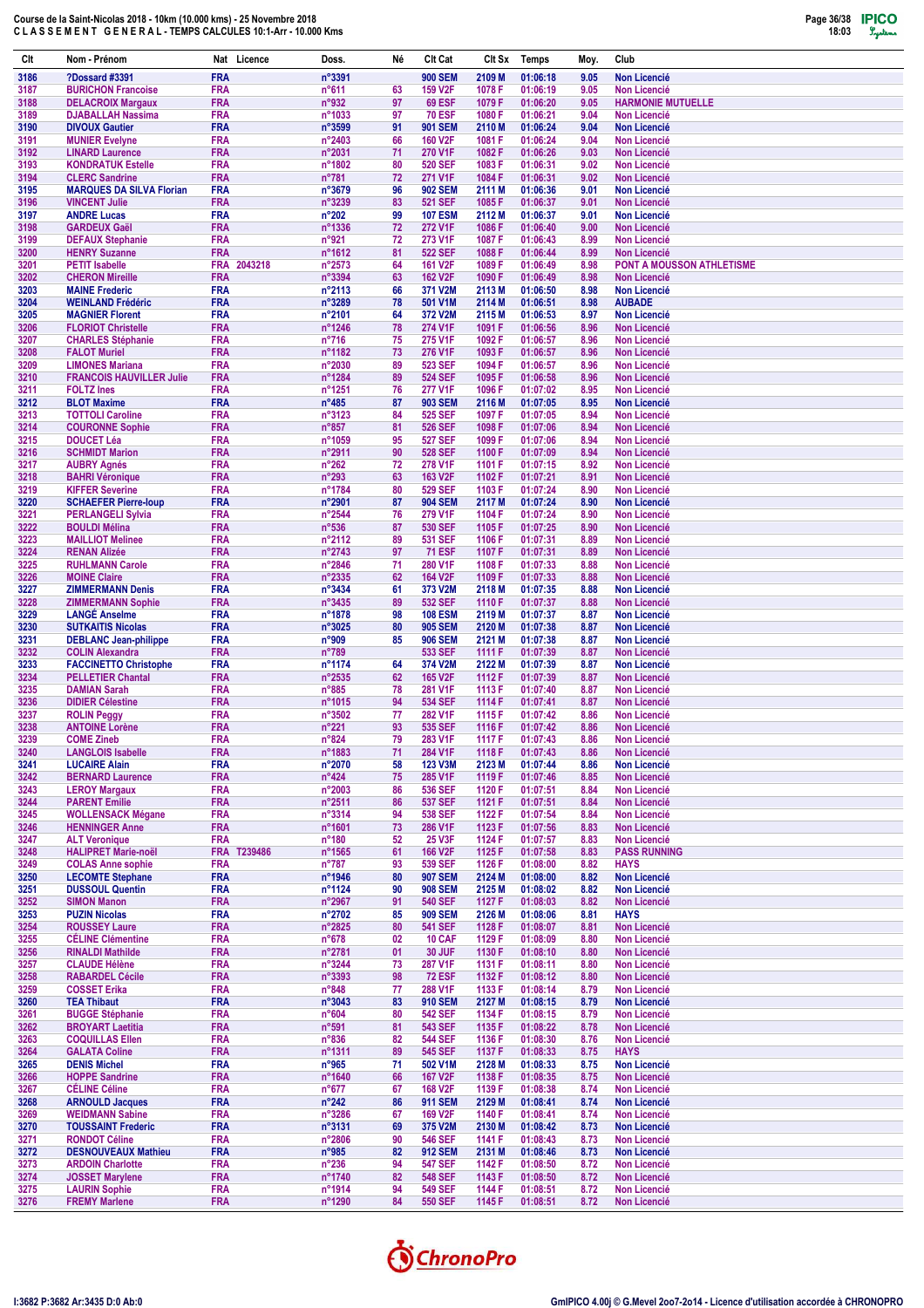# Course de la Saint-Nicolas 2018 - 10km (10.000 kms) - 25 Novembre 2018
## C L A S S E M E N T   G E N E R A L - TEMPS CALCULES 10:1-Arr - 10.000 Kms

| Clt | Nom - Prénom | Nat | Licence | Doss. | Né | Clt Cat | Clt Sx | Temps | Moy. | Club |
|---|---|---|---|---|---|---|---|---|---|---|
| 3186 | ?Dossard #3391 | FRA | | n°3391 | | 900 SEM | 2109 M | 01:06:18 | 9.05 | Non Licencié |
| 3187 | BURICHON Francoise | FRA | | n°611 | 63 | 159 V2F | 1078 F | 01:06:19 | 9.05 | Non Licencié |
| 3188 | DELACROIX Margaux | FRA | | n°932 | 97 | 69 ESF | 1079 F | 01:06:20 | 9.05 | HARMONIE MUTUELLE |
| 3189 | DJABALLAH Nassima | FRA | | n°1033 | 97 | 70 ESF | 1080 F | 01:06:21 | 9.04 | Non Licencié |
| 3190 | DIVOUX Gautier | FRA | | n°3599 | 91 | 901 SEM | 2110 M | 01:06:24 | 9.04 | Non Licencié |
| 3191 | MUNIER Evelyne | FRA | | n°2403 | 66 | 160 V2F | 1081 F | 01:06:24 | 9.04 | Non Licencié |
| 3192 | LINARD Laurence | FRA | | n°2031 | 71 | 270 V1F | 1082 F | 01:06:26 | 9.03 | Non Licencié |
| 3193 | KONDRATUK Estelle | FRA | | n°1802 | 80 | 520 SEF | 1083 F | 01:06:31 | 9.02 | Non Licencié |
| 3194 | CLERC Sandrine | FRA | | n°781 | 72 | 271 V1F | 1084 F | 01:06:31 | 9.02 | Non Licencié |
| 3195 | MARQUES DA SILVA Florian | FRA | | n°3679 | 96 | 902 SEM | 2111 M | 01:06:36 | 9.01 | Non Licencié |
| 3196 | VINCENT Julie | FRA | | n°3239 | 83 | 521 SEF | 1085 F | 01:06:37 | 9.01 | Non Licencié |
| 3197 | ANDRE Lucas | FRA | | n°202 | 99 | 107 ESM | 2112 M | 01:06:37 | 9.01 | Non Licencié |
| 3198 | GARDEUX Gaël | FRA | | n°1336 | 72 | 272 V1F | 1086 F | 01:06:40 | 9.00 | Non Licencié |
| 3199 | DEFAUX Stephanie | FRA | | n°921 | 72 | 273 V1F | 1087 F | 01:06:43 | 8.99 | Non Licencié |
| 3200 | HENRY Suzanne | FRA | | n°1612 | 81 | 522 SEF | 1088 F | 01:06:44 | 8.99 | Non Licencié |
| 3201 | PETIT Isabelle | FRA | 2043218 | n°2573 | 64 | 161 V2F | 1089 F | 01:06:49 | 8.98 | PONT A MOUSSON ATHLETISME |
| 3202 | CHERON Mireille | FRA | | n°3394 | 63 | 162 V2F | 1090 F | 01:06:49 | 8.98 | Non Licencié |
| 3203 | MAINE Frederic | FRA | | n°2113 | 66 | 371 V2M | 2113 M | 01:06:50 | 8.98 | Non Licencié |
| 3204 | WEINLAND Frédéric | FRA | | n°3289 | 78 | 501 V1M | 2114 M | 01:06:51 | 8.98 | AUBADE |
| 3205 | MAGNIER Florent | FRA | | n°2101 | 64 | 372 V2M | 2115 M | 01:06:53 | 8.97 | Non Licencié |
| 3206 | FLORIOT Christelle | FRA | | n°1246 | 78 | 274 V1F | 1091 F | 01:06:56 | 8.96 | Non Licencié |
| 3207 | CHARLES Stéphanie | FRA | | n°716 | 75 | 275 V1F | 1092 F | 01:06:57 | 8.96 | Non Licencié |
| 3208 | FALOT Muriel | FRA | | n°1182 | 73 | 276 V1F | 1093 F | 01:06:57 | 8.96 | Non Licencié |
| 3209 | LIMONES Mariana | FRA | | n°2030 | 89 | 523 SEF | 1094 F | 01:06:57 | 8.96 | Non Licencié |
| 3210 | FRANCOIS HAUVILLER Julie | FRA | | n°1284 | 89 | 524 SEF | 1095 F | 01:06:58 | 8.96 | Non Licencié |
| 3211 | FOLTZ Ines | FRA | | n°1251 | 76 | 277 V1F | 1096 F | 01:07:02 | 8.95 | Non Licencié |
| 3212 | BLOT Maxime | FRA | | n°485 | 87 | 903 SEM | 2116 M | 01:07:05 | 8.95 | Non Licencié |
| 3213 | TOTTOLI Caroline | FRA | | n°3123 | 84 | 525 SEF | 1097 F | 01:07:05 | 8.94 | Non Licencié |
| 3214 | COURONNE Sophie | FRA | | n°857 | 81 | 526 SEF | 1098 F | 01:07:06 | 8.94 | Non Licencié |
| 3215 | DOUCET Léa | FRA | | n°1059 | 95 | 527 SEF | 1099 F | 01:07:06 | 8.94 | Non Licencié |
| 3216 | SCHMIDT Marion | FRA | | n°2911 | 90 | 528 SEF | 1100 F | 01:07:09 | 8.94 | Non Licencié |
| 3217 | AUBRY Agnés | FRA | | n°262 | 72 | 278 V1F | 1101 F | 01:07:15 | 8.92 | Non Licencié |
| 3218 | BAHRI Véronique | FRA | | n°293 | 63 | 163 V2F | 1102 F | 01:07:21 | 8.91 | Non Licencié |
| 3219 | KIFFER Severine | FRA | | n°1784 | 80 | 529 SEF | 1103 F | 01:07:24 | 8.90 | Non Licencié |
| 3220 | SCHAEFER Pierre-loup | FRA | | n°2901 | 87 | 904 SEM | 2117 M | 01:07:24 | 8.90 | Non Licencié |
| 3221 | PERLANGELI Sylvia | FRA | | n°2544 | 76 | 279 V1F | 1104 F | 01:07:24 | 8.90 | Non Licencié |
| 3222 | BOULDI Mélina | FRA | | n°536 | 87 | 530 SEF | 1105 F | 01:07:25 | 8.90 | Non Licencié |
| 3223 | MAILLOT Melinee | FRA | | n°2112 | 89 | 531 SEF | 1106 F | 01:07:31 | 8.89 | Non Licencié |
| 3224 | RENAN Alizée | FRA | | n°2743 | 97 | 71 ESF | 1107 F | 01:07:31 | 8.89 | Non Licencié |
| 3225 | RUHLMANN Carole | FRA | | n°2846 | 71 | 280 V1F | 1108 F | 01:07:33 | 8.88 | Non Licencié |
| 3226 | MOINE Claire | FRA | | n°2335 | 62 | 164 V2F | 1109 F | 01:07:33 | 8.88 | Non Licencié |
| 3227 | ZIMMERMANN Denis | FRA | | n°3434 | 61 | 373 V2M | 2118 M | 01:07:35 | 8.88 | Non Licencié |
| 3228 | ZIMMERMANN Sophie | FRA | | n°3435 | 89 | 532 SEF | 1110 F | 01:07:37 | 8.88 | Non Licencié |
| 3229 | LANGÉ Anselme | FRA | | n°1878 | 98 | 108 ESM | 2119 M | 01:07:37 | 8.87 | Non Licencié |
| 3230 | SUTKAITIS Nicolas | FRA | | n°3025 | 80 | 905 SEM | 2120 M | 01:07:38 | 8.87 | Non Licencié |
| 3231 | DEBLANC Jean-philippe | FRA | | n°909 | 85 | 906 SEM | 2121 M | 01:07:38 | 8.87 | Non Licencié |
| 3232 | COLIN Alexandra | FRA | | n°789 | | 533 SEF | 1111 F | 01:07:39 | 8.87 | Non Licencié |
| 3233 | FACCINETTO Christophe | FRA | | n°1174 | 64 | 374 V2M | 2122 M | 01:07:39 | 8.87 | Non Licencié |
| 3234 | PELLETIER Chantal | FRA | | n°2535 | 62 | 165 V2F | 1112 F | 01:07:39 | 8.87 | Non Licencié |
| 3235 | DAMIAN Sarah | FRA | | n°885 | 78 | 281 V1F | 1113 F | 01:07:40 | 8.87 | Non Licencié |
| 3236 | DIDIER Célestine | FRA | | n°1015 | 94 | 534 SEF | 1114 F | 01:07:41 | 8.87 | Non Licencié |
| 3237 | ROLIN Peggy | FRA | | n°3502 | 77 | 282 V1F | 1115 F | 01:07:42 | 8.86 | Non Licencié |
| 3238 | ANTOINE Lorène | FRA | | n°221 | 93 | 535 SEF | 1116 F | 01:07:42 | 8.86 | Non Licencié |
| 3239 | COME Zineb | FRA | | n°824 | 79 | 283 V1F | 1117 F | 01:07:43 | 8.86 | Non Licencié |
| 3240 | LANGLOIS Isabelle | FRA | | n°1883 | 71 | 284 V1F | 1118 F | 01:07:43 | 8.86 | Non Licencié |
| 3241 | LUCAIRE Alain | FRA | | n°2070 | 58 | 123 V3M | 2123 M | 01:07:44 | 8.86 | Non Licencié |
| 3242 | BERNARD Laurence | FRA | | n°424 | 75 | 285 V1F | 1119 F | 01:07:46 | 8.85 | Non Licencié |
| 3243 | LEROY Margaux | FRA | | n°2003 | 86 | 536 SEF | 1120 F | 01:07:51 | 8.84 | Non Licencié |
| 3244 | PARENT Emilie | FRA | | n°2511 | 86 | 537 SEF | 1121 F | 01:07:51 | 8.84 | Non Licencié |
| 3245 | WOLLENSACK Mégane | FRA | | n°3314 | 94 | 538 SEF | 1122 F | 01:07:54 | 8.84 | Non Licencié |
| 3246 | HENNINGER Anne | FRA | | n°1601 | 73 | 286 V1F | 1123 F | 01:07:56 | 8.83 | Non Licencié |
| 3247 | ALT Veronique | FRA | | n°180 | 52 | 25 V3F | 1124 F | 01:07:57 | 8.83 | Non Licencié |
| 3248 | HALIPRET Marie-noël | FRA | T239486 | n°1565 | 61 | 166 V2F | 1125 F | 01:07:58 | 8.83 | PASS RUNNING |
| 3249 | COLAS Anne sophie | FRA | | n°787 | 93 | 539 SEF | 1126 F | 01:08:00 | 8.82 | HAYS |
| 3250 | LECOMTE Stephane | FRA | | n°1946 | 80 | 907 SEM | 2124 M | 01:08:00 | 8.82 | Non Licencié |
| 3251 | DUSSOUL Quentin | FRA | | n°1124 | 90 | 908 SEM | 2125 M | 01:08:02 | 8.82 | Non Licencié |
| 3252 | SIMON Manon | FRA | | n°2967 | 91 | 540 SEF | 1127 F | 01:08:03 | 8.82 | Non Licencié |
| 3253 | PUZIN Nicolas | FRA | | n°2702 | 85 | 909 SEM | 2126 M | 01:08:06 | 8.81 | HAYS |
| 3254 | ROUSSEY Laure | FRA | | n°2825 | 80 | 541 SEF | 1128 F | 01:08:07 | 8.81 | Non Licencié |
| 3255 | CÉLINE Clémentine | FRA | | n°678 | 02 | 10 CAF | 1129 F | 01:08:09 | 8.80 | Non Licencié |
| 3256 | RINALDI Mathilde | FRA | | n°2781 | 01 | 30 JUF | 1130 F | 01:08:10 | 8.80 | Non Licencié |
| 3257 | CLAUDE Hélène | FRA | | n°3244 | 73 | 287 V1F | 1131 F | 01:08:11 | 8.80 | Non Licencié |
| 3258 | RABARDEL Cécile | FRA | | n°3393 | 98 | 72 ESF | 1132 F | 01:08:12 | 8.80 | Non Licencié |
| 3259 | COSSET Erika | FRA | | n°848 | 77 | 288 V1F | 1133 F | 01:08:14 | 8.79 | Non Licencié |
| 3260 | TEA Thibaut | FRA | | n°3043 | 83 | 910 SEM | 2127 M | 01:08:15 | 8.79 | Non Licencié |
| 3261 | BUGGE Stéphanie | FRA | | n°604 | 80 | 542 SEF | 1134 F | 01:08:15 | 8.79 | Non Licencié |
| 3262 | BROYART Laetitia | FRA | | n°591 | 81 | 543 SEF | 1135 F | 01:08:22 | 8.78 | Non Licencié |
| 3263 | COQUILLAS Ellen | FRA | | n°836 | 82 | 544 SEF | 1136 F | 01:08:30 | 8.76 | Non Licencié |
| 3264 | GALATA Coline | FRA | | n°1311 | 89 | 545 SEF | 1137 F | 01:08:33 | 8.75 | HAYS |
| 3265 | DENIS Michel | FRA | | n°965 | 71 | 502 V1M | 2128 M | 01:08:33 | 8.75 | Non Licencié |
| 3266 | HOPPE Sandrine | FRA | | n°1640 | 66 | 167 V2F | 1138 F | 01:08:35 | 8.75 | Non Licencié |
| 3267 | CÉLINE Céline | FRA | | n°677 | 67 | 168 V2F | 1139 F | 01:08:38 | 8.74 | Non Licencié |
| 3268 | ARNOULD Jacques | FRA | | n°242 | 86 | 911 SEM | 2129 M | 01:08:41 | 8.74 | Non Licencié |
| 3269 | WEIDMANN Sabine | FRA | | n°3286 | 67 | 169 V2F | 1140 F | 01:08:41 | 8.74 | Non Licencié |
| 3270 | TOUSSAINT Frederic | FRA | | n°3131 | 69 | 375 V2M | 2130 M | 01:08:42 | 8.73 | Non Licencié |
| 3271 | RONDOT Céline | FRA | | n°2806 | 90 | 546 SEF | 1141 F | 01:08:43 | 8.73 | Non Licencié |
| 3272 | DESNOUVEAUX Mathieu | FRA | | n°985 | 82 | 912 SEM | 2131 M | 01:08:46 | 8.73 | Non Licencié |
| 3273 | ARDOIN Charlotte | FRA | | n°236 | 94 | 547 SEF | 1142 F | 01:08:50 | 8.72 | Non Licencié |
| 3274 | JOSSET Marylene | FRA | | n°1740 | 82 | 548 SEF | 1143 F | 01:08:50 | 8.72 | Non Licencié |
| 3275 | LAURIN Sophie | FRA | | n°1914 | 94 | 549 SEF | 1144 F | 01:08:51 | 8.72 | Non Licencié |
| 3276 | FREMY Marlene | FRA | | n°1290 | 84 | 550 SEF | 1145 F | 01:08:51 | 8.72 | Non Licencié |

I:3682 P:3682 Ar:3435 D:0 Ab:0

GmIPICO 4.00j © G.Mevel 2oo7-2o14 - Licence d'utilisation accordée à CHRONOPRO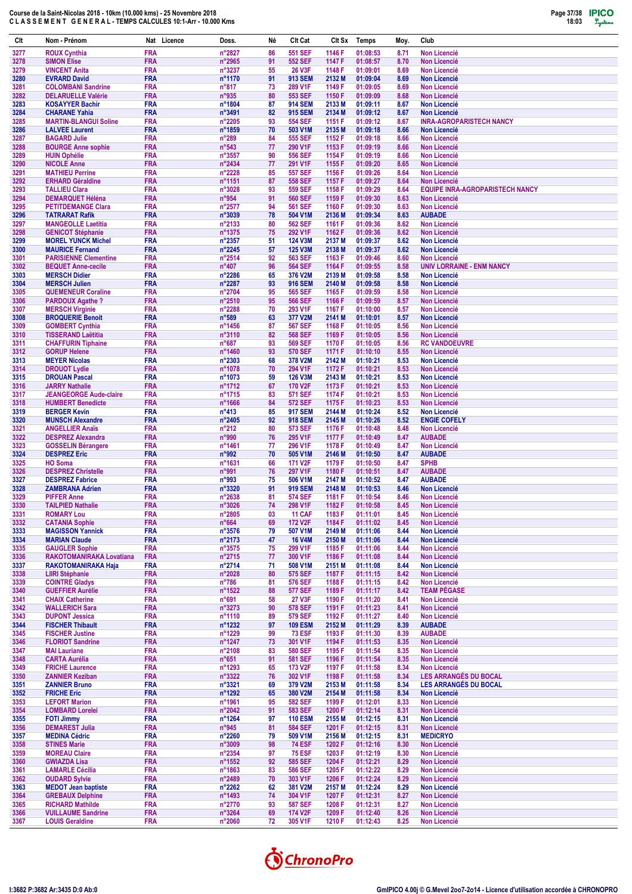**Course de la Saint-Nicolas 2018 - 10km (10.000 kms) - 25 Novembre 2018**
**C L A S S E M E N T G E N E R A L - TEMPS CALCULES 10:1-Arr - 10.000 Kms**

| Clt | Nom - Prénom | Nat | Licence | Doss. | Né | Clt Cat | Clt Sx | Temps | Moy. | Club |
|---|---|---|---|---|---|---|---|---|---|---|
| 3277 | ROUX Cynthia | FRA | | n°2827 | 86 | 551 SEF | 1146 F | 01:08:53 | 8.71 | Non Licencié |
| 3278 | SIMON Elise | FRA | | n°2965 | 91 | 552 SEF | 1147 F | 01:08:57 | 8.70 | Non Licencié |
| 3279 | VINCENT Anita | FRA | | n°3237 | 55 | 26 V3F | 1148 F | 01:09:01 | 8.69 | Non Licencié |
| 3280 | EVRARD David | FRA | | n°1170 | 91 | 913 SEM | 2132 M | 01:09:04 | 8.69 | Non Licencié |
| 3281 | COLOMBANI Sandrine | FRA | | n°817 | 73 | 289 V1F | 1149 F | 01:09:05 | 8.69 | Non Licencié |
| 3282 | DELARUELLE Valérie | FRA | | n°935 | 80 | 553 SEF | 1150 F | 01:09:09 | 8.68 | Non Licencié |
| 3283 | KOSAYYER Bachir | FRA | | n°1804 | 87 | 914 SEM | 2133 M | 01:09:11 | 8.67 | Non Licencié |
| 3284 | CHARANE Yahia | FRA | | n°3491 | 82 | 915 SEM | 2134 M | 01:09:12 | 8.67 | Non Licencié |
| 3285 | MARTIN-BLANGUI Soline | FRA | | n°2205 | 93 | 554 SEF | 1151 F | 01:09:12 | 8.67 | INRA-AGROPARISTECH NANCY |
| 3286 | LALVEE Laurent | FRA | | n°1859 | 70 | 503 V1M | 2135 M | 01:09:18 | 8.66 | Non Licencié |
| 3287 | BAGARD Julie | FRA | | n°289 | 84 | 555 SEF | 1152 F | 01:09:18 | 8.66 | Non Licencié |
| 3288 | BOURGE Anne sophie | FRA | | n°543 | 77 | 290 V1F | 1153 F | 01:09:19 | 8.66 | Non Licencié |
| 3289 | HUIN Ophélie | FRA | | n°3557 | 90 | 556 SEF | 1154 F | 01:09:19 | 8.66 | Non Licencié |
| 3290 | NICOLE Anne | FRA | | n°2434 | 77 | 291 V1F | 1155 F | 01:09:20 | 8.65 | Non Licencié |
| 3291 | MATHIEU Perrine | FRA | | n°2228 | 85 | 557 SEF | 1156 F | 01:09:26 | 8.64 | Non Licencié |
| 3292 | ERHARD Géraldine | FRA | | n°1151 | 87 | 558 SEF | 1157 F | 01:09:27 | 8.64 | Non Licencié |
| 3293 | TALLIEU Clara | FRA | | n°3028 | 93 | 559 SEF | 1158 F | 01:09:29 | 8.64 | EQUIPE INRA-AGROPARISTECH NANCY |
| 3294 | DEMARQUET Héléna | FRA | | n°954 | 91 | 560 SEF | 1159 F | 01:09:30 | 8.63 | Non Licencié |
| 3295 | PETITDEMANGE Clara | FRA | | n°2577 | 94 | 561 SEF | 1160 F | 01:09:30 | 8.63 | Non Licencié |
| 3296 | TATRARAT Rafik | FRA | | n°3039 | 78 | 504 V1M | 2136 M | 01:09:34 | 8.63 | AUBADE |
| 3297 | MANGEOLLE Laetitia | FRA | | n°2133 | 80 | 562 SEF | 1161 F | 01:09:36 | 8.62 | Non Licencié |
| 3298 | GENICOT Stéphanie | FRA | | n°1375 | 75 | 292 V1F | 1162 F | 01:09:36 | 8.62 | Non Licencié |
| 3299 | MOREL YUNCK Michel | FRA | | n°2357 | 51 | 124 V3M | 2137 M | 01:09:37 | 8.62 | Non Licencié |
| 3300 | MAURICE Fernand | FRA | | n°2245 | 57 | 125 V3M | 2138 M | 01:09:37 | 8.62 | Non Licencié |
| 3301 | PARISIENNE Clementine | FRA | | n°2514 | 92 | 563 SEF | 1163 F | 01:09:46 | 8.60 | Non Licencié |
| 3302 | BEQUET Anne-cecile | FRA | | n°407 | 96 | 564 SEF | 1164 F | 01:09:55 | 8.58 | UNIV LORRAINE - ENM NANCY |
| 3303 | MERSCH Didier | FRA | | n°2286 | 65 | 376 V2M | 2139 M | 01:09:58 | 8.58 | Non Licencié |
| 3304 | MERSCH Julien | FRA | | n°2287 | 93 | 916 SEM | 2140 M | 01:09:58 | 8.58 | Non Licencié |
| 3305 | QUEMENEUR Coraline | FRA | | n°2704 | 95 | 565 SEF | 1165 F | 01:09:59 | 8.58 | Non Licencié |
| 3306 | PARDOUX Agathe ? | FRA | | n°2510 | 95 | 566 SEF | 1166 F | 01:09:59 | 8.57 | Non Licencié |
| 3307 | MERSCH Virginie | FRA | | n°2288 | 70 | 293 V1F | 1167 F | 01:10:00 | 8.57 | Non Licencié |
| 3308 | BROQUERIE Benoit | FRA | | n°589 | 63 | 377 V2M | 2141 M | 01:10:01 | 8.57 | Non Licencié |
| 3309 | GOMBERT Cynthia | FRA | | n°1456 | 87 | 567 SEF | 1168 F | 01:10:05 | 8.56 | Non Licencié |
| 3310 | TISSERAND Laëtitia | FRA | | n°3110 | 82 | 568 SEF | 1169 F | 01:10:05 | 8.56 | Non Licencié |
| 3311 | CHAFFURIN Tiphaine | FRA | | n°687 | 93 | 569 SEF | 1170 F | 01:10:05 | 8.56 | RC VANDOEUVRE |
| 3312 | GORUP Helene | FRA | | n°1460 | 93 | 570 SEF | 1171 F | 01:10:10 | 8.55 | Non Licencié |
| 3313 | MEYER Nicolas | FRA | | n°2303 | 68 | 378 V2M | 2142 M | 01:10:21 | 8.53 | Non Licencié |
| 3314 | DROUOT Lydie | FRA | | n°1078 | 70 | 294 V1F | 1172 F | 01:10:21 | 8.53 | Non Licencié |
| 3315 | DROUAN Pascal | FRA | | n°1073 | 59 | 126 V3M | 2143 M | 01:10:21 | 8.53 | Non Licencié |
| 3316 | JARRY Nathalie | FRA | | n°1712 | 67 | 170 V2F | 1173 F | 01:10:21 | 8.53 | Non Licencié |
| 3317 | JEANGEORGE Aude-claire | FRA | | n°1715 | 83 | 571 SEF | 1174 F | 01:10:21 | 8.53 | Non Licencié |
| 3318 | HUMBERT Benedicte | FRA | | n°1666 | 84 | 572 SEF | 1175 F | 01:10:23 | 8.53 | Non Licencié |
| 3319 | BERGER Kevin | FRA | | n°413 | 85 | 917 SEM | 2144 M | 01:10:24 | 8.52 | Non Licencié |
| 3320 | MUNSCH Alexandre | FRA | | n°2405 | 92 | 918 SEM | 2145 M | 01:10:26 | 8.52 | ENGIE COFELY |
| 3321 | ANGELLIER Anaïs | FRA | | n°212 | 80 | 573 SEF | 1176 F | 01:10:48 | 8.48 | Non Licencié |
| 3322 | DESPREZ Alexandra | FRA | | n°990 | 76 | 295 V1F | 1177 F | 01:10:49 | 8.47 | AUBADE |
| 3323 | GOSSELIN Bérangere | FRA | | n°1461 | 77 | 296 V1F | 1178 F | 01:10:49 | 8.47 | Non Licencié |
| 3324 | DESPREZ Eric | FRA | | n°992 | 70 | 505 V1M | 2146 M | 01:10:50 | 8.47 | AUBADE |
| 3325 | HO Soma | FRA | | n°1631 | 66 | 171 V2F | 1179 F | 01:10:50 | 8.47 | SPHB |
| 3326 | DESPREZ Christelle | FRA | | n°991 | 76 | 297 V1F | 1180 F | 01:10:51 | 8.47 | AUBADE |
| 3327 | DESPREZ Fabrice | FRA | | n°993 | 75 | 506 V1M | 2147 M | 01:10:52 | 8.47 | AUBADE |
| 3328 | ZAMBRANA Adrien | FRA | | n°3320 | 91 | 919 SEM | 2148 M | 01:10:53 | 8.46 | Non Licencié |
| 3329 | PIFFER Anne | FRA | | n°2638 | 81 | 574 SEF | 1181 F | 01:10:54 | 8.46 | Non Licencié |
| 3330 | TAILPIED Nathalie | FRA | | n°3026 | 74 | 298 V1F | 1182 F | 01:10:58 | 8.45 | Non Licencié |
| 3331 | ROMARY Lou | FRA | | n°2805 | 03 | 11 CAF | 1183 F | 01:11:01 | 8.45 | Non Licencié |
| 3332 | CATANIA Sophie | FRA | | n°664 | 69 | 172 V2F | 1184 F | 01:11:02 | 8.45 | Non Licencié |
| 3333 | MAGISSON Yannick | FRA | | n°3576 | 79 | 507 V1M | 2149 M | 01:11:06 | 8.44 | Non Licencié |
| 3334 | MARIAN Claude | FRA | | n°2173 | 47 | 16 V4M | 2150 M | 01:11:06 | 8.44 | Non Licencié |
| 3335 | GAUGLER Sophie | FRA | | n°3575 | 75 | 299 V1F | 1185 F | 01:11:06 | 8.44 | Non Licencié |
| 3336 | RAKOTOMANIRAKA Lovatiana | FRA | | n°2715 | 77 | 300 V1F | 1186 F | 01:11:08 | 8.44 | Non Licencié |
| 3337 | RAKOTOMANIRAKA Haja | FRA | | n°2714 | 71 | 508 V1M | 2151 M | 01:11:08 | 8.44 | Non Licencié |
| 3338 | LIIRI Stéphanie | FRA | | n°2028 | 80 | 575 SEF | 1187 F | 01:11:15 | 8.42 | Non Licencié |
| 3339 | COINTRE Gladys | FRA | | n°786 | 81 | 576 SEF | 1188 F | 01:11:15 | 8.42 | Non Licencié |
| 3340 | GUEFFIER Aurélie | FRA | | n°1522 | 88 | 577 SEF | 1189 F | 01:11:17 | 8.42 | TEAM PÉGASE |
| 3341 | CHAIX Catherine | FRA | | n°691 | 58 | 27 V3F | 1190 F | 01:11:20 | 8.41 | Non Licencié |
| 3342 | WALLERICH Sara | FRA | | n°3273 | 90 | 578 SEF | 1191 F | 01:11:23 | 8.41 | Non Licencié |
| 3343 | DUPONT Jessica | FRA | | n°1110 | 89 | 579 SEF | 1192 F | 01:11:27 | 8.40 | Non Licencié |
| 3344 | FISCHER Thibault | FRA | | n°1232 | 97 | 109 ESM | 2152 M | 01:11:29 | 8.39 | AUBADE |
| 3345 | FISCHER Justine | FRA | | n°1229 | 99 | 73 ESF | 1193 F | 01:11:30 | 8.39 | AUBADE |
| 3346 | FLORIOT Sandrine | FRA | | n°1247 | 73 | 301 V1F | 1194 F | 01:11:53 | 8.35 | Non Licencié |
| 3347 | MAI Lauriane | FRA | | n°2108 | 83 | 580 SEF | 1195 F | 01:11:54 | 8.35 | Non Licencié |
| 3348 | CARTA Aurélia | FRA | | n°651 | 91 | 581 SEF | 1196 F | 01:11:54 | 8.35 | Non Licencié |
| 3349 | FRICHE Laurence | FRA | | n°1293 | 65 | 173 V2F | 1197 F | 01:11:58 | 8.34 | Non Licencié |
| 3350 | ZANNIER Keziban | FRA | | n°3322 | 76 | 302 V1F | 1198 F | 01:11:58 | 8.34 | LES ARRANGÉS DU BOCAL |
| 3351 | ZANNIER Bruno | FRA | | n°3321 | 69 | 379 V2M | 2153 M | 01:11:58 | 8.34 | LES ARRANGÉS DU BOCAL |
| 3352 | FRICHE Eric | FRA | | n°1292 | 65 | 380 V2M | 2154 M | 01:11:58 | 8.34 | Non Licencié |
| 3353 | LEFORT Marion | FRA | | n°1961 | 95 | 582 SEF | 1199 F | 01:12:01 | 8.33 | Non Licencié |
| 3354 | LOMBARD Lorelei | FRA | | n°2042 | 91 | 583 SEF | 1200 F | 01:12:14 | 8.31 | Non Licencié |
| 3355 | FOTI Jimmy | FRA | | n°1264 | 97 | 110 ESM | 2155 M | 01:12:15 | 8.31 | Non Licencié |
| 3356 | DEMAREST Julia | FRA | | n°945 | 81 | 584 SEF | 1201 F | 01:12:15 | 8.31 | Non Licencié |
| 3357 | MEDINA Cédric | FRA | | n°2260 | 79 | 509 V1M | 2156 M | 01:12:15 | 8.31 | MEDICRYO |
| 3358 | STINES Marie | FRA | | n°3009 | 98 | 74 ESF | 1202 F | 01:12:16 | 8.30 | Non Licencié |
| 3359 | MOREAU Claire | FRA | | n°2354 | 97 | 75 ESF | 1203 F | 01:12:19 | 8.30 | Non Licencié |
| 3360 | GWIAZDA Lisa | FRA | | n°1552 | 92 | 585 SEF | 1204 F | 01:12:21 | 8.29 | Non Licencié |
| 3361 | LAMARLE Cécilia | FRA | | n°1863 | 83 | 586 SEF | 1205 F | 01:12:22 | 8.29 | Non Licencié |
| 3362 | OUDARD Sylvie | FRA | | n°2489 | 70 | 303 V1F | 1206 F | 01:12:24 | 8.29 | Non Licencié |
| 3363 | MEDOT Jean baptiste | FRA | | n°2262 | 62 | 381 V2M | 2157 M | 01:12:24 | 8.29 | Non Licencié |
| 3364 | GREBAUX Delphine | FRA | | n°1493 | 74 | 304 V1F | 1207 F | 01:12:31 | 8.27 | Non Licencié |
| 3365 | RICHARD Mathilde | FRA | | n°2770 | 93 | 587 SEF | 1208 F | 01:12:31 | 8.27 | Non Licencié |
| 3366 | VUILLAUME Sandrine | FRA | | n°3264 | 69 | 174 V2F | 1209 F | 01:12:40 | 8.26 | Non Licencié |
| 3367 | LOUIS Geraldine | FRA | | n°2060 | 72 | 305 V1F | 1210 F | 01:12:43 | 8.25 | Non Licencié |

I:3682 P:3682 Ar:3435 D:0 Ab:0

GmIPICO 4.00j © G.Mevel 2oo7-2o14 - Licence d'utilisation accordée à CHRONOPRO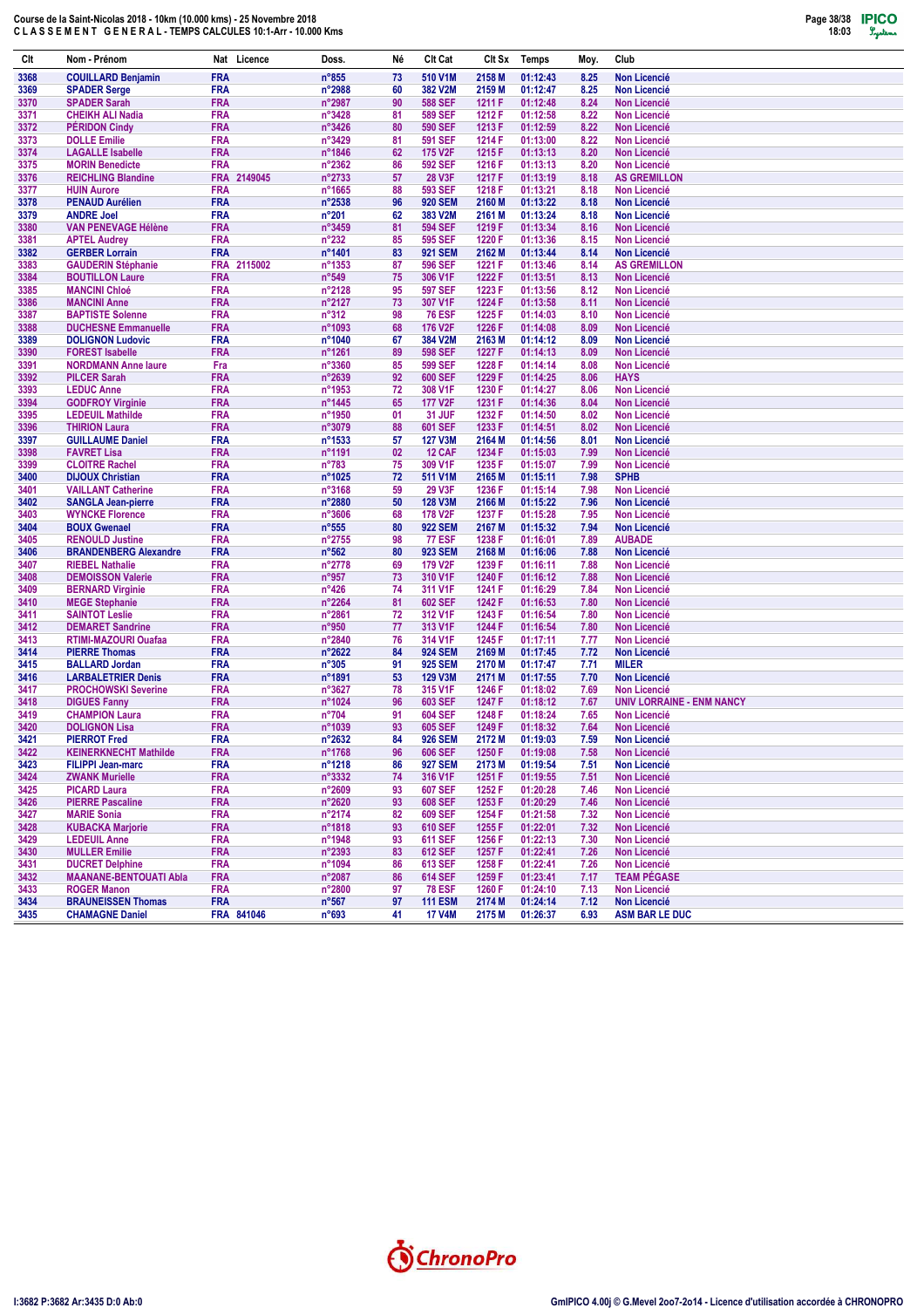Course de la Saint-Nicolas 2018 - 10km (10.000 kms) - 25 Novembre 2018
C L A S S E M E N T G E N E R A L - TEMPS CALCULES 10:1-Arr - 10.000 Kms

| Clt | Nom - Prénom | Nat | Licence | Doss. | Né | Clt Cat | Clt Sx | Temps | Moy. | Club |
|---|---|---|---|---|---|---|---|---|---|---|
| 3368 | COUILLARD Benjamin | FRA | | n°855 | 73 | 510 V1M | 2158 M | 01:12:43 | 8.25 | Non Licencié |
| 3369 | SPADER Serge | FRA | | n°2988 | 60 | 382 V2M | 2159 M | 01:12:47 | 8.25 | Non Licencié |
| 3370 | SPADER Sarah | FRA | | n°2987 | 90 | 588 SEF | 1211 F | 01:12:48 | 8.24 | Non Licencié |
| 3371 | CHEIKH ALI Nadia | FRA | | n°3428 | 81 | 589 SEF | 1212 F | 01:12:58 | 8.22 | Non Licencié |
| 3372 | PÉRIDON Cindy | FRA | | n°3426 | 80 | 590 SEF | 1213 F | 01:12:59 | 8.22 | Non Licencié |
| 3373 | DOLLE Emilie | FRA | | n°3429 | 81 | 591 SEF | 1214 F | 01:13:00 | 8.22 | Non Licencié |
| 3374 | LAGALLE Isabelle | FRA | | n°1846 | 62 | 175 V2F | 1215 F | 01:13:13 | 8.20 | Non Licencié |
| 3375 | MORIN Benedicte | FRA | | n°2362 | 86 | 592 SEF | 1216 F | 01:13:13 | 8.20 | Non Licencié |
| 3376 | REICHLING Blandine | FRA | 2149045 | n°2733 | 57 | 28 V3F | 1217 F | 01:13:19 | 8.18 | AS GREMILLON |
| 3377 | HUIN Aurore | FRA | | n°1665 | 88 | 593 SEF | 1218 F | 01:13:21 | 8.18 | Non Licencié |
| 3378 | PENAUD Aurélien | FRA | | n°2538 | 96 | 920 SEM | 2160 M | 01:13:22 | 8.18 | Non Licencié |
| 3379 | ANDRE Joel | FRA | | n°201 | 62 | 383 V2M | 2161 M | 01:13:24 | 8.18 | Non Licencié |
| 3380 | VAN PENEVAGE Hélène | FRA | | n°3459 | 81 | 594 SEF | 1219 F | 01:13:34 | 8.16 | Non Licencié |
| 3381 | APTEL Audrey | FRA | | n°232 | 85 | 595 SEF | 1220 F | 01:13:36 | 8.15 | Non Licencié |
| 3382 | GERBER Lorrain | FRA | | n°1401 | 83 | 921 SEM | 2162 M | 01:13:44 | 8.14 | Non Licencié |
| 3383 | GAUDERIN Stéphanie | FRA | 2115002 | n°1353 | 87 | 596 SEF | 1221 F | 01:13:46 | 8.14 | AS GREMILLON |
| 3384 | BOUTILLON Laure | FRA | | n°549 | 75 | 306 V1F | 1222 F | 01:13:51 | 8.13 | Non Licencié |
| 3385 | MANCINI Chloé | FRA | | n°2128 | 95 | 597 SEF | 1223 F | 01:13:56 | 8.12 | Non Licencié |
| 3386 | MANCINI Anne | FRA | | n°2127 | 73 | 307 V1F | 1224 F | 01:13:58 | 8.11 | Non Licencié |
| 3387 | BAPTISTE Solenne | FRA | | n°312 | 98 | 76 ESF | 1225 F | 01:14:03 | 8.10 | Non Licencié |
| 3388 | DUCHESNE Emmanuelle | FRA | | n°1093 | 68 | 176 V2F | 1226 F | 01:14:08 | 8.09 | Non Licencié |
| 3389 | DOLIGNON Ludovic | FRA | | n°1040 | 67 | 384 V2M | 2163 M | 01:14:12 | 8.09 | Non Licencié |
| 3390 | FOREST Isabelle | FRA | | n°1261 | 89 | 598 SEF | 1227 F | 01:14:13 | 8.09 | Non Licencié |
| 3391 | NORDMANN Anne laure | Fra | | n°3360 | 85 | 599 SEF | 1228 F | 01:14:14 | 8.08 | Non Licencié |
| 3392 | PILCER Sarah | FRA | | n°2639 | 92 | 600 SEF | 1229 F | 01:14:25 | 8.06 | HAYS |
| 3393 | LEDUC Anne | FRA | | n°1953 | 72 | 308 V1F | 1230 F | 01:14:27 | 8.06 | Non Licencié |
| 3394 | GODFROY Virginie | FRA | | n°1445 | 65 | 177 V2F | 1231 F | 01:14:36 | 8.04 | Non Licencié |
| 3395 | LEDEUIL Mathilde | FRA | | n°1950 | 01 | 31 JUF | 1232 F | 01:14:50 | 8.02 | Non Licencié |
| 3396 | THIRION Laura | FRA | | n°3079 | 88 | 601 SEF | 1233 F | 01:14:51 | 8.02 | Non Licencié |
| 3397 | GUILLAUME Daniel | FRA | | n°1533 | 57 | 127 V3M | 2164 M | 01:14:56 | 8.01 | Non Licencié |
| 3398 | FAVRET Lisa | FRA | | n°1191 | 02 | 12 CAF | 1234 F | 01:15:03 | 7.99 | Non Licencié |
| 3399 | CLOITRE Rachel | FRA | | n°783 | 75 | 309 V1F | 1235 F | 01:15:07 | 7.99 | Non Licencié |
| 3400 | DIJOUX Christian | FRA | | n°1025 | 72 | 511 V1M | 2165 M | 01:15:11 | 7.98 | SPHB |
| 3401 | VAILLANT Catherine | FRA | | n°3168 | 59 | 29 V3F | 1236 F | 01:15:14 | 7.98 | Non Licencié |
| 3402 | SANGLA Jean-pierre | FRA | | n°2880 | 50 | 128 V3M | 2166 M | 01:15:22 | 7.96 | Non Licencié |
| 3403 | WYNCKE Florence | FRA | | n°3606 | 68 | 178 V2F | 1237 F | 01:15:28 | 7.95 | Non Licencié |
| 3404 | BOUX Gwenael | FRA | | n°555 | 80 | 922 SEM | 2167 M | 01:15:32 | 7.94 | Non Licencié |
| 3405 | RENOULD Justine | FRA | | n°2755 | 98 | 77 ESF | 1238 F | 01:16:01 | 7.89 | AUBADE |
| 3406 | BRANDENBERG Alexandre | FRA | | n°562 | 80 | 923 SEM | 2168 M | 01:16:06 | 7.88 | Non Licencié |
| 3407 | RIEBEL Nathalie | FRA | | n°2778 | 69 | 179 V2F | 1239 F | 01:16:11 | 7.88 | Non Licencié |
| 3408 | DEMOISSON Valerie | FRA | | n°957 | 73 | 310 V1F | 1240 F | 01:16:12 | 7.88 | Non Licencié |
| 3409 | BERNARD Virginie | FRA | | n°426 | 74 | 311 V1F | 1241 F | 01:16:29 | 7.84 | Non Licencié |
| 3410 | MEGE Stephanie | FRA | | n°2264 | 81 | 602 SEF | 1242 F | 01:16:53 | 7.80 | Non Licencié |
| 3411 | SAINTOT Leslie | FRA | | n°2861 | 72 | 312 V1F | 1243 F | 01:16:54 | 7.80 | Non Licencié |
| 3412 | DEMARET Sandrine | FRA | | n°950 | 77 | 313 V1F | 1244 F | 01:16:54 | 7.80 | Non Licencié |
| 3413 | RTIMI-MAZOURI Ouafaa | FRA | | n°2840 | 76 | 314 V1F | 1245 F | 01:17:11 | 7.77 | Non Licencié |
| 3414 | PIERRE Thomas | FRA | | n°2622 | 84 | 924 SEM | 2169 M | 01:17:45 | 7.72 | Non Licencié |
| 3415 | BALLARD Jordan | FRA | | n°305 | 91 | 925 SEM | 2170 M | 01:17:47 | 7.71 | MILER |
| 3416 | LARBALETRIER Denis | FRA | | n°1891 | 53 | 129 V3M | 2171 M | 01:17:55 | 7.70 | Non Licencié |
| 3417 | PROCHOWSKI Severine | FRA | | n°3627 | 78 | 315 V1F | 1246 F | 01:18:02 | 7.69 | Non Licencié |
| 3418 | DIGUES Fanny | FRA | | n°1024 | 96 | 603 SEF | 1247 F | 01:18:12 | 7.67 | UNIV LORRAINE - ENM NANCY |
| 3419 | CHAMPION Laura | FRA | | n°704 | 91 | 604 SEF | 1248 F | 01:18:24 | 7.65 | Non Licencié |
| 3420 | DOLIGNON Lisa | FRA | | n°1039 | 93 | 605 SEF | 1249 F | 01:18:32 | 7.64 | Non Licencié |
| 3421 | PIERROT Fred | FRA | | n°2632 | 84 | 926 SEM | 2172 M | 01:19:03 | 7.59 | Non Licencié |
| 3422 | KEINERKNECHT Mathilde | FRA | | n°1768 | 96 | 606 SEF | 1250 F | 01:19:08 | 7.58 | Non Licencié |
| 3423 | FILIPPI Jean-marc | FRA | | n°1218 | 86 | 927 SEM | 2173 M | 01:19:54 | 7.51 | Non Licencié |
| 3424 | ZWANK Murielle | FRA | | n°3332 | 74 | 316 V1F | 1251 F | 01:19:55 | 7.51 | Non Licencié |
| 3425 | PICARD Laura | FRA | | n°2609 | 93 | 607 SEF | 1252 F | 01:20:28 | 7.46 | Non Licencié |
| 3426 | PIERRE Pascaline | FRA | | n°2620 | 93 | 608 SEF | 1253 F | 01:20:29 | 7.46 | Non Licencié |
| 3427 | MARIE Sonia | FRA | | n°2174 | 82 | 609 SEF | 1254 F | 01:21:58 | 7.32 | Non Licencié |
| 3428 | KUBACKA Marjorie | FRA | | n°1818 | 93 | 610 SEF | 1255 F | 01:22:01 | 7.32 | Non Licencié |
| 3429 | LEDEUIL Anne | FRA | | n°1948 | 93 | 611 SEF | 1256 F | 01:22:13 | 7.30 | Non Licencié |
| 3430 | MULLER Emilie | FRA | | n°2393 | 83 | 612 SEF | 1257 F | 01:22:41 | 7.26 | Non Licencié |
| 3431 | DUCRET Delphine | FRA | | n°1094 | 86 | 613 SEF | 1258 F | 01:22:41 | 7.26 | Non Licencié |
| 3432 | MAANANE-BENTOUATI Abla | FRA | | n°2087 | 86 | 614 SEF | 1259 F | 01:23:41 | 7.17 | TEAM PÉGASE |
| 3433 | ROGER Manon | FRA | | n°2800 | 97 | 78 ESF | 1260 F | 01:24:10 | 7.13 | Non Licencié |
| 3434 | BRAUNEISSEN Thomas | FRA | | n°567 | 97 | 111 ESM | 2174 M | 01:24:14 | 7.12 | Non Licencié |
| 3435 | CHAMAGNE Daniel | FRA | 841046 | n°693 | 41 | 17 V4M | 2175 M | 01:26:37 | 6.93 | ASM BAR LE DUC |

I:3682 P:3682 Ar:3435 D:0 Ab:0

GmIPICO 4.00j © G.Mevel 2oo7-2o14 - Licence d'utilisation accordée à CHRONOPRO